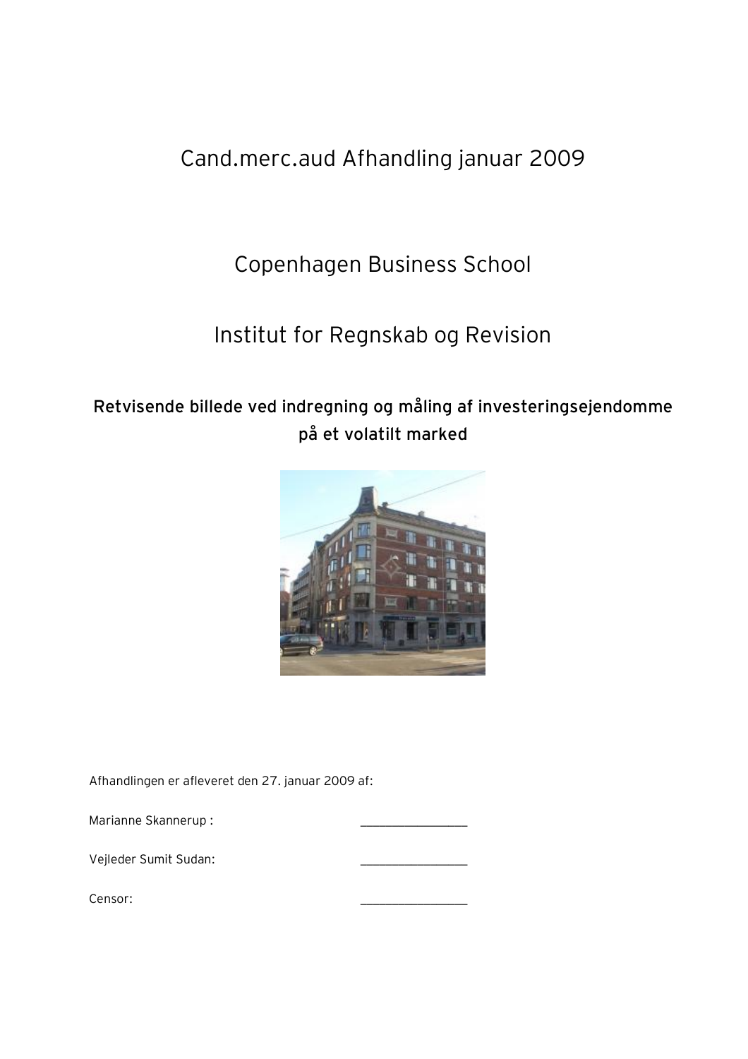# Cand.merc.aud Afhandling januar 2009

## Copenhagen Business School

## Institut for Regnskab og Revision

**Retvisende billede ved indregning og måling af investeringsejendomme på et volatilt marked**

Afhandlingen er afleveret den 27. januar 2009 af:

Marianne Skannerup : ________________

Vejleder Sumit Sudan: ________________

Censor: ________________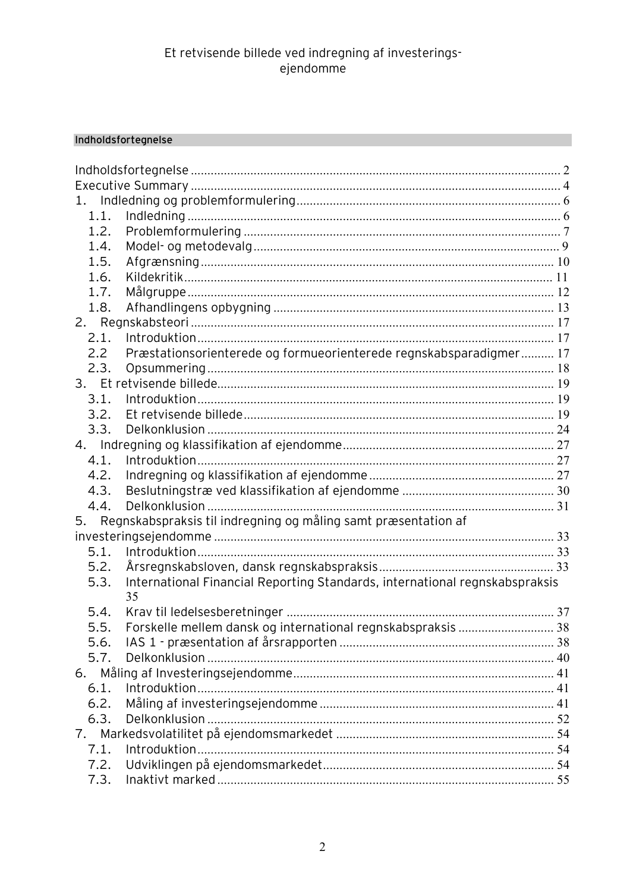## Indholdsfortegnelse

Indholdsfortegnelse ........................................................................................................ 2
Executive Summary ........................................................................................................ 4
1. Indledning og problemformulering ............................................................................. 6
  1.1. Indledning ................................................................................................................ 6
  1.2. Problemformulering ................................................................................................ 7
  1.4. Model- og metodevalg ............................................................................................. 9
  1.5. Afgrænsning ............................................................................................................ 10
  1.6. Kildekritik ................................................................................................................ 11
  1.7. Målgruppe ................................................................................................................ 12
  1.8. Afhandlingens opbygning ....................................................................................... 13
2. Regnskabsteori .............................................................................................................. 17
  2.1. Introduktion .............................................................................................................. 17
  2.2 Præstationsorienterede og formueorienterede regnskabsparadigmer .......... 17
  2.3. Opsummering ........................................................................................................... 18
3. Et retvisende billede ....................................................................................................... 19
  3.1. Introduktion .............................................................................................................. 19
  3.2. Et retvisende billede ................................................................................................ 19
  3.3. Delkonklusion ........................................................................................................... 24
4. Indregning og klassifikation af ejendomme ................................................................ 27
  4.1. Introduktion .............................................................................................................. 27
  4.2. Indregning og klassifikation af ejendomme .......................................................... 27
  4.3. Beslutningstræ ved klassifikation af ejendomme ................................................ 30
  4.4. Delkonklusion ........................................................................................................... 31
5. Regnskabspraksis til indregning og måling samt præsentation af investeringsejendomme ........................................................................................................ 33
  5.1. Introduktion .............................................................................................................. 33
  5.2. Årsregnskabsloven, dansk regnskabspraksis ........................................................ 33
  5.3. International Financial Reporting Standards, international regnskabspraksis 35
  5.4. Krav til ledelsesberetninger .................................................................................... 37
  5.5. Forskelle mellem dansk og international regnskabspraksis ............................... 38
  5.6. IAS 1 - præsentation af årsrapporten .................................................................... 38
  5.7. Delkonklusion ........................................................................................................... 40
6. Måling af Investeringsejendomme ................................................................................ 41
  6.1. Introduktion .............................................................................................................. 41
  6.2. Måling af investeringsejendomme ......................................................................... 41
  6.3. Delkonklusion ........................................................................................................... 52
7. Markedsvolatilitet på ejendomsmarkedet .................................................................... 54
  7.1. Introduktion .............................................................................................................. 54
  7.2. Udviklingen på ejendomsmarkedet ........................................................................ 54
  7.3. Inaktivt marked ........................................................................................................ 55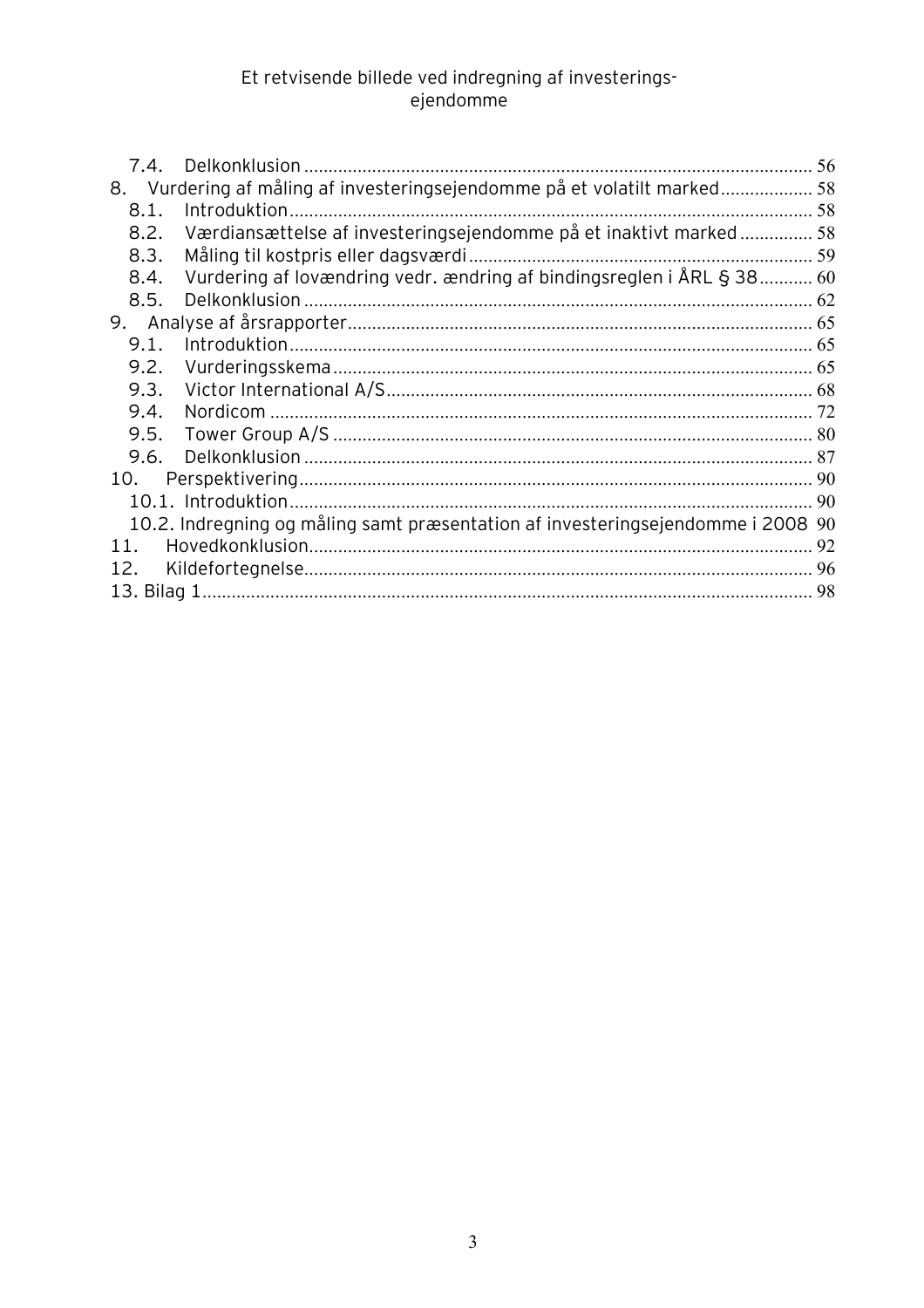7.4. Delkonklusion ... 56

8. Vurdering af måling af investeringsejendomme på et volatilt marked ... 58

8.1. Introduktion ... 58

8.2. Værdiansættelse af investeringsejendomme på et inaktivt marked ... 58

8.3. Måling til kostpris eller dagsværdi ... 59

8.4. Vurdering af lovændring vedr. ændring af bindingsreglen i ÅRL § 38 ... 60

8.5. Delkonklusion ... 62

9. Analyse af årsrapporter ... 65

9.1. Introduktion ... 65

9.2. Vurderingsskema ... 65

9.3. Victor International A/S ... 68

9.4. Nordicom ... 72

9.5. Tower Group A/S ... 80

9.6. Delkonklusion ... 87

10. Perspektivering ... 90

10.1. Introduktion ... 90

10.2. Indregning og måling samt præsentation af investeringsejendomme i 2008 ... 90

11. Hovedkonklusion ... 92

12. Kildefortegnelse ... 96

13. Bilag 1 ... 98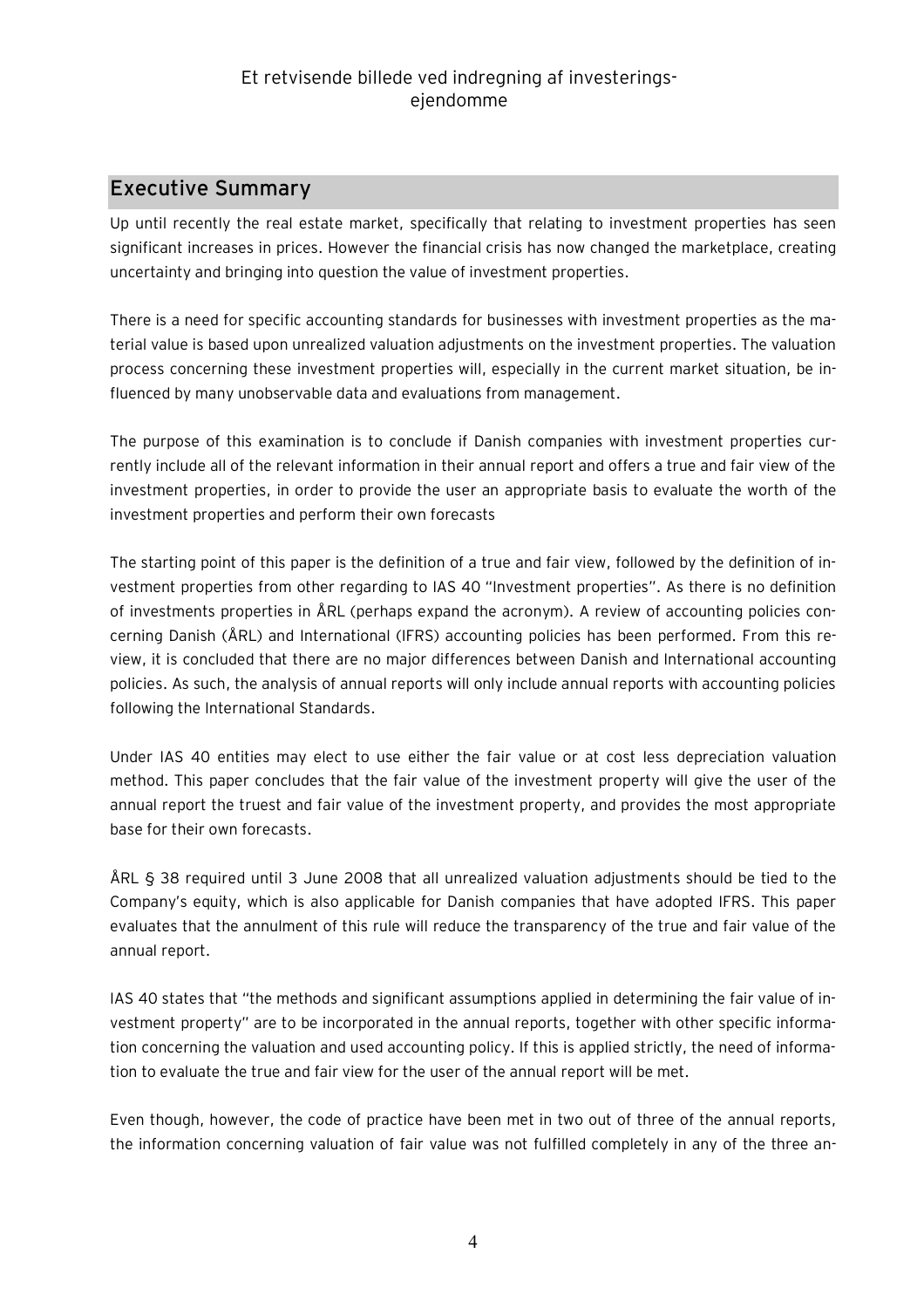## Executive Summary

Up until recently the real estate market, specifically that relating to investment properties has seen significant increases in prices. However the financial crisis has now changed the marketplace, creating uncertainty and bringing into question the value of investment properties.

There is a need for specific accounting standards for businesses with investment properties as the material value is based upon unrealized valuation adjustments on the investment properties. The valuation process concerning these investment properties will, especially in the current market situation, be influenced by many unobservable data and evaluations from management.

The purpose of this examination is to conclude if Danish companies with investment properties currently include all of the relevant information in their annual report and offers a true and fair view of the investment properties, in order to provide the user an appropriate basis to evaluate the worth of the investment properties and perform their own forecasts

The starting point of this paper is the definition of a true and fair view, followed by the definition of investment properties from other regarding to IAS 40 "Investment properties". As there is no definition of investments properties in ÅRL (perhaps expand the acronym). A review of accounting policies concerning Danish (ÅRL) and International (IFRS) accounting policies has been performed. From this review, it is concluded that there are no major differences between Danish and International accounting policies. As such, the analysis of annual reports will only include annual reports with accounting policies following the International Standards.

Under IAS 40 entities may elect to use either the fair value or at cost less depreciation valuation method. This paper concludes that the fair value of the investment property will give the user of the annual report the truest and fair value of the investment property, and provides the most appropriate base for their own forecasts.

ÅRL § 38 required until 3 June 2008 that all unrealized valuation adjustments should be tied to the Company's equity, which is also applicable for Danish companies that have adopted IFRS. This paper evaluates that the annulment of this rule will reduce the transparency of the true and fair value of the annual report.

IAS 40 states that "the methods and significant assumptions applied in determining the fair value of investment property" are to be incorporated in the annual reports, together with other specific information concerning the valuation and used accounting policy. If this is applied strictly, the need of information to evaluate the true and fair view for the user of the annual report will be met.

Even though, however, the code of practice have been met in two out of three of the annual reports, the information concerning valuation of fair value was not fulfilled completely in any of the three an-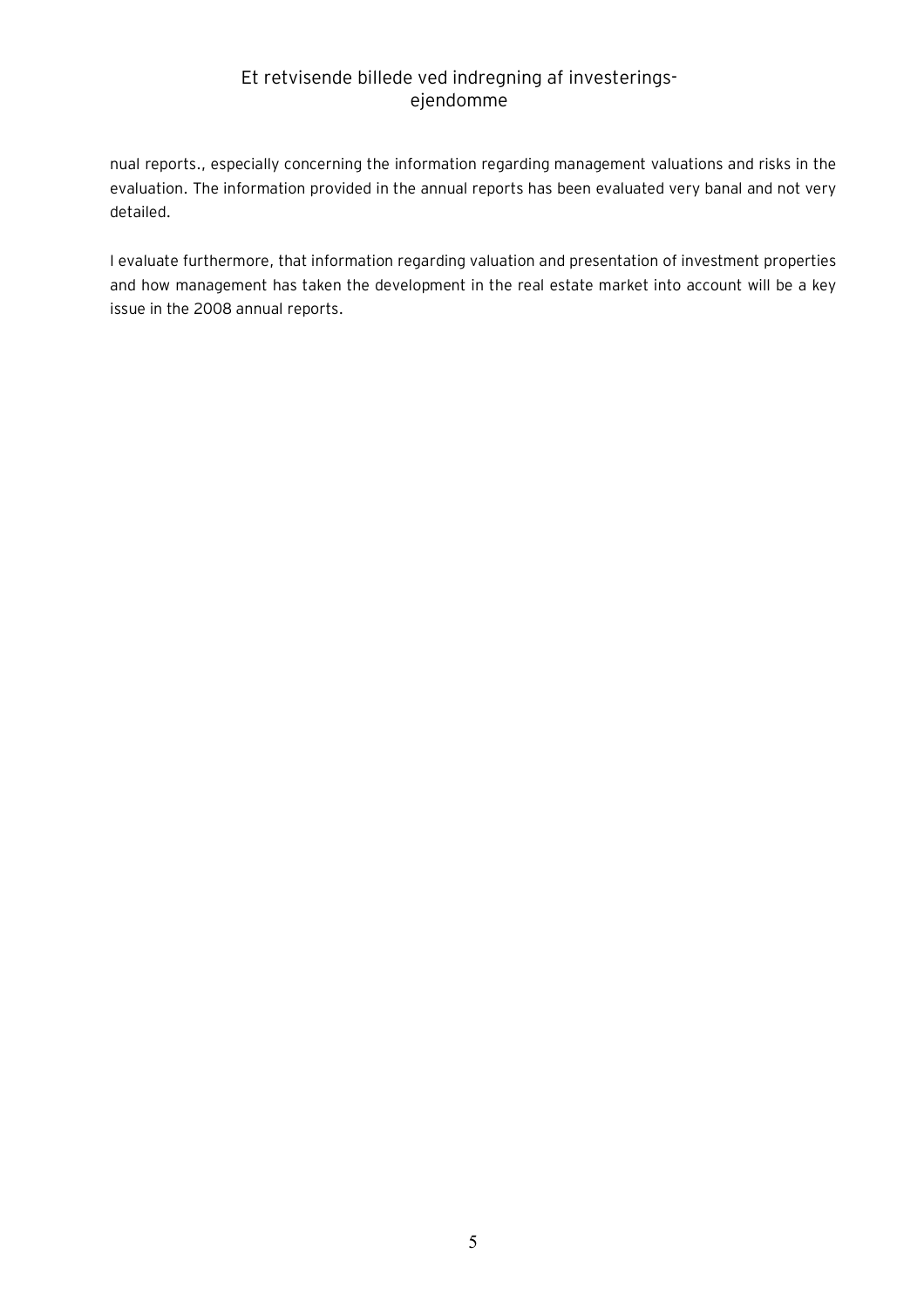nual reports., especially concerning the information regarding management valuations and risks in the evaluation. The information provided in the annual reports has been evaluated very banal and not very detailed.

I evaluate furthermore, that information regarding valuation and presentation of investment properties and how management has taken the development in the real estate market into account will be a key issue in the 2008 annual reports.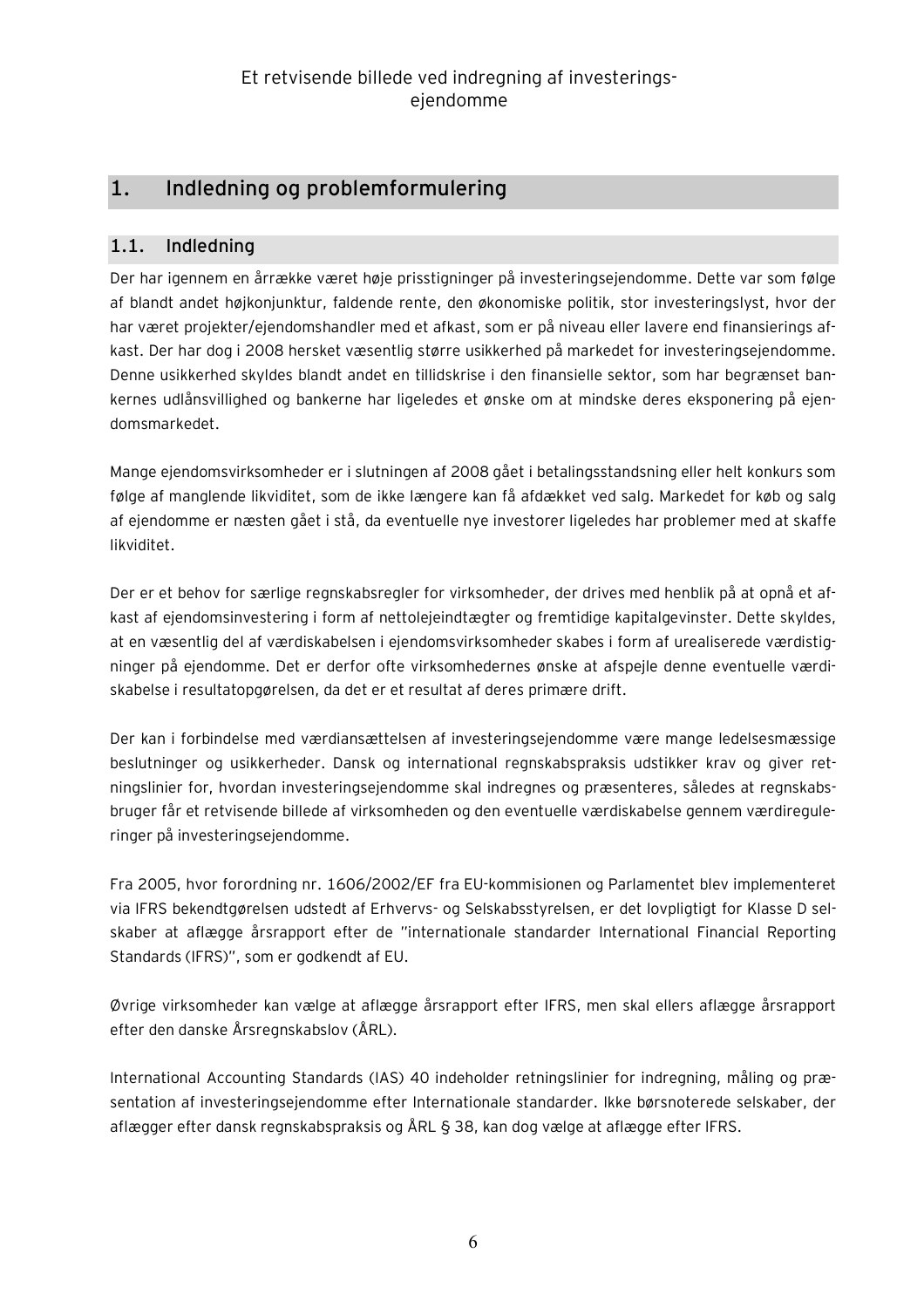# 1. Indledning og problemformulering

## 1.1. Indledning

Der har igennem en årrække været høje prisstigninger på investeringsejendomme. Dette var som følge af blandt andet højkonjunktur, faldende rente, den økonomiske politik, stor investeringslyst, hvor der har været projekter/ejendomshandler med et afkast, som er på niveau eller lavere end finansierings afkast. Der har dog i 2008 hersket væsentlig større usikkerhed på markedet for investeringsejendomme. Denne usikkerhed skyldes blandt andet en tillidskrise i den finansielle sektor, som har begrænset bankernes udlånsvillighed og bankerne har ligeledes et ønske om at mindske deres eksponering på ejendomsmarkedet.

Mange ejendomsvirksomheder er i slutningen af 2008 gået i betalingsstandsning eller helt konkurs som følge af manglende likviditet, som de ikke længere kan få afdækket ved salg. Markedet for køb og salg af ejendomme er næsten gået i stå, da eventuelle nye investorer ligeledes har problemer med at skaffe likviditet.

Der er et behov for særlige regnskabsregler for virksomheder, der drives med henblik på at opnå et afkast af ejendomsinvestering i form af nettolejeindtægter og fremtidige kapitalgevinster. Dette skyldes, at en væsentlig del af værdiskabelsen i ejendomsvirksomheder skabes i form af urealiserede værdistigninger på ejendomme. Det er derfor ofte virksomhedernes ønske at afspejle denne eventuelle værdiskabelse i resultatopgørelsen, da det er et resultat af deres primære drift.

Der kan i forbindelse med værdiansættelsen af investeringsejendomme være mange ledelsesmæssige beslutninger og usikkerheder. Dansk og international regnskabspraksis udstikker krav og giver retningslinier for, hvordan investeringsejendomme skal indregnes og præsenteres, således at regnskabsbruger får et retvisende billede af virksomheden og den eventuelle værdiskabelse gennem værdireguleringer på investeringsejendomme.

Fra 2005, hvor forordning nr. 1606/2002/EF fra EU-kommisionen og Parlamentet blev implementeret via IFRS bekendtgørelsen udstedt af Erhvervs- og Selskabsstyrelsen, er det lovpligtigt for Klasse D selskaber at aflægge årsrapport efter de "internationale standarder International Financial Reporting Standards (IFRS)", som er godkendt af EU.

Øvrige virksomheder kan vælge at aflægge årsrapport efter IFRS, men skal ellers aflægge årsrapport efter den danske Årsregnskabslov (ÅRL).

International Accounting Standards (IAS) 40 indeholder retningslinier for indregning, måling og præsentation af investeringsejendomme efter Internationale standarder. Ikke børsnoterede selskaber, der aflægger efter dansk regnskabspraksis og ÅRL § 38, kan dog vælge at aflægge efter IFRS.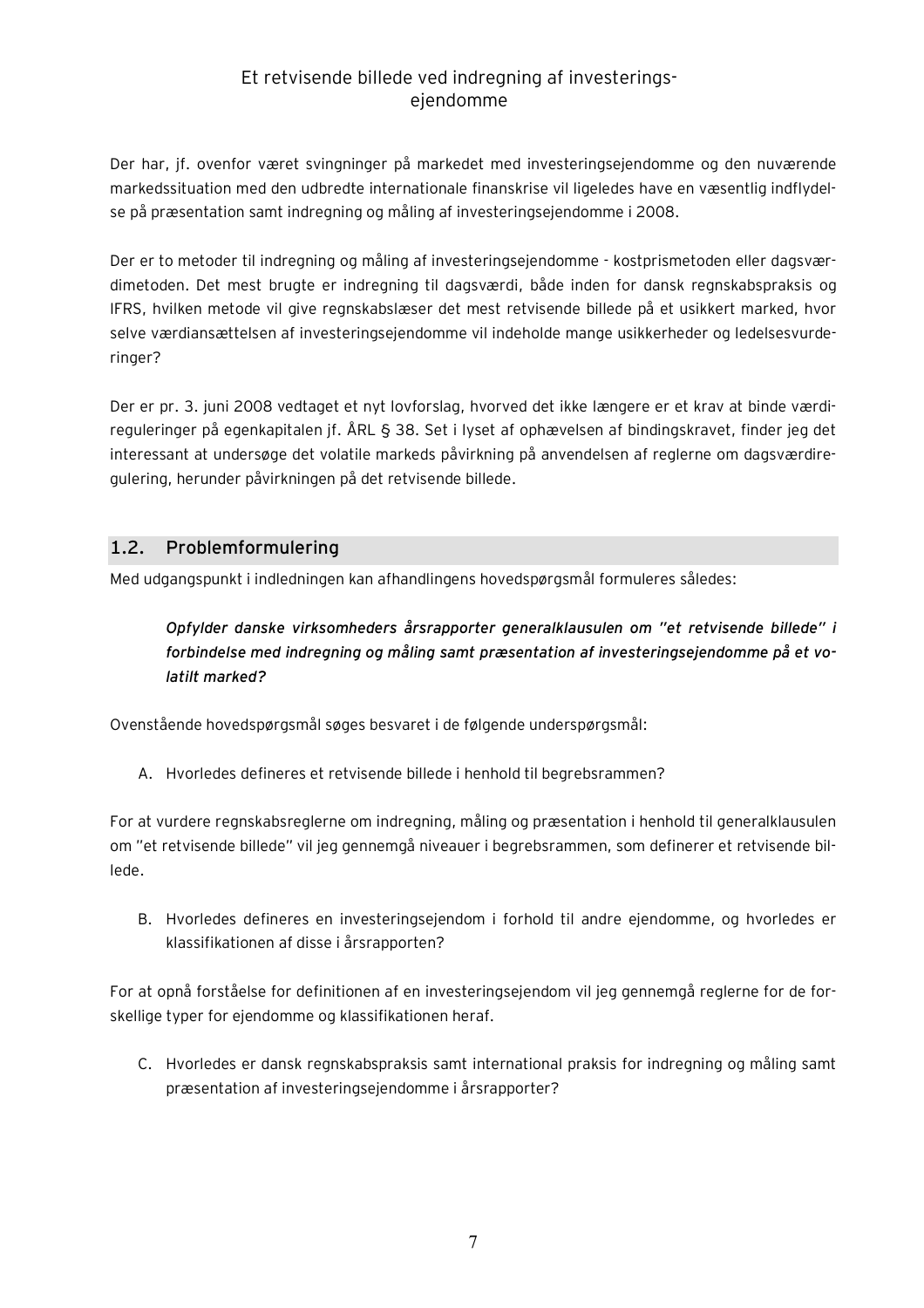Der har, jf. ovenfor været svingninger på markedet med investeringsejendomme og den nuværende markedssituation med den udbredte internationale finanskrise vil ligeledes have en væsentlig indflydelse på præsentation samt indregning og måling af investeringsejendomme i 2008.

Der er to metoder til indregning og måling af investeringsejendomme - kostprismetoden eller dagsværdimetoden. Det mest brugte er indregning til dagsværdi, både inden for dansk regnskabspraksis og IFRS, hvilken metode vil give regnskabslæser det mest retvisende billede på et usikkert marked, hvor selve værdiansættelsen af investeringsejendomme vil indeholde mange usikkerheder og ledelsesvurderinger?

Der er pr. 3. juni 2008 vedtaget et nyt lovforslag, hvorved det ikke længere er et krav at binde værdireguleringer på egenkapitalen jf. ÅRL § 38. Set i lyset af ophævelsen af bindingskravet, finder jeg det interessant at undersøge det volatile markeds påvirkning på anvendelsen af reglerne om dagsværdiregulering, herunder påvirkningen på det retvisende billede.

## 1.2. Problemformulering

Med udgangspunkt i indledningen kan afhandlingens hovedspørgsmål formuleres således:

> ***Opfylder danske virksomheders årsrapporter generalklausulen om "et retvisende billede" i forbindelse med indregning og måling samt præsentation af investeringsejendomme på et volatilt marked?***

Ovenstående hovedspørgsmål søges besvaret i de følgende underspørgsmål:

A. Hvorledes defineres et retvisende billede i henhold til begrebsrammen?

For at vurdere regnskabsreglerne om indregning, måling og præsentation i henhold til generalklausulen om "et retvisende billede" vil jeg gennemgå niveauer i begrebsrammen, som definerer et retvisende billede.

B. Hvorledes defineres en investeringsejendom i forhold til andre ejendomme, og hvorledes er klassifikationen af disse i årsrapporten?

For at opnå forståelse for definitionen af en investeringsejendom vil jeg gennemgå reglerne for de forskellige typer for ejendomme og klassifikationen heraf.

C. Hvorledes er dansk regnskabspraksis samt international praksis for indregning og måling samt præsentation af investeringsejendomme i årsrapporter?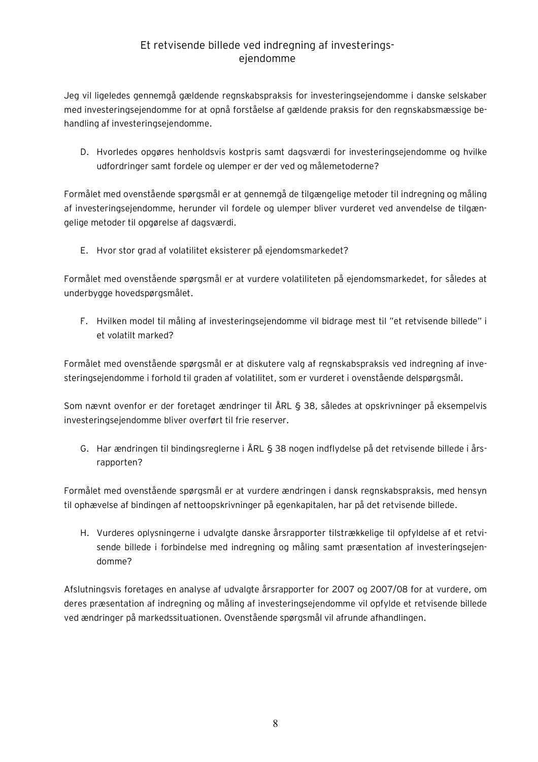Jeg vil ligeledes gennemgå gældende regnskabspraksis for investeringsejendomme i danske selskaber med investeringsejendomme for at opnå forståelse af gældende praksis for den regnskabsmæssige behandling af investeringsejendomme.

D. Hvorledes opgøres henholdsvis kostpris samt dagsværdi for investeringsejendomme og hvilke udfordringer samt fordele og ulemper er der ved og målemetoderne?

Formålet med ovenstående spørgsmål er at gennemgå de tilgængelige metoder til indregning og måling af investeringsejendomme, herunder vil fordele og ulemper bliver vurderet ved anvendelse de tilgængelige metoder til opgørelse af dagsværdi.

E. Hvor stor grad af volatilitet eksisterer på ejendomsmarkedet?

Formålet med ovenstående spørgsmål er at vurdere volatiliteten på ejendomsmarkedet, for således at underbygge hovedspørgsmålet.

F. Hvilken model til måling af investeringsejendomme vil bidrage mest til "et retvisende billede" i et volatilt marked?

Formålet med ovenstående spørgsmål er at diskutere valg af regnskabspraksis ved indregning af investeringsejendomme i forhold til graden af volatilitet, som er vurderet i ovenstående delspørgsmål.

Som nævnt ovenfor er der foretaget ændringer til ÅRL § 38, således at opskrivninger på eksempelvis investeringsejendomme bliver overført til frie reserver.

G. Har ændringen til bindingsreglerne i ÅRL § 38 nogen indflydelse på det retvisende billede i årsrapporten?

Formålet med ovenstående spørgsmål er at vurdere ændringen i dansk regnskabspraksis, med hensyn til ophævelse af bindingen af nettoopskrivninger på egenkapitalen, har på det retvisende billede.

H. Vurderes oplysningerne i udvalgte danske årsrapporter tilstrækkelige til opfyldelse af et retvisende billede i forbindelse med indregning og måling samt præsentation af investeringsejendomme?

Afslutningsvis foretages en analyse af udvalgte årsrapporter for 2007 og 2007/08 for at vurdere, om deres præsentation af indregning og måling af investeringsejendomme vil opfylde et retvisende billede ved ændringer på markedssituationen. Ovenstående spørgsmål vil afrunde afhandlingen.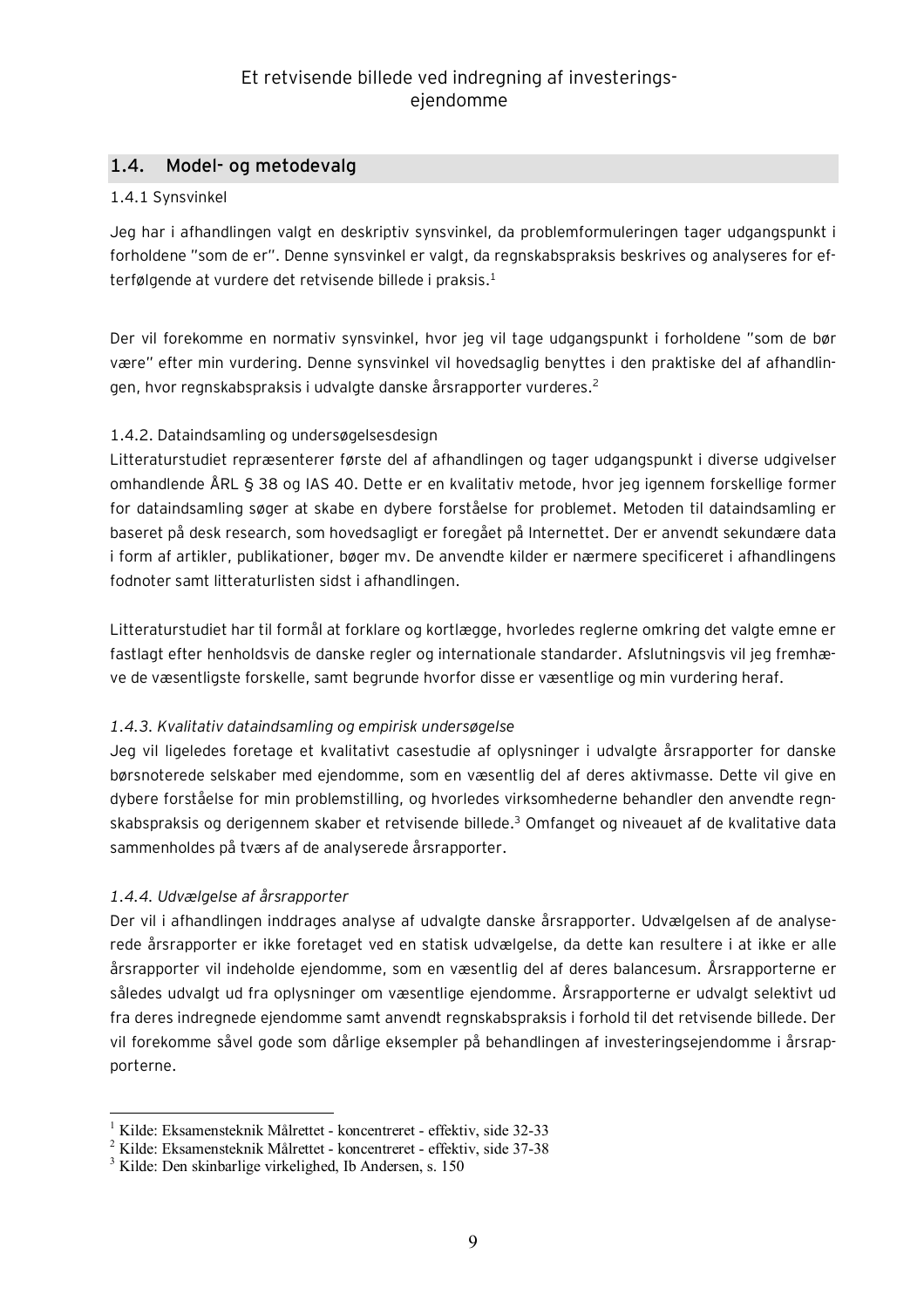## 1.4. Model- og metodevalg

1.4.1 Synsvinkel

Jeg har i afhandlingen valgt en deskriptiv synsvinkel, da problemformuleringen tager udgangspunkt i forholdene "som de er". Denne synsvinkel er valgt, da regnskabspraksis beskrives og analyseres for efterfølgende at vurdere det retvisende billede i praksis.[1]

Der vil forekomme en normativ synsvinkel, hvor jeg vil tage udgangspunkt i forholdene "som de bør være" efter min vurdering. Denne synsvinkel vil hovedsaglig benyttes i den praktiske del af afhandlingen, hvor regnskabspraksis i udvalgte danske årsrapporter vurderes.[2]

1.4.2. Dataindsamling og undersøgelsesdesign

Litteraturstudiet repræsenterer første del af afhandlingen og tager udgangspunkt i diverse udgivelser omhandlende ÅRL § 38 og IAS 40. Dette er en kvalitativ metode, hvor jeg igennem forskellige former for dataindsamling søger at skabe en dybere forståelse for problemet. Metoden til dataindsamling er baseret på desk research, som hovedsagligt er foregået på Internettet. Der er anvendt sekundære data i form af artikler, publikationer, bøger mv. De anvendte kilder er nærmere specificeret i afhandlingens fodnoter samt litteraturlisten sidst i afhandlingen.

Litteraturstudiet har til formål at forklare og kortlægge, hvorledes reglerne omkring det valgte emne er fastlagt efter henholdsvis de danske regler og internationale standarder. Afslutningsvis vil jeg fremhæve de væsentligste forskelle, samt begrunde hvorfor disse er væsentlige og min vurdering heraf.

*1.4.3. Kvalitativ dataindsamling og empirisk undersøgelse*

Jeg vil ligeledes foretage et kvalitativt casestudie af oplysninger i udvalgte årsrapporter for danske børsnoterede selskaber med ejendomme, som en væsentlig del af deres aktivmasse. Dette vil give en dybere forståelse for min problemstilling, og hvorledes virksomhederne behandler den anvendte regnskabspraksis og derigennem skaber et retvisende billede.[3] Omfanget og niveauet af de kvalitative data sammenholdes på tværs af de analyserede årsrapporter.

*1.4.4. Udvælgelse af årsrapporter*

Der vil i afhandlingen inddrages analyse af udvalgte danske årsrapporter. Udvælgelsen af de analyserede årsrapporter er ikke foretaget ved en statisk udvælgelse, da dette kan resultere i at ikke er alle årsrapporter vil indeholde ejendomme, som en væsentlig del af deres balancesum. Årsrapporterne er således udvalgt ud fra oplysninger om væsentlige ejendomme. Årsrapporterne er udvalgt selektivt ud fra deres indregnede ejendomme samt anvendt regnskabspraksis i forhold til det retvisende billede. Der vil forekomme såvel gode som dårlige eksempler på behandlingen af investeringsejendomme i årsrapporterne.

---

[1] Kilde: Eksamensteknik Målrettet - koncentreret - effektiv, side 32-33

[2] Kilde: Eksamensteknik Målrettet - koncentreret - effektiv, side 37-38

[3] Kilde: Den skinbarlige virkelighed, Ib Andersen, s. 150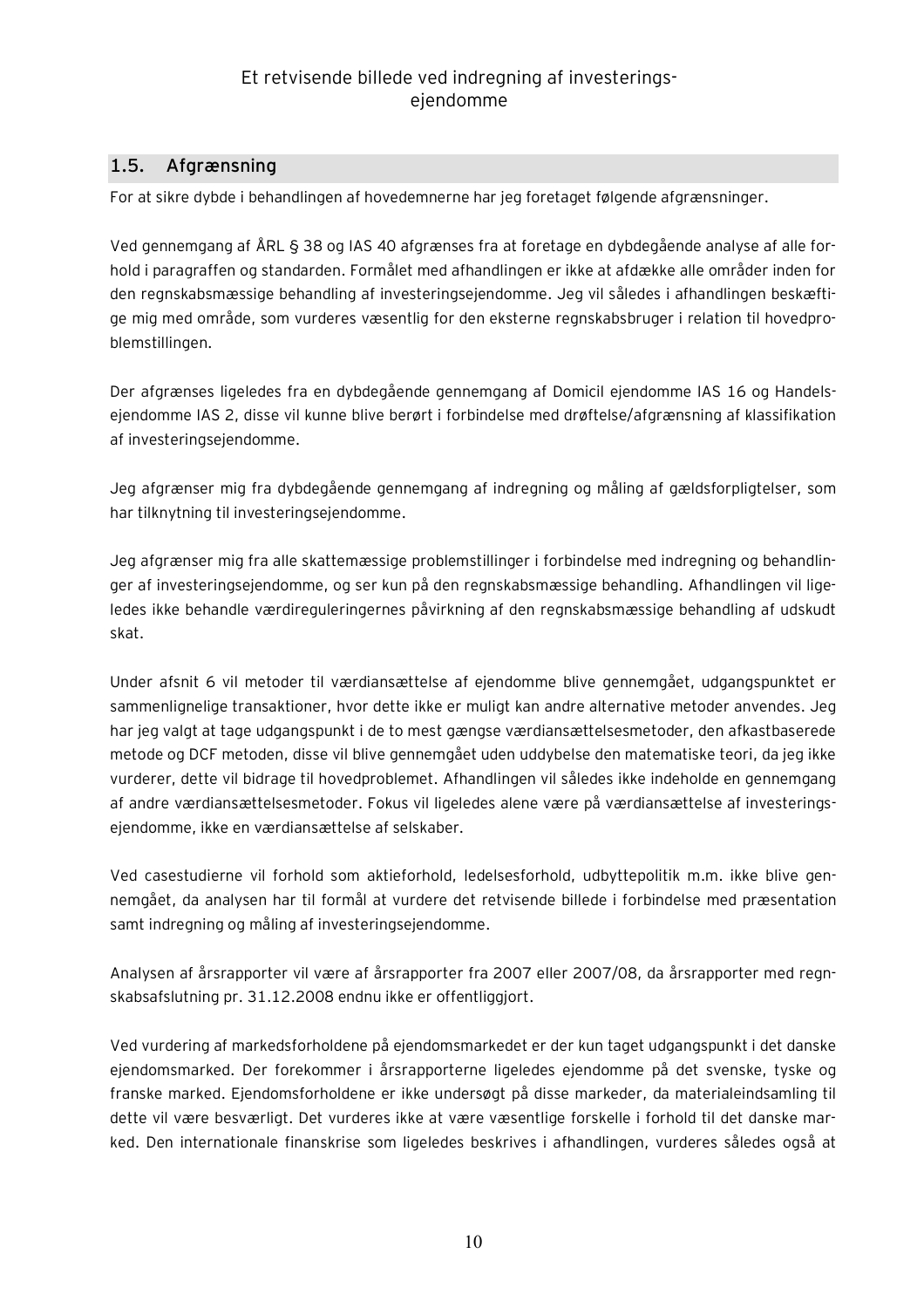## 1.5. Afgrænsning

For at sikre dybde i behandlingen af hovedemnerne har jeg foretaget følgende afgrænsninger.

Ved gennemgang af ÅRL § 38 og IAS 40 afgrænses fra at foretage en dybdegående analyse af alle forhold i paragraffen og standarden. Formålet med afhandlingen er ikke at afdække alle områder inden for den regnskabsmæssige behandling af investeringsejendomme. Jeg vil således i afhandlingen beskæftige mig med område, som vurderes væsentlig for den eksterne regnskabsbruger i relation til hovedproblemstillingen.

Der afgrænses ligeledes fra en dybdegående gennemgang af Domicil ejendomme IAS 16 og Handelsejendomme IAS 2, disse vil kunne blive berørt i forbindelse med drøftelse/afgrænsning af klassifikation af investeringsejendomme.

Jeg afgrænser mig fra dybdegående gennemgang af indregning og måling af gældsforpligtelser, som har tilknytning til investeringsejendomme.

Jeg afgrænser mig fra alle skattemæssige problemstillinger i forbindelse med indregning og behandlinger af investeringsejendomme, og ser kun på den regnskabsmæssige behandling. Afhandlingen vil ligeledes ikke behandle værdireguleringernes påvirkning af den regnskabsmæssige behandling af udskudt skat.

Under afsnit 6 vil metoder til værdiansættelse af ejendomme blive gennemgået, udgangspunktet er sammenlignelige transaktioner, hvor dette ikke er muligt kan andre alternative metoder anvendes. Jeg har jeg valgt at tage udgangspunkt i de to mest gængse værdiansættelsesmetoder, den afkastbaserede metode og DCF metoden, disse vil blive gennemgået uden uddybelse den matematiske teori, da jeg ikke vurderer, dette vil bidrage til hovedproblemet. Afhandlingen vil således ikke indeholde en gennemgang af andre værdiansættelsesmetoder. Fokus vil ligeledes alene være på værdiansættelse af investeringsejendomme, ikke en værdiansættelse af selskaber.

Ved casestudierne vil forhold som aktieforhold, ledelsesforhold, udbyttepolitik m.m. ikke blive gennemgået, da analysen har til formål at vurdere det retvisende billede i forbindelse med præsentation samt indregning og måling af investeringsejendomme.

Analysen af årsrapporter vil være af årsrapporter fra 2007 eller 2007/08, da årsrapporter med regnskabsafslutning pr. 31.12.2008 endnu ikke er offentliggjort.

Ved vurdering af markedsforholdene på ejendomsmarkedet er der kun taget udgangspunkt i det danske ejendomsmarked. Der forekommer i årsrapporterne ligeledes ejendomme på det svenske, tyske og franske marked. Ejendomsforholdene er ikke undersøgt på disse markeder, da materialeindsamling til dette vil være besværligt. Det vurderes ikke at være væsentlige forskelle i forhold til det danske marked. Den internationale finanskrise som ligeledes beskrives i afhandlingen, vurderes således også at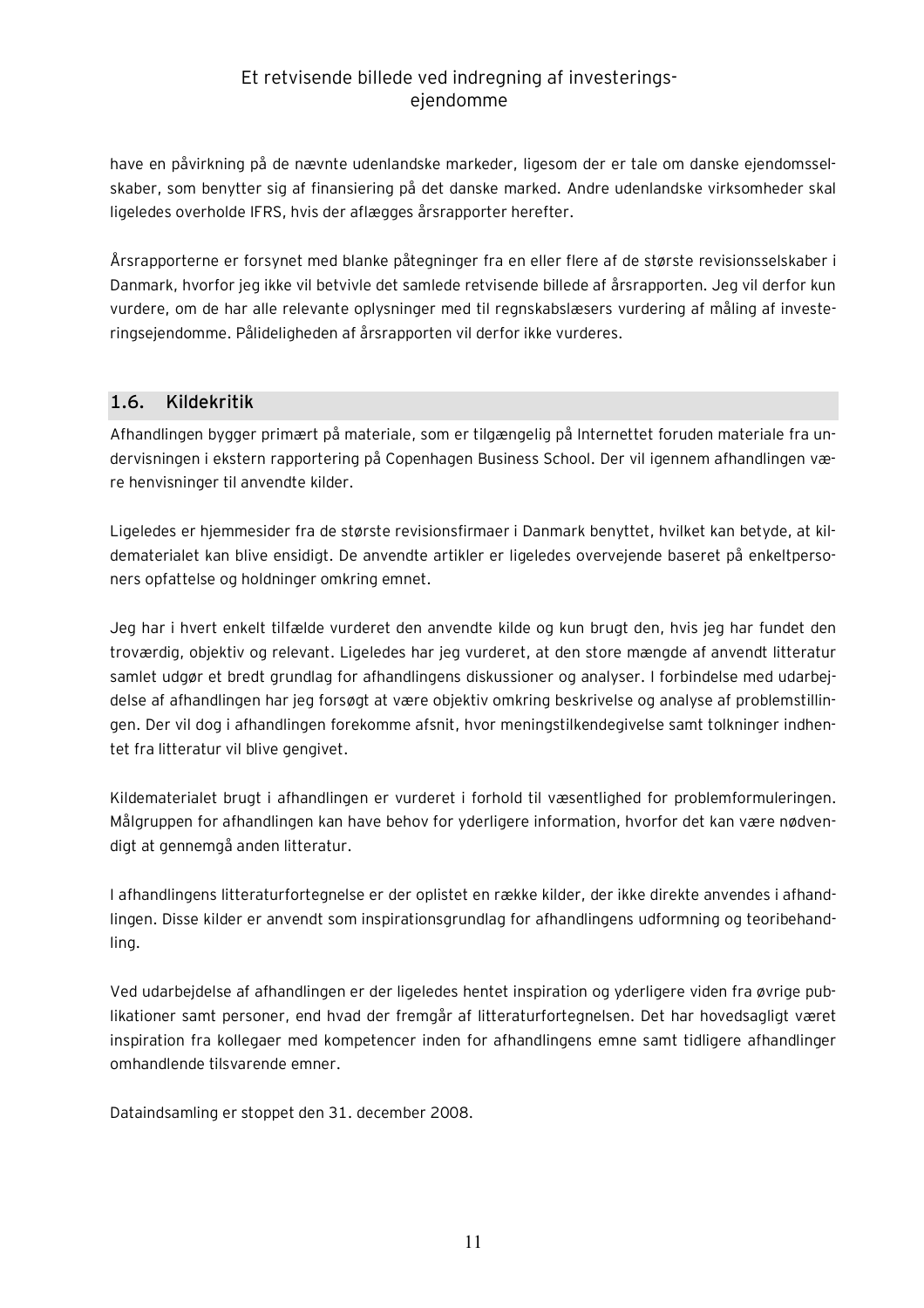have en påvirkning på de nævnte udenlandske markeder, ligesom der er tale om danske ejendomsselskaber, som benytter sig af finansiering på det danske marked. Andre udenlandske virksomheder skal ligeledes overholde IFRS, hvis der aflægges årsrapporter herefter.

Årsrapporterne er forsynet med blanke påtegninger fra en eller flere af de største revisionsselskaber i Danmark, hvorfor jeg ikke vil betvivle det samlede retvisende billede af årsrapporten. Jeg vil derfor kun vurdere, om de har alle relevante oplysninger med til regnskabslæsers vurdering af måling af investeringsejendomme. Påligeligheden af årsrapporten vil derfor ikke vurderes.

## 1.6. Kildekritik

Afhandlingen bygger primært på materiale, som er tilgængelig på Internettet foruden materiale fra undervisningen i ekstern rapportering på Copenhagen Business School. Der vil igennem afhandlingen være henvisninger til anvendte kilder.

Ligeledes er hjemmesider fra de største revisionsfirmaer i Danmark benyttet, hvilket kan betyde, at kildematerialet kan blive ensidigt. De anvendte artikler er ligeledes overvejende baseret på enkeltpersoners opfattelse og holdninger omkring emnet.

Jeg har i hvert enkelt tilfælde vurderet den anvendte kilde og kun brugt den, hvis jeg har fundet den troværdig, objektiv og relevant. Ligeledes har jeg vurderet, at den store mængde af anvendt litteratur samlet udgør et bredt grundlag for afhandlingens diskussioner og analyser. I forbindelse med udarbejdelse af afhandlingen har jeg forsøgt at være objektiv omkring beskrivelse og analyse af problemstillingen. Der vil dog i afhandlingen forekomme afsnit, hvor meningstilkendegivelse samt tolkninger indhentet fra litteratur vil blive gengivet.

Kildematerialet brugt i afhandlingen er vurderet i forhold til væsentlighed for problemformuleringen. Målgruppen for afhandlingen kan have behov for yderligere information, hvorfor det kan være nødvendigt at gennemgå anden litteratur.

I afhandlingens litteraturfortegnelse er der oplistet en række kilder, der ikke direkte anvendes i afhandlingen. Disse kilder er anvendt som inspirationsgrundlag for afhandlingens udformning og teoribehandling.

Ved udarbejdelse af afhandlingen er der ligeledes hentet inspiration og yderligere viden fra øvrige publikationer samt personer, end hvad der fremgår af litteraturfortegnelsen. Det har hovedsagligt været inspiration fra kollegaer med kompetencer inden for afhandlingens emne samt tidligere afhandlinger omhandlende tilsvarende emner.

Dataindsamling er stoppet den 31. december 2008.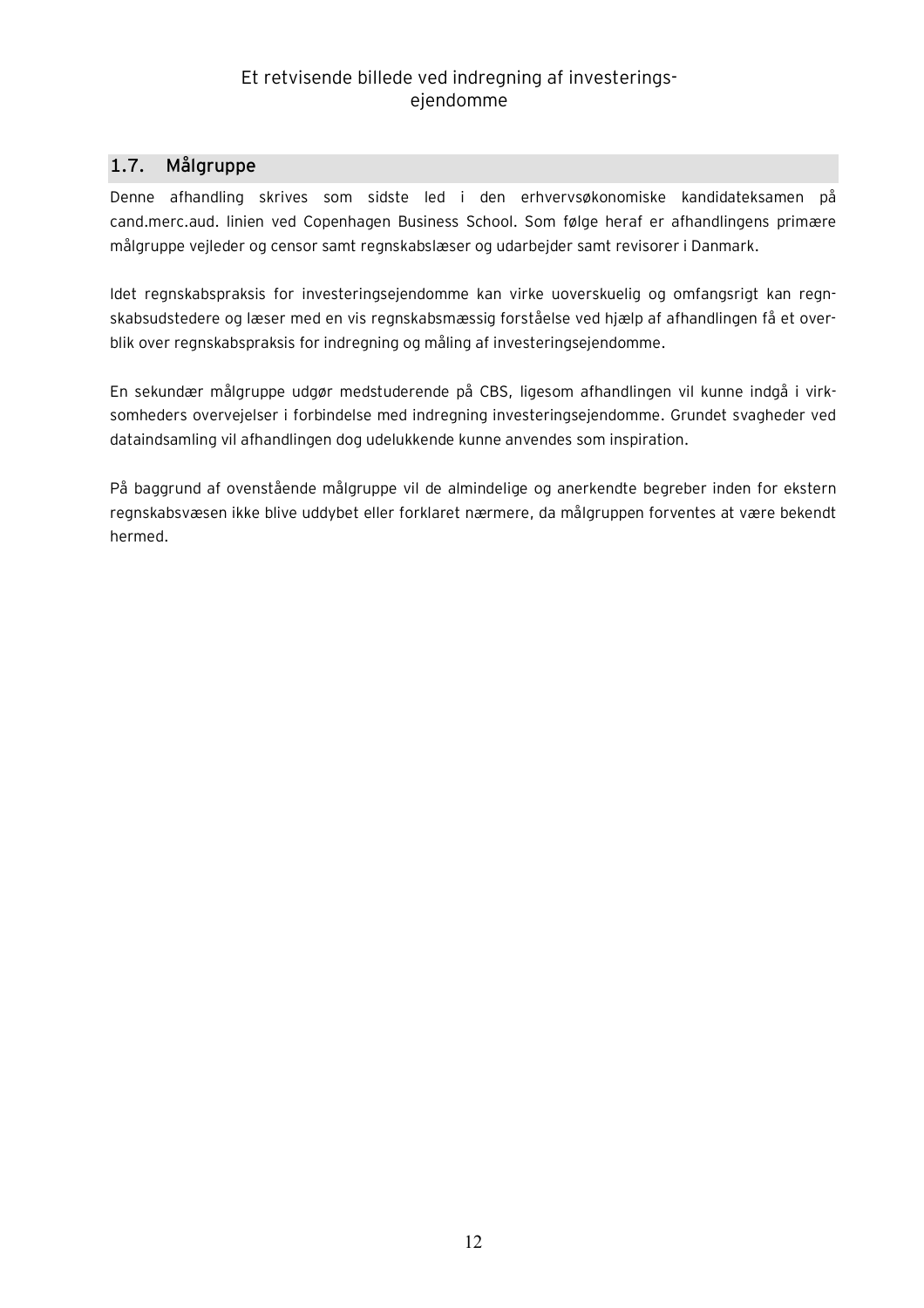## 1.7. Målgruppe

Denne afhandling skrives som sidste led i den erhvervsøkonomiske kandidateksamen på cand.merc.aud. linien ved Copenhagen Business School. Som følge heraf er afhandlingens primære målgruppe vejleder og censor samt regnskabslæser og udarbejder samt revisorer i Danmark.

Idet regnskabspraksis for investeringsejendomme kan virke uoverskuelig og omfangsrigt kan regnskabsudstedere og læser med en vis regnskabsmæssig forståelse ved hjælp af afhandlingen få et overblik over regnskabspraksis for indregning og måling af investeringsejendomme.

En sekundær målgruppe udgør medstuderende på CBS, ligesom afhandlingen vil kunne indgå i virksomheders overvejelser i forbindelse med indregning investeringsejendomme. Grundet svagheder ved dataindsamling vil afhandlingen dog udelukkende kunne anvendes som inspiration.

På baggrund af ovenstående målgruppe vil de almindelige og anerkendte begreber inden for ekstern regnskabsvæsen ikke blive uddybet eller forklaret nærmere, da målgruppen forventes at være bekendt hermed.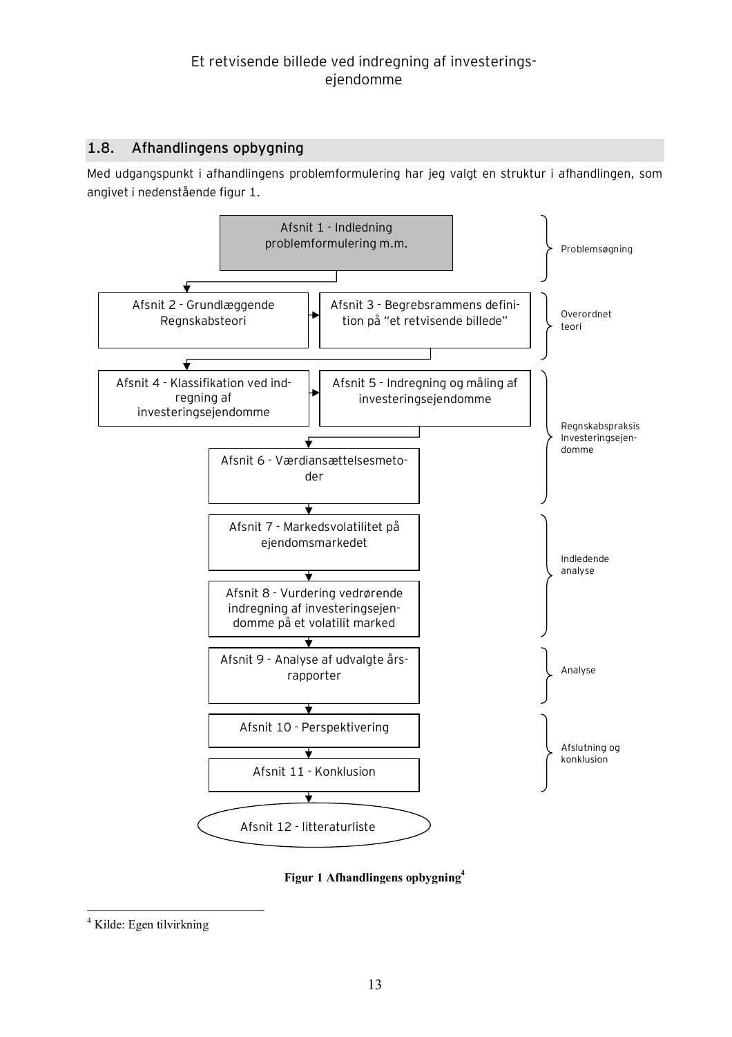## 1.8. Afhandlingens opbygning

Med udgangspunkt i afhandlingens problemformulering har jeg valgt en struktur i afhandlingen, som angivet i nedenstående figur 1.

| Afsnit | Fase |
| --- | --- |
| Afsnit 1 - Indledning problemformulering m.m. | Problemsøgning |
| Afsnit 2 - Grundlæggende Regnskabsteori | Overordnet teori |
| Afsnit 3 - Begrebsrammens definition på "et retvisende billede" | Overordnet teori |
| Afsnit 4 - Klassifikation ved indregning af investeringsejendomme | Regnskabspraksis Investeringsejendomme |
| Afsnit 5 - Indregning og måling af investeringsejendomme | Regnskabspraksis Investeringsejendomme |
| Afsnit 6 - Værdiansættelsesmetoder | Regnskabspraksis Investeringsejendomme |
| Afsnit 7 - Markedsvolatilitet på ejendomsmarkedet | Indledende analyse |
| Afsnit 8 - Vurdering vedrørende indregning af investeringsejendomme på et volatilit marked | Indledende analyse |
| Afsnit 9 - Analyse af udvalgte årsrapporter | Analyse |
| Afsnit 10 - Perspektivering | Afslutning og konklusion |
| Afsnit 11 - Konklusion | Afslutning og konklusion |
| Afsnit 12 - litteraturliste | |

**Figur 1 Afhandlingens opbygning**[4]

[4] Kilde: Egen tilvirkning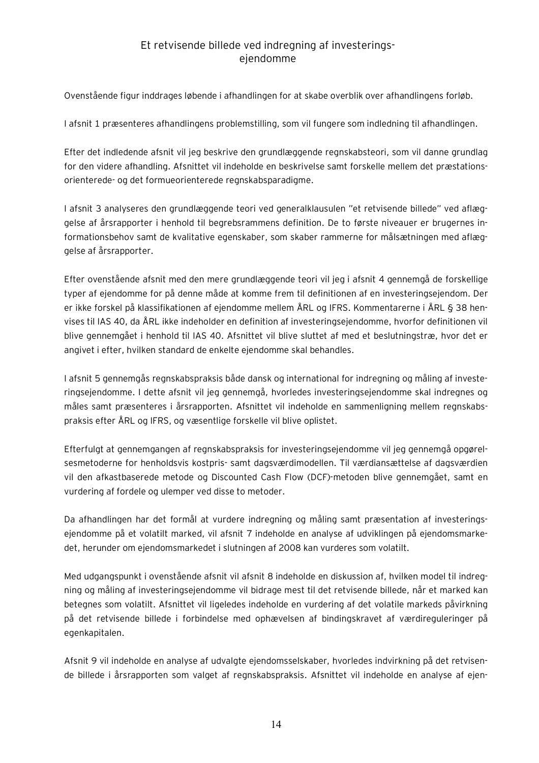Ovenstående figur inddrages løbende i afhandlingen for at skabe overblik over afhandlingens forløb.

I afsnit 1 præsenteres afhandlingens problemstilling, som vil fungere som indledning til afhandlingen.

Efter det indledende afsnit vil jeg beskrive den grundlæggende regnskabsteori, som vil danne grundlag for den videre afhandling. Afsnittet vil indeholde en beskrivelse samt forskelle mellem det præstationsorienterede- og det formueorienterede regnskabsparadigme.

I afsnit 3 analyseres den grundlæggende teori ved generalklausulen "et retvisende billede" ved aflæggelse af årsrapporter i henhold til begrebsrammens definition. De to første niveauer er brugernes informationsbehov samt de kvalitative egenskaber, som skaber rammerne for målsætningen med aflæggelse af årsrapporter.

Efter ovenstående afsnit med den mere grundlæggende teori vil jeg i afsnit 4 gennemgå de forskellige typer af ejendomme for på denne måde at komme frem til definitionen af en investeringsejendom. Der er ikke forskel på klassifikationen af ejendomme mellem ÅRL og IFRS. Kommentarerne i ÅRL § 38 henvises til IAS 40, da ÅRL ikke indeholder en definition af investeringsejendomme, hvorfor definitionen vil blive gennemgået i henhold til IAS 40. Afsnittet vil blive sluttet af med et beslutningstræ, hvor det er angivet i efter, hvilken standard de enkelte ejendomme skal behandles.

I afsnit 5 gennemgås regnskabspraksis både dansk og international for indregning og måling af investeringsejendomme. I dette afsnit vil jeg gennemgå, hvorledes investeringsejendomme skal indregnes og måles samt præsenteres i årsrapporten. Afsnittet vil indeholde en sammenligning mellem regnskabspraksis efter ÅRL og IFRS, og væsentlige forskelle vil blive oplistet.

Efterfulgt at gennemgangen af regnskabspraksis for investeringsejendomme vil jeg gennemgå opgørelsesmetoderne for henholdsvis kostpris- samt dagsværdimodellen. Til værdiansættelse af dagsværdien vil den afkastbaserede metode og Discounted Cash Flow (DCF)-metoden blive gennemgået, samt en vurdering af fordele og ulemper ved disse to metoder.

Da afhandlingen har det formål at vurdere indregning og måling samt præsentation af investeringsejendomme på et volatilt marked, vil afsnit 7 indeholde en analyse af udviklingen på ejendomsmarkedet, herunder om ejendomsmarkedet i slutningen af 2008 kan vurderes som volatilt.

Med udgangspunkt i ovenstående afsnit vil afsnit 8 indeholde en diskussion af, hvilken model til indregning og måling af investeringsejendomme vil bidrage mest til det retvisende billede, når et marked kan betegnes som volatilt. Afsnittet vil ligeledes indeholde en vurdering af det volatile markeds påvirkning på det retvisende billede i forbindelse med ophævelsen af bindingskravet af værdireguleringer på egenkapitalen.

Afsnit 9 vil indeholde en analyse af udvalgte ejendomsselskaber, hvorledes indvirkning på det retvisende billede i årsrapporten som valget af regnskabspraksis. Afsnittet vil indeholde en analyse af ejen-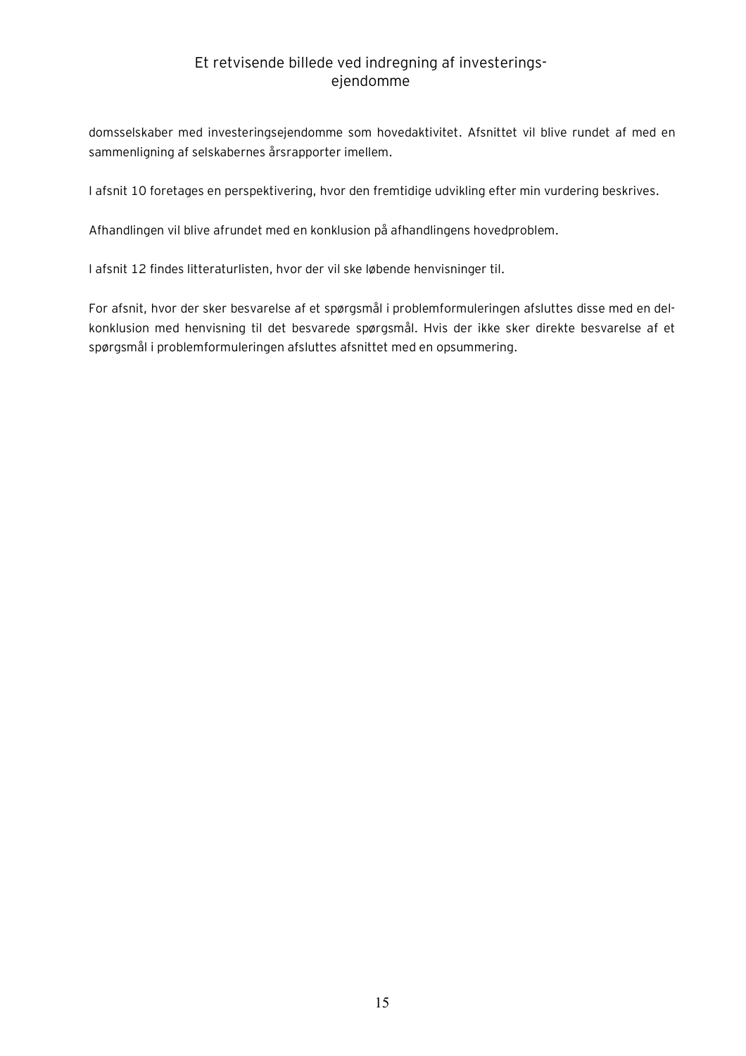domsselskaber med investeringsejendomme som hovedaktivitet. Afsnittet vil blive rundet af med en sammenligning af selskabernes årsrapporter imellem.

I afsnit 10 foretages en perspektivering, hvor den fremtidige udvikling efter min vurdering beskrives.

Afhandlingen vil blive afrundet med en konklusion på afhandlingens hovedproblem.

I afsnit 12 findes litteraturlisten, hvor der vil ske løbende henvisninger til.

For afsnit, hvor der sker besvarelse af et spørgsmål i problemformuleringen afsluttes disse med en del-konklusion med henvisning til det besvarede spørgsmål. Hvis der ikke sker direkte besvarelse af et spørgsmål i problemformuleringen afsluttes afsnittet med en opsummering.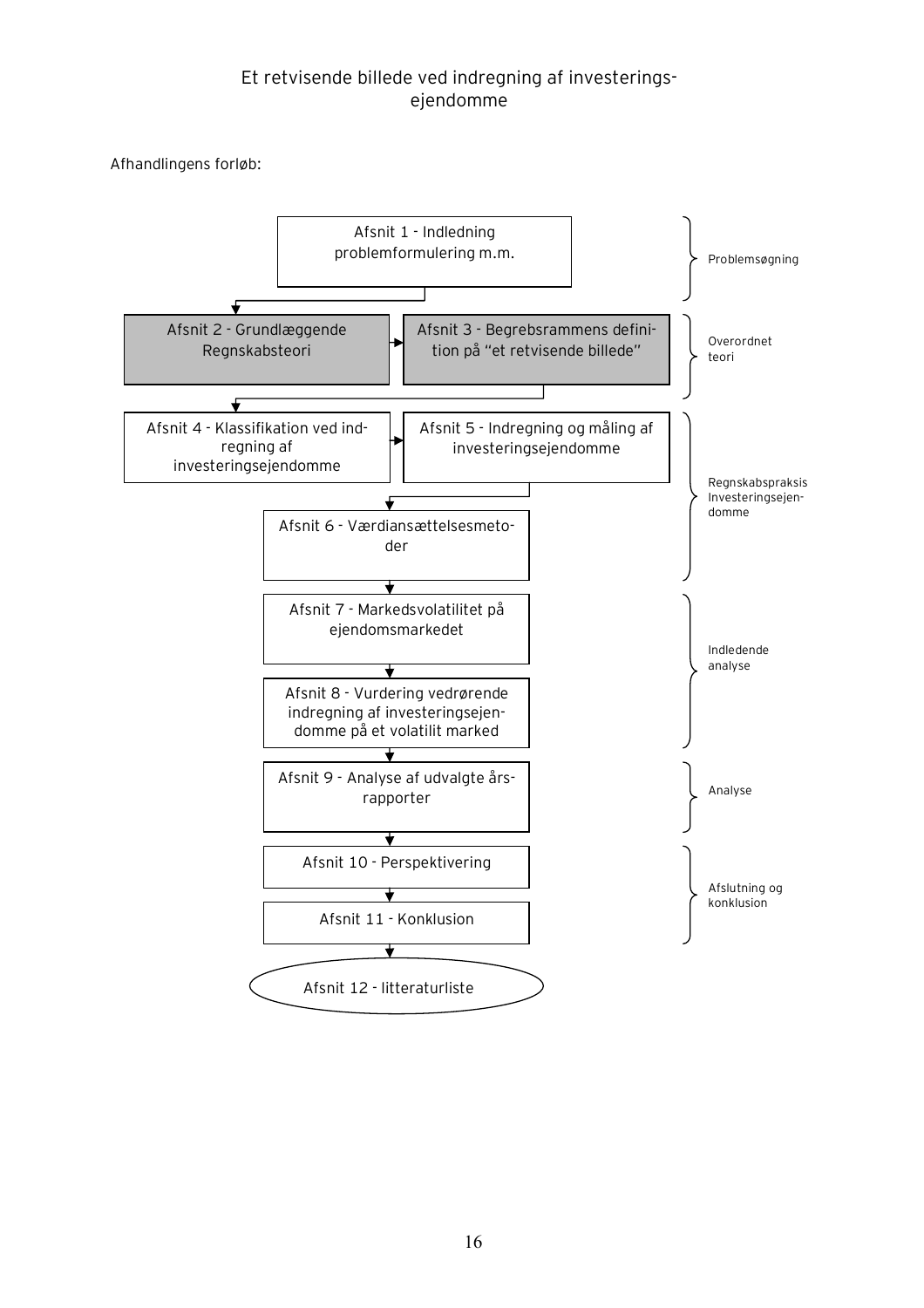Afhandlingens forløb:

| Afsnit | Fase |
|---|---|
| Afsnit 1 - Indledning problemformulering m.m. | Problemsøgning |
| Afsnit 2 - Grundlæggende Regnskabsteori | Overordnet teori |
| Afsnit 3 - Begrebsrammens definition på "et retvisende billede" | Overordnet teori |
| Afsnit 4 - Klassifikation ved indregning af investeringsejendomme | Regnskabspraksis Investeringsejendomme |
| Afsnit 5 - Indregning og måling af investeringsejendomme | Regnskabspraksis Investeringsejendomme |
| Afsnit 6 - Værdiansættelsesmetoder | Regnskabspraksis Investeringsejendomme |
| Afsnit 7 - Markedsvolatilitet på ejendomsmarkedet | Indledende analyse |
| Afsnit 8 - Vurdering vedrørende indregning af investeringsejendomme på et volatilit marked | Indledende analyse |
| Afsnit 9 - Analyse af udvalgte årsrapporter | Analyse |
| Afsnit 10 - Perspektivering | Afslutning og konklusion |
| Afsnit 11 - Konklusion | Afslutning og konklusion |
| Afsnit 12 - litteraturliste | |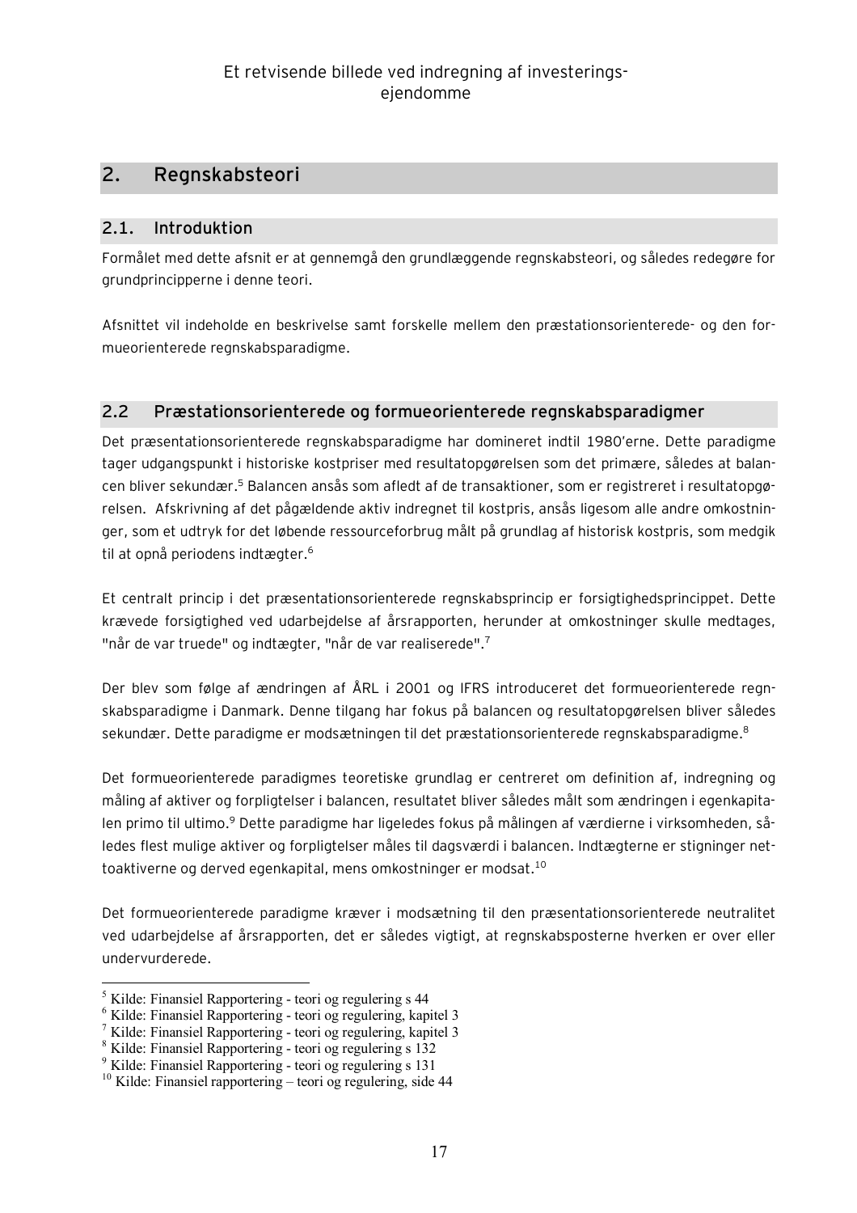## 2. Regnskabsteori

### 2.1. Introduktion

Formålet med dette afsnit er at gennemgå den grundlæggende regnskabsteori, og således redegøre for grundprincipperne i denne teori.

Afsnittet vil indeholde en beskrivelse samt forskelle mellem den præstationsorienterede- og den formueorienterede regnskabsparadigme.

### 2.2 Præstationsorienterede og formueorienterede regnskabsparadigmer

Det præsentationsorienterede regnskabsparadigme har domineret indtil 1980'erne. Dette paradigme tager udgangspunkt i historiske kostpriser med resultatopgørelsen som det primære, således at balancen bliver sekundær.[5] Balancen ansås som afledt af de transaktioner, som er registreret i resultatopgørelsen. Afskrivning af det pågældende aktiv indregnet til kostpris, ansås ligesom alle andre omkostninger, som et udtryk for det løbende ressourceforbrug målt på grundlag af historisk kostpris, som medgik til at opnå periodens indtægter.[6]

Et centralt princip i det præsentationsorienterede regnskabsprincip er forsigtighedsprincippet. Dette krævede forsigtighed ved udarbejdelse af årsrapporten, herunder at omkostninger skulle medtages, "når de var truede" og indtægter, "når de var realiserede".[7]

Der blev som følge af ændringen af ÅRL i 2001 og IFRS introduceret det formueorienterede regnskabsparadigme i Danmark. Denne tilgang har fokus på balancen og resultatopgørelsen bliver således sekundær. Dette paradigme er modsætningen til det præstationsorienterede regnskabsparadigme.[8]

Det formueorienterede paradigmes teoretiske grundlag er centreret om definition af, indregning og måling af aktiver og forpligtelser i balancen, resultatet bliver således målt som ændringen i egenkapitalen primo til ultimo.[9] Dette paradigme har ligeledes fokus på målingen af værdierne i virksomheden, således flest mulige aktiver og forpligtelser måles til dagsværdi i balancen. Indtægterne er stigninger nettoaktiverne og derved egenkapital, mens omkostninger er modsat.[10]

Det formueorienterede paradigme kræver i modsætning til den præsentationsorienterede neutralitet ved udarbejdelse af årsrapporten, det er således vigtigt, at regnskabsposterne hverken er over eller undervurderede.

---

[5] Kilde: Finansiel Rapportering - teori og regulering s 44
[6] Kilde: Finansiel Rapportering - teori og regulering, kapitel 3
[7] Kilde: Finansiel Rapportering - teori og regulering, kapitel 3
[8] Kilde: Finansiel Rapportering - teori og regulering s 132
[9] Kilde: Finansiel Rapportering - teori og regulering s 131
[10] Kilde: Finansiel rapportering – teori og regulering, side 44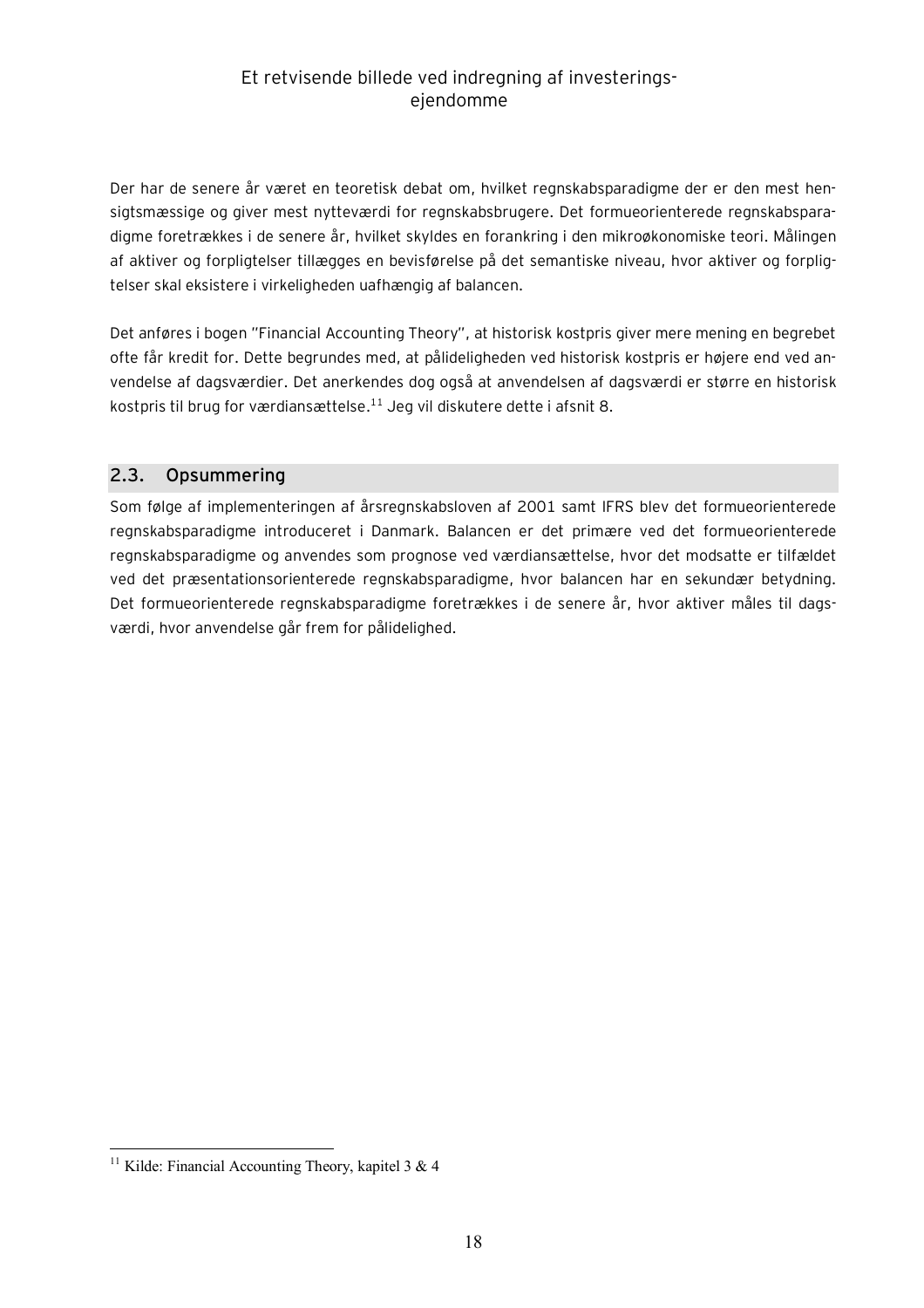Der har de senere år været en teoretisk debat om, hvilket regnskabsparadigme der er den mest hensigtsmæssige og giver mest nytteværdi for regnskabsbrugere. Det formueorienterede regnskabsparadigme foretrækkes i de senere år, hvilket skyldes en forankring i den mikroøkonomiske teori. Målingen af aktiver og forpligtelser tillægges en bevisførelse på det semantiske niveau, hvor aktiver og forpligtelser skal eksistere i virkeligheden uafhængig af balancen.

Det anføres i bogen "Financial Accounting Theory", at historisk kostpris giver mere mening en begrebet ofte får kredit for. Dette begrundes med, at pålideligheden ved historisk kostpris er højere end ved anvendelse af dagsværdier. Det anerkendes dog også at anvendelsen af dagsværdi er større en historisk kostpris til brug for værdiansættelse.[11] Jeg vil diskutere dette i afsnit 8.

## 2.3. Opsummering

Som følge af implementeringen af årsregnskabsloven af 2001 samt IFRS blev det formueorienterede regnskabsparadigme introduceret i Danmark. Balancen er det primære ved det formueorienterede regnskabsparadigme og anvendes som prognose ved værdiansættelse, hvor det modsatte er tilfældet ved det præsentationsorienterede regnskabsparadigme, hvor balancen har en sekundær betydning. Det formueorienterede regnskabsparadigme foretrækkes i de senere år, hvor aktiver måles til dagsværdi, hvor anvendelse går frem for pålidelighed.

[11] Kilde: Financial Accounting Theory, kapitel 3 & 4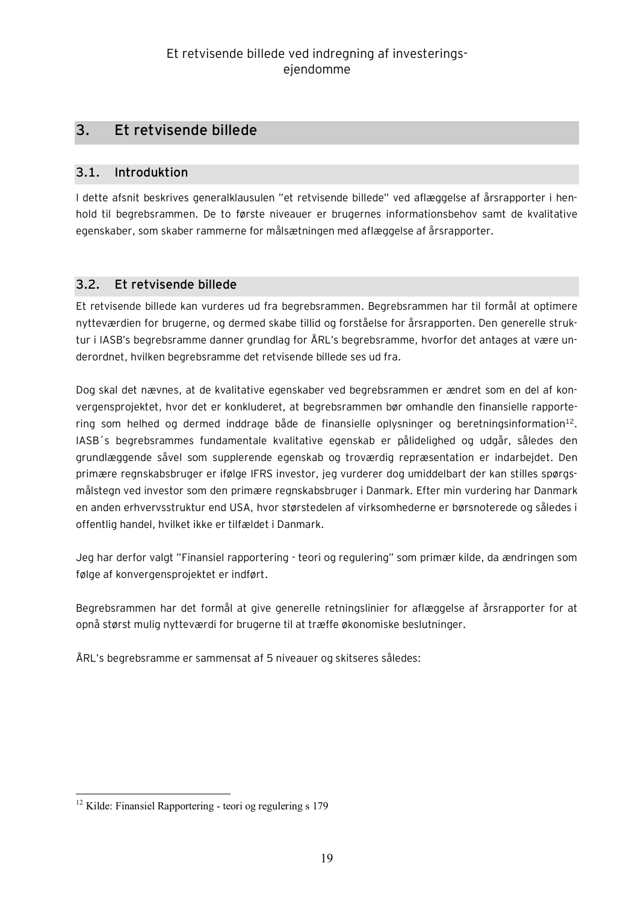## 3. Et retvisende billede

### 3.1. Introduktion

I dette afsnit beskrives generalklausulen "et retvisende billede" ved aflæggelse af årsrapporter i henhold til begrebsrammen. De to første niveauer er brugernes informationsbehov samt de kvalitative egenskaber, som skaber rammerne for målsætningen med aflæggelse af årsrapporter.

### 3.2. Et retvisende billede

Et retvisende billede kan vurderes ud fra begrebsrammen. Begrebsrammen har til formål at optimere nytteværdien for brugerne, og dermed skabe tillid og forståelse for årsrapporten. Den generelle struktur i IASB's begrebsramme danner grundlag for ÅRL's begrebsramme, hvorfor det antages at være underordnet, hvilken begrebsramme det retvisende billede ses ud fra.

Dog skal det nævnes, at de kvalitative egenskaber ved begrebsrammen er ændret som en del af konvergensprojektet, hvor det er konkluderet, at begrebsrammen bør omhandle den finansielle rapportering som helhed og dermed inddrage både de finansielle oplysninger og beretningsinformation[12]. IASB´s begrebsrammes fundamentale kvalitative egenskab er pålidelighed og udgår, således den grundlæggende såvel som supplerende egenskab og troværdig repræsentation er indarbejdet. Den primære regnskabsbruger er ifølge IFRS investor, jeg vurderer dog umiddelbart der kan stilles spørgsmålstegn ved investor som den primære regnskabsbruger i Danmark. Efter min vurdering har Danmark en anden erhvervsstruktur end USA, hvor størstedelen af virksomhederne er børsnoterede og således i offentlig handel, hvilket ikke er tilfældet i Danmark.

Jeg har derfor valgt "Finansiel rapportering - teori og regulering" som primær kilde, da ændringen som følge af konvergensprojektet er indført.

Begrebsrammen har det formål at give generelle retningslinier for aflæggelse af årsrapporter for at opnå størst mulig nytteværdi for brugerne til at træffe økonomiske beslutninger.

ÅRL's begrebsramme er sammensat af 5 niveauer og skitseres således:

[12] Kilde: Finansiel Rapportering - teori og regulering s 179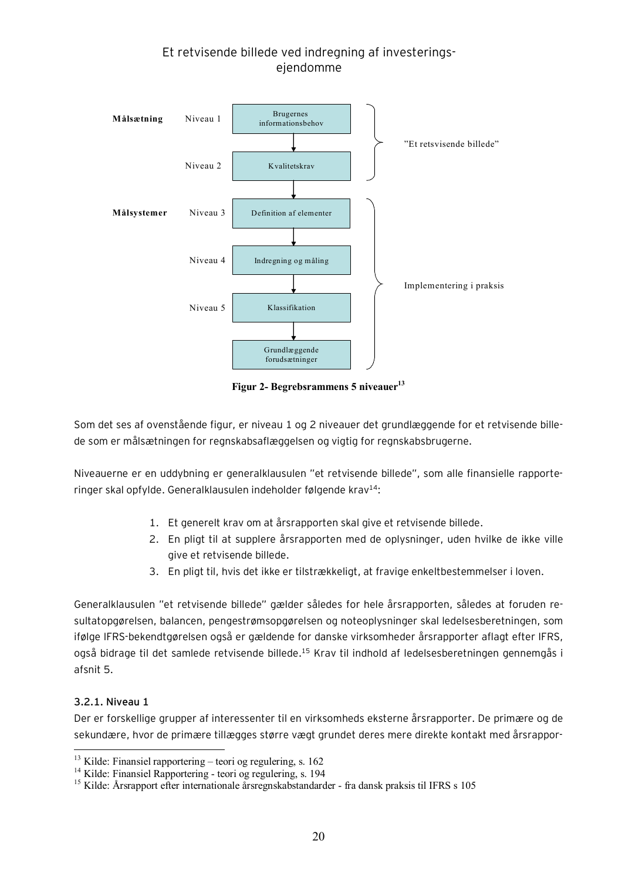| | | | |
|---|---|---|---|
| **Målsætning** | Niveau 1 | Brugernes informationsbehov | "Et retsvisende billede" |
| | Niveau 2 | Kvalitetskrav | |
| **Målsystemer** | Niveau 3 | Definition af elementer | Implementering i praksis |
| | Niveau 4 | Indregning og måling | |
| | Niveau 5 | Klassifikation | |
| | | Grundlæggende forudsætninger | |

**Figur 2- Begrebsrammens 5 niveauer**[13]

Som det ses af ovenstående figur, er niveau 1 og 2 niveauer det grundlæggende for et retvisende billede som er målsætningen for regnskabsaflæggelsen og vigtig for regnskabsbrugerne.

Niveauerne er en uddybning er generalklausulen "et retvisende billede", som alle finansielle rapporteringer skal opfylde. Generalklausulen indeholder følgende krav[14]:

1. Et generelt krav om at årsrapporten skal give et retvisende billede.
2. En pligt til at supplere årsrapporten med de oplysninger, uden hvilke de ikke ville give et retvisende billede.
3. En pligt til, hvis det ikke er tilstrækkeligt, at fravige enkeltbestemmelser i loven.

Generalklausulen "et retvisende billede" gælder således for hele årsrapporten, således at foruden resultatopgørelsen, balancen, pengestrømsopgørelsen og noteoplysninger skal ledelsesberetningen, som ifølge IFRS-bekendtgørelsen også er gældende for danske virksomheder årsrapporter aflagt efter IFRS, også bidrage til det samlede retvisende billede.[15] Krav til indhold af ledelsesberetningen gennemgås i afsnit 5.

### 3.2.1. Niveau 1

Der er forskellige grupper af interessenter til en virksomheds eksterne årsrapporter. De primære og de sekundære, hvor de primære tillægges større vægt grundet deres mere direkte kontakt med årsrappor-

---

[13] Kilde: Finansiel rapportering – teori og regulering, s. 162
[14] Kilde: Finansiel Rapportering - teori og regulering, s. 194
[15] Kilde: Årsrapport efter internationale årsregnskabstandarder - fra dansk praksis til IFRS s 105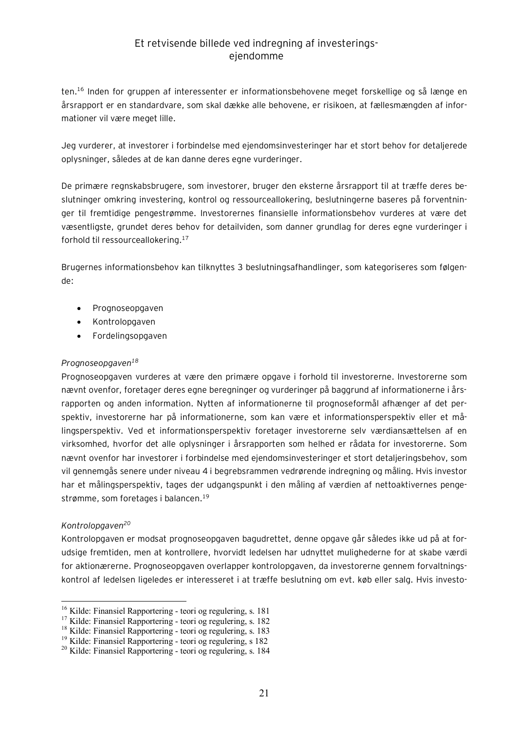ten.[16] Inden for gruppen af interessenter er informationsbehovene meget forskellige og så længe en årsrapport er en standardvare, som skal dække alle behovene, er risikoen, at fællesmængden af informationer vil være meget lille.

Jeg vurderer, at investorer i forbindelse med ejendomsinvesteringer har et stort behov for detaljerede oplysninger, således at de kan danne deres egne vurderinger.

De primære regnskabsbrugere, som investorer, bruger den eksterne årsrapport til at træffe deres beslutninger omkring investering, kontrol og ressourceallokering, beslutningerne baseres på forventninger til fremtidige pengestrømme. Investorernes finansielle informationsbehov vurderes at være det væsentligste, grundet deres behov for detailviden, som danner grundlag for deres egne vurderinger i forhold til ressourceallokering.[17]

Brugernes informationsbehov kan tilknyttes 3 beslutningsafhandlinger, som kategoriseres som følgende:

- Prognoseopgaven
- Kontrolopgaven
- Fordelingsopgaven

*Prognoseopgaven*[18]

Prognoseopgaven vurderes at være den primære opgave i forhold til investorerne. Investorerne som nævnt ovenfor, foretager deres egne beregninger og vurderinger på baggrund af informationerne i årsrapporten og anden information. Nytten af informationerne til prognoseformål afhænger af det perspektiv, investorerne har på informationerne, som kan være et informationsperspektiv eller et målingsperspektiv. Ved et informationsperspektiv foretager investorerne selv værdiansættelsen af en virksomhed, hvorfor det alle oplysninger i årsrapporten som helhed er rådata for investorerne. Som nævnt ovenfor har investorer i forbindelse med ejendomsinvesteringer et stort detaljeringsbehov, som vil gennemgås senere under niveau 4 i begrebsrammen vedrørende indregning og måling. Hvis investor har et målingsperspektiv, tages der udgangspunkt i den måling af værdien af nettoaktivernes pengestrømme, som foretages i balancen.[19]

*Kontrolopgaven*[20]

Kontrolopgaven er modsat prognoseopgaven bagudrettet, denne opgave går således ikke ud på at forudsige fremtiden, men at kontrollere, hvorvidt ledelsen har udnyttet mulighederne for at skabe værdi for aktionærerne. Prognoseopgaven overlapper kontrolopgaven, da investorerne gennem forvaltningskontrol af ledelsen ligeledes er interesseret i at træffe beslutning om evt. køb eller salg. Hvis investo-

---

[16] Kilde: Finansiel Rapportering - teori og regulering, s. 181
[17] Kilde: Finansiel Rapportering - teori og regulering, s. 182
[18] Kilde: Finansiel Rapportering - teori og regulering, s. 183
[19] Kilde: Finansiel Rapportering - teori og regulering, s 182
[20] Kilde: Finansiel Rapportering - teori og regulering, s. 184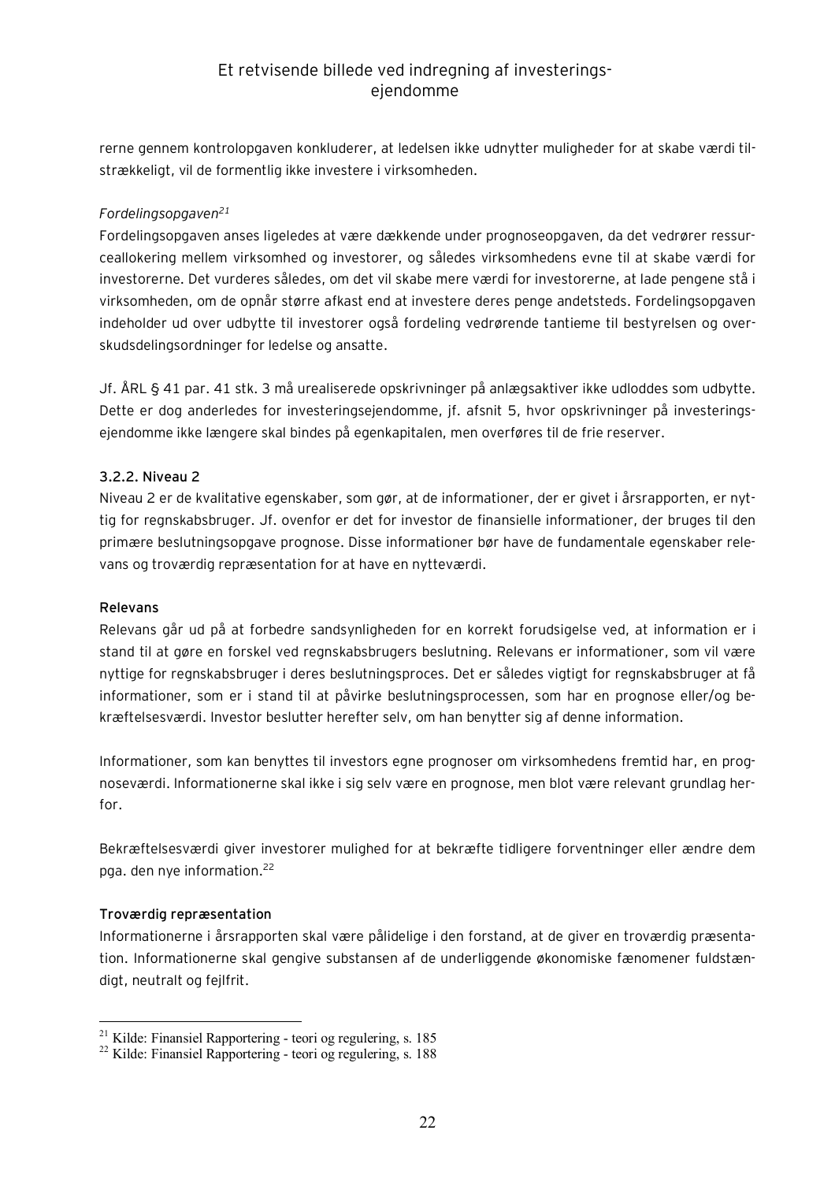rerne gennem kontrolopgaven konkluderer, at ledelsen ikke udnytter muligheder for at skabe værdi tilstrækkeligt, vil de formentlig ikke investere i virksomheden.

*Fordelingsopgaven*[21]

Fordelingsopgaven anses ligeledes at være dækkende under prognoseopgaven, da det vedrører ressurceallokering mellem virksomhed og investorer, og således virksomhedens evne til at skabe værdi for investorerne. Det vurderes således, om det vil skabe mere værdi for investorerne, at lade pengene stå i virksomheden, om de opnår større afkast end at investere deres penge andetsteds. Fordelingsopgaven indeholder ud over udbytte til investorer også fordeling vedrørende tantieme til bestyrelsen og overskudsdelingsordninger for ledelse og ansatte.

Jf. ÅRL § 41 par. 41 stk. 3 må urealiserede opskrivninger på anlægsaktiver ikke udloddes som udbytte. Dette er dog anderledes for investeringsejendomme, jf. afsnit 5, hvor opskrivninger på investeringsejendomme ikke længere skal bindes på egenkapitalen, men overføres til de frie reserver.

### 3.2.2. Niveau 2

Niveau 2 er de kvalitative egenskaber, som gør, at de informationer, der er givet i årsrapporten, er nyttig for regnskabsbruger. Jf. ovenfor er det for investor de finansielle informationer, der bruges til den primære beslutningsopgave prognose. Disse informationer bør have de fundamentale egenskaber relevans og troværdig repræsentation for at have en nytteværdi.

#### Relevans

Relevans går ud på at forbedre sandsynligheden for en korrekt forudsigelse ved, at information er i stand til at gøre en forskel ved regnskabsbrugers beslutning. Relevans er informationer, som vil være nyttige for regnskabsbruger i deres beslutningsproces. Det er således vigtigt for regnskabsbruger at få informationer, som er i stand til at påvirke beslutningsprocessen, som har en prognose eller/og bekræftelsesværdi. Investor beslutter herefter selv, om han benytter sig af denne information.

Informationer, som kan benyttes til investors egne prognoser om virksomhedens fremtid har, en prognoseværdi. Informationerne skal ikke i sig selv være en prognose, men blot være relevant grundlag herfor.

Bekræftelsesværdi giver investorer mulighed for at bekræfte tidligere forventninger eller ændre dem pga. den nye information.[22]

#### Troværdig repræsentation

Informationerne i årsrapporten skal være pålidelige i den forstand, at de giver en troværdig præsentation. Informationerne skal gengive substansen af de underliggende økonomiske fænomener fuldstændigt, neutralt og fejlfrit.

---

[21] Kilde: Finansiel Rapportering - teori og regulering, s. 185

[22] Kilde: Finansiel Rapportering - teori og regulering, s. 188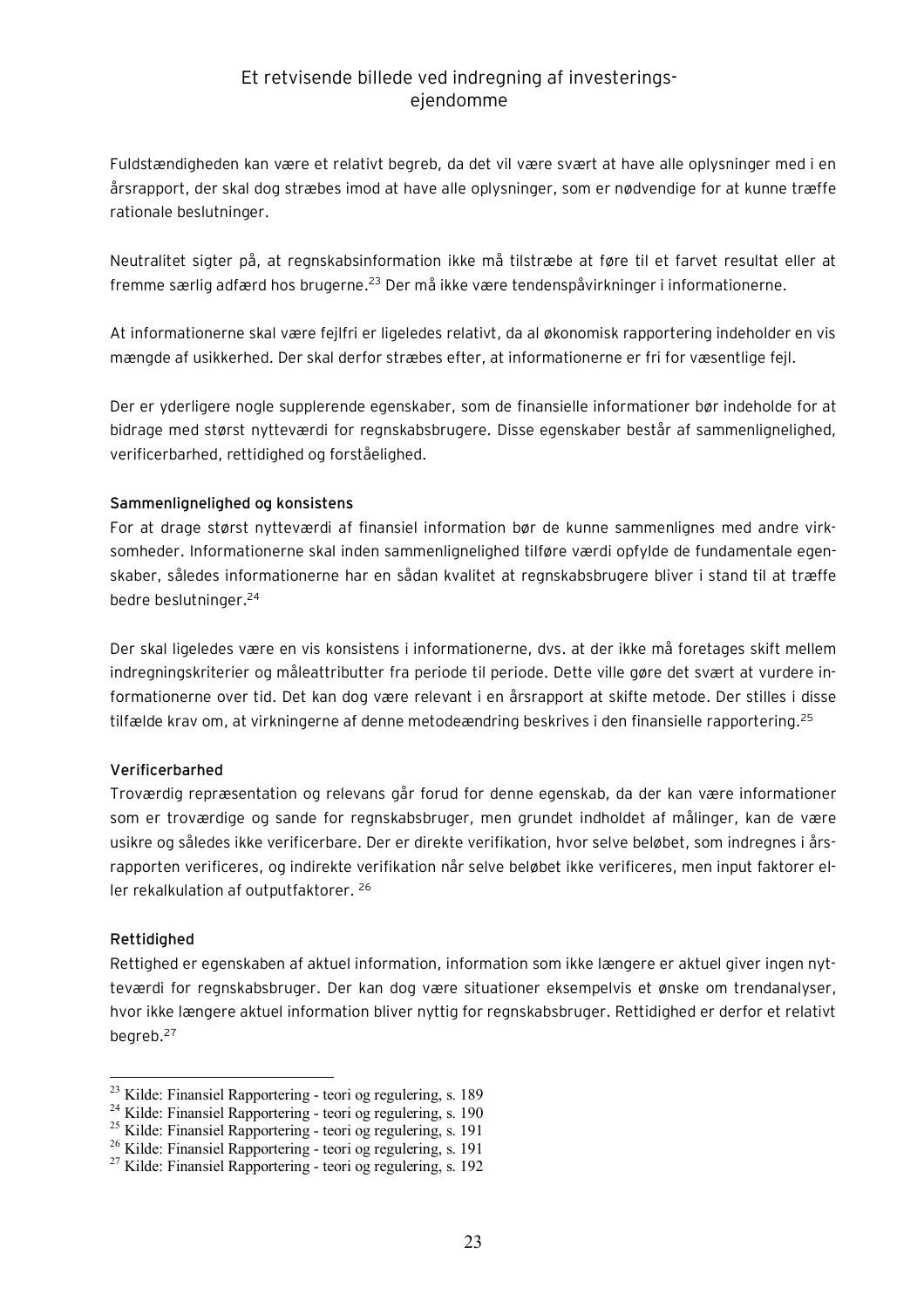Fuldstændigheden kan være et relativt begreb, da det vil være svært at have alle oplysninger med i en årsrapport, der skal dog stræbes imod at have alle oplysninger, som er nødvendige for at kunne træffe rationale beslutninger.

Neutralitet sigter på, at regnskabsinformation ikke må tilstræbe at føre til et farvet resultat eller at fremme særlig adfærd hos brugerne.[23] Der må ikke være tendenspåvirkninger i informationerne.

At informationerne skal være fejlfri er ligeledes relativt, da al økonomisk rapportering indeholder en vis mængde af usikkerhed. Der skal derfor stræbes efter, at informationerne er fri for væsentlige fejl.

Der er yderligere nogle supplerende egenskaber, som de finansielle informationer bør indeholde for at bidrage med størst nytteværdi for regnskabsbrugere. Disse egenskaber består af sammenlignelighed, verificerbarhed, rettidighed og forståelighed.

#### Sammenlignelighed og konsistens

For at drage størst nytteværdi af finansiel information bør de kunne sammenlignes med andre virksomheder. Informationerne skal inden sammenlignelighed tilføre værdi opfylde de fundamentale egenskaber, således informationerne har en sådan kvalitet at regnskabsbrugere bliver i stand til at træffe bedre beslutninger.[24]

Der skal ligeledes være en vis konsistens i informationerne, dvs. at der ikke må foretages skift mellem indregningskriterier og måleattributter fra periode til periode. Dette ville gøre det svært at vurdere informationerne over tid. Det kan dog være relevant i en årsrapport at skifte metode. Der stilles i disse tilfælde krav om, at virkningerne af denne metodeændring beskrives i den finansielle rapportering.[25]

#### Verificerbarhed

Troværdig repræsentation og relevans går forud for denne egenskab, da der kan være informationer som er troværdige og sande for regnskabsbruger, men grundet indholdet af målinger, kan de være usikre og således ikke verificerbare. Der er direkte verifikation, hvor selve beløbet, som indregnes i årsrapporten verificeres, og indirekte verifikation når selve beløbet ikke verificeres, men input faktorer eller rekalkulation af outputfaktorer. [26]

#### Rettidighed

Rettighed er egenskaben af aktuel information, information som ikke længere er aktuel giver ingen nytteværdi for regnskabsbruger. Der kan dog være situationer eksempelvis et ønske om trendanalyser, hvor ikke længere aktuel information bliver nyttig for regnskabsbruger. Rettidighed er derfor et relativt begreb.[27]

---

[23] Kilde: Finansiel Rapportering - teori og regulering, s. 189
[24] Kilde: Finansiel Rapportering - teori og regulering, s. 190
[25] Kilde: Finansiel Rapportering - teori og regulering, s. 191
[26] Kilde: Finansiel Rapportering - teori og regulering, s. 191
[27] Kilde: Finansiel Rapportering - teori og regulering, s. 192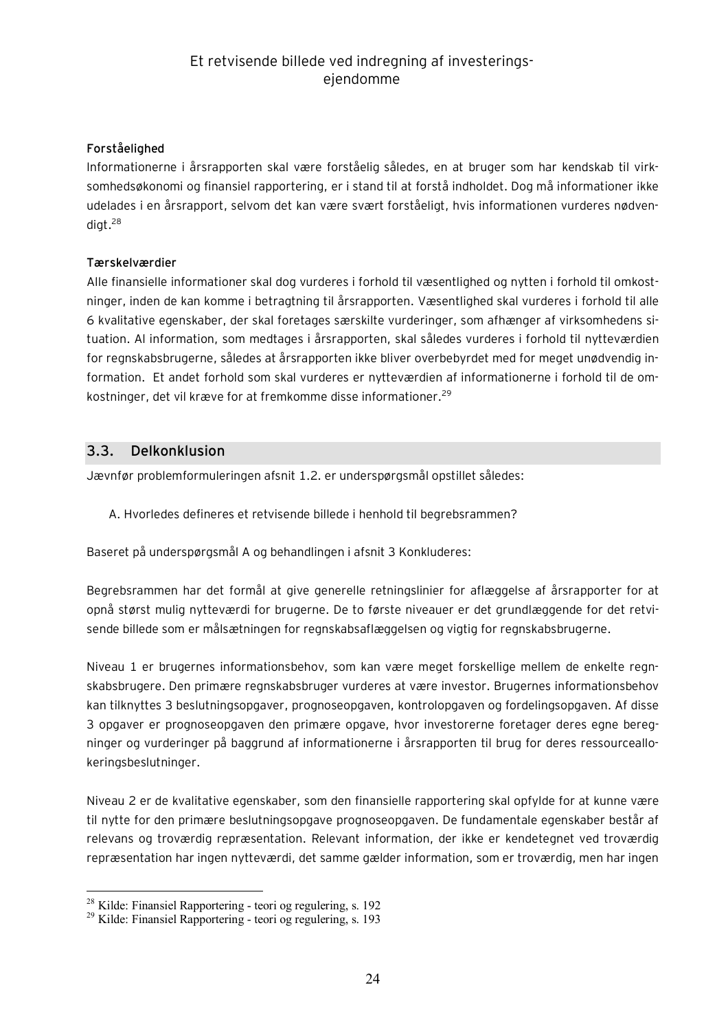**Forståelighed**

Informationerne i årsrapporten skal være forståelig således, en at bruger som har kendskab til virksomhedsøkonomi og finansiel rapportering, er i stand til at forstå indholdet. Dog må informationer ikke udelades i en årsrapport, selvom det kan være svært forståeligt, hvis informationen vurderes nødvendigt.[28]

**Tærskelværdier**

Alle finansielle informationer skal dog vurderes i forhold til væsentlighed og nytten i forhold til omkostninger, inden de kan komme i betragtning til årsrapporten. Væsentlighed skal vurderes i forhold til alle 6 kvalitative egenskaber, der skal foretages særskilte vurderinger, som afhænger af virksomhedens situation. Al information, som medtages i årsrapporten, skal således vurderes i forhold til nytteværdien for regnskabsbrugerne, således at årsrapporten ikke bliver overbebyrdet med for meget unødvendig information. Et andet forhold som skal vurderes er nytteværdien af informationerne i forhold til de omkostninger, det vil kræve for at fremkomme disse informationer.[29]

## 3.3. Delkonklusion

Jævnfør problemformuleringen afsnit 1.2. er underspørgsmål opstillet således:

A. Hvorledes defineres et retvisende billede i henhold til begrebsrammen?

Baseret på underspørgsmål A og behandlingen i afsnit 3 Konkluderes:

Begrebsrammen har det formål at give generelle retningslinier for aflæggelse af årsrapporter for at opnå størst mulig nytteværdi for brugerne. De to første niveauer er det grundlæggende for det retvisende billede som er målsætningen for regnskabsaflæggelsen og vigtig for regnskabsbrugerne.

Niveau 1 er brugernes informationsbehov, som kan være meget forskellige mellem de enkelte regnskabsbrugere. Den primære regnskabsbruger vurderes at være investor. Brugernes informationsbehov kan tilknyttes 3 beslutningsopgaver, prognoseopgaven, kontrolopgaven og fordelingsopgaven. Af disse 3 opgaver er prognoseopgaven den primære opgave, hvor investorerne foretager deres egne beregninger og vurderinger på baggrund af informationerne i årsrapporten til brug for deres ressourceallokeringsbeslutninger.

Niveau 2 er de kvalitative egenskaber, som den finansielle rapportering skal opfylde for at kunne være til nytte for den primære beslutningsopgave prognoseopgaven. De fundamentale egenskaber består af relevans og troværdig repræsentation. Relevant information, der ikke er kendetegnet ved troværdig repræsentation har ingen nytteværdi, det samme gælder information, som er troværdig, men har ingen

---

[28] Kilde: Finansiel Rapportering - teori og regulering, s. 192

[29] Kilde: Finansiel Rapportering - teori og regulering, s. 193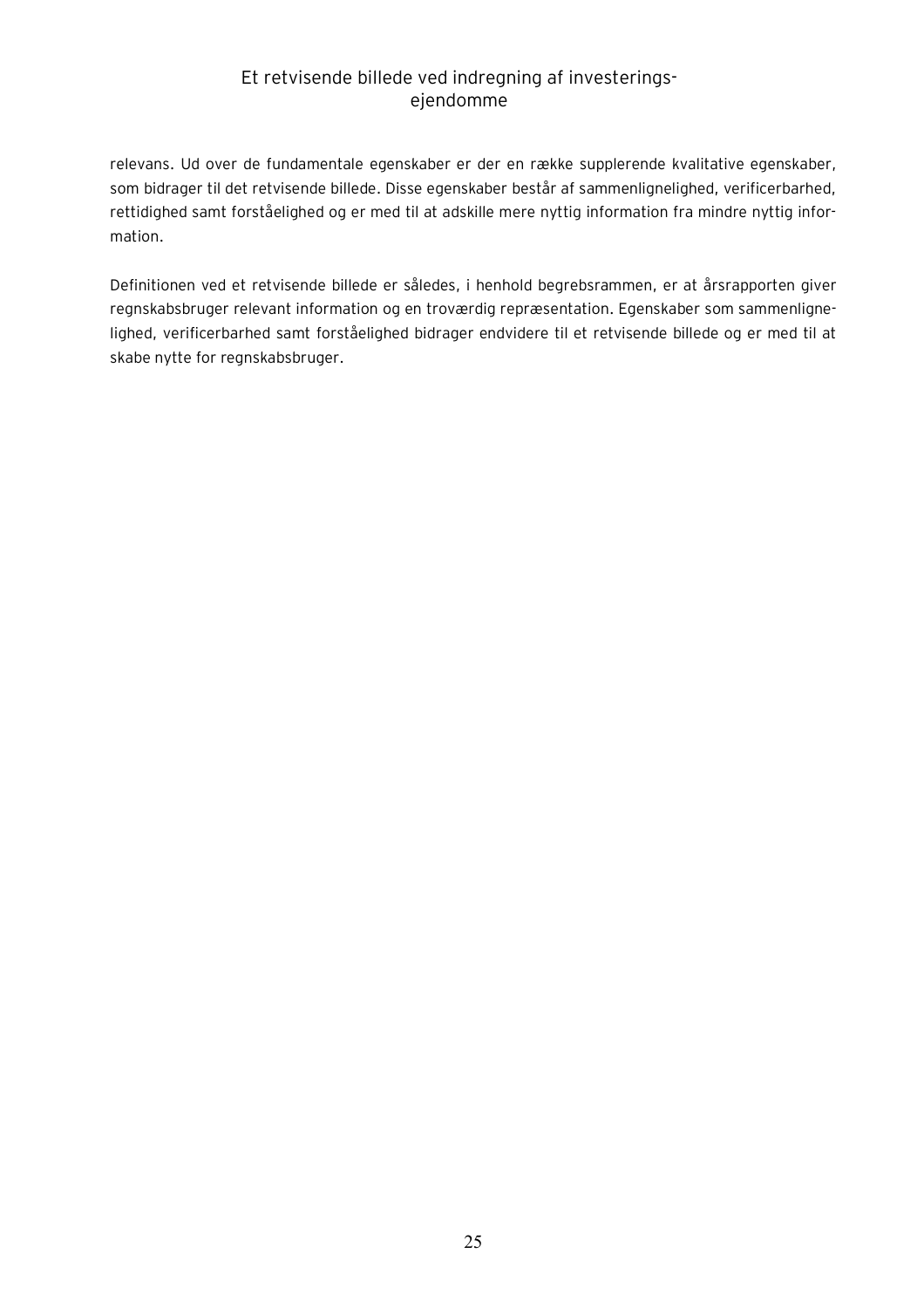relevans. Ud over de fundamentale egenskaber er der en række supplerende kvalitative egenskaber, som bidrager til det retvisende billede. Disse egenskaber består af sammenlignelighed, verificerbarhed, rettidighed samt forståelighed og er med til at adskille mere nyttig information fra mindre nyttig information.

Definitionen ved et retvisende billede er således, i henhold begrebsrammen, er at årsrapporten giver regnskabsbruger relevant information og en troværdig repræsentation. Egenskaber som sammenlignelighed, verificerbarhed samt forståelighed bidrager endvidere til et retvisende billede og er med til at skabe nytte for regnskabsbruger.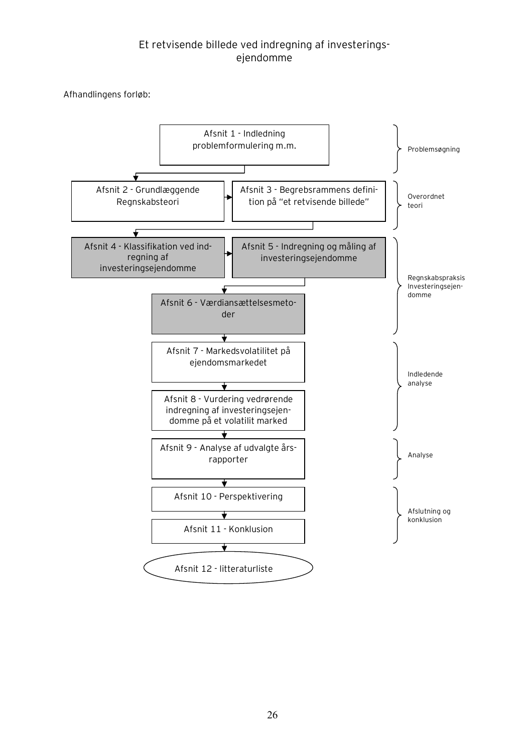Afhandlingens forløb:

| Afsnit | Fase |
|---|---|
| Afsnit 1 - Indledning problemformulering m.m. | Problemsøgning |
| Afsnit 2 - Grundlæggende Regnskabsteori | Overordnet teori |
| Afsnit 3 - Begrebsrammens definition på "et retvisende billede" | Overordnet teori |
| Afsnit 4 - Klassifikation ved indregning af investeringsejendomme | Regnskabspraksis Investeringsejendomme |
| Afsnit 5 - Indregning og måling af investeringsejendomme | Regnskabspraksis Investeringsejendomme |
| Afsnit 6 - Værdiansættelsesmetoder | Regnskabspraksis Investeringsejendomme |
| Afsnit 7 - Markedsvolatilitet på ejendomsmarkedet | Indledende analyse |
| Afsnit 8 - Vurdering vedrørende indregning af investeringsejendomme på et volatilit marked | Indledende analyse |
| Afsnit 9 - Analyse af udvalgte årsrapporter | Analyse |
| Afsnit 10 - Perspektivering | Afslutning og konklusion |
| Afsnit 11 - Konklusion | Afslutning og konklusion |
| Afsnit 12 - litteraturliste | |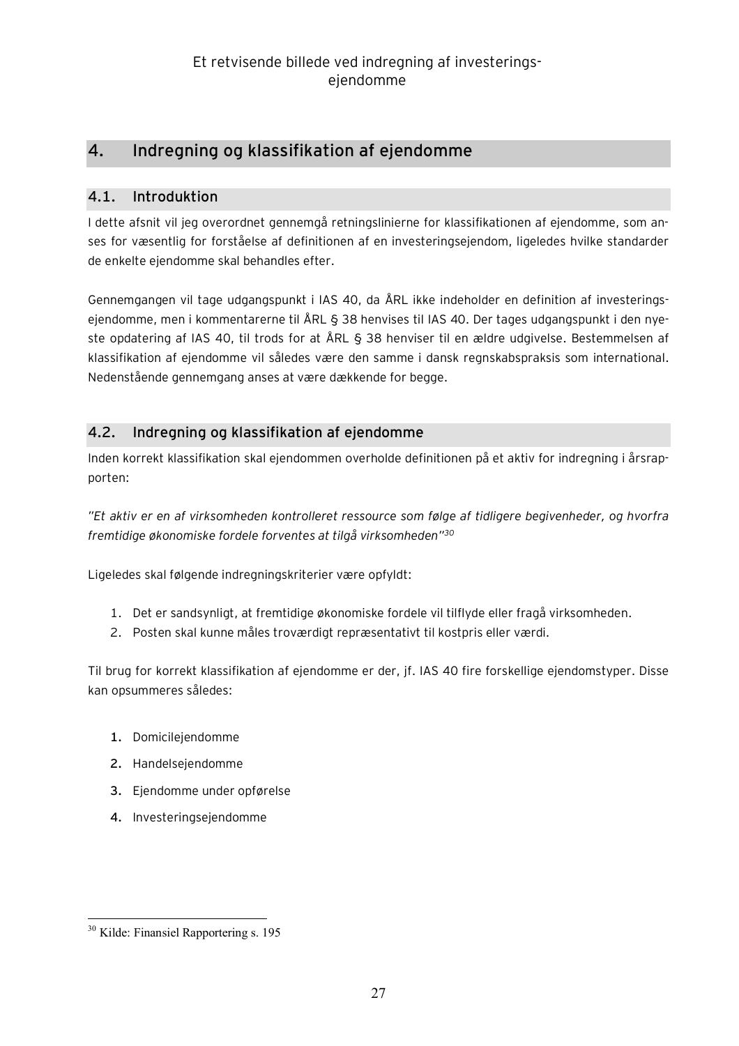## 4. Indregning og klassifikation af ejendomme

### 4.1. Introduktion

I dette afsnit vil jeg overordnet gennemgå retningslinierne for klassifikationen af ejendomme, som anses for væsentlig for forståelse af definitionen af en investeringsejendom, ligeledes hvilke standarder de enkelte ejendomme skal behandles efter.

Gennemgangen vil tage udgangspunkt i IAS 40, da ÅRL ikke indeholder en definition af investeringsejendomme, men i kommentarerne til ÅRL § 38 henvises til IAS 40. Der tages udgangspunkt i den nyeste opdatering af IAS 40, til trods for at ÅRL § 38 henviser til en ældre udgivelse. Bestemmelsen af klassifikation af ejendomme vil således være den samme i dansk regnskabspraksis som international. Nedenstående gennemgang anses at være dækkende for begge.

### 4.2. Indregning og klassifikation af ejendomme

Inden korrekt klassifikation skal ejendommen overholde definitionen på et aktiv for indregning i årsrapporten:

*"Et aktiv er en af virksomheden kontrolleret ressource som følge af tidligere begivenheder, og hvorfra fremtidige økonomiske fordele forventes at tilgå virksomheden"*[30]

Ligeledes skal følgende indregningskriterier være opfyldt:

1. Det er sandsynligt, at fremtidige økonomiske fordele vil tilflyde eller fragå virksomheden.
2. Posten skal kunne måles troværdigt repræsentativt til kostpris eller værdi.

Til brug for korrekt klassifikation af ejendomme er der, jf. IAS 40 fire forskellige ejendomstyper. Disse kan opsummeres således:

1. Domicilejendomme
2. Handelsejendomme
3. Ejendomme under opførelse
4. Investeringsejendomme

[30] Kilde: Finansiel Rapportering s. 195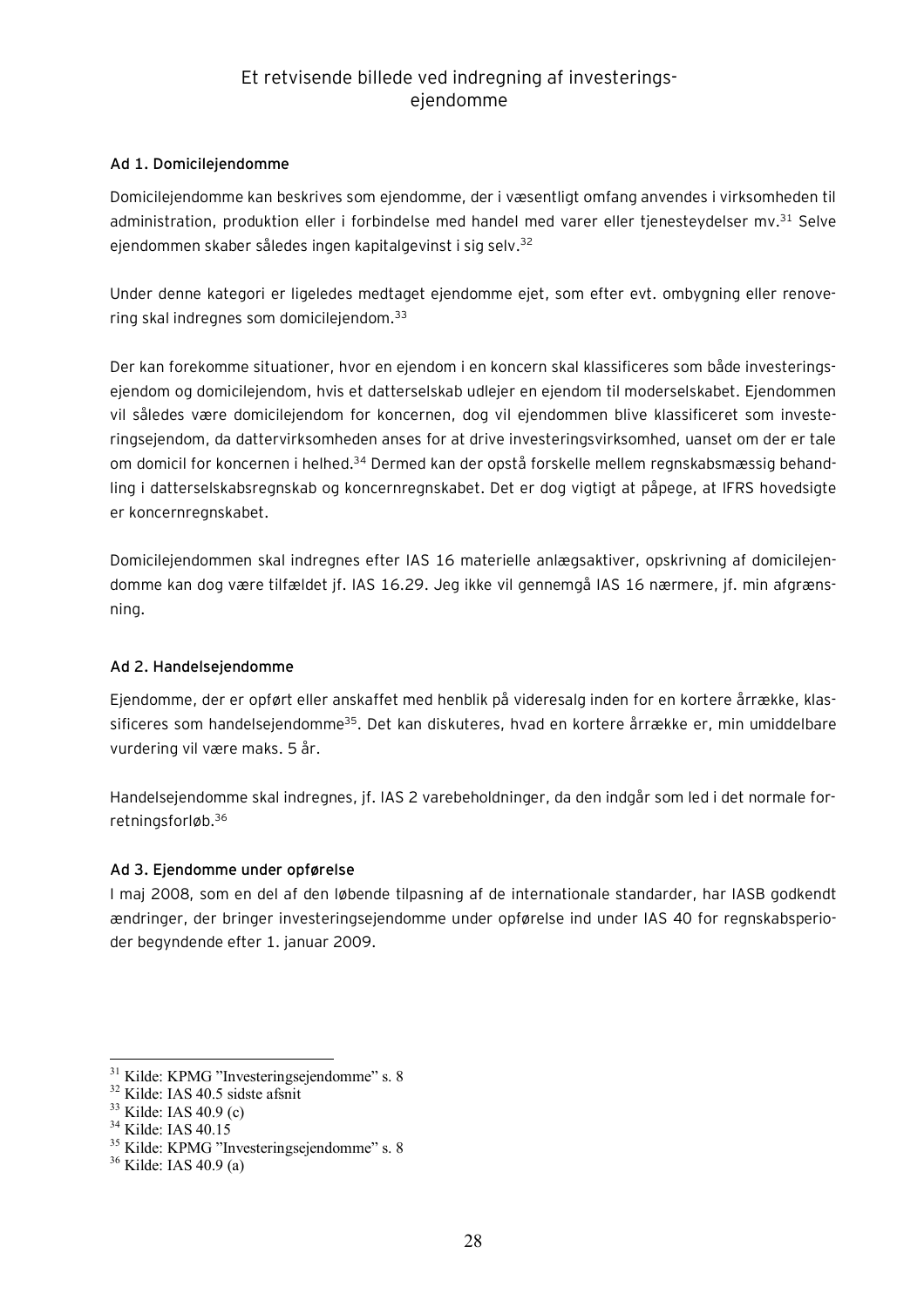### Ad 1. Domicilejendomme

Domicilejendomme kan beskrives som ejendomme, der i væsentligt omfang anvendes i virksomheden til administration, produktion eller i forbindelse med handel med varer eller tjenesteydelser mv.[31] Selve ejendommen skaber således ingen kapitalgevinst i sig selv.[32]

Under denne kategori er ligeledes medtaget ejendomme ejet, som efter evt. ombygning eller renovering skal indregnes som domicilejendom.[33]

Der kan forekomme situationer, hvor en ejendom i en koncern skal klassificeres som både investeringsejendom og domicilejendom, hvis et datterselskab udlejer en ejendom til moderselskabet. Ejendommen vil således være domicilejendom for koncernen, dog vil ejendommen blive klassificeret som investeringsejendom, da dattervirksomheden anses for at drive investeringsvirksomhed, uanset om der er tale om domicil for koncernen i helhed.[34] Dermed kan der opstå forskelle mellem regnskabsmæssig behandling i datterselskabsregnskab og koncernregnskabet. Det er dog vigtigt at påpege, at IFRS hovedsigte er koncernregnskabet.

Domicilejendommen skal indregnes efter IAS 16 materielle anlægsaktiver, opskrivning af domicilejendomme kan dog være tilfældet jf. IAS 16.29. Jeg ikke vil gennemgå IAS 16 nærmere, jf. min afgrænsning.

### Ad 2. Handelsejendomme

Ejendomme, der er opført eller anskaffet med henblik på videresalg inden for en kortere årrække, klassificeres som handelsejendomme[35]. Det kan diskuteres, hvad en kortere årrække er, min umiddelbare vurdering vil være maks. 5 år.

Handelsejendomme skal indregnes, jf. IAS 2 varebeholdninger, da den indgår som led i det normale forretningsforløb.[36]

### Ad 3. Ejendomme under opførelse

I maj 2008, som en del af den løbende tilpasning af de internationale standarder, har IASB godkendt ændringer, der bringer investeringsejendomme under opførelse ind under IAS 40 for regnskabsperioder begyndende efter 1. januar 2009.

---

[31] Kilde: KPMG "Investeringsejendomme" s. 8
[32] Kilde: IAS 40.5 sidste afsnit
[33] Kilde: IAS 40.9 (c)
[34] Kilde: IAS 40.15
[35] Kilde: KPMG "Investeringsejendomme" s. 8
[36] Kilde: IAS 40.9 (a)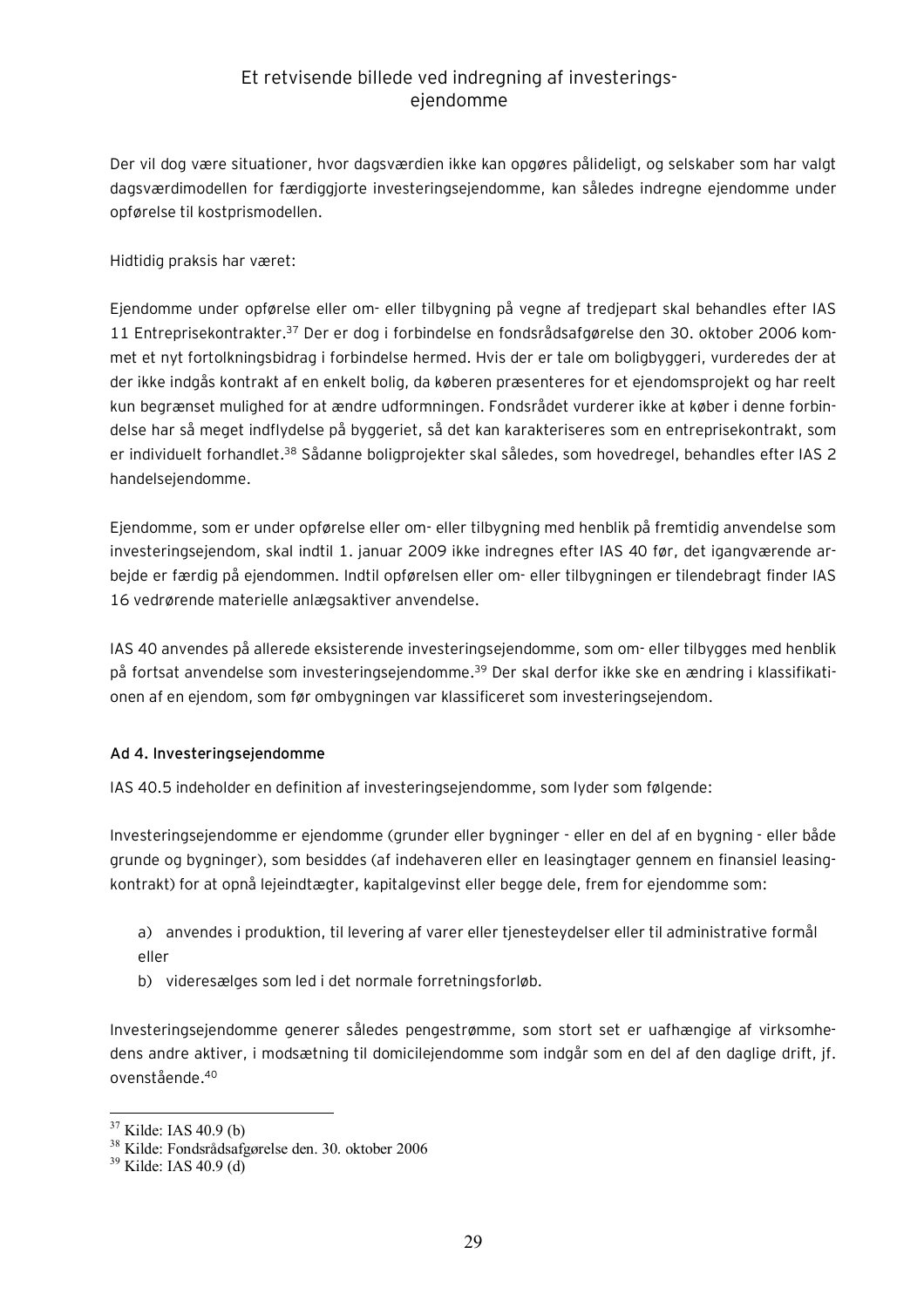Der vil dog være situationer, hvor dagsværdien ikke kan opgøres pålideligt, og selskaber som har valgt dagsværdimodellen for færdiggjorte investeringsejendomme, kan således indregne ejendomme under opførelse til kostprismodellen.

Hidtidig praksis har været:

Ejendomme under opførelse eller om- eller tilbygning på vegne af tredjepart skal behandles efter IAS 11 Entreprisekontrakter.[37] Der er dog i forbindelse en fondsrådsafgørelse den 30. oktober 2006 kommet et nyt fortolkningsbidrag i forbindelse hermed. Hvis der er tale om boligbyggeri, vurderedes der at der ikke indgås kontrakt af en enkelt bolig, da køberen præsenteres for et ejendomsprojekt og har reelt kun begrænset mulighed for at ændre udformningen. Fondsrådet vurderer ikke at køber i denne forbindelse har så meget indflydelse på byggeriet, så det kan karakteriseres som en entreprisekontrakt, som er individuelt forhandlet.[38] Sådanne boligprojekter skal således, som hovedregel, behandles efter IAS 2 handelsejendomme.

Ejendomme, som er under opførelse eller om- eller tilbygning med henblik på fremtidig anvendelse som investeringsejendom, skal indtil 1. januar 2009 ikke indregnes efter IAS 40 før, det igangværende arbejde er færdig på ejendommen. Indtil opførelsen eller om- eller tilbygningen er tilendebragt finder IAS 16 vedrørende materielle anlægsaktiver anvendelse.

IAS 40 anvendes på allerede eksisterende investeringsejendomme, som om- eller tilbygges med henblik på fortsat anvendelse som investeringsejendomme.[39] Der skal derfor ikke ske en ændring i klassifikationen af en ejendom, som før ombygningen var klassificeret som investeringsejendom.

#### Ad 4. Investeringsejendomme

IAS 40.5 indeholder en definition af investeringsejendomme, som lyder som følgende:

Investeringsejendomme er ejendomme (grunder eller bygninger - eller en del af en bygning - eller både grunde og bygninger), som besiddes (af indehaveren eller en leasingtager gennem en finansiel leasingkontrakt) for at opnå lejeindtægter, kapitalgevinst eller begge dele, frem for ejendomme som:

a) anvendes i produktion, til levering af varer eller tjenesteydelser eller til administrative formål eller
b) videresælges som led i det normale forretningsforløb.

Investeringsejendomme generer således pengestrømme, som stort set er uafhængige af virksomhedens andre aktiver, i modsætning til domicilejendomme som indgår som en del af den daglige drift, jf. ovenstående.[40]

---

[37] Kilde: IAS 40.9 (b)

[38] Kilde: Fondsrådsafgørelse den. 30. oktober 2006

[39] Kilde: IAS 40.9 (d)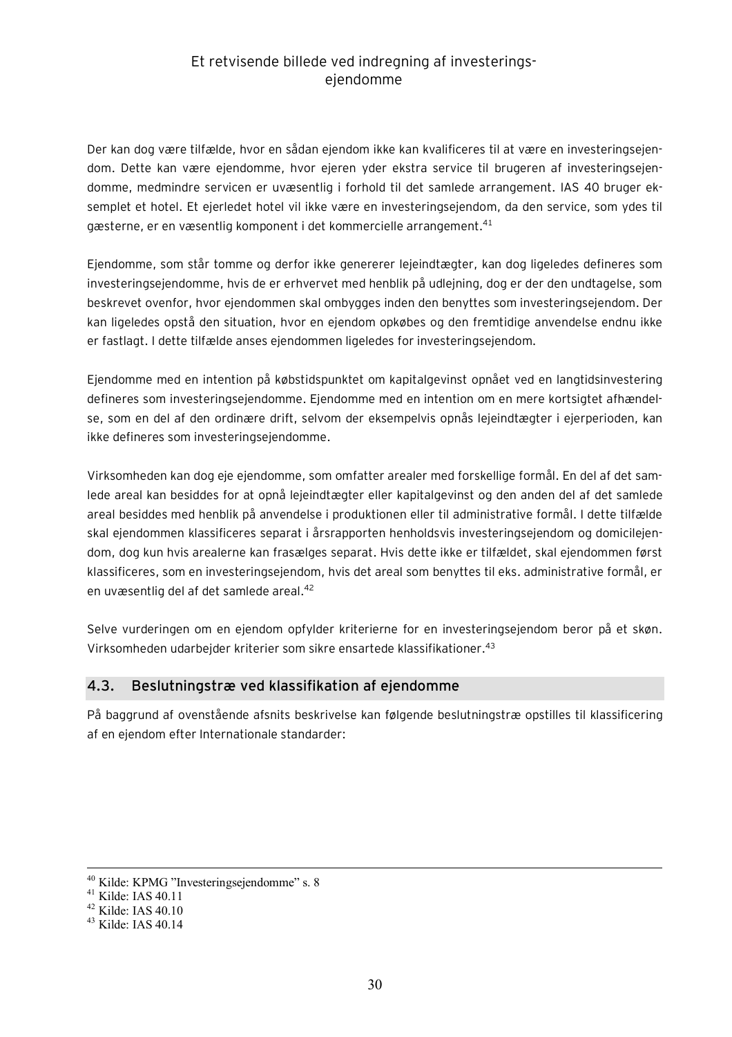Der kan dog være tilfælde, hvor en sådan ejendom ikke kan kvalificeres til at være en investeringsejendom. Dette kan være ejendomme, hvor ejeren yder ekstra service til brugeren af investeringsejendomme, medmindre servicen er uvæsentlig i forhold til det samlede arrangement. IAS 40 bruger eksemplet et hotel. Et ejerledet hotel vil ikke være en investeringsejendom, da den service, som ydes til gæsterne, er en væsentlig komponent i det kommercielle arrangement.[41]

Ejendomme, som står tomme og derfor ikke genererer lejeindtægter, kan dog ligeledes defineres som investeringsejendomme, hvis de er erhvervet med henblik på udlejning, dog er der den undtagelse, som beskrevet ovenfor, hvor ejendommen skal ombygges inden den benyttes som investeringsejendom. Der kan ligeledes opstå den situation, hvor en ejendom opkøbes og den fremtidige anvendelse endnu ikke er fastlagt. I dette tilfælde anses ejendommen ligeledes for investeringsejendom.

Ejendomme med en intention på købstidspunktet om kapitalgevinst opnået ved en langtidsinvestering defineres som investeringsejendomme. Ejendomme med en intention om en mere kortsigtet afhændelse, som en del af den ordinære drift, selvom der eksempelvis opnås lejeindtægter i ejerperioden, kan ikke defineres som investeringsejendomme.

Virksomheden kan dog eje ejendomme, som omfatter arealer med forskellige formål. En del af det samlede areal kan besiddes for at opnå lejeindtægter eller kapitalgevinst og den anden del af det samlede areal besiddes med henblik på anvendelse i produktionen eller til administrative formål. I dette tilfælde skal ejendommen klassificeres separat i årsrapporten henholdsvis investeringsejendom og domicilejendom, dog kun hvis arealerne kan frasælges separat. Hvis dette ikke er tilfældet, skal ejendommen først klassificeres, som en investeringsejendom, hvis det areal som benyttes til eks. administrative formål, er en uvæsentlig del af det samlede areal.[42]

Selve vurderingen om en ejendom opfylder kriterierne for en investeringsejendom beror på et skøn. Virksomheden udarbejder kriterier som sikre ensartede klassifikationer.[43]

## 4.3. Beslutningstræ ved klassifikation af ejendomme

På baggrund af ovenstående afsnits beskrivelse kan følgende beslutningstræ opstilles til klassificering af en ejendom efter Internationale standarder:

---

[40] Kilde: KPMG "Investeringsejendomme" s. 8
[41] Kilde: IAS 40.11
[42] Kilde: IAS 40.10
[43] Kilde: IAS 40.14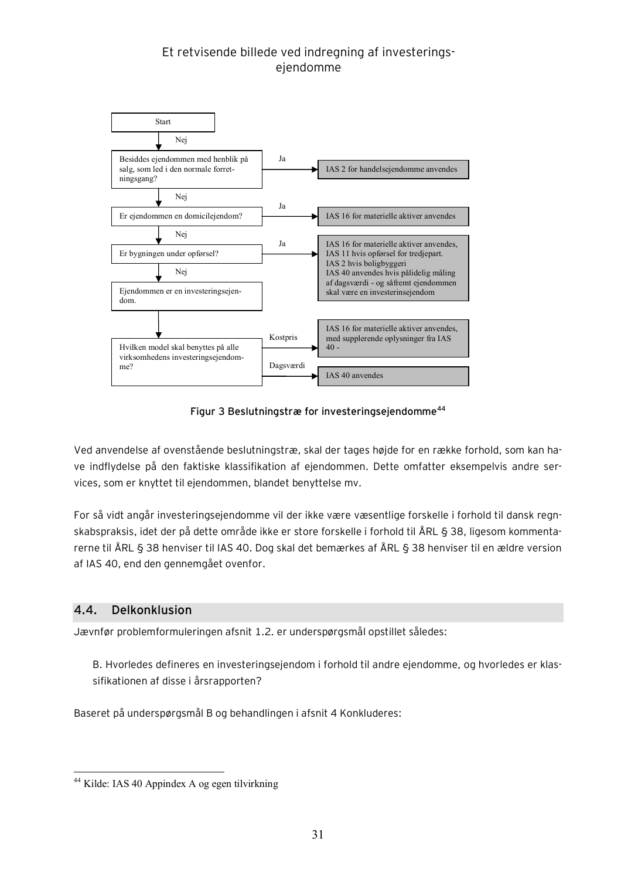Start

Nej

Besiddes ejendommen med henblik på salg, som led i den normale forretningsgang? — Ja → IAS 2 for handelsejendomme anvendes

Nej

Er ejendommen en domicilejendom? — Ja → IAS 16 for materielle aktiver anvendes

Nej

Er bygningen under opførsel? — Ja → IAS 16 for materielle aktiver anvendes, IAS 11 hvis opførsel for tredjepart. IAS 2 hvis boligbyggeri IAS 40 anvendes hvis pålidelig måling af dagsværdi - og såfremt ejendommen skal være en investerinsejendom

Nej

Ejendommen er en investeringsejendom.

Hvilken model skal benyttes på alle virksomhedens investeringsejendomme? — Kostpris → IAS 16 for materielle aktiver anvendes, med supplerende oplysninger fra IAS 40 -

Dagsværdi → IAS 40 anvendes

**Figur 3 Beslutningstræ for investeringsejendomme**[44]

Ved anvendelse af ovenstående beslutningstræ, skal der tages højde for en række forhold, som kan have indflydelse på den faktiske klassifikation af ejendommen. Dette omfatter eksempelvis andre services, som er knyttet til ejendommen, blandet benyttelse mv.

For så vidt angår investeringsejendomme vil der ikke være væsentlige forskelle i forhold til dansk regnskabspraksis, idet der på dette område ikke er store forskelle i forhold til ÅRL § 38, ligesom kommentarerne til ÅRL § 38 henviser til IAS 40. Dog skal det bemærkes af ÅRL § 38 henviser til en ældre version af IAS 40, end den gennemgået ovenfor.

## 4.4. Delkonklusion

Jævnfør problemformuleringen afsnit 1.2. er underspørgsmål opstillet således:

> B. Hvorledes defineres en investeringsejendom i forhold til andre ejendomme, og hvorledes er klassifikationen af disse i årsrapporten?

Baseret på underspørgsmål B og behandlingen i afsnit 4 Konkluderes:

---

[44] Kilde: IAS 40 Appindex A og egen tilvirkning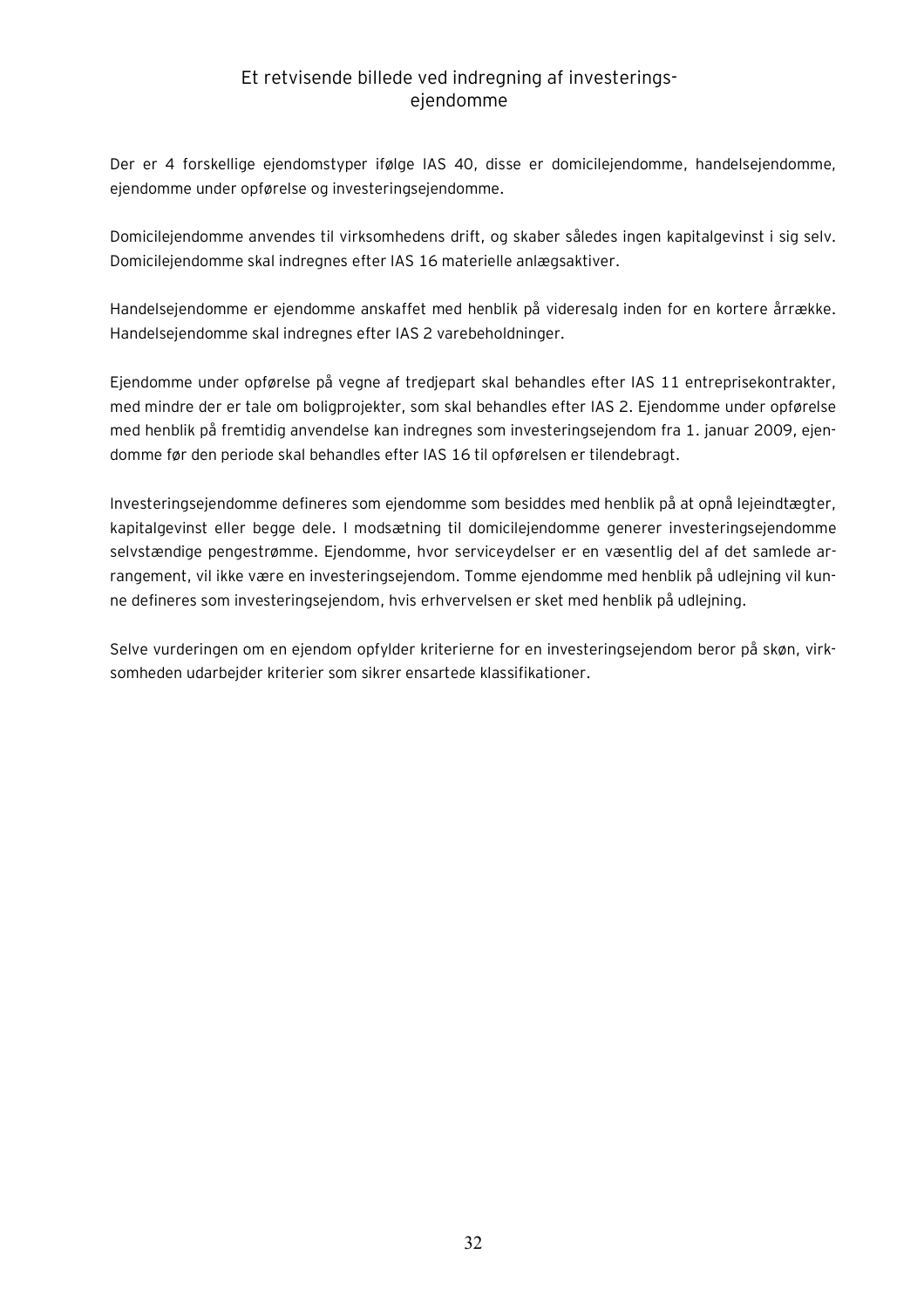## Et retvisende billede ved indregning af investeringsejendomme

Der er 4 forskellige ejendomstyper ifølge IAS 40, disse er domicilejendomme, handelsejendomme, ejendomme under opførelse og investeringsejendomme.

Domicilejendomme anvendes til virksomhedens drift, og skaber således ingen kapitalgevinst i sig selv. Domicilejendomme skal indregnes efter IAS 16 materielle anlægsaktiver.

Handelsejendomme er ejendomme anskaffet med henblik på videresalg inden for en kortere årrække. Handelsejendomme skal indregnes efter IAS 2 varebeholdninger.

Ejendomme under opførelse på vegne af tredjepart skal behandles efter IAS 11 entreprisekontrakter, med mindre der er tale om boligprojekter, som skal behandles efter IAS 2. Ejendomme under opførelse med henblik på fremtidig anvendelse kan indregnes som investeringsejendom fra 1. januar 2009, ejendomme før den periode skal behandles efter IAS 16 til opførelsen er tilendebragt.

Investeringsejendomme defineres som ejendomme som besiddes med henblik på at opnå lejeindtægter, kapitalgevinst eller begge dele. I modsætning til domicilejendomme generer investeringsejendomme selvstændige pengestrømme. Ejendomme, hvor serviceydelser er en væsentlig del af det samlede arrangement, vil ikke være en investeringsejendom. Tomme ejendomme med henblik på udlejning vil kunne defineres som investeringsejendom, hvis erhvervelsen er sket med henblik på udlejning.

Selve vurderingen om en ejendom opfylder kriterierne for en investeringsejendom beror på skøn, virksomheden udarbejder kriterier som sikrer ensartede klassifikationer.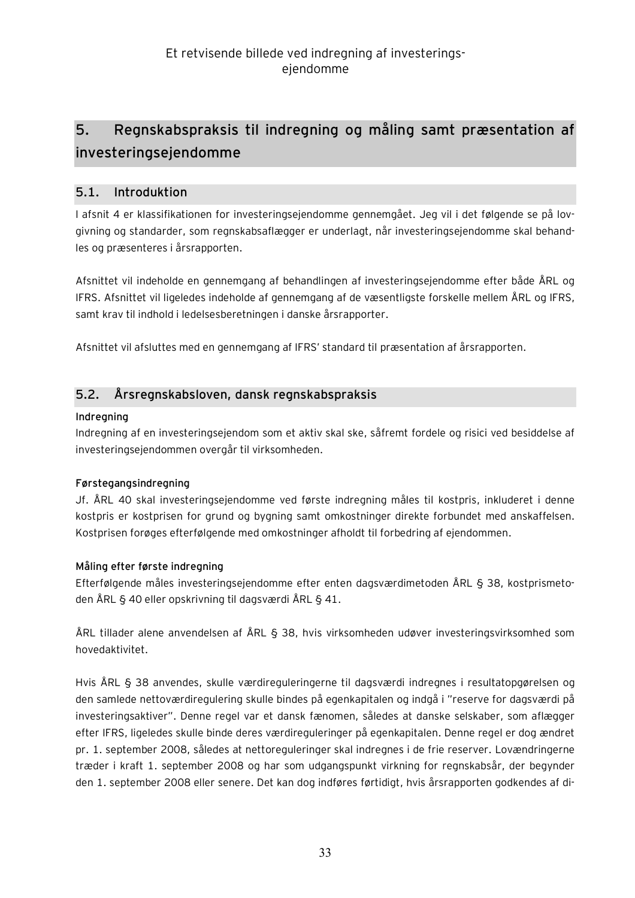## 5. Regnskabspraksis til indregning og måling samt præsentation af investeringsejendomme

### 5.1. Introduktion

I afsnit 4 er klassifikationen for investeringsejendomme gennemgået. Jeg vil i det følgende se på lovgivning og standarder, som regnskabsaflægger er underlagt, når investeringsejendomme skal behandles og præsenteres i årsrapporten.

Afsnittet vil indeholde en gennemgang af behandlingen af investeringsejendomme efter både ÅRL og IFRS. Afsnittet vil ligeledes indeholde af gennemgang af de væsentligste forskelle mellem ÅRL og IFRS, samt krav til indhold i ledelsesberetningen i danske årsrapporter.

Afsnittet vil afsluttes med en gennemgang af IFRS' standard til præsentation af årsrapporten.

### 5.2. Årsregnskabsloven, dansk regnskabspraksis

**Indregning**

Indregning af en investeringsejendom som et aktiv skal ske, såfremt fordele og risici ved besiddelse af investeringsejendommen overgår til virksomheden.

**Førstegangsindregning**

Jf. ÅRL 40 skal investeringsejendomme ved første indregning måles til kostpris, inkluderet i denne kostpris er kostprisen for grund og bygning samt omkostninger direkte forbundet med anskaffelsen. Kostprisen forøges efterfølgende med omkostninger afholdt til forbedring af ejendommen.

**Måling efter første indregning**

Efterfølgende måles investeringsejendomme efter enten dagsværdimetoden ÅRL § 38, kostprismetoden ÅRL § 40 eller opskrivning til dagsværdi ÅRL § 41.

ÅRL tillader alene anvendelsen af ÅRL § 38, hvis virksomheden udøver investeringsvirksomhed som hovedaktivitet.

Hvis ÅRL § 38 anvendes, skulle værdireguleringerne til dagsværdi indregnes i resultatopgørelsen og den samlede nettoværdiregulering skulle bindes på egenkapitalen og indgå i "reserve for dagsværdi på investeringsaktiver". Denne regel var et dansk fænomen, således at danske selskaber, som aflægger efter IFRS, ligeledes skulle binde deres værdireguleringer på egenkapitalen. Denne regel er dog ændret pr. 1. september 2008, således at nettoreguleringer skal indregnes i de frie reserver. Lovændringerne træder i kraft 1. september 2008 og har som udgangspunkt virkning for regnskabsår, der begynder den 1. september 2008 eller senere. Det kan dog indføres førtidigt, hvis årsrapporten godkendes af di-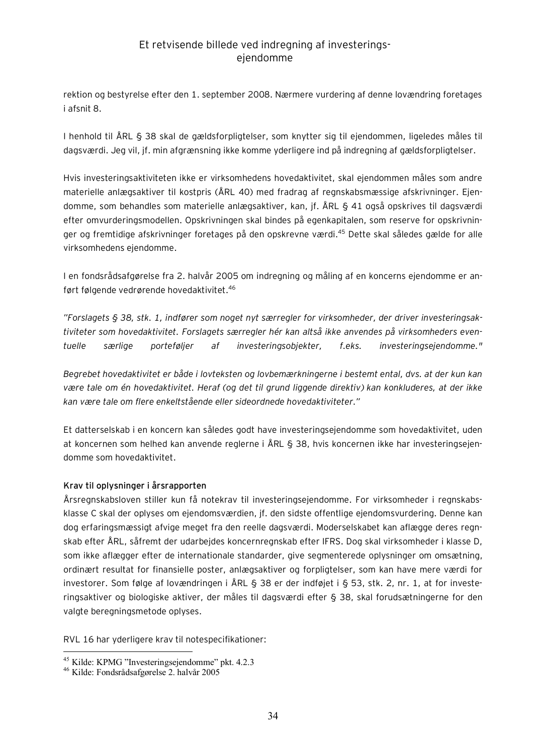rektion og bestyrelse efter den 1. september 2008. Nærmere vurdering af denne lovændring foretages i afsnit 8.

I henhold til ÅRL § 38 skal de gældsforpligtelser, som knytter sig til ejendommen, ligeledes måles til dagsværdi. Jeg vil, jf. min afgrænsning ikke komme yderligere ind på indregning af gældsforpligtelser.

Hvis investeringsaktiviteten ikke er virksomhedens hovedaktivitet, skal ejendommen måles som andre materielle anlægsaktiver til kostpris (ÅRL 40) med fradrag af regnskabsmæssige afskrivninger. Ejendomme, som behandles som materielle anlægsaktiver, kan, jf. ÅRL § 41 også opskrives til dagsværdi efter omvurderingsmodellen. Opskrivningen skal bindes på egenkapitalen, som reserve for opskrivninger og fremtidige afskrivninger foretages på den opskrevne værdi.[45] Dette skal således gælde for alle virksomhedens ejendomme.

I en fondsrådsafgørelse fra 2. halvår 2005 om indregning og måling af en koncerns ejendomme er anført følgende vedrørende hovedaktivitet.[46]

*"Forslagets § 38, stk. 1, indfører som noget nyt særregler for virksomheder, der driver investeringsaktiviteter som hovedaktivitet. Forslagets særregler hér kan altså ikke anvendes på virksomheders eventuelle særlige porteføljer af investeringsobjekter, f.eks. investeringsejendomme."*

*Begrebet hovedaktivitet er både i lovteksten og lovbemærkningerne i bestemt ental, dvs. at der kun kan være tale om én hovedaktivitet. Heraf (og det til grund liggende direktiv) kan konkluderes, at der ikke kan være tale om flere enkeltstående eller sideordnede hovedaktiviteter."*

Et datterselskab i en koncern kan således godt have investeringsejendomme som hovedaktivitet, uden at koncernen som helhed kan anvende reglerne i ÅRL § 38, hvis koncernen ikke har investeringsejendomme som hovedaktivitet.

**Krav til oplysninger i årsrapporten**

Årsregnskabsloven stiller kun få notekrav til investeringsejendomme. For virksomheder i regnskabsklasse C skal der oplyses om ejendomsværdien, jf. den sidste offentlige ejendomsvurdering. Denne kan dog erfaringsmæssigt afvige meget fra den reelle dagsværdi. Moderselskabet kan aflægge deres regnskab efter ÅRL, såfremt der udarbejdes koncernregnskab efter IFRS. Dog skal virksomheder i klasse D, som ikke aflægger efter de internationale standarder, give segmenterede oplysninger om omsætning, ordinært resultat for finansielle poster, anlægsaktiver og forpligtelser, som kan have mere værdi for investorer. Som følge af lovændringen i ÅRL § 38 er der indføjet i § 53, stk. 2, nr. 1, at for investeringsaktiver og biologiske aktiver, der måles til dagsværdi efter § 38, skal forudsætningerne for den valgte beregningsmetode oplyses.

RVL 16 har yderligere krav til notespecifikationer:

---

[45] Kilde: KPMG "Investeringsejendomme" pkt. 4.2.3

[46] Kilde: Fondsrådsafgørelse 2. halvår 2005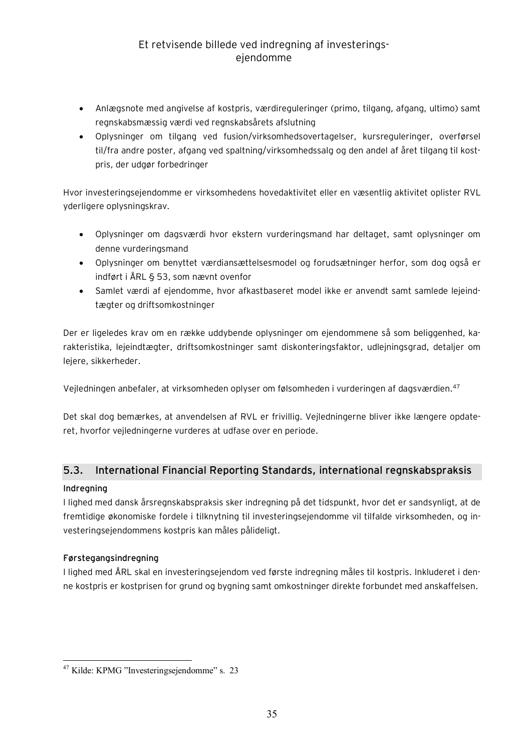- Anlægsnote med angivelse af kostpris, værdireguleringer (primo, tilgang, afgang, ultimo) samt regnskabsmæssig værdi ved regnskabsårets afslutning
- Oplysninger om tilgang ved fusion/virksomhedsovertagelser, kursreguleringer, overførsel til/fra andre poster, afgang ved spaltning/virksomhedssalg og den andel af året tilgang til kostpris, der udgør forbedringer

Hvor investeringsejendomme er virksomhedens hovedaktivitet eller en væsentlig aktivitet oplister RVL yderligere oplysningskrav.

- Oplysninger om dagsværdi hvor ekstern vurderingsmand har deltaget, samt oplysninger om denne vurderingsmand
- Oplysninger om benyttet værdiansættelsesmodel og forudsætninger herfor, som dog også er indført i ÅRL § 53, som nævnt ovenfor
- Samlet værdi af ejendomme, hvor afkastbaseret model ikke er anvendt samt samlede lejeindtægter og driftsomkostninger

Der er ligeledes krav om en række uddybende oplysninger om ejendommene så som beliggenhed, karakteristika, lejeindtægter, driftsomkostninger samt diskonteringsfaktor, udlejningsgrad, detaljer om lejere, sikkerheder.

Vejledningen anbefaler, at virksomheden oplyser om følsomheden i vurderingen af dagsværdien.[47]

Det skal dog bemærkes, at anvendelsen af RVL er frivillig. Vejledningerne bliver ikke længere opdateret, hvorfor vejledningerne vurderes at udfase over en periode.

## 5.3. International Financial Reporting Standards, international regnskabspraksis

**Indregning**

I lighed med dansk årsregnskabspraksis sker indregning på det tidspunkt, hvor det er sandsynligt, at de fremtidige økonomiske fordele i tilknytning til investeringsejendomme vil tilfalde virksomheden, og investeringsejendommens kostpris kan måles pålideligt.

**Førstegangsindregning**

I lighed med ÅRL skal en investeringsejendom ved første indregning måles til kostpris. Inkluderet i denne kostpris er kostprisen for grund og bygning samt omkostninger direkte forbundet med anskaffelsen.

[47] Kilde: KPMG "Investeringsejendomme" s. 23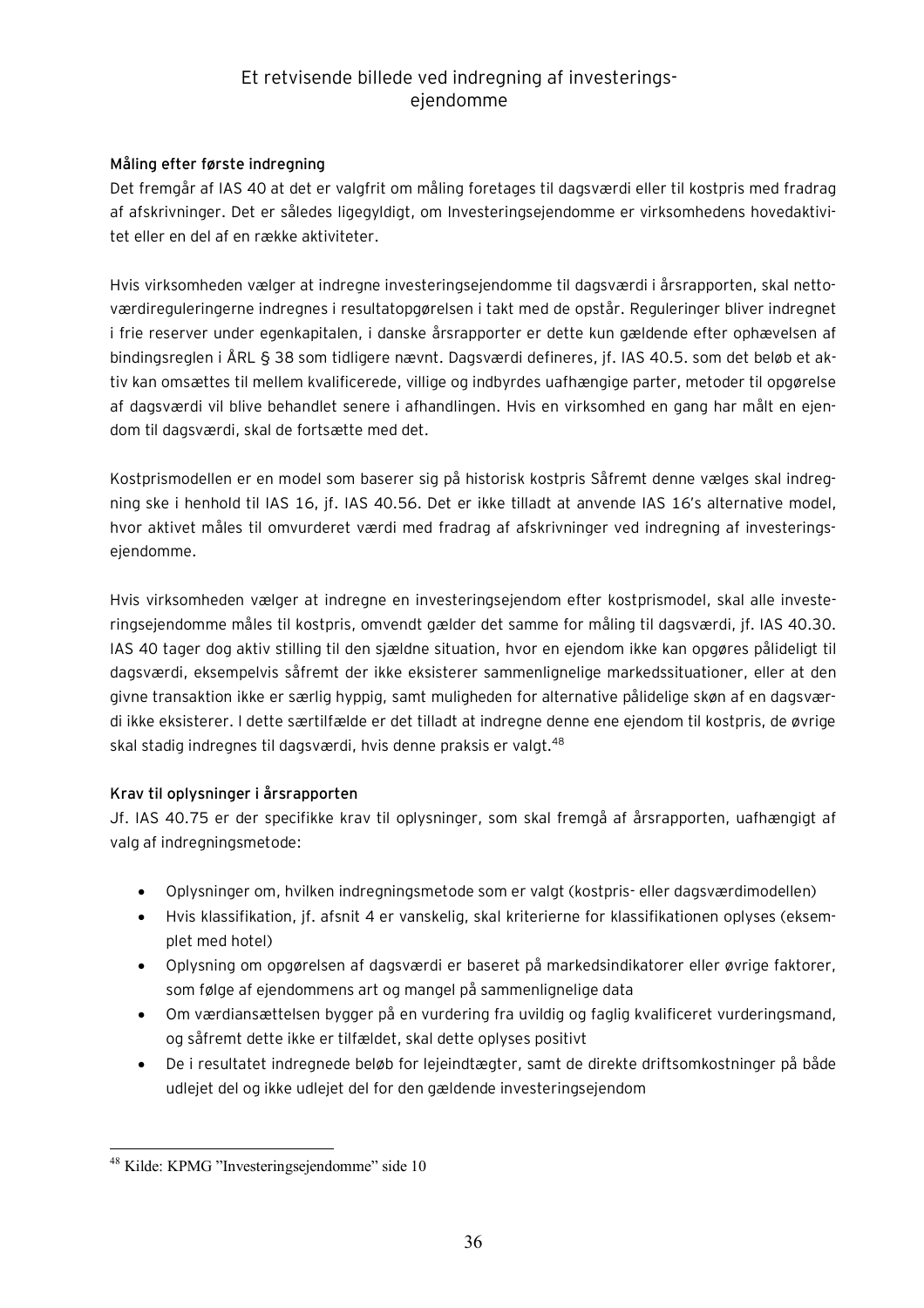### Måling efter første indregning

Det fremgår af IAS 40 at det er valgfrit om måling foretages til dagsværdi eller til kostpris med fradrag af afskrivninger. Det er således ligegyldigt, om Investeringsejendomme er virksomhedens hovedaktivitet eller en del af en række aktiviteter.

Hvis virksomheden vælger at indregne investeringsejendomme til dagsværdi i årsrapporten, skal nettoværdireguleringerne indregnes i resultatopgørelsen i takt med de opstår. Reguleringer bliver indregnet i frie reserver under egenkapitalen, i danske årsrapporter er dette kun gældende efter ophævelsen af bindingsreglen i ÅRL § 38 som tidligere nævnt. Dagsværdi defineres, jf. IAS 40.5. som det beløb et aktiv kan omsættes til mellem kvalificerede, villige og indbyrdes uafhængige parter, metoder til opgørelse af dagsværdi vil blive behandlet senere i afhandlingen. Hvis en virksomhed en gang har målt en ejendom til dagsværdi, skal de fortsætte med det.

Kostprismodellen er en model som baserer sig på historisk kostpris Såfremt denne vælges skal indregning ske i henhold til IAS 16, jf. IAS 40.56. Det er ikke tilladt at anvende IAS 16's alternative model, hvor aktivet måles til omvurderet værdi med fradrag af afskrivninger ved indregning af investeringsejendomme.

Hvis virksomheden vælger at indregne en investeringsejendom efter kostprismodel, skal alle investeringsejendomme måles til kostpris, omvendt gælder det samme for måling til dagsværdi, jf. IAS 40.30. IAS 40 tager dog aktiv stilling til den sjældne situation, hvor en ejendom ikke kan opgøres pålideligt til dagsværdi, eksempelvis såfremt der ikke eksisterer sammenlignelige markedssituationer, eller at den givne transaktion ikke er særlig hyppig, samt muligheden for alternative pålidelige skøn af en dagsværdi ikke eksisterer. I dette særtilfælde er det tilladt at indregne denne ene ejendom til kostpris, de øvrige skal stadig indregnes til dagsværdi, hvis denne praksis er valgt.[48]

### Krav til oplysninger i årsrapporten

Jf. IAS 40.75 er der specifikke krav til oplysninger, som skal fremgå af årsrapporten, uafhængigt af valg af indregningsmetode:

- Oplysninger om, hvilken indregningsmetode som er valgt (kostpris- eller dagsværdimodellen)
- Hvis klassifikation, jf. afsnit 4 er vanskelig, skal kriterierne for klassifikationen oplyses (eksemplet med hotel)
- Oplysning om opgørelsen af dagsværdi er baseret på markedsindikatorer eller øvrige faktorer, som følge af ejendommens art og mangel på sammenlignelige data
- Om værdiansættelsen bygger på en vurdering fra uvildig og fagligt kvalificeret vurderingsmand, og såfremt dette ikke er tilfældet, skal dette oplyses positivt
- De i resultatet indregnede beløb for lejeindtægter, samt de direkte driftsomkostninger på både udlejet del og ikke udlejet del for den gældende investeringsejendom

[48] Kilde: KPMG "Investeringsejendomme" side 10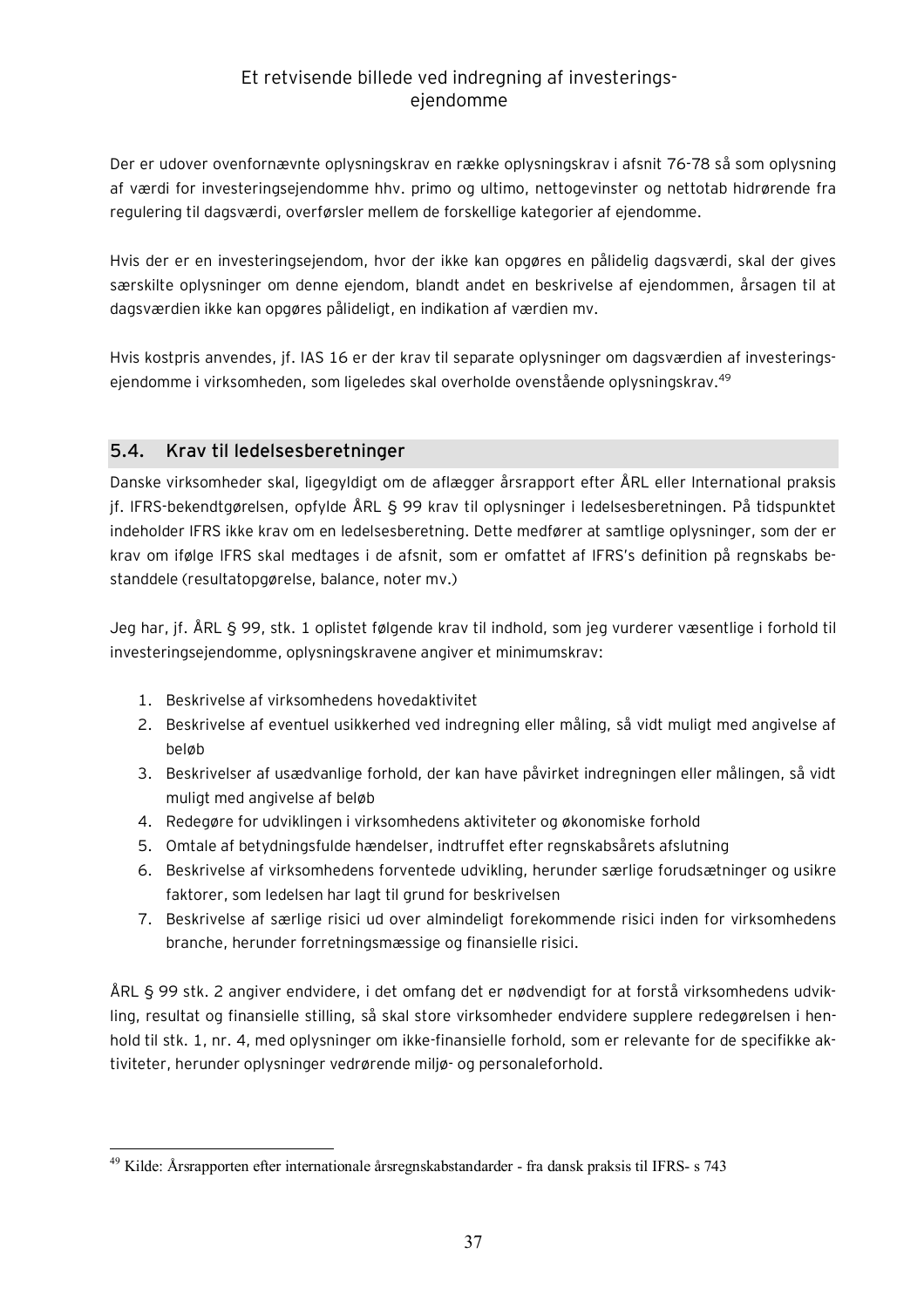Der er udover ovenfornævnte oplysningskrav en række oplysningskrav i afsnit 76-78 så som oplysning af værdi for investeringsejendomme hhv. primo og ultimo, nettogevinster og nettotab hidrørende fra regulering til dagsværdi, overførsler mellem de forskellige kategorier af ejendomme.

Hvis der er en investeringsejendom, hvor der ikke kan opgøres en pålidelig dagsværdi, skal der gives særskilte oplysninger om denne ejendom, blandt andet en beskrivelse af ejendommen, årsagen til at dagsværdien ikke kan opgøres pålideligt, en indikation af værdien mv.

Hvis kostpris anvendes, jf. IAS 16 er der krav til separate oplysninger om dagsværdien af investeringsejendomme i virksomheden, som ligeledes skal overholde ovenstående oplysningskrav.[49]

## 5.4. Krav til ledelsesberetninger

Danske virksomheder skal, ligegyldigt om de aflægger årsrapport efter ÅRL eller International praksis jf. IFRS-bekendtgørelsen, opfylde ÅRL § 99 krav til oplysninger i ledelsesberetningen. På tidspunktet indeholder IFRS ikke krav om en ledelsesberetning. Dette medfører at samtlige oplysninger, som der er krav om ifølge IFRS skal medtages i de afsnit, som er omfattet af IFRS's definition på regnskabs bestanddele (resultatopgørelse, balance, noter mv.)

Jeg har, jf. ÅRL § 99, stk. 1 oplistet følgende krav til indhold, som jeg vurderer væsentlige i forhold til investeringsejendomme, oplysningskravene angiver et minimumskrav:

1. Beskrivelse af virksomhedens hovedaktivitet
2. Beskrivelse af eventuel usikkerhed ved indregning eller måling, så vidt muligt med angivelse af beløb
3. Beskrivelser af usædvanlige forhold, der kan have påvirket indregningen eller målingen, så vidt muligt med angivelse af beløb
4. Redegøre for udviklingen i virksomhedens aktiviteter og økonomiske forhold
5. Omtale af betydningsfulde hændelser, indtruffet efter regnskabsårets afslutning
6. Beskrivelse af virksomhedens forventede udvikling, herunder særlige forudsætninger og usikre faktorer, som ledelsen har lagt til grund for beskrivelsen
7. Beskrivelse af særlige risici ud over almindeligt forekommende risici inden for virksomhedens branche, herunder forretningsmæssige og finansielle risici.

ÅRL § 99 stk. 2 angiver endvidere, i det omfang det er nødvendigt for at forstå virksomhedens udvikling, resultat og finansielle stilling, så skal store virksomheder endvidere supplere redegørelsen i henhold til stk. 1, nr. 4, med oplysninger om ikke-finansielle forhold, som er relevante for de specifikke aktiviteter, herunder oplysninger vedrørende miljø- og personaleforhold.

[49] Kilde: Årsrapporten efter internationale årsregnskabstandarder - fra dansk praksis til IFRS- s 743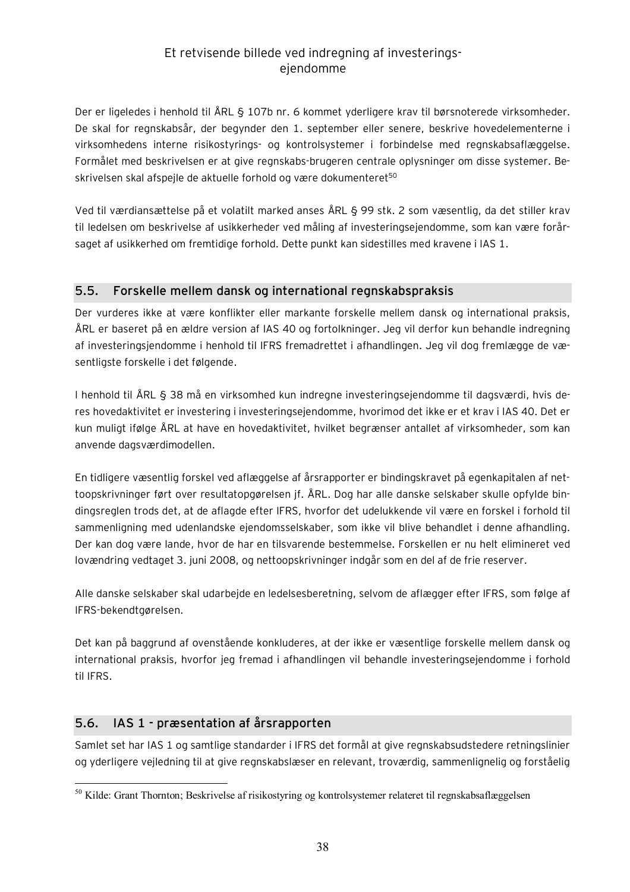Der er ligeledes i henhold til ÅRL § 107b nr. 6 kommet yderligere krav til børsnoterede virksomheder. De skal for regnskabsår, der begynder den 1. september eller senere, beskrive hovedelementerne i virksomhedens interne risikostyrings- og kontrolsystemer i forbindelse med regnskabsaflæggelse. Formålet med beskrivelsen er at give regnskabs-brugeren centrale oplysninger om disse systemer. Beskrivelsen skal afspejle de aktuelle forhold og være dokumenteret[50]

Ved til værdiansættelse på et volatilt marked anses ÅRL § 99 stk. 2 som væsentlig, da det stiller krav til ledelsen om beskrivelse af usikkerheder ved måling af investeringsejendomme, som kan være forårsaget af usikkerhed om fremtidige forhold. Dette punkt kan sidestilles med kravene i IAS 1.

## 5.5. Forskelle mellem dansk og international regnskabspraksis

Der vurderes ikke at være konflikter eller markante forskelle mellem dansk og international praksis, ÅRL er baseret på en ældre version af IAS 40 og fortolkninger. Jeg vil derfor kun behandle indregning af investeringsejendomme i henhold til IFRS fremadrettet i afhandlingen. Jeg vil dog fremlægge de væsentligste forskelle i det følgende.

I henhold til ÅRL § 38 må en virksomhed kun indregne investeringsejendomme til dagsværdi, hvis deres hovedaktivitet er investering i investeringsejendomme, hvorimod det ikke er et krav i IAS 40. Det er kun muligt ifølge ÅRL at have en hovedaktivitet, hvilket begrænser antallet af virksomheder, som kan anvende dagsværdimodellen.

En tidligere væsentlig forskel ved aflæggelse af årsrapporter er bindingskravet på egenkapitalen af nettoopskrivninger ført over resultatopgørelsen jf. ÅRL. Dog har alle danske selskaber skulle opfylde bindingsreglen trods det, at de aflagde efter IFRS, hvorfor det udelukkende vil være en forskel i forhold til sammenligning med udenlandske ejendomsselskaber, som ikke vil blive behandlet i denne afhandling. Der kan dog være lande, hvor de har en tilsvarende bestemmelse. Forskellen er nu helt elimineret ved lovændring vedtaget 3. juni 2008, og nettoopskrivninger indgår som en del af de frie reserver.

Alle danske selskaber skal udarbejde en ledelsesberetning, selvom de aflægger efter IFRS, som følge af IFRS-bekendtgørelsen.

Det kan på baggrund af ovenstående konkluderes, at der ikke er væsentlige forskelle mellem dansk og international praksis, hvorfor jeg fremad i afhandlingen vil behandle investeringsejendomme i forhold til IFRS.

## 5.6. IAS 1 - præsentation af årsrapporten

Samlet set har IAS 1 og samtlige standarder i IFRS det formål at give regnskabsudstedere retningslinier og yderligere vejledning til at give regnskabslæser en relevant, troværdig, sammenlignelig og forståelig

[50] Kilde: Grant Thornton; Beskrivelse af risikostyring og kontrolsystemer relateret til regnskabsaflæggelsen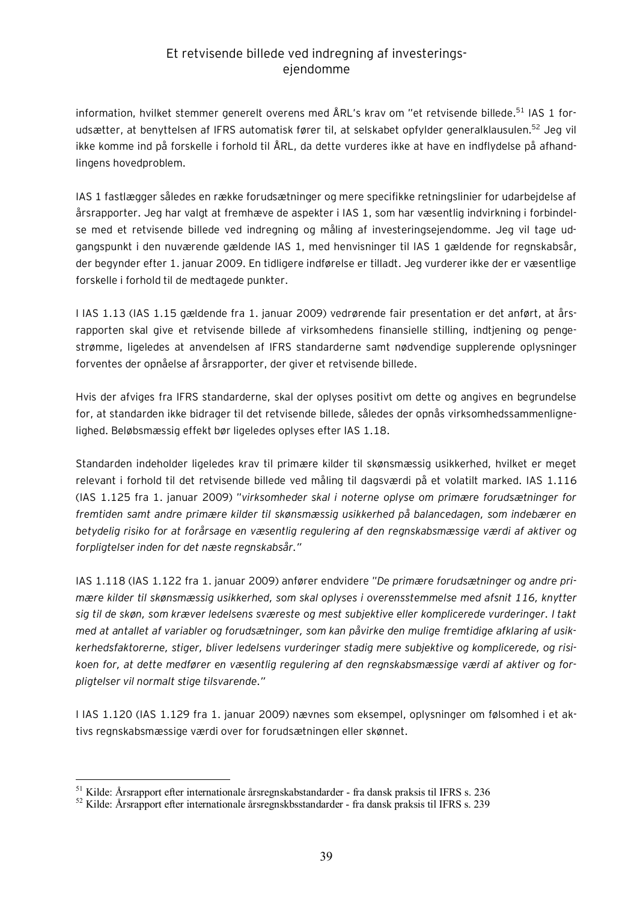information, hvilket stemmer generelt overens med ÅRL's krav om "et retvisende billede.[51] IAS 1 forudsætter, at benyttelsen af IFRS automatisk fører til, at selskabet opfylder generalklausulen.[52] Jeg vil ikke komme ind på forskelle i forhold til ÅRL, da dette vurderes ikke at have en indflydelse på afhandlingens hovedproblem.

IAS 1 fastlægger således en række forudsætninger og mere specifikke retningslinier for udarbejdelse af årsrapporter. Jeg har valgt at fremhæve de aspekter i IAS 1, som har væsentlig indvirkning i forbindelse med et retvisende billede ved indregning og måling af investeringsejendomme. Jeg vil tage udgangspunkt i den nuværende gældende IAS 1, med henvisninger til IAS 1 gældende for regnskabsår, der begynder efter 1. januar 2009. En tidligere indførelse er tilladt. Jeg vurderer ikke der er væsentlige forskelle i forhold til de medtagede punkter.

I IAS 1.13 (IAS 1.15 gældende fra 1. januar 2009) vedrørende fair presentation er det anført, at årsrapporten skal give et retvisende billede af virksomhedens finansielle stilling, indtjening og pengestrømme, ligeledes at anvendelsen af IFRS standarderne samt nødvendige supplerende oplysninger forventes der opnåelse af årsrapporter, der giver et retvisende billede.

Hvis der afviges fra IFRS standarderne, skal der oplyses positivt om dette og angives en begrundelse for, at standarden ikke bidrager til det retvisende billede, således der opnås virksomhedssammenlignelighed. Beløbsmæssig effekt bør ligeledes oplyses efter IAS 1.18.

Standarden indeholder ligeledes krav til primære kilder til skønsmæssig usikkerhed, hvilket er meget relevant i forhold til det retvisende billede ved måling til dagsværdi på et volatilt marked. IAS 1.116 (IAS 1.125 fra 1. januar 2009) *"virksomheder skal i noterne oplyse om primære forudsætninger for fremtiden samt andre primære kilder til skønsmæssig usikkerhed på balancedagen, som indebærer en betydelig risiko for at forårsage en væsentlig regulering af den regnskabsmæssige værdi af aktiver og forpligtelser inden for det næste regnskabsår."*

IAS 1.118 (IAS 1.122 fra 1. januar 2009) anfører endvidere *"De primære forudsætninger og andre primære kilder til skønsmæssig usikkerhed, som skal oplyses i overensstemmelse med afsnit 116, knytter sig til de skøn, som kræver ledelsens sværeste og mest subjektive eller komplicerede vurderinger. I takt med at antallet af variabler og forudsætninger, som kan påvirke den mulige fremtidige afklaring af usikkerhedsfaktorerne, stiger, bliver ledelsens vurderinger stadig mere subjektive og komplicerede, og risikoen for, at dette medfører en væsentlig regulering af den regnskabsmæssige værdi af aktiver og forpligtelser vil normalt stige tilsvarende."*

I IAS 1.120 (IAS 1.129 fra 1. januar 2009) nævnes som eksempel, oplysninger om følsomhed i et aktivs regnskabsmæssige værdi over for forudsætningen eller skønnet.

---

[51] Kilde: Årsrapport efter internationale årsregnskabstandarder - fra dansk praksis til IFRS s. 236

[52] Kilde: Årsrapport efter internationale årsregnskbsstandarder - fra dansk praksis til IFRS s. 239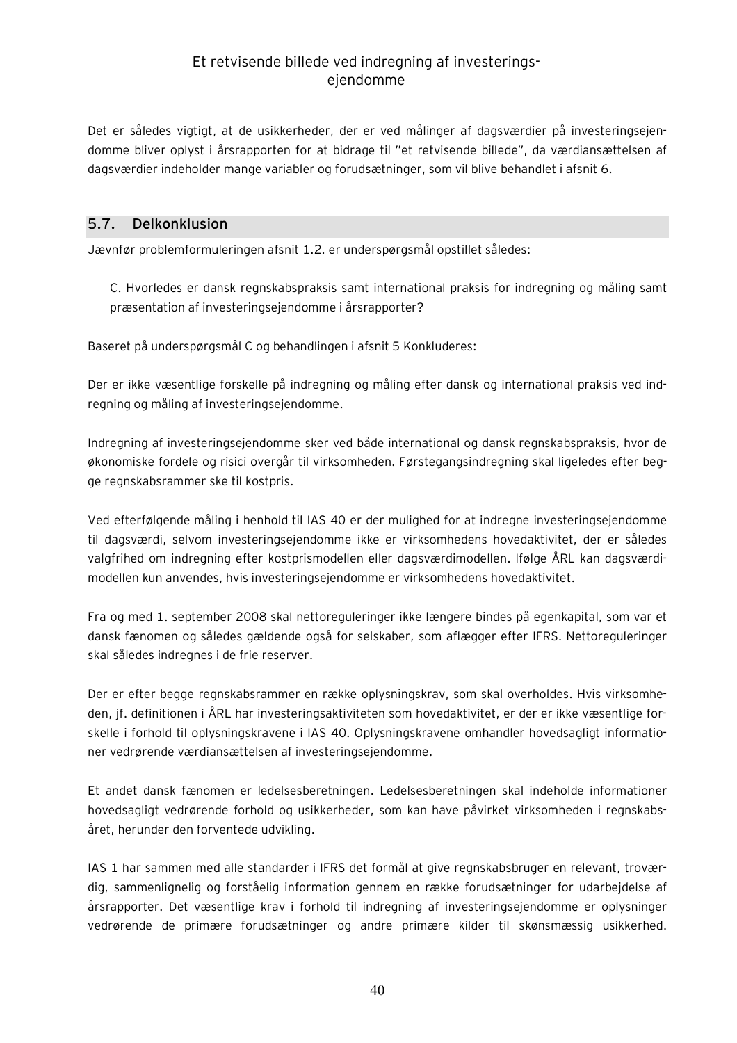Det er således vigtigt, at de usikkerheder, der er ved målinger af dagsværdier på investeringsejendomme bliver oplyst i årsrapporten for at bidrage til "et retvisende billede", da værdiansættelsen af dagsværdier indeholder mange variabler og forudsætninger, som vil blive behandlet i afsnit 6.

## 5.7. Delkonklusion

Jævnfør problemformuleringen afsnit 1.2. er underspørgsmål opstillet således:

> C. Hvorledes er dansk regnskabspraksis samt international praksis for indregning og måling samt præsentation af investeringsejendomme i årsrapporter?

Baseret på underspørgsmål C og behandlingen i afsnit 5 Konkluderes:

Der er ikke væsentlige forskelle på indregning og måling efter dansk og international praksis ved indregning og måling af investeringsejendomme.

Indregning af investeringsejendomme sker ved både international og dansk regnskabspraksis, hvor de økonomiske fordele og risici overgår til virksomheden. Førstegangsindregning skal ligeledes efter begge regnskabsrammer ske til kostpris.

Ved efterfølgende måling i henhold til IAS 40 er der mulighed for at indregne investeringsejendomme til dagsværdi, selvom investeringsejendomme ikke er virksomhedens hovedaktivitet, der er således valgfrihed om indregning efter kostprismodellen eller dagsværdimodellen. Ifølge ÅRL kan dagsværdimodellen kun anvendes, hvis investeringsejendomme er virksomhedens hovedaktivitet.

Fra og med 1. september 2008 skal nettoreguleringer ikke længere bindes på egenkapital, som var et dansk fænomen og således gældende også for selskaber, som aflægger efter IFRS. Nettoreguleringer skal således indregnes i de frie reserver.

Der er efter begge regnskabsrammer en række oplysningskrav, som skal overholdes. Hvis virksomheden, jf. definitionen i ÅRL har investeringsaktiviteten som hovedaktivitet, er der er ikke væsentlige forskelle i forhold til oplysningskravene i IAS 40. Oplysningskravene omhandler hovedsagligt informationer vedrørende værdiansættelsen af investeringsejendomme.

Et andet dansk fænomen er ledelsesberetningen. Ledelsesberetningen skal indeholde informationer hovedsagligt vedrørende forhold og usikkerheder, som kan have påvirket virksomheden i regnskabsåret, herunder den forventede udvikling.

IAS 1 har sammen med alle standarder i IFRS det formål at give regnskabsbruger en relevant, troværdig, sammenlignelig og forståelig information gennem en række forudsætninger for udarbejdelse af årsrapporter. Det væsentlige krav i forhold til indregning af investeringsejendomme er oplysninger vedrørende de primære forudsætninger og andre primære kilder til skønsmæssig usikkerhed.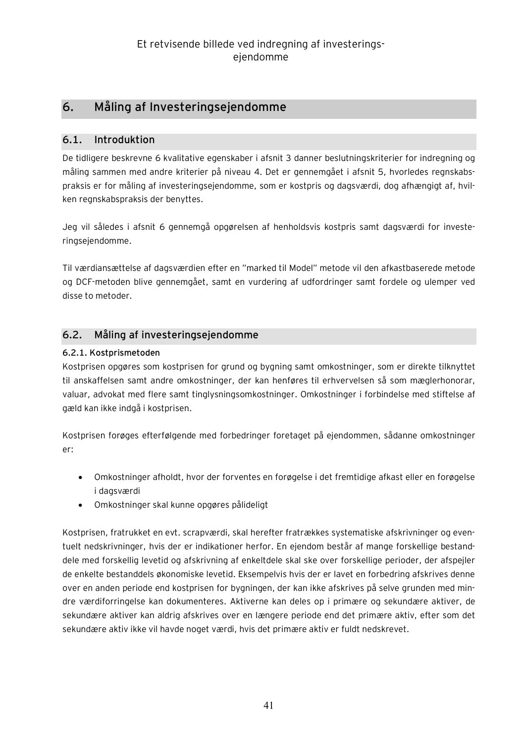## 6. Måling af Investeringsejendomme

### 6.1. Introduktion

De tidligere beskrevne 6 kvalitative egenskaber i afsnit 3 danner beslutningskriterier for indregning og måling sammen med andre kriterier på niveau 4. Det er gennemgået i afsnit 5, hvorledes regnskabspraksis er for måling af investeringsejendomme, som er kostpris og dagsværdi, dog afhængigt af, hvilken regnskabspraksis der benyttes.

Jeg vil således i afsnit 6 gennemgå opgørelsen af henholdsvis kostpris samt dagsværdi for investeringsejendomme.

Til værdiansættelse af dagsværdien efter en "marked til Model" metode vil den afkastbaserede metode og DCF-metoden blive gennemgået, samt en vurdering af udfordringer samt fordele og ulemper ved disse to metoder.

### 6.2. Måling af investeringsejendomme

#### 6.2.1. Kostprismetoden

Kostprisen opgøres som kostprisen for grund og bygning samt omkostninger, som er direkte tilknyttet til anskaffelsen samt andre omkostninger, der kan henføres til erhvervelsen så som mæglerhonorar, valuar, advokat med flere samt tinglysningsomkostninger. Omkostninger i forbindelse med stiftelse af gæld kan ikke indgå i kostprisen.

Kostprisen forøges efterfølgende med forbedringer foretaget på ejendommen, sådanne omkostninger er:

- Omkostninger afholdt, hvor der forventes en forøgelse i det fremtidige afkast eller en forøgelse i dagsværdi
- Omkostninger skal kunne opgøres pålideligt

Kostprisen, fratrukket en evt. scrapværdi, skal herefter fratrækkes systematiske afskrivninger og eventuelt nedskrivninger, hvis der er indikationer herfor. En ejendom består af mange forskellige bestanddele med forskellig levetid og afskrivning af enkeltdele skal ske over forskellige perioder, der afspejler de enkelte bestanddels økonomiske levetid. Eksempelvis hvis der er lavet en forbedring afskrives denne over en anden periode end kostprisen for bygningen, der kan ikke afskrives på selve grunden med mindre værdiforringelse kan dokumenteres. Aktiverne kan deles op i primære og sekundære aktiver, de sekundære aktiver kan aldrig afskrives over en længere periode end det primære aktiv, efter som det sekundære aktiv ikke vil havde noget værdi, hvis det primære aktiv er fuldt nedskrevet.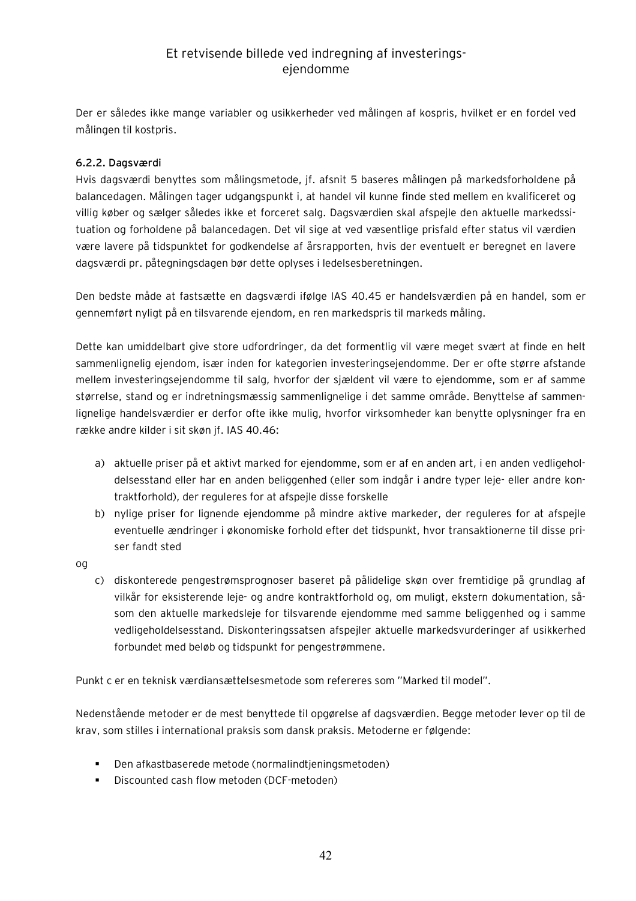Der er således ikke mange variabler og usikkerheder ved målingen af kospris, hvilket er en fordel ved målingen til kostpris.

#### 6.2.2. Dagsværdi

Hvis dagsværdi benyttes som målingsmetode, jf. afsnit 5 baseres målingen på markedsforholdene på balancedagen. Målingen tager udgangspunkt i, at handel vil kunne finde sted mellem en kvalificeret og villig køber og sælger således ikke et forceret salg. Dagsværdien skal afspejle den aktuelle markedssituation og forholdene på balancedagen. Det vil sige at ved væsentlige prisfald efter status vil værdien være lavere på tidspunktet for godkendelse af årsrapporten, hvis der eventuelt er beregnet en lavere dagsværdi pr. påtegningsdagen bør dette oplyses i ledelsesberetningen.

Den bedste måde at fastsætte en dagsværdi ifølge IAS 40.45 er handelsværdien på en handel, som er gennemført nyligt på en tilsvarende ejendom, en ren markedspris til markeds måling.

Dette kan umiddelbart give store udfordringer, da det formentlig vil være meget svært at finde en helt sammenlignelig ejendom, især inden for kategorien investeringsejendomme. Der er ofte større afstande mellem investeringsejendomme til salg, hvorfor der sjældent vil være to ejendomme, som er af samme størrelse, stand og er indretningsmæssig sammenlignelige i det samme område. Benyttelse af sammenlignelige handelsværdier er derfor ofte ikke mulig, hvorfor virksomheder kan benytte oplysninger fra en række andre kilder i sit skøn jf. IAS 40.46:

a) aktuelle priser på et aktivt marked for ejendomme, som er af en anden art, i en anden vedligeholdelsesstand eller har en anden beliggenhed (eller som indgår i andre typer leje- eller andre kontraktforhold), der reguleres for at afspejle disse forskelle
b) nylige priser for lignende ejendomme på mindre aktive markeder, der reguleres for at afspejle eventuelle ændringer i økonomiske forhold efter det tidspunkt, hvor transaktionerne til disse priser fandt sted

og

c) diskonterede pengestrømsprognoser baseret på pålidelige skøn over fremtidige på grundlag af vilkår for eksisterende leje- og andre kontraktforhold og, om muligt, ekstern dokumentation, såsom den aktuelle markedsleje for tilsvarende ejendomme med samme beliggenhed og i samme vedligeholdelsesstand. Diskonteringssatsen afspejler aktuelle markedsvurderinger af usikkerhed forbundet med beløb og tidspunkt for pengestrømmene.

Punkt c er en teknisk værdiansættelsesmetode som refereres som "Marked til model".

Nedenstående metoder er de mest benyttede til opgørelse af dagsværdien. Begge metoder lever op til de krav, som stilles i international praksis som dansk praksis. Metoderne er følgende:

- Den afkastbaserede metode (normalindtjeningsmetoden)
- Discounted cash flow metoden (DCF-metoden)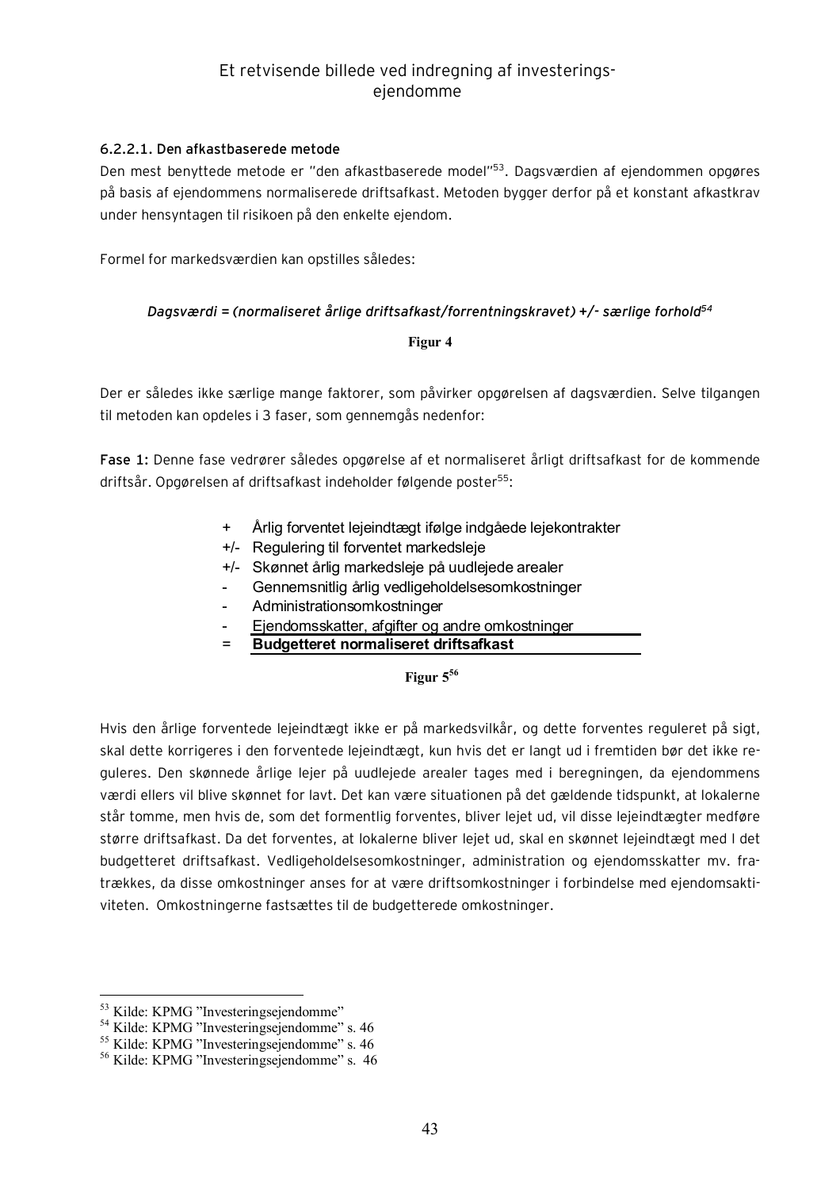#### 6.2.2.1. Den afkastbaserede metode

Den mest benyttede metode er "den afkastbaserede model"[53]. Dagsværdien af ejendommen opgøres på basis af ejendommens normaliserede driftsafkast. Metoden bygger derfor på et konstant afkastkrav under hensyntagen til risikoen på den enkelte ejendom.

Formel for markedsværdien kan opstilles således:

***Dagsværdi = (normaliseret årlige driftsafkast/forrentningskravet) +/- særlige forhold***[54]

**Figur 4**

Der er således ikke særlige mange faktorer, som påvirker opgørelsen af dagsværdien. Selve tilgangen til metoden kan opdeles i 3 faser, som gennemgås nedenfor:

**Fase 1:** Denne fase vedrører således opgørelse af et normaliseret årligt driftsafkast for de kommende driftsår. Opgørelsen af driftsafkast indeholder følgende poster[55]:

| | |
|---|---|
| + | Årlig forventet lejeindtægt ifølge indgåede lejekontrakter |
| +/- | Regulering til forventet markedsleje |
| +/- | Skønnet årlig markedsleje på uudlejede arealer |
| - | Gennemsnitlig årlig vedligeholdelsesomkostninger |
| - | Administrationsomkostninger |
| - | Ejendomsskatter, afgifter og andre omkostninger |
| = | **Budgetteret normaliseret driftsafkast** |

**Figur 5**[56]

Hvis den årlige forventede lejeindtægt ikke er på markedsvilkår, og dette forventes reguleret på sigt, skal dette korrigeres i den forventede lejeindtægt, kun hvis det er langt ud i fremtiden bør det ikke reguleres. Den skønnede årlige lejer på uudlejede arealer tages med i beregningen, da ejendommens værdi ellers vil blive skønnet for lavt. Det kan være situationen på det gældende tidspunkt, at lokalerne står tomme, men hvis de, som det formentlig forventes, bliver lejet ud, vil disse lejeindtægter medføre større driftsafkast. Da det forventes, at lokalerne bliver lejet ud, skal en skønnet lejeindtægt med I det budgetteret driftsafkast. Vedligeholdelsesomkostninger, administration og ejendomsskatter mv. fratrækkes, da disse omkostninger anses for at være driftsomkostninger i forbindelse med ejendomsaktiviteten. Omkostningerne fastsættes til de budgetterede omkostninger.

---

[53] Kilde: KPMG "Investeringsejendomme"
[54] Kilde: KPMG "Investeringsejendomme" s. 46
[55] Kilde: KPMG "Investeringsejendomme" s. 46
[56] Kilde: KPMG "Investeringsejendomme" s. 46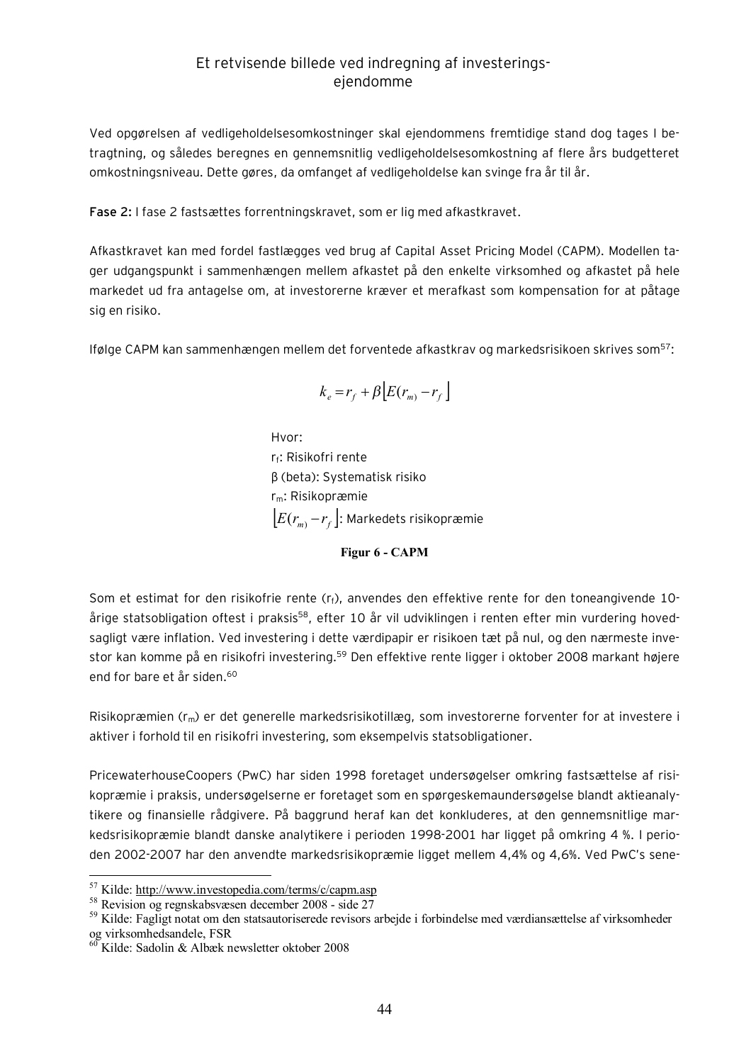Ved opgørelsen af vedligeholdelsesomkostninger skal ejendommens fremtidige stand dog tages I betragtning, og således beregnes en gennemsnitlig vedligeholdelsesomkostning af flere års budgetteret omkostningsniveau. Dette gøres, da omfanget af vedligeholdelse kan svinge fra år til år.

**Fase 2:** I fase 2 fastsættes forrentningskravet, som er lig med afkastkravet.

Afkastkravet kan med fordel fastlægges ved brug af Capital Asset Pricing Model (CAPM). Modellen tager udgangspunkt i sammenhængen mellem afkastet på den enkelte virksomhed og afkastet på hele markedet ud fra antagelse om, at investorerne kræver et merafkast som kompensation for at påtage sig en risiko.

Ifølge CAPM kan sammenhængen mellem det forventede afkastkrav og markedsrisikoen skrives som[57]:

$$k_e = r_f + \beta \left[ E(r_m) - r_f \right]$$

Hvor:
$r_f$: Risikofri rente
β (beta): Systematisk risiko
$r_m$: Risikopræmie
$\left[ E(r_m) - r_f \right]$: Markedets risikopræmie

**Figur 6 - CAPM**

Som et estimat for den risikofrie rente ($r_f$), anvendes den effektive rente for den toneangivende 10-årige statsobligation oftest i praksis[58], efter 10 år vil udviklingen i renten efter min vurdering hovedsagligt være inflation. Ved investering i dette værdipapir er risikoen tæt på nul, og den nærmeste investor kan komme på en risikofri investering.[59] Den effektive rente ligger i oktober 2008 markant højere end for bare et år siden.[60]

Risikopræmien ($r_m$) er det generelle markedsrisikotillæg, som investorerne forventer for at investere i aktiver i forhold til en risikofri investering, som eksempelvis statsobligationer.

PricewaterhouseCoopers (PwC) har siden 1998 foretaget undersøgelser omkring fastsættelse af risikopræmie i praksis, undersøgelserne er foretaget som en spørgeskemaundersøgelse blandt aktieanalytikere og finansielle rådgivere. På baggrund heraf kan det konkluderes, at den gennemsnitlige markedsrisikopræmie blandt danske analytikere i perioden 1998-2001 har ligget på omkring 4 %. I perioden 2002-2007 har den anvendte markedsrisikopræmie ligget mellem 4,4% og 4,6%. Ved PwC's sene-

---

[57] Kilde: http://www.investopedia.com/terms/c/capm.asp
[58] Revision og regnskabsvæsen december 2008 - side 27
[59] Kilde: Fagligt notat om den statsautoriserede revisors arbejde i forbindelse med værdiansættelse af virksomheder og virksomhedsandele, FSR
[60] Kilde: Sadolin & Albæk newsletter oktober 2008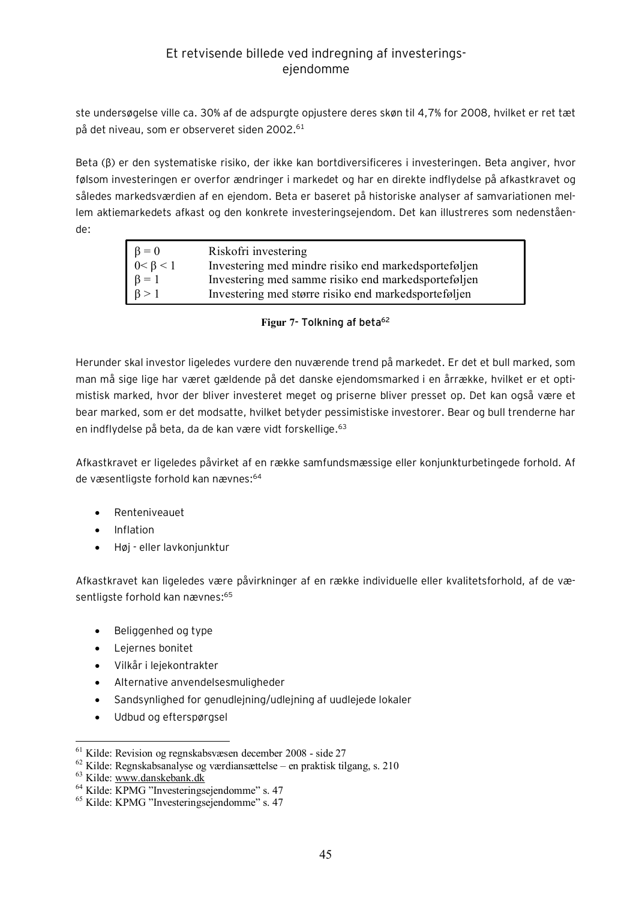ste undersøgelse ville ca. 30% af de adspurgte opjustere deres skøn til 4,7% for 2008, hvilket er ret tæt på det niveau, som er observeret siden 2002.[61]

Beta (β) er den systematiske risiko, der ikke kan bortdiversificeres i investeringen. Beta angiver, hvor følsom investeringen er overfor ændringer i markedet og har en direkte indflydelse på afkastkravet og således markedsværdien af en ejendom. Beta er baseret på historiske analyser af samvariationen mellem aktiemarkedets afkast og den konkrete investeringsejendom. Det kan illustreres som nedenstående:

| | |
|---|---|
| $\beta = 0$ | Riskofri investering |
| $0 < \beta < 1$ | Investering med mindre risiko end markedsporteføljen |
| $\beta = 1$ | Investering med samme risiko end markedsporteføljen |
| $\beta > 1$ | Investering med større risiko end markedsporteføljen |

**Figur 7- Tolkning af beta**[62]

Herunder skal investor ligeledes vurdere den nuværende trend på markedet. Er det et bull marked, som man må sige lige har været gældende på det danske ejendomsmarked i en årrække, hvilket er et optimistisk marked, hvor der bliver investeret meget og priserne bliver presset op. Det kan også være et bear marked, som er det modsatte, hvilket betyder pessimistiske investorer. Bear og bull trenderne har en indflydelse på beta, da de kan være vidt forskellige.[63]

Afkastkravet er ligeledes påvirket af en række samfundsmæssige eller konjunkturbetingede forhold. Af de væsentligste forhold kan nævnes:[64]

- Renteniveauet
- Inflation
- Høj - eller lavkonjunktur

Afkastkravet kan ligeledes være påvirkninger af en række individuelle eller kvalitetsforhold, af de væsentligste forhold kan nævnes:[65]

- Beliggenhed og type
- Lejernes bonitet
- Vilkår i lejekontrakter
- Alternative anvendelsesmuligheder
- Sandsynlighed for genudlejning/udlejning af uudlejede lokaler
- Udbud og efterspørgsel

---

[61] Kilde: Revision og regnskabsvæsen december 2008 - side 27

[62] Kilde: Regnskabsanalyse og værdiansættelse – en praktisk tilgang, s. 210

[63] Kilde: www.danskebank.dk

[64] Kilde: KPMG "Investeringsejendomme" s. 47

[65] Kilde: KPMG "Investeringsejendomme" s. 47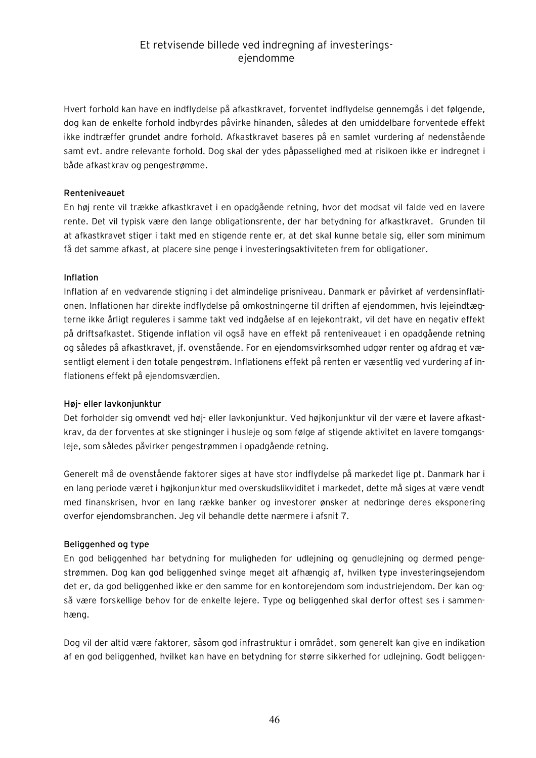Hvert forhold kan have en indflydelse på afkastkravet, forventet indflydelse gennemgås i det følgende, dog kan de enkelte forhold indbyrdes påvirke hinanden, således at den umiddelbare forventede effekt ikke indtræffer grundet andre forhold. Afkastkravet baseres på en samlet vurdering af nedenstående samt evt. andre relevante forhold. Dog skal der ydes påpasselighed med at risikoen ikke er indregnet i både afkastkrav og pengestrømme.

**Renteniveauet**

En høj rente vil trække afkastkravet i en opadgående retning, hvor det modsat vil falde ved en lavere rente. Det vil typisk være den lange obligationsrente, der har betydning for afkastkravet. Grunden til at afkastkravet stiger i takt med en stigende rente er, at det skal kunne betale sig, eller som minimum få det samme afkast, at placere sine penge i investeringsaktiviteten frem for obligationer.

**Inflation**

Inflation af en vedvarende stigning i det almindelige prisniveau. Danmark er påvirket af verdensinflationen. Inflationen har direkte indflydelse på omkostningerne til driften af ejendommen, hvis lejeindtægterne ikke årligt reguleres i samme takt ved indgåelse af en lejekontrakt, vil det have en negativ effekt på driftsafkastet. Stigende inflation vil også have en effekt på renteniveauet i en opadgående retning og således på afkastkravet, jf. ovenstående. For en ejendomsvirksomhed udgør renter og afdrag et væsentligt element i den totale pengestrøm. Inflationens effekt på renten er væsentlig ved vurdering af inflationens effekt på ejendomsværdien.

**Høj- eller lavkonjunktur**

Det forholder sig omvendt ved høj- eller lavkonjunktur. Ved højkonjunktur vil der være et lavere afkastkrav, da der forventes at ske stigninger i husleje og som følge af stigende aktivitet en lavere tomgangsleje, som således påvirker pengestrømmen i opadgående retning.

Generelt må de ovenstående faktorer siges at have stor indflydelse på markedet lige pt. Danmark har i en lang periode været i højkonjunktur med overskudslikviditet i markedet, dette må siges at være vendt med finanskrisen, hvor en lang række banker og investorer ønsker at nedbringe deres eksponering overfor ejendomsbranchen. Jeg vil behandle dette nærmere i afsnit 7.

**Beliggenhed og type**

En god beliggenhed har betydning for muligheden for udlejning og genudlejning og dermed pengestrømmen. Dog kan god beliggenhed svinge meget alt afhængig af, hvilken type investeringsejendom det er, da god beliggenhed ikke er den samme for en kontorejendom som industriejendom. Der kan også være forskellige behov for de enkelte lejere. Type og beliggenhed skal derfor oftest ses i sammenhæng.

Dog vil der altid være faktorer, såsom god infrastruktur i området, som generelt kan give en indikation af en god beliggenhed, hvilket kan have en betydning for større sikkerhed for udlejning. Godt beliggen-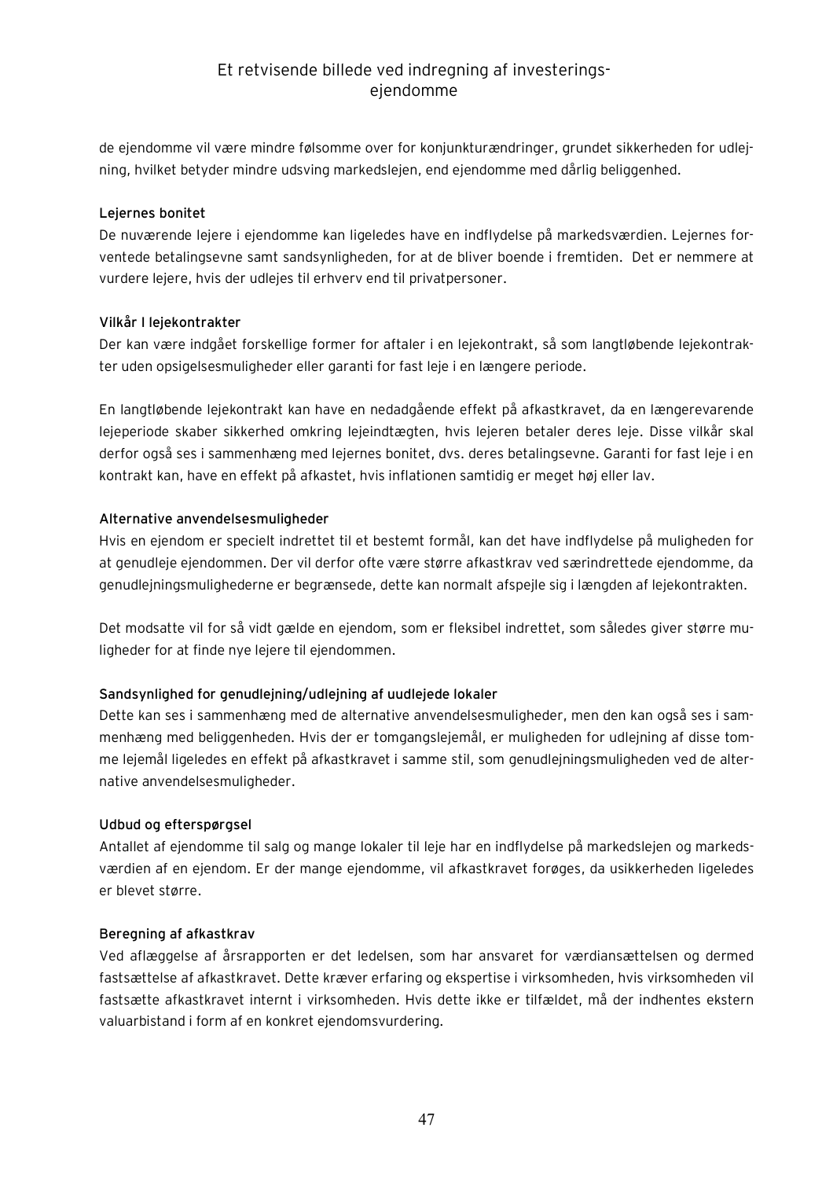de ejendomme vil være mindre følsomme over for konjunkturændringer, grundet sikkerheden for udlejning, hvilket betyder mindre udsving markedslejen, end ejendomme med dårlig beliggenhed.

### Lejernes bonitet

De nuværende lejere i ejendomme kan ligeledes have en indflydelse på markedsværdien. Lejernes forventede betalingsevne samt sandsynligheden, for at de bliver boende i fremtiden. Det er nemmere at vurdere lejere, hvis der udlejes til erhverv end til privatpersoner.

### Vilkår I lejekontrakter

Der kan være indgået forskellige former for aftaler i en lejekontrakt, så som langtløbende lejekontrakter uden opsigelsesmuligheder eller garanti for fast leje i en længere periode.

En langtløbende lejekontrakt kan have en nedadgående effekt på afkastkravet, da en længerevarende lejeperiode skaber sikkerhed omkring lejeindtægten, hvis lejeren betaler deres leje. Disse vilkår skal derfor også ses i sammenhæng med lejernes bonitet, dvs. deres betalingsevne. Garanti for fast leje i en kontrakt kan, have en effekt på afkastet, hvis inflationen samtidig er meget høj eller lav.

### Alternative anvendelsesmuligheder

Hvis en ejendom er specielt indrettet til et bestemt formål, kan det have indflydelse på muligheden for at genudleje ejendommen. Der vil derfor ofte være større afkastkrav ved særindrettede ejendomme, da genudlejningsmulighederne er begrænsede, dette kan normalt afspejle sig i længden af lejekontrakten.

Det modsatte vil for så vidt gælde en ejendom, som er fleksibel indrettet, som således giver større muligheder for at finde nye lejere til ejendommen.

### Sandsynlighed for genudlejning/udlejning af uudlejede lokaler

Dette kan ses i sammenhæng med de alternative anvendelsesmuligheder, men den kan også ses i sammenhæng med beliggenheden. Hvis der er tomgangslejemål, er muligheden for udlejning af disse tomme lejemål ligeledes en effekt på afkastkravet i samme stil, som genudlejningsmuligheden ved de alternative anvendelsesmuligheder.

### Udbud og efterspørgsel

Antallet af ejendomme til salg og mange lokaler til leje har en indflydelse på markedslejen og markedsværdien af en ejendom. Er der mange ejendomme, vil afkastkravet forøges, da usikkerheden ligeledes er blevet større.

### Beregning af afkastkrav

Ved aflæggelse af årsrapporten er det ledelsen, som har ansvaret for værdiansættelsen og dermed fastsættelse af afkastkravet. Dette kræver erfaring og ekspertise i virksomheden, hvis virksomheden vil fastsætte afkastkravet internt i virksomheden. Hvis dette ikke er tilfældet, må der indhentes ekstern valuarbistand i form af en konkret ejendomsvurdering.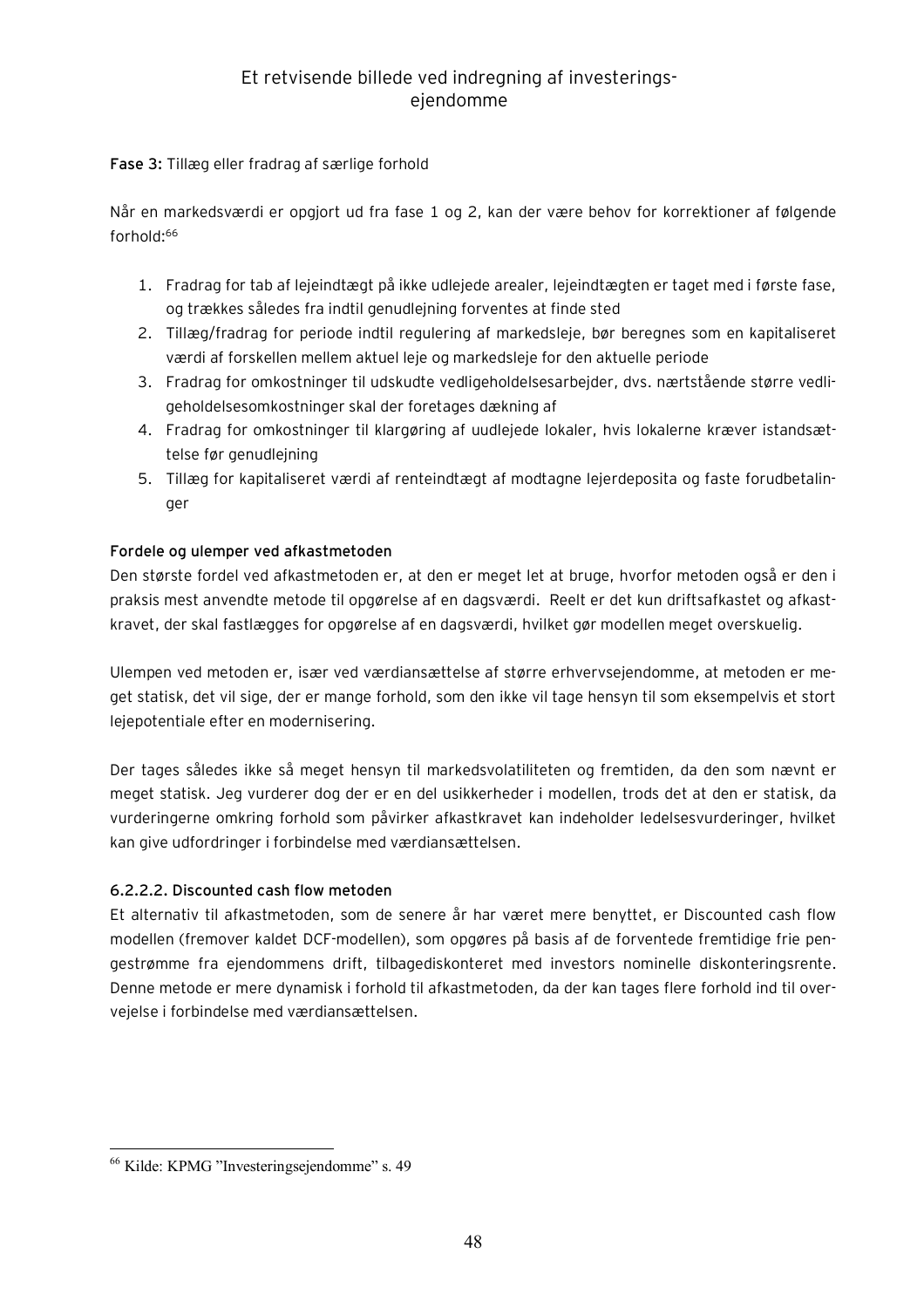**Fase 3:** Tillæg eller fradrag af særlige forhold

Når en markedsværdi er opgjort ud fra fase 1 og 2, kan der være behov for korrektioner af følgende forhold:[66]

1. Fradrag for tab af lejeindtægt på ikke udlejede arealer, lejeindtægten er taget med i første fase, og trækkes således fra indtil genudlejning forventes at finde sted
2. Tillæg/fradrag for periode indtil regulering af markedsleje, bør beregnes som en kapitaliseret værdi af forskellen mellem aktuel leje og markedsleje for den aktuelle periode
3. Fradrag for omkostninger til udskudte vedligeholdelsesarbejder, dvs. nærtstående større vedligeholdelsesomkostninger skal der foretages dækning af
4. Fradrag for omkostninger til klargøring af uudlejede lokaler, hvis lokalerne kræver istandsættelse før genudlejning
5. Tillæg for kapitaliseret værdi af renteindtægt af modtagne lejerdeposita og faste forudbetalinger

**Fordele og ulemper ved afkastmetoden**

Den største fordel ved afkastmetoden er, at den er meget let at bruge, hvorfor metoden også er den i praksis mest anvendte metode til opgørelse af en dagsværdi. Reelt er det kun driftsafkastet og afkastkravet, der skal fastlægges for opgørelse af en dagsværdi, hvilket gør modellen meget overskuelig.

Ulempen ved metoden er, især ved værdiansættelse af større erhvervsejendomme, at metoden er meget statisk, det vil sige, der er mange forhold, som den ikke vil tage hensyn til som eksempelvis et stort lejepotentiale efter en modernisering.

Der tages således ikke så meget hensyn til markedsvolatiliteten og fremtiden, da den som nævnt er meget statisk. Jeg vurderer dog der er en del usikkerheder i modellen, trods det at den er statisk, da vurderingerne omkring forhold som påvirker afkastkravet kan indeholder ledelsesvurderinger, hvilket kan give udfordringer i forbindelse med værdiansættelsen.

#### 6.2.2.2. Discounted cash flow metoden

Et alternativ til afkastmetoden, som de senere år har været mere benyttet, er Discounted cash flow modellen (fremover kaldet DCF-modellen), som opgøres på basis af de forventede fremtidige frie pengestrømme fra ejendommens drift, tilbagediskonteret med investors nominelle diskonteringsrente. Denne metode er mere dynamisk i forhold til afkastmetoden, da der kan tages flere forhold ind til overvejelse i forbindelse med værdiansættelsen.

---

[66] Kilde: KPMG "Investeringsejendomme" s. 49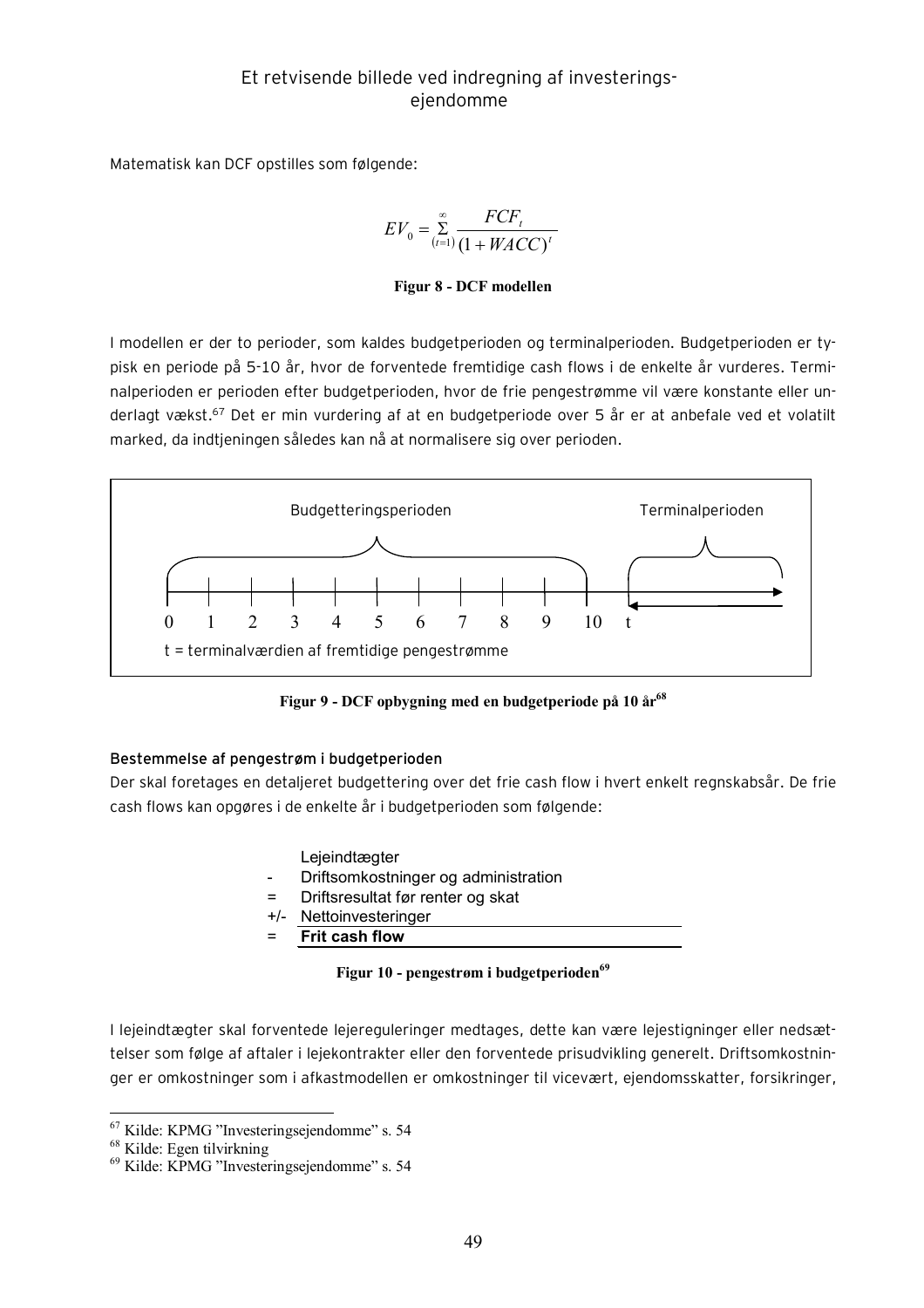Matematisk kan DCF opstilles som følgende:

$$EV_0 = \sum_{(t=1)}^{\infty} \frac{FCF_t}{(1+WACC)^t}$$

**Figur 8 - DCF modellen**

I modellen er der to perioder, som kaldes budgetperioden og terminalperioden. Budgetperioden er typisk en periode på 5-10 år, hvor de forventede fremtidige cash flows i de enkelte år vurderes. Terminalperioden er perioden efter budgetperioden, hvor de frie pengestrømme vil være konstante eller underlagt vækst.[67] Det er min vurdering af at en budgetperiode over 5 år er at anbefale ved et volatilt marked, da indtjeningen således kan nå at normalisere sig over perioden.

Budgetteringsperioden — Terminalperioden

0 1 2 3 4 5 6 7 8 9 10 t

t = terminalværdien af fremtidige pengestrømme

**Figur 9 - DCF opbygning med en budgetperiode på 10 år[68]**

### Bestemmelse af pengestrøm i budgetperioden

Der skal foretages en detaljeret budgettering over det frie cash flow i hvert enkelt regnskabsår. De frie cash flows kan opgøres i de enkelte år i budgetperioden som følgende:

| | |
|---|---|
| | Lejeindtægter |
| - | Driftsomkostninger og administration |
| = | Driftsresultat før renter og skat |
| +/- | Nettoinvesteringer |
| = | **Frit cash flow** |

**Figur 10 - pengestrøm i budgetperioden[69]**

I lejeindtægter skal forventede lejereguleringer medtages, dette kan være lejestigninger eller nedsættelser som følge af aftaler i lejekontrakter eller den forventede prisudvikling generelt. Driftsomkostninger er omkostninger som i afkastmodellen er omkostninger til vicevært, ejendomsskatter, forsikringer,

---

[67] Kilde: KPMG "Investeringsejendomme" s. 54

[68] Kilde: Egen tilvirkning

[69] Kilde: KPMG "Investeringsejendomme" s. 54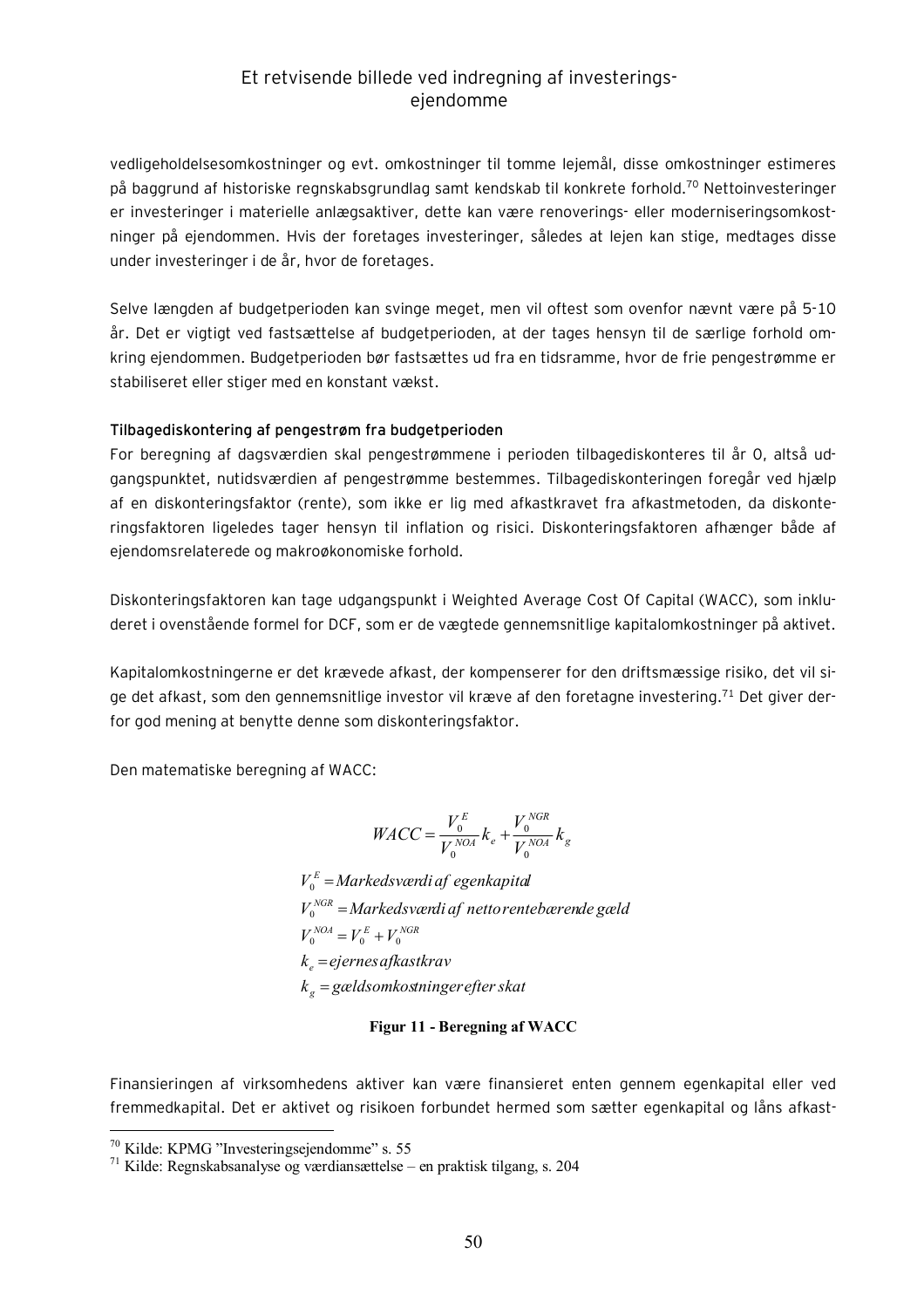vedligeholdelsesomkostninger og evt. omkostninger til tomme lejemål, disse omkostninger estimeres på baggrund af historiske regnskabsgrundlag samt kendskab til konkrete forhold.[70] Nettoinvesteringer er investeringer i materielle anlægsaktiver, dette kan være renoverings- eller moderniseringsomkostninger på ejendommen. Hvis der foretages investeringer, således at lejen kan stige, medtages disse under investeringer i de år, hvor de foretages.

Selve længden af budgetperioden kan svinge meget, men vil oftest som ovenfor nævnt være på 5-10 år. Det er vigtigt ved fastsættelse af budgetperioden, at der tages hensyn til de særlige forhold omkring ejendommen. Budgetperioden bør fastsættes ud fra en tidsramme, hvor de frie pengestrømme er stabiliseret eller stiger med en konstant vækst.

**Tilbagediskontering af pengestrøm fra budgetperioden**

For beregning af dagsværdien skal pengestrømmene i perioden tilbagediskonteres til år 0, altså udgangspunktet, nutidsværdien af pengestrømme bestemmes. Tilbagediskonteringen foregår ved hjælp af en diskonteringsfaktor (rente), som ikke er lig med afkastkravet fra afkastmetoden, da diskonteringsfaktoren ligeledes tager hensyn til inflation og risici. Diskonteringsfaktoren afhænger både af ejendomsrelaterede og makroøkonomiske forhold.

Diskonteringsfaktoren kan tage udgangspunkt i Weighted Average Cost Of Capital (WACC), som inkluderet i ovenstående formel for DCF, som er de vægtede gennemsnitlige kapitalomkostninger på aktivet.

Kapitalomkostningerne er det krævede afkast, der kompenserer for den driftsmæssige risiko, det vil sige det afkast, som den gennemsnitlige investor vil kræve af den foretagne investering.[71] Det giver derfor god mening at benytte denne som diskonteringsfaktor.

Den matematiske beregning af WACC:

$$WACC = \frac{V_0^E}{V_0^{NOA}} k_e + \frac{V_0^{NGR}}{V_0^{NOA}} k_g$$

$V_0^E = \textit{Markedsværdi af egenkapital}$

$V_0^{NGR} = \textit{Markedsværdi af netto rentebærende gæld}$

$V_0^{NOA} = V_0^E + V_0^{NGR}$

$k_e = \textit{ejernes afkastkrav}$

$k_g = \textit{gældsomkostninger efter skat}$

**Figur 11 - Beregning af WACC**

Finansieringen af virksomhedens aktiver kan være finansieret enten gennem egenkapital eller ved fremmedkapital. Det er aktivet og risikoen forbundet hermed som sætter egenkapital og låns afkast-

[70] Kilde: KPMG "Investeringsejendomme" s. 55

[71] Kilde: Regnskabsanalyse og værdiansættelse – en praktisk tilgang, s. 204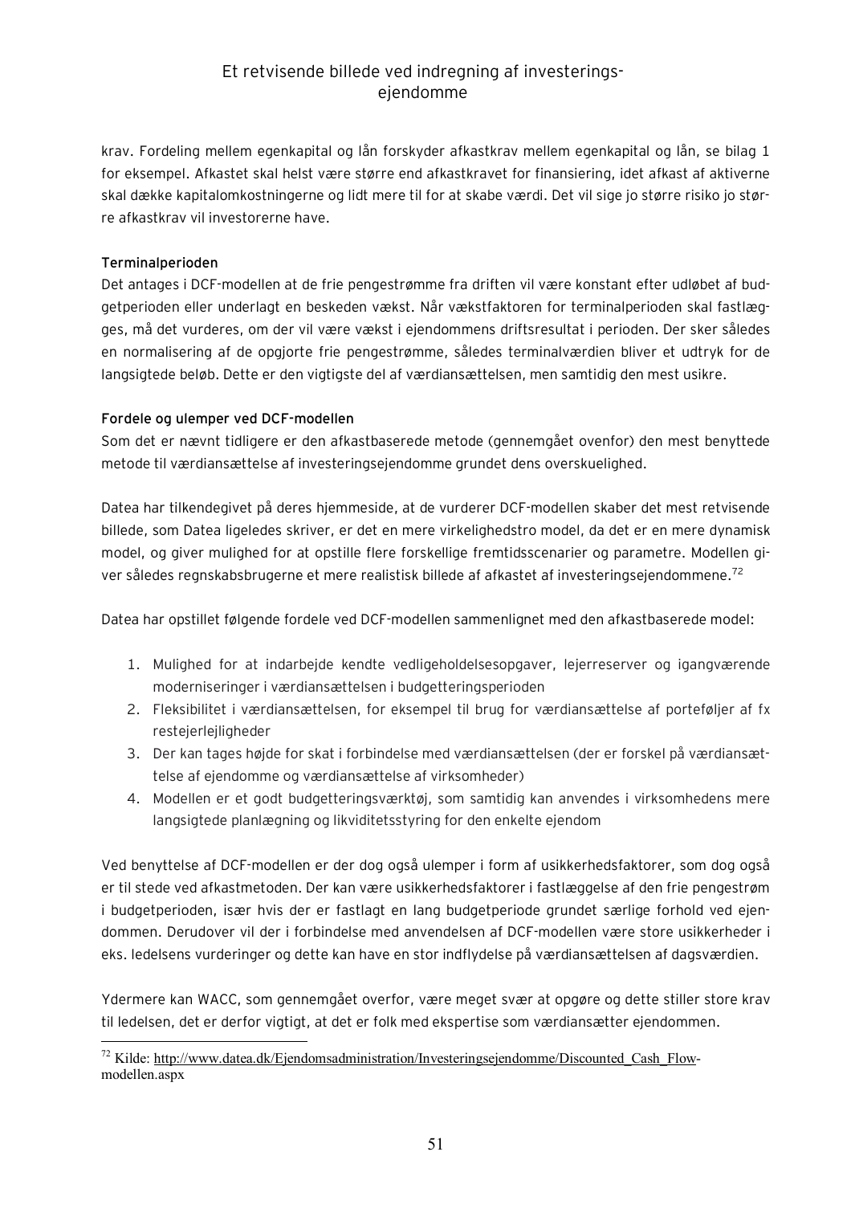krav. Fordeling mellem egenkapital og lån forskyder afkastkrav mellem egenkapital og lån, se bilag 1 for eksempel. Afkastet skal helst være større end afkastkravet for finansiering, idet afkast af aktiverne skal dække kapitalomkostningerne og lidt mere til for at skabe værdi. Det vil sige jo større risiko jo større afkastkrav vil investorerne have.

**Terminalperioden**

Det antages i DCF-modellen at de frie pengestrømme fra driften vil være konstant efter udløbet af budgetperioden eller underlagt en beskeden vækst. Når vækstfaktoren for terminalperioden skal fastlægges, må det vurderes, om der vil være vækst i ejendommens driftsresultat i perioden. Der sker således en normalisering af de opgjorte frie pengestrømme, således terminalværdien bliver et udtryk for de langsigtede beløb. Dette er den vigtigste del af værdiansættelsen, men samtidig den mest usikre.

**Fordele og ulemper ved DCF-modellen**

Som det er nævnt tidligere er den afkastbaserede metode (gennemgået ovenfor) den mest benyttede metode til værdiansættelse af investeringsejendomme grundet dens overskuelighed.

Datea har tilkendegivet på deres hjemmeside, at de vurderer DCF-modellen skaber det mest retvisende billede, som Datea ligeledes skriver, er det en mere virkelighedstro model, da det er en mere dynamisk model, og giver mulighed for at opstille flere forskellige fremtidsscenarier og parametre. Modellen giver således regnskabsbrugerne et mere realistisk billede af afkastet af investeringsejendommene.[72]

Datea har opstillet følgende fordele ved DCF-modellen sammenlignet med den afkastbaserede model:

1. Mulighed for at indarbejde kendte vedligeholdelsesopgaver, lejerreserver og igangværende moderniseringer i værdiansættelsen i budgetteringsperioden
2. Fleksibilitet i værdiansættelsen, for eksempel til brug for værdiansættelse af porteføljer af fx restejerlejligheder
3. Der kan tages højde for skat i forbindelse med værdiansættelsen (der er forskel på værdiansættelse af ejendomme og værdiansættelse af virksomheder)
4. Modellen er et godt budgetteringsværktøj, som samtidig kan anvendes i virksomhedens mere langsigtede planlægning og likviditetsstyring for den enkelte ejendom

Ved benyttelse af DCF-modellen er der dog også ulemper i form af usikkerhedsfaktorer, som dog også er til stede ved afkastmetoden. Der kan være usikkerhedsfaktorer i fastlæggelse af den frie pengestrøm i budgetperioden, især hvis der er fastlagt en lang budgetperiode grundet særlige forhold ved ejendommen. Derudover vil der i forbindelse med anvendelsen af DCF-modellen være store usikkerheder i eks. ledelsens vurderinger og dette kan have en stor indflydelse på værdiansættelsen af dagsværdien.

Ydermere kan WACC, som gennemgået overfor, være meget svær at opgøre og dette stiller store krav til ledelsen, det er derfor vigtigt, at det er folk med ekspertise som værdiansætter ejendommen.

[72] Kilde: http://www.datea.dk/Ejendomsadministration/Investeringsejendomme/Discounted_Cash_Flow-modellen.aspx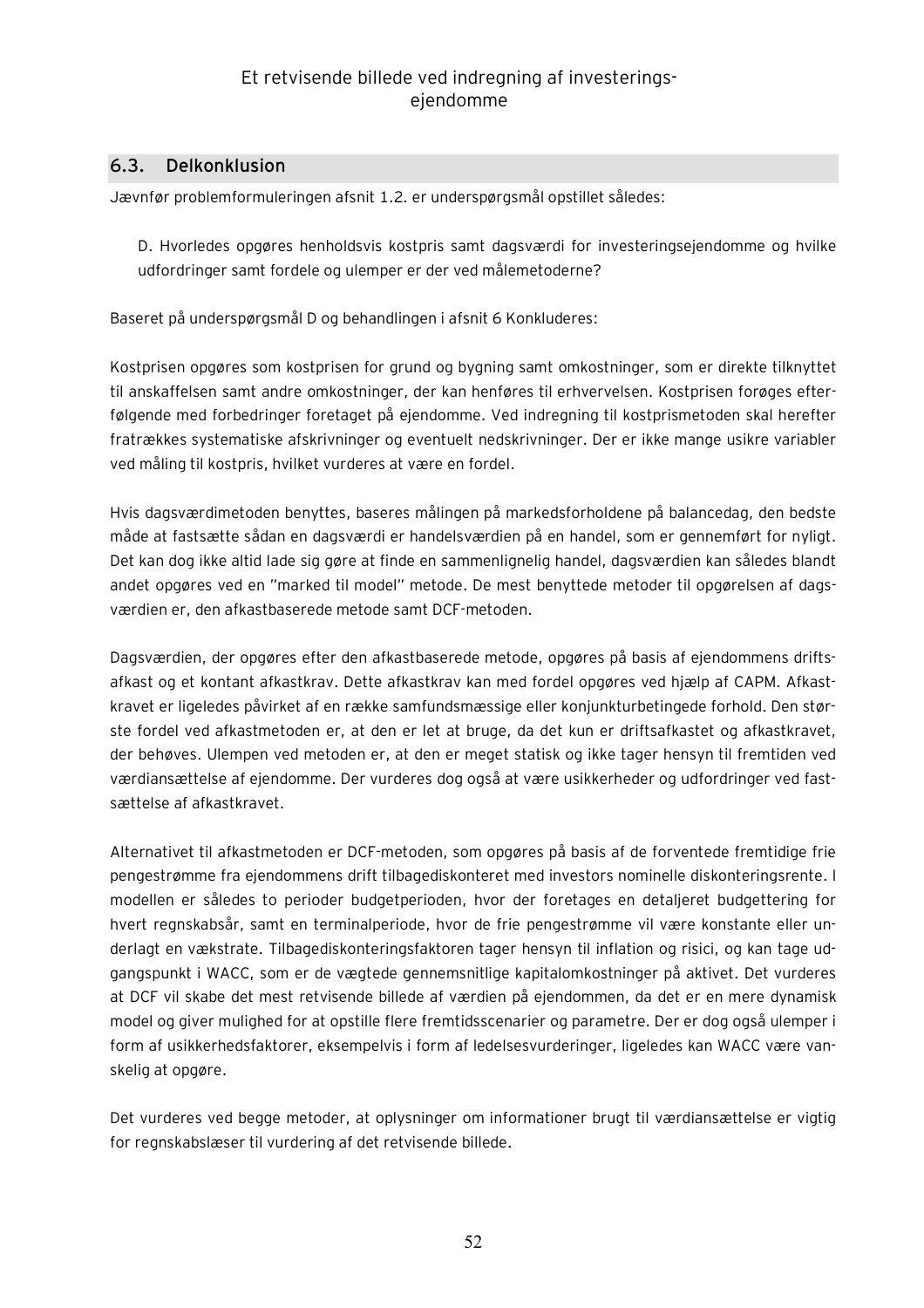## 6.3. Delkonklusion

Jævnfør problemformuleringen afsnit 1.2. er underspørgsmål opstillet således:

> D. Hvorledes opgøres henholdsvis kostpris samt dagsværdi for investeringsejendomme og hvilke udfordringer samt fordele og ulemper er der ved målemetoderne?

Baseret på underspørgsmål D og behandlingen i afsnit 6 Konkluderes:

Kostprisen opgøres som kostprisen for grund og bygning samt omkostninger, som er direkte tilknyttet til anskaffelsen samt andre omkostninger, der kan henføres til erhvervelsen. Kostprisen forøges efterfølgende med forbedringer foretaget på ejendomme. Ved indregning til kostprismetoden skal herefter fratrækkes systematiske afskrivninger og eventuelt nedskrivninger. Der er ikke mange usikre variabler ved måling til kostpris, hvilket vurderes at være en fordel.

Hvis dagsværdimetoden benyttes, baseres målingen på markedsforholdene på balancedag, den bedste måde at fastsætte sådan en dagsværdi er handelsværdien på en handel, som er gennemført for nyligt. Det kan dog ikke altid lade sig gøre at finde en sammenlignelig handel, dagsværdien kan således blandt andet opgøres ved en "marked til model" metode. De mest benyttede metoder til opgørelsen af dagsværdien er, den afkastbaserede metode samt DCF-metoden.

Dagsværdien, der opgøres efter den afkastbaserede metode, opgøres på basis af ejendommens driftsafkast og et kontant afkastkrav. Dette afkastkrav kan med fordel opgøres ved hjælp af CAPM. Afkastkravet er ligeledes påvirket af en række samfundsmæssige eller konjunkturbetingede forhold. Den største fordel ved afkastmetoden er, at den er let at bruge, da det kun er driftsafkastet og afkastkravet, der behøves. Ulempen ved metoden er, at den er meget statisk og ikke tager hensyn til fremtiden ved værdiansættelse af ejendomme. Der vurderes dog også at være usikkerheder og udfordringer ved fastsættelse af afkastkravet.

Alternativet til afkastmetoden er DCF-metoden, som opgøres på basis af de forventede fremtidige frie pengestrømme fra ejendommens drift tilbagediskonteret med investors nominelle diskonteringsrente. I modellen er således to perioder budgetperioden, hvor der foretages en detaljeret budgettering for hvert regnskabsår, samt en terminalperiode, hvor de frie pengestrømme vil være konstante eller underlagt en vækstrate. Tilbagediskonteringsfaktoren tager hensyn til inflation og risici, og kan tage udgangspunkt i WACC, som er de vægtede gennemsnitlige kapitalomkostninger på aktivet. Det vurderes at DCF vil skabe det mest retvisende billede af værdien på ejendommen, da det er en mere dynamisk model og giver mulighed for at opstille flere fremtidsscenarier og parametre. Der er dog også ulemper i form af usikkerhedsfaktorer, eksempelvis i form af ledelsesvurderinger, ligeledes kan WACC være vanskelig at opgøre.

Det vurderes ved begge metoder, at oplysninger om informationer brugt til værdiansættelse er vigtig for regnskabslæser til vurdering af det retvisende billede.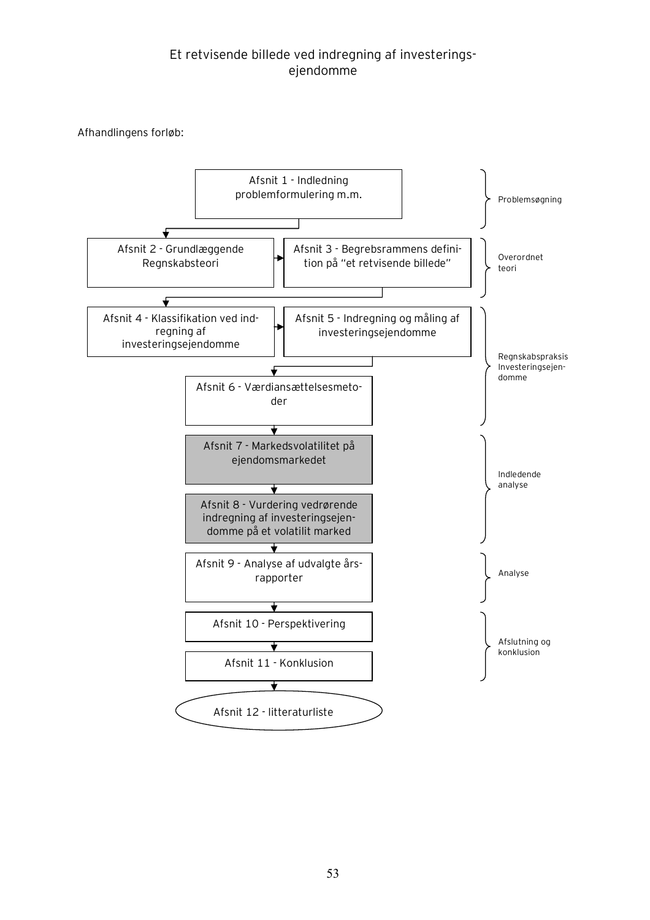Afhandlingens forløb:

| Afsnit | Fase |
|---|---|
| Afsnit 1 - Indledning problemformulering m.m. | Problemsøgning |
| Afsnit 2 - Grundlæggende Regnskabsteori | Overordnet teori |
| Afsnit 3 - Begrebsrammens definition på "et retvisende billede" | Overordnet teori |
| Afsnit 4 - Klassifikation ved indregning af investeringsejendomme | Regnskabspraksis Investeringsejendomme |
| Afsnit 5 - Indregning og måling af investeringsejendomme | Regnskabspraksis Investeringsejendomme |
| Afsnit 6 - Værdiansættelsesmetoder | Regnskabspraksis Investeringsejendomme |
| Afsnit 7 - Markedsvolatilitet på ejendomsmarkedet | Indledende analyse |
| Afsnit 8 - Vurdering vedrørende indregning af investeringsejendomme på et volatilit marked | Indledende analyse |
| Afsnit 9 - Analyse af udvalgte årsrapporter | Analyse |
| Afsnit 10 - Perspektivering | Afslutning og konklusion |
| Afsnit 11 - Konklusion | Afslutning og konklusion |
| Afsnit 12 - litteraturliste | |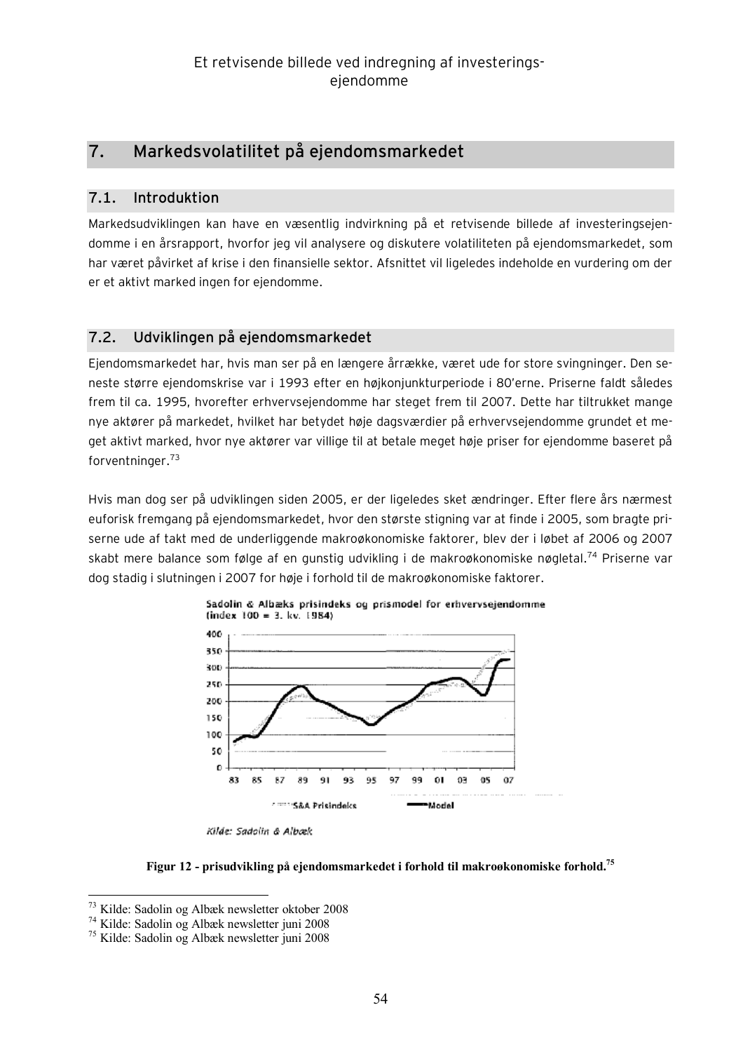## 7. Markedsvolatilitet på ejendomsmarkedet

### 7.1. Introduktion

Markedsudviklingen kan have en væsentlig indvirkning på et retvisende billede af investeringsejendomme i en årsrapport, hvorfor jeg vil analysere og diskutere volatiliteten på ejendomsmarkedet, som har været påvirket af krise i den finansielle sektor. Afsnittet vil ligeledes indeholde en vurdering om der er et aktivt marked ingen for ejendomme.

### 7.2. Udviklingen på ejendomsmarkedet

Ejendomsmarkedet har, hvis man ser på en længere årrække, været ude for store svingninger. Den seneste større ejendomskrise var i 1993 efter en højkonjunkturperiode i 80'erne. Priserne faldt således frem til ca. 1995, hvorefter erhvervsejendomme har steget frem til 2007. Dette har tiltrukket mange nye aktører på markedet, hvilket har betydet høje dagsværdier på erhvervsejendomme grundet et meget aktivt marked, hvor nye aktører var villige til at betale meget høje priser for ejendomme baseret på forventninger.[73]

Hvis man dog ser på udviklingen siden 2005, er der ligeledes sket ændringer. Efter flere års nærmest euforisk fremgang på ejendomsmarkedet, hvor den største stigning var at finde i 2005, som bragte priserne ude af takt med de underliggende makroøkonomiske faktorer, blev der i løbet af 2006 og 2007 skabt mere balance som følge af en gunstig udvikling i de makroøkonomiske nøgletal.[74] Priserne var dog stadig i slutningen i 2007 for høje i forhold til de makroøkonomiske faktorer.

**Figur 12 - prisudvikling på ejendomsmarkedet i forhold til makroøkonomiske forhold.[75]**

---

[73] Kilde: Sadolin og Albæk newsletter oktober 2008

[74] Kilde: Sadolin og Albæk newsletter juni 2008

[75] Kilde: Sadolin og Albæk newsletter juni 2008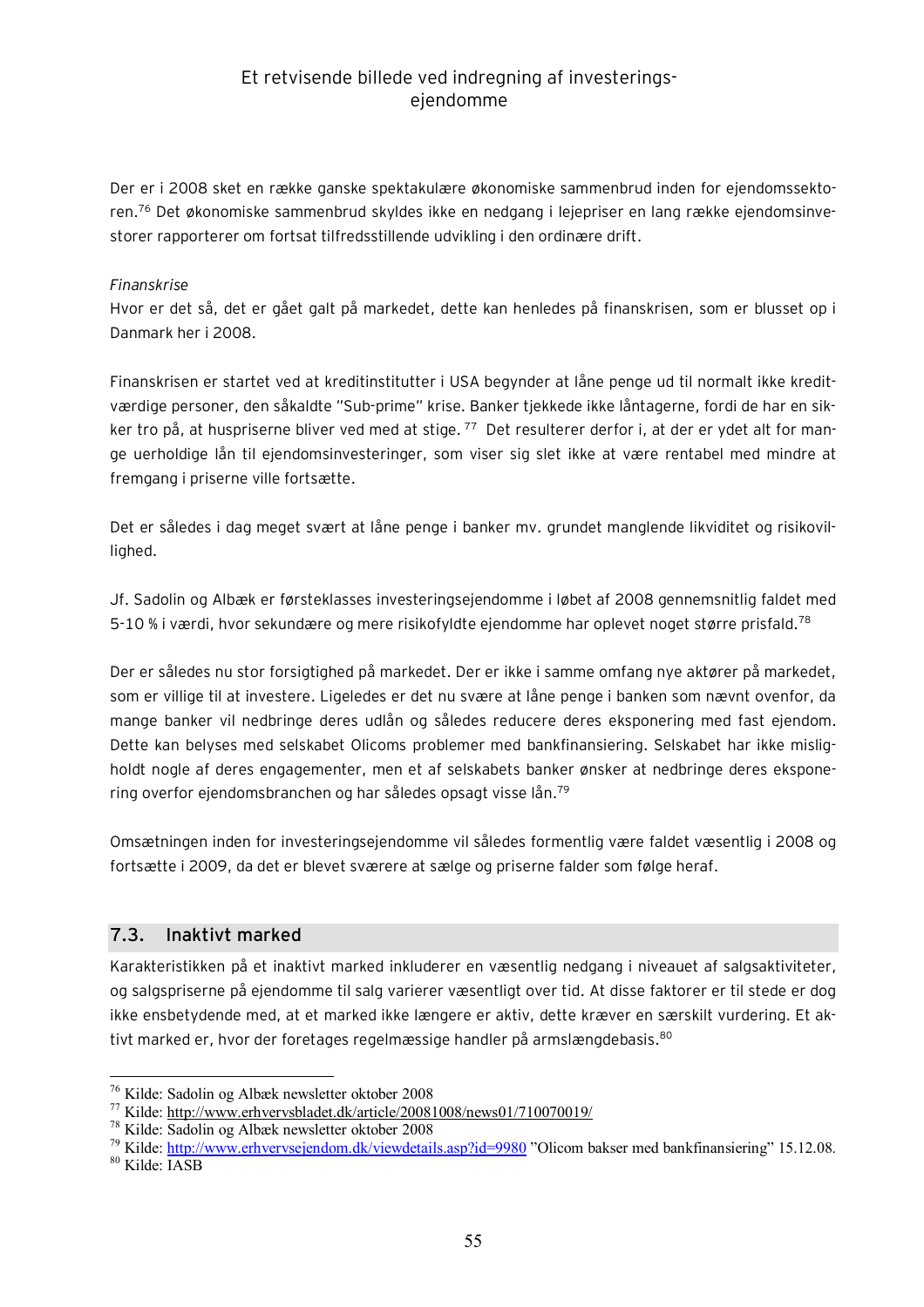Der er i 2008 sket en række ganske spektakulære økonomiske sammenbrud inden for ejendomssektoren.[76] Det økonomiske sammenbrud skyldes ikke en nedgang i lejepriser en lang række ejendomsinvestorer rapporterer om fortsat tilfredsstillende udvikling i den ordinære drift.

*Finanskrise*

Hvor er det så, det er gået galt på markedet, dette kan henledes på finanskrisen, som er blusset op i Danmark her i 2008.

Finanskrisen er startet ved at kreditinstitutter i USA begynder at låne penge ud til normalt ikke kreditværdige personer, den såkaldte "Sub-prime" krise. Banker tjekkede ikke låntagerne, fordi de har en sikker tro på, at huspriserne bliver ved med at stige. [77] Det resulterer derfor i, at der er ydet alt for mange uerholdige lån til ejendomsinvesteringer, som viser sig slet ikke at være rentabel med mindre at fremgang i priserne ville fortsætte.

Det er således i dag meget svært at låne penge i banker mv. grundet manglende likviditet og risikovillighed.

Jf. Sadolin og Albæk er førsteklasses investeringsejendomme i løbet af 2008 gennemsnitlig faldet med 5-10 % i værdi, hvor sekundære og mere risikofyldte ejendomme har oplevet noget større prisfald.[78]

Der er således nu stor forsigtighed på markedet. Der er ikke i samme omfang nye aktører på markedet, som er villige til at investere. Ligeledes er det nu svære at låne penge i banken som nævnt ovenfor, da mange banker vil nedbringe deres udlån og således reducere deres eksponering med fast ejendom. Dette kan belyses med selskabet Olicoms problemer med bankfinansiering. Selskabet har ikke misligholdt nogle af deres engagementer, men et af selskabets banker ønsker at nedbringe deres eksponering overfor ejendomsbranchen og har således opsagt visse lån.[79]

Omsætningen inden for investeringsejendomme vil således formentlig være faldet væsentlig i 2008 og fortsætte i 2009, da det er blevet sværere at sælge og priserne falder som følge heraf.

## 7.3. Inaktivt marked

Karakteristikken på et inaktivt marked inkluderer en væsentlig nedgang i niveauet af salgsaktiviteter, og salgspriserne på ejendomme til salg varierer væsentligt over tid. At disse faktorer er til stede er dog ikke ensbetydende med, at et marked ikke længere er aktiv, dette kræver en særskilt vurdering. Et aktivt marked er, hvor der foretages regelmæssige handler på armslængdebasis.[80]

---

[76] Kilde: Sadolin og Albæk newsletter oktober 2008

[77] Kilde: http://www.erhvervsbladet.dk/article/20081008/news01/710070019/

[78] Kilde: Sadolin og Albæk newsletter oktober 2008

[79] Kilde: http://www.erhvervsejendom.dk/viewdetails.asp?id=9980 "Olicom bakser med bankfinansiering" 15.12.08.

[80] Kilde: IASB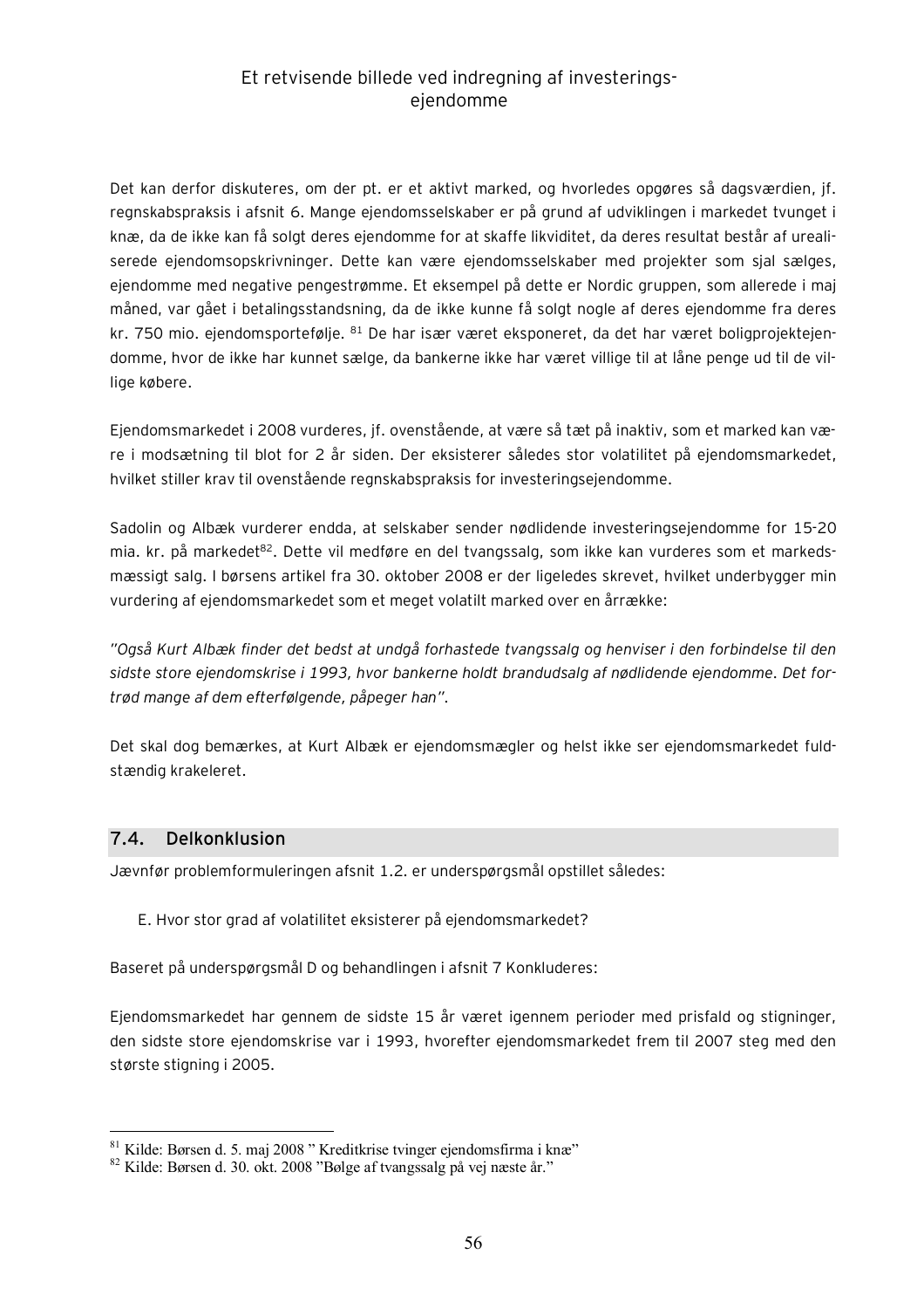Det kan derfor diskuteres, om der pt. er et aktivt marked, og hvorledes opgøres så dagsværdien, jf. regnskabspraksis i afsnit 6. Mange ejendomsselskaber er på grund af udviklingen i markedet tvunget i knæ, da de ikke kan få solgt deres ejendomme for at skaffe likviditet, da deres resultat består af urealiserede ejendomsopskrivninger. Dette kan være ejendomsselskaber med projekter som sjal sælges, ejendomme med negative pengestrømme. Et eksempel på dette er Nordic gruppen, som allerede i maj måned, var gået i betalingsstandsning, da de ikke kunne få solgt nogle af deres ejendomme fra deres kr. 750 mio. ejendomsportefølje. [81] De har især været eksponeret, da det har været boligprojektejendomme, hvor de ikke har kunnet sælge, da bankerne ikke har været villige til at låne penge ud til de villige købere.

Ejendomsmarkedet i 2008 vurderes, jf. ovenstående, at være så tæt på inaktiv, som et marked kan være i modsætning til blot for 2 år siden. Der eksisterer således stor volatilitet på ejendomsmarkedet, hvilket stiller krav til ovenstående regnskabspraksis for investeringsejendomme.

Sadolin og Albæk vurderer endda, at selskaber sender nødlidende investeringsejendomme for 15-20 mia. kr. på markedet[82]. Dette vil medføre en del tvangssalg, som ikke kan vurderes som et markedsmæssigt salg. I børsens artikel fra 30. oktober 2008 er der ligeledes skrevet, hvilket underbygger min vurdering af ejendomsmarkedet som et meget volatilt marked over en årrække:

*"Også Kurt Albæk finder det bedst at undgå forhastede tvangssalg og henviser i den forbindelse til den sidste store ejendomskrise i 1993, hvor bankerne holdt brandudsalg af nødlidende ejendomme. Det fortrød mange af dem efterfølgende, påpeger han".*

Det skal dog bemærkes, at Kurt Albæk er ejendomsmægler og helst ikke ser ejendomsmarkedet fuldstændig krakeleret.

## 7.4. Delkonklusion

Jævnfør problemformuleringen afsnit 1.2. er underspørgsmål opstillet således:

E. Hvor stor grad af volatilitet eksisterer på ejendomsmarkedet?

Baseret på underspørgsmål D og behandlingen i afsnit 7 Konkluderes:

Ejendomsmarkedet har gennem de sidste 15 år været igennem perioder med prisfald og stigninger, den sidste store ejendomskrise var i 1993, hvorefter ejendomsmarkedet frem til 2007 steg med den største stigning i 2005.

---

[81] Kilde: Børsen d. 5. maj 2008 " Kreditkrise tvinger ejendomsfirma i knæ"

[82] Kilde: Børsen d. 30. okt. 2008 "Bølge af tvangssalg på vej næste år."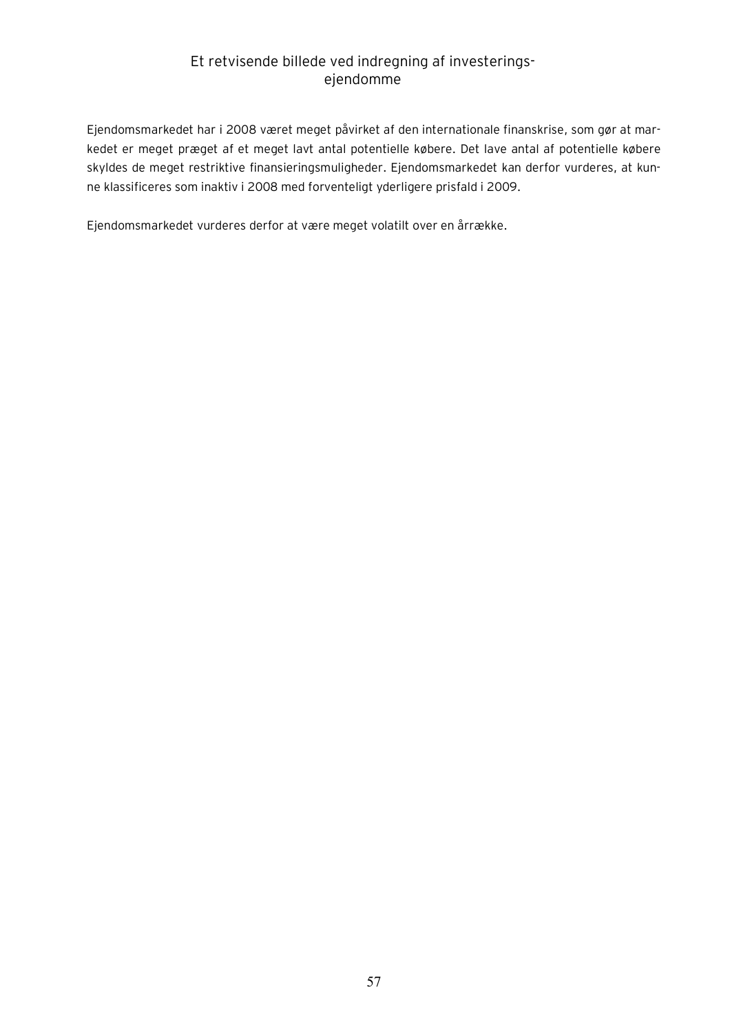## Et retvisende billede ved indregning af investeringsejendomme

Ejendomsmarkedet har i 2008 været meget påvirket af den internationale finanskrise, som gør at markedet er meget præget af et meget lavt antal potentielle købere. Det lave antal af potentielle købere skyldes de meget restriktive finansieringsmuligheder. Ejendomsmarkedet kan derfor vurderes, at kunne klassificeres som inaktiv i 2008 med forventeligt yderligere prisfald i 2009.

Ejendomsmarkedet vurderes derfor at være meget volatilt over en årrække.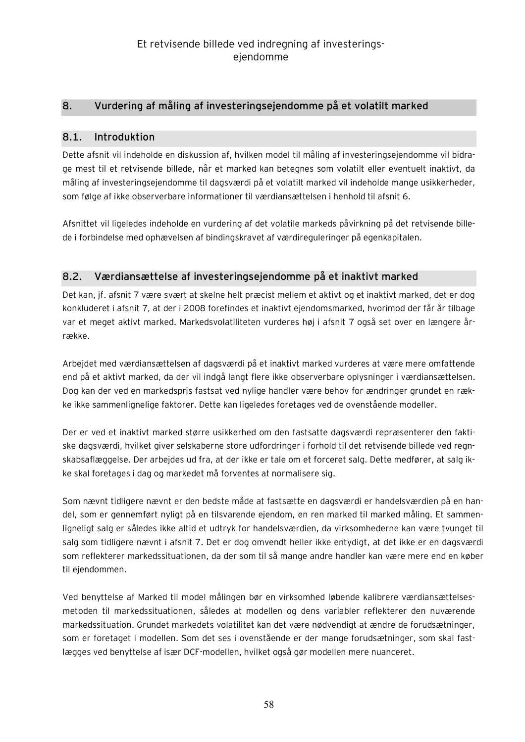## 8. Vurdering af måling af investeringsejendomme på et volatilt marked

### 8.1. Introduktion

Dette afsnit vil indeholde en diskussion af, hvilken model til måling af investeringsejendomme vil bidrage mest til et retvisende billede, når et marked kan betegnes som volatilt eller eventuelt inaktivt, da måling af investeringsejendomme til dagsværdi på et volatilt marked vil indeholde mange usikkerheder, som følge af ikke observerbare informationer til værdiansættelsen i henhold til afsnit 6.

Afsnittet vil ligeledes indeholde en vurdering af det volatile markeds påvirkning på det retvisende billede i forbindelse med ophævelsen af bindingskravet af værdireguleringer på egenkapitalen.

### 8.2. Værdiansættelse af investeringsejendomme på et inaktivt marked

Det kan, jf. afsnit 7 være svært at skelne helt præcist mellem et aktivt og et inaktivt marked, det er dog konkluderet i afsnit 7, at der i 2008 forefindes et inaktivt ejendomsmarked, hvorimod der får år tilbage var et meget aktivt marked. Markedsvolatiliteten vurderes høj i afsnit 7 også set over en længere årrække.

Arbejdet med værdiansættelsen af dagsværdi på et inaktivt marked vurderes at være mere omfattende end på et aktivt marked, da der vil indgå langt flere ikke observerbare oplysninger i værdiansættelsen. Dog kan der ved en markedspris fastsat ved nylige handler være behov for ændringer grundet en række ikke sammenlignelige faktorer. Dette kan ligeledes foretages ved de ovenstående modeller.

Der er ved et inaktivt marked større usikkerhed om den fastsatte dagsværdi repræsenterer den faktiske dagsværdi, hvilket giver selskaberne store udfordringer i forhold til det retvisende billede ved regnskabsaflæggelse. Der arbejdes ud fra, at der ikke er tale om et forceret salg. Dette medfører, at salg ikke skal foretages i dag og markedet må forventes at normalisere sig.

Som nævnt tidligere nævnt er den bedste måde at fastsætte en dagsværdi er handelsværdien på en handel, som er gennemført nyligt på en tilsvarende ejendom, en ren marked til marked måling. Et sammenligneligt salg er således ikke altid et udtryk for handelsværdien, da virksomhederne kan være tvunget til salg som tidligere nævnt i afsnit 7. Det er dog omvendt heller ikke entydigt, at det ikke er en dagsværdi som reflekterer markedssituationen, da der som til så mange andre handler kan være mere end en køber til ejendommen.

Ved benyttelse af Marked til model målingen bør en virksomhed løbende kalibrere værdiansættelsesmetoden til markedssituationen, således at modellen og dens variabler reflekterer den nuværende markedssituation. Grundet markedets volatilitet kan det være nødvendigt at ændre de forudsætninger, som er foretaget i modellen. Som det ses i ovenstående er der mange forudsætninger, som skal fastlægges ved benyttelse af især DCF-modellen, hvilket også gør modellen mere nuanceret.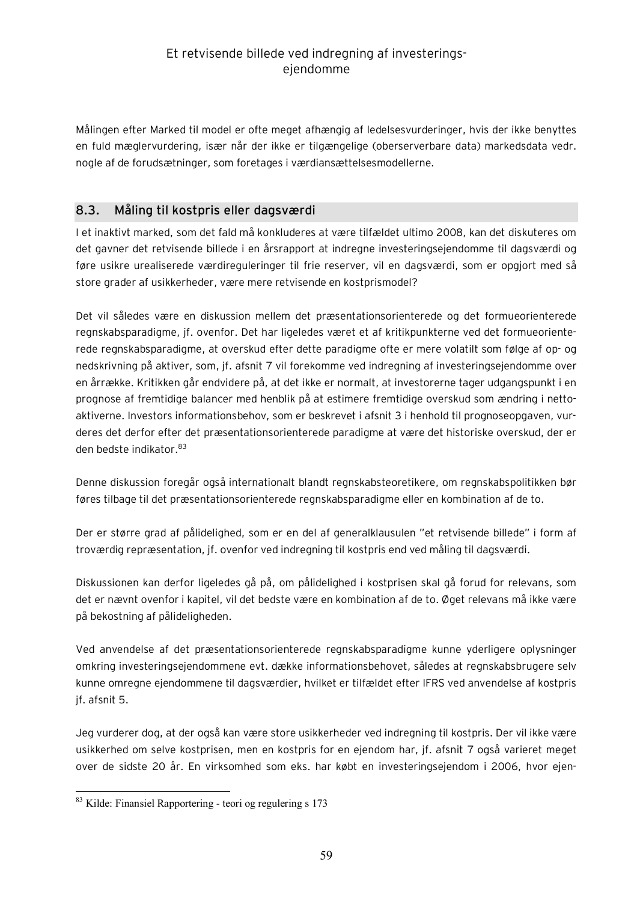Målingen efter Marked til model er ofte meget afhængig af ledelsesvurderinger, hvis der ikke benyttes en fuld mæglervurdering, især når der ikke er tilgængelige (oberserverbare data) markedsdata vedr. nogle af de forudsætninger, som foretages i værdiansættelsesmodellerne.

## 8.3. Måling til kostpris eller dagsværdi

I et inaktivt marked, som det fald må konkluderes at være tilfældet ultimo 2008, kan det diskuteres om det gavner det retvisende billede i en årsrapport at indregne investeringsejendomme til dagsværdi og føre usikre urealiserede værdireguleringer til frie reserver, vil en dagsværdi, som er opgjort med så store grader af usikkerheder, være mere retvisende en kostprismodel?

Det vil således være en diskussion mellem det præsentationsorienterede og det formueorienterede regnskabsparadigme, jf. ovenfor. Det har ligeledes været et af kritikpunkterne ved det formueorienterede regnskabsparadigme, at overskud efter dette paradigme ofte er mere volatilt som følge af op- og nedskrivning på aktiver, som, jf. afsnit 7 vil forekomme ved indregning af investeringsejendomme over en årrække. Kritikken går endvidere på, at det ikke er normalt, at investorerne tager udgangspunkt i en prognose af fremtidige balancer med henblik på at estimere fremtidige overskud som ændring i nettoaktiverne. Investors informationsbehov, som er beskrevet i afsnit 3 i henhold til prognoseopgaven, vurderes det derfor efter det præsentationsorienterede paradigme at være det historiske overskud, der er den bedste indikator.[83]

Denne diskussion foregår også internationalt blandt regnskabsteoretikere, om regnskabspolitikken bør føres tilbage til det præsentationsorienterede regnskabsparadigme eller en kombination af de to.

Der er større grad af pålidelighed, som er en del af generalklausulen "et retvisende billede" i form af troværdig repræsentation, jf. ovenfor ved indregning til kostpris end ved måling til dagsværdi.

Diskussionen kan derfor ligeledes gå på, om pålidelighed i kostprisen skal gå forud for relevans, som det er nævnt ovenfor i kapitel, vil det bedste være en kombination af de to. Øget relevans må ikke være på bekostning af pålideligheden.

Ved anvendelse af det præsentationsorienterede regnskabsparadigme kunne yderligere oplysninger omkring investeringsejendommene evt. dække informationsbehovet, således at regnskabsbrugere selv kunne omregne ejendommene til dagsværdier, hvilket er tilfældet efter IFRS ved anvendelse af kostpris jf. afsnit 5.

Jeg vurderer dog, at der også kan være store usikkerheder ved indregning til kostpris. Der vil ikke være usikkerhed om selve kostprisen, men en kostpris for en ejendom har, jf. afsnit 7 også varieret meget over de sidste 20 år. En virksomhed som eks. har købt en investeringsejendom i 2006, hvor ejen-

---

[83] Kilde: Finansiel Rapportering - teori og regulering s 173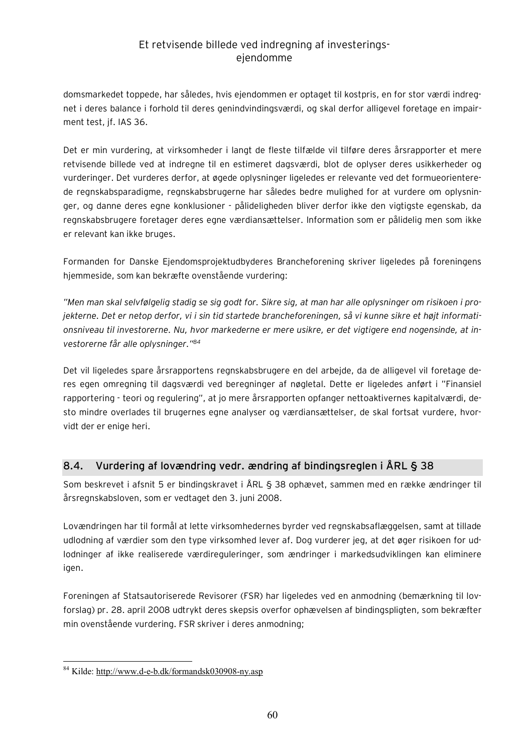domsmarkedet toppede, har således, hvis ejendommen er optaget til kostpris, en for stor værdi indregnet i deres balance i forhold til deres genindvindingsværdi, og skal derfor alligevel foretage en impairment test, jf. IAS 36.

Det er min vurdering, at virksomheder i langt de fleste tilfælde vil tilføre deres årsrapporter et mere retvisende billede ved at indregne til en estimeret dagsværdi, blot de oplyser deres usikkerheder og vurderinger. Det vurderes derfor, at øgede oplysninger ligeledes er relevante ved det formueorienterede regnskabsparadigme, regnskabsbrugerne har således bedre mulighed for at vurdere om oplysninger, og danne deres egne konklusioner - pålideligheden bliver derfor ikke den vigtigste egenskab, da regnskabsbrugere foretager deres egne værdiansættelser. Information som er pålidelig men som ikke er relevant kan ikke bruges.

Formanden for Danske Ejendomsprojektudbyderes Brancheforening skriver ligeledes på foreningens hjemmeside, som kan bekræfte ovenstående vurdering:

*"Men man skal selvfølgelig stadig se sig godt for. Sikre sig, at man har alle oplysninger om risikoen i projekterne. Det er netop derfor, vi i sin tid startede brancheforeningen, så vi kunne sikre et højt informationsniveau til investorerne. Nu, hvor markederne er mere usikre, er det vigtigere end nogensinde, at investorerne får alle oplysninger."*[84]

Det vil ligeledes spare årsrapportens regnskabsbrugere en del arbejde, da de alligevel vil foretage deres egen omregning til dagsværdi ved beregninger af nøgletal. Dette er ligeledes anført i "Finansiel rapportering - teori og regulering", at jo mere årsrapporten opfanger nettoaktivernes kapitalværdi, desto mindre overlades til brugernes egne analyser og værdiansættelser, de skal fortsat vurdere, hvorvidt der er enige heri.

## 8.4. Vurdering af lovændring vedr. ændring af bindingsreglen i ÅRL § 38

Som beskrevet i afsnit 5 er bindingskravet i ÅRL § 38 ophævet, sammen med en række ændringer til årsregnskabsloven, som er vedtaget den 3. juni 2008.

Lovændringen har til formål at lette virksomhedernes byrder ved regnskabsaflæggelsen, samt at tillade udlodning af værdier som den type virksomhed lever af. Dog vurderer jeg, at det øger risikoen for udlodninger af ikke realiserede værdireguleringer, som ændringer i markedsudviklingen kan eliminere igen.

Foreningen af Statsautoriserede Revisorer (FSR) har ligeledes ved en anmodning (bemærkning til lovforslag) pr. 28. april 2008 udtrykt deres skepsis overfor ophævelsen af bindingspligten, som bekræfter min ovenstående vurdering. FSR skriver i deres anmodning;

---

[84] Kilde: http://www.d-e-b.dk/formandsk030908-ny.asp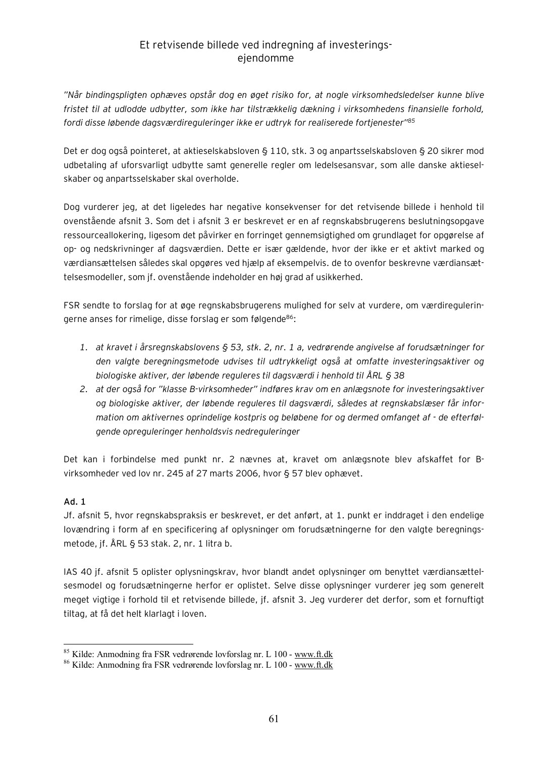*"Når bindingspligten ophæves opstår dog en øget risiko for, at nogle virksomhedsledelser kunne blive fristet til at udlodde udbytter, som ikke har tilstrækkelig dækning i virksomhedens finansielle forhold, fordi disse løbende dagsværdireguleringer ikke er udtryk for realiserede fortjenester"*[85]

Det er dog også pointeret, at aktieselskabsloven § 110, stk. 3 og anpartsselskabsloven § 20 sikrer mod udbetaling af uforsvarligt udbytte samt generelle regler om ledelsesansvar, som alle danske aktieselskaber og anpartsselskaber skal overholde.

Dog vurderer jeg, at det ligeledes har negative konsekvenser for det retvisende billede i henhold til ovenstående afsnit 3. Som det i afsnit 3 er beskrevet er en af regnskabsbrugerens beslutningsopgave ressourceallokering, ligesom det påvirker en forringet gennemsigtighed om grundlaget for opgørelse af op- og nedskrivninger af dagsværdien. Dette er især gældende, hvor der ikke er et aktivt marked og værdiansættelsen således skal opgøres ved hjælp af eksempelvis. de to ovenfor beskrevne værdiansættelsesmodeller, som jf. ovenstående indeholder en høj grad af usikkerhed.

FSR sendte to forslag for at øge regnskabsbrugerens mulighed for selv at vurdere, om værdireguleringerne anses for rimelige, disse forslag er som følgende[86]:

1. *at kravet i årsregnskabslovens § 53, stk. 2, nr. 1 a, vedrørende angivelse af forudsætninger for den valgte beregningsmetode udvises til udtrykkeligt også at omfatte investeringsaktiver og biologiske aktiver, der løbende reguleres til dagsværdi i henhold til ÅRL § 38*
2. *at der også for "klasse B-virksomheder" indføres krav om en anlægsnote for investeringsaktiver og biologiske aktiver, der løbende reguleres til dagsværdi, således at regnskabslæser får information om aktivernes oprindelige kostpris og beløbene for og dermed omfanget af - de efterfølgende opreguleringer henholdsvis nedreguleringer*

Det kan i forbindelse med punkt nr. 2 nævnes at, kravet om anlægsnote blev afskaffet for B-virksomheder ved lov nr. 245 af 27 marts 2006, hvor § 57 blev ophævet.

**Ad. 1**

Jf. afsnit 5, hvor regnskabspraksis er beskrevet, er det anført, at 1. punkt er inddraget i den endelige lovændring i form af en specificering af oplysninger om forudsætningerne for den valgte beregningsmetode, jf. ÅRL § 53 stak. 2, nr. 1 litra b.

IAS 40 jf. afsnit 5 oplister oplysningskrav, hvor blandt andet oplysninger om benyttet værdiansættelsesmodel og forudsætningerne herfor er oplistet. Selve disse oplysninger vurderer jeg som generelt meget vigtige i forhold til et retvisende billede, jf. afsnit 3. Jeg vurderer det derfor, som et fornuftigt tiltag, at få det helt klarlagt i loven.

---

[85] Kilde: Anmodning fra FSR vedrørende lovforslag nr. L 100 - www.ft.dk

[86] Kilde: Anmodning fra FSR vedrørende lovforslag nr. L 100 - www.ft.dk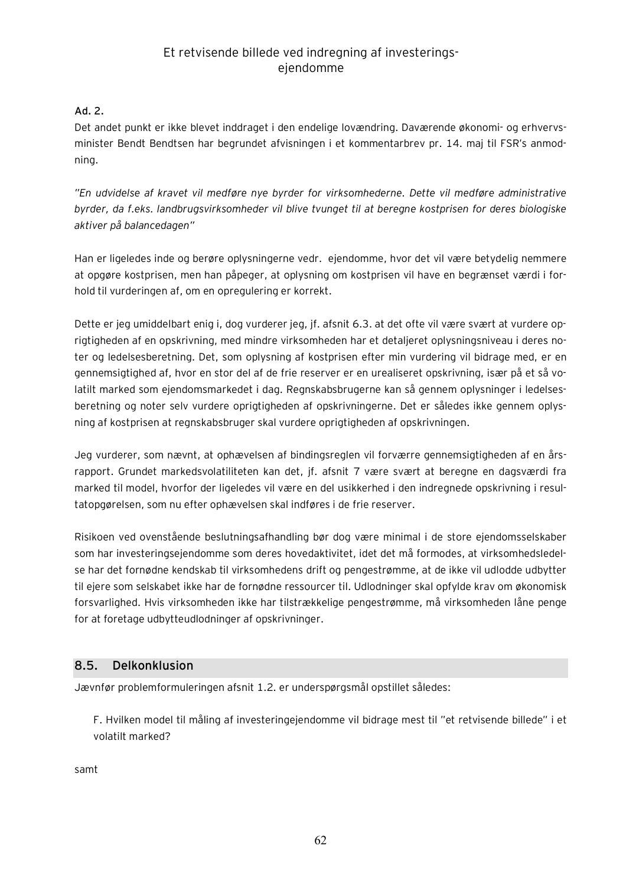**Ad. 2.**

Det andet punkt er ikke blevet inddraget i den endelige lovændring. Daværende økonomi- og erhvervsminister Bendt Bendtsen har begrundet afvisningen i et kommentarbrev pr. 14. maj til FSR's anmodning.

*"En udvidelse af kravet vil medføre nye byrder for virksomhederne. Dette vil medføre administrative byrder, da f.eks. landbrugsvirksomheder vil blive tvunget til at beregne kostprisen for deres biologiske aktiver på balancedagen"*

Han er ligeledes inde og berøre oplysningerne vedr. ejendomme, hvor det vil være betydelig nemmere at opgøre kostprisen, men han påpeger, at oplysning om kostprisen vil have en begrænset værdi i forhold til vurderingen af, om en opregulering er korrekt.

Dette er jeg umiddelbart enig i, dog vurderer jeg, jf. afsnit 6.3. at det ofte vil være svært at vurdere oprigtigheden af en opskrivning, med mindre virksomheden har et detaljeret oplysningsniveau i deres noter og ledelsesberetning. Det, som oplysning af kostprisen efter min vurdering vil bidrage med, er en gennemsigtighed af, hvor en stor del af de frie reserver er en urealiseret opskrivning, især på et så volatilt marked som ejendomsmarkedet i dag. Regnskabsbrugerne kan så gennem oplysninger i ledelsesberetning og noter selv vurdere oprigtigheden af opskrivningerne. Det er således ikke gennem oplysning af kostprisen at regnskabsbruger skal vurdere oprigtigheden af opskrivningen.

Jeg vurderer, som nævnt, at ophævelsen af bindingsreglen vil forværre gennemsigtigheden af en årsrapport. Grundet markedsvolatiliteten kan det, jf. afsnit 7 være svært at beregne en dagsværdi fra marked til model, hvorfor der ligeledes vil være en del usikkerhed i den indregnede opskrivning i resultatopgørelsen, som nu efter ophævelsen skal indføres i de frie reserver.

Risikoen ved ovenstående beslutningsafhandling bør dog være minimal i de store ejendomsselskaber som har investeringsejendomme som deres hovedaktivitet, idet det må formodes, at virksomhedsledelse har det fornødne kendskab til virksomhedens drift og pengestrømme, at de ikke vil udlodde udbytter til ejere som selskabet ikke har de fornødne ressourcer til. Udlodninger skal opfylde krav om økonomisk forsvarlighed. Hvis virksomheden ikke har tilstrækkelige pengestrømme, må virksomheden låne penge for at foretage udbytteudlodninger af opskrivninger.

## 8.5. Delkonklusion

Jævnfør problemformuleringen afsnit 1.2. er underspørgsmål opstillet således:

> F. Hvilken model til måling af investeringejendomme vil bidrage mest til "et retvisende billede" i et volatilt marked?

samt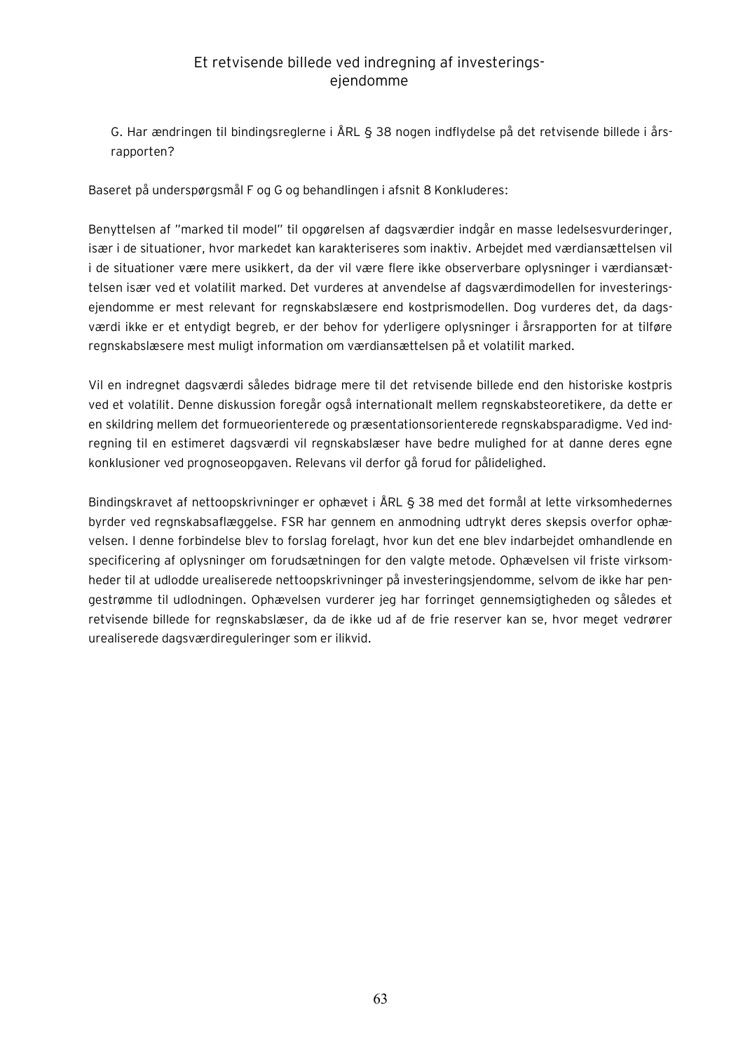G. Har ændringen til bindingsreglerne i ÅRL § 38 nogen indflydelse på det retvisende billede i årsrapporten?

Baseret på underspørgsmål F og G og behandlingen i afsnit 8 Konkluderes:

Benyttelsen af "marked til model" til opgørelsen af dagsværdier indgår en masse ledelsesvurderinger, især i de situationer, hvor markedet kan karakteriseres som inaktiv. Arbejdet med værdiansættelsen vil i de situationer være mere usikkert, da der vil være flere ikke observerbare oplysninger i værdiansættelsen især ved et volatilit marked. Det vurderes at anvendelse af dagsværdimodellen for investeringsejendomme er mest relevant for regnskabslæsere end kostprismodellen. Dog vurderes det, da dagsværdi ikke er et entydigt begreb, er der behov for yderligere oplysninger i årsrapporten for at tilføre regnskabslæsere mest muligt information om værdiansættelsen på et volatilit marked.

Vil en indregnet dagsværdi således bidrage mere til det retvisende billede end den historiske kostpris ved et volatilit. Denne diskussion foregår også internationalt mellem regnskabsteoretikere, da dette er en skildring mellem det formueorienterede og præsentationsorienterede regnskabsparadigme. Ved indregning til en estimeret dagsværdi vil regnskabslæser have bedre mulighed for at danne deres egne konklusioner ved prognoseopgaven. Relevans vil derfor gå forud for pålidelighed.

Bindingskravet af nettoopskrivninger er ophævet i ÅRL § 38 med det formål at lette virksomhedernes byrder ved regnskabsaflæggelse. FSR har gennem en anmodning udtrykt deres skepsis overfor ophævelsen. I denne forbindelse blev to forslag forelagt, hvor kun det ene blev indarbejdet omhandlende en specificering af oplysninger om forudsætningen for den valgte metode. Ophævelsen vil friste virksomheder til at udlodde urealiserede nettoopskrivninger på investeringsjendomme, selvom de ikke har pengestrømme til udlodningen. Ophævelsen vurderer jeg har forringet gennemsigtigheden og således et retvisende billede for regnskabslæser, da de ikke ud af de frie reserver kan se, hvor meget vedrører urealiserede dagsværdireguleringer som er ilikvid.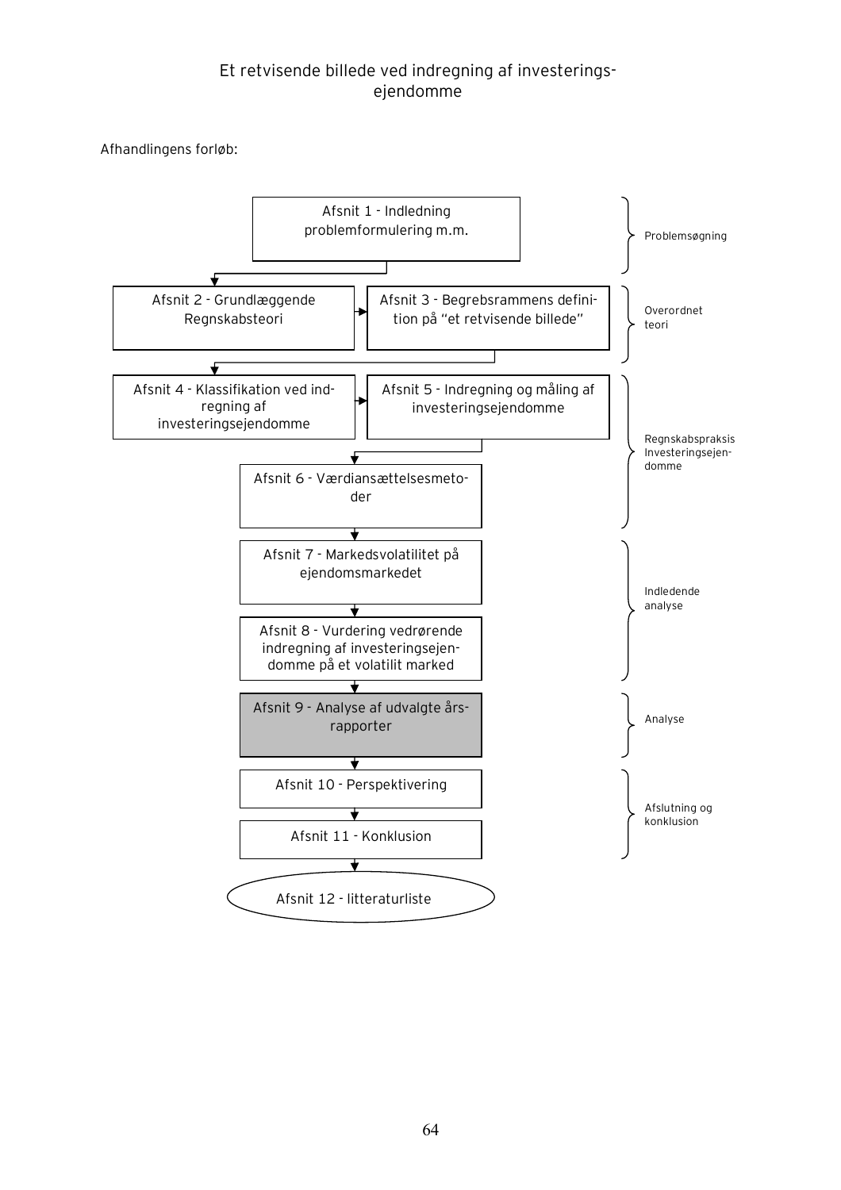Afhandlingens forløb:

| Afsnit | Del |
| --- | --- |
| Afsnit 1 - Indledning problemformulering m.m. | Problemsøgning |
| Afsnit 2 - Grundlæggende Regnskabsteori | Overordnet teori |
| Afsnit 3 - Begrebsrammens definition på "et retvisende billede" | Overordnet teori |
| Afsnit 4 - Klassifikation ved indregning af investeringsejendomme | Regnskabspraksis Investeringsejendomme |
| Afsnit 5 - Indregning og måling af investeringsejendomme | Regnskabspraksis Investeringsejendomme |
| Afsnit 6 - Værdiansættelsesmetoder | Regnskabspraksis Investeringsejendomme |
| Afsnit 7 - Markedsvolatilitet på ejendomsmarkedet | Indledende analyse |
| Afsnit 8 - Vurdering vedrørende indregning af investeringsejendomme på et volatilit marked | Indledende analyse |
| Afsnit 9 - Analyse af udvalgte årsrapporter | Analyse |
| Afsnit 10 - Perspektivering | Afslutning og konklusion |
| Afsnit 11 - Konklusion | Afslutning og konklusion |
| Afsnit 12 - litteraturliste | |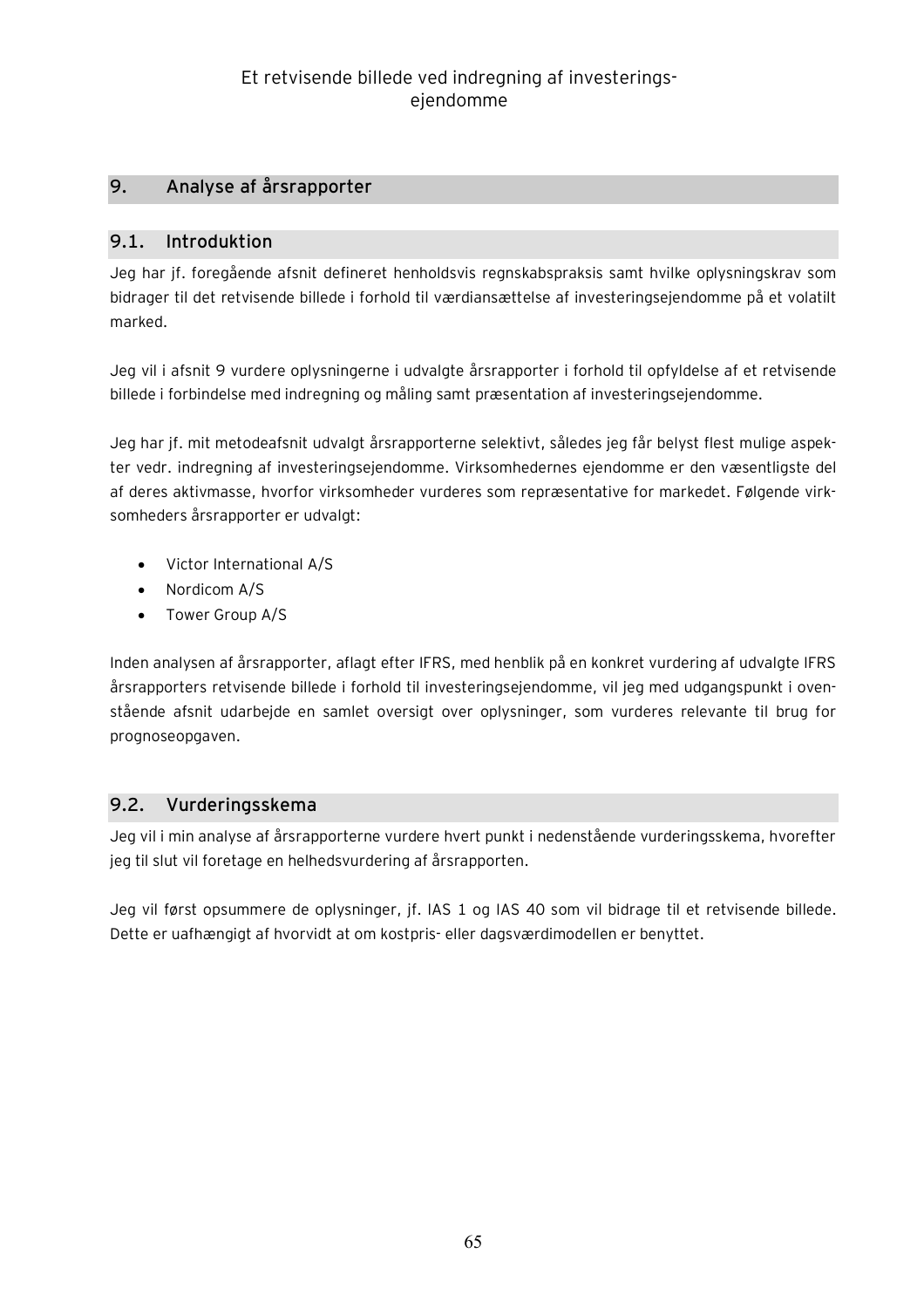## 9. Analyse af årsrapporter

### 9.1. Introduktion

Jeg har jf. foregående afsnit defineret henholdsvis regnskabspraksis samt hvilke oplysningskrav som bidrager til det retvisende billede i forhold til værdiansættelse af investeringsejendomme på et volatilt marked.

Jeg vil i afsnit 9 vurdere oplysningerne i udvalgte årsrapporter i forhold til opfyldelse af et retvisende billede i forbindelse med indregning og måling samt præsentation af investeringsejendomme.

Jeg har jf. mit metodeafsnit udvalgt årsrapporterne selektivt, således jeg får belyst flest mulige aspekter vedr. indregning af investeringsejendomme. Virksomhedernes ejendomme er den væsentligste del af deres aktivmasse, hvorfor virksomheder vurderes som repræsentative for markedet. Følgende virksomheders årsrapporter er udvalgt:

- Victor International A/S
- Nordicom A/S
- Tower Group A/S

Inden analysen af årsrapporter, aflagt efter IFRS, med henblik på en konkret vurdering af udvalgte IFRS årsrapporters retvisende billede i forhold til investeringsejendomme, vil jeg med udgangspunkt i ovenstående afsnit udarbejde en samlet oversigt over oplysninger, som vurderes relevante til brug for prognoseopgaven.

### 9.2. Vurderingsskema

Jeg vil i min analyse af årsrapporterne vurdere hvert punkt i nedenstående vurderingsskema, hvorefter jeg til slut vil foretage en helhedsvurdering af årsrapporten.

Jeg vil først opsummere de oplysninger, jf. IAS 1 og IAS 40 som vil bidrage til et retvisende billede. Dette er uafhængigt af hvorvidt at om kostpris- eller dagsværdimodellen er benyttet.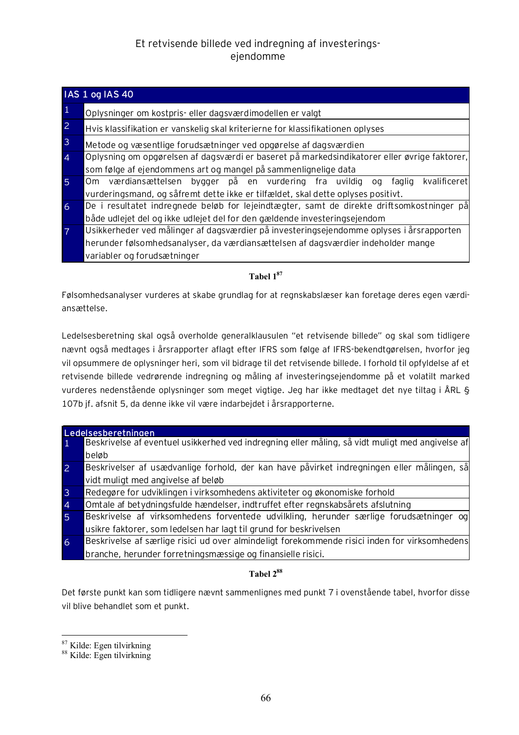| IAS 1 og IAS 40 | |
|---|---|
| 1 | Oplysninger om kostpris- eller dagsværdimodellen er valgt |
| 2 | Hvis klassifikation er vanskelig skal kriterierne for klassifikationen oplyses |
| 3 | Metode og væsentlige forudsætninger ved opgørelse af dagsværdien |
| 4 | Oplysning om opgørelsen af dagsværdi er baseret på markedsindikatorer eller øvrige faktorer, som følge af ejendommens art og mangel på sammenlignelige data |
| 5 | Om værdiansættelsen bygger på en vurdering fra uvildig og faglig kvalificeret vurderingsmand, og såfremt dette ikke er tilfældet, skal dette oplyses positivt. |
| 6 | De i resultatet indregnede beløb for lejeindtægter, samt de direkte driftsomkostninger på både udlejet del og ikke udlejet del for den gældende investeringsejendom |
| 7 | Usikkerheder ved målinger af dagsværdier på investeringsejendomme oplyses i årsrapporten herunder følsomhedsanalyser, da værdiansættelsen af dagsværdier indeholder mange variabler og forudsætninger |

**Tabel 1**[87]

Følsomhedsanalyser vurderes at skabe grundlag for at regnskabslæser kan foretage deres egen værdiansættelse.

Ledelsesberetning skal også overholde generalklausulen "et retvisende billede" og skal som tidligere nævnt også medtages i årsrapporter aflagt efter IFRS som følge af IFRS-bekendtgørelsen, hvorfor jeg vil opsummere de oplysninger heri, som vil bidrage til det retvisende billede. I forhold til opfyldelse af et retvisende billede vedrørende indregning og måling af investeringsejendomme på et volatilt marked vurderes nedenstående oplysninger som meget vigtige. Jeg har ikke medtaget det nye tiltag i ÅRL § 107b jf. afsnit 5, da denne ikke vil være indarbejdet i årsrapporterne.

| Ledelsesberetningen | |
|---|---|
| 1 | Beskrivelse af eventuel usikkerhed ved indregning eller måling, så vidt muligt med angivelse af beløb |
| 2 | Beskrivelser af usædvanlige forhold, der kan have påvirket indregningen eller målingen, så vidt muligt med angivelse af beløb |
| 3 | Redegøre for udviklingen i virksomhedens aktiviteter og økonomiske forhold |
| 4 | Omtale af betydningsfulde hændelser, indtruffet efter regnskabsårets afslutning |
| 5 | Beskrivelse af virksomhedens forventede udvilkling, herunder særlige forudsætninger og usikre faktorer, som ledelsen har lagt til grund for beskrivelsen |
| 6 | Beskrivelse af særlige risici ud over almindeligt forekommende risici inden for virksomhedens branche, herunder forretningsmæssige og finansielle risici. |

**Tabel 2**[88]

Det første punkt kan som tidligere nævnt sammenlignes med punkt 7 i ovenstående tabel, hvorfor disse vil blive behandlet som et punkt.

[87] Kilde: Egen tilvirkning
[88] Kilde: Egen tilvirkning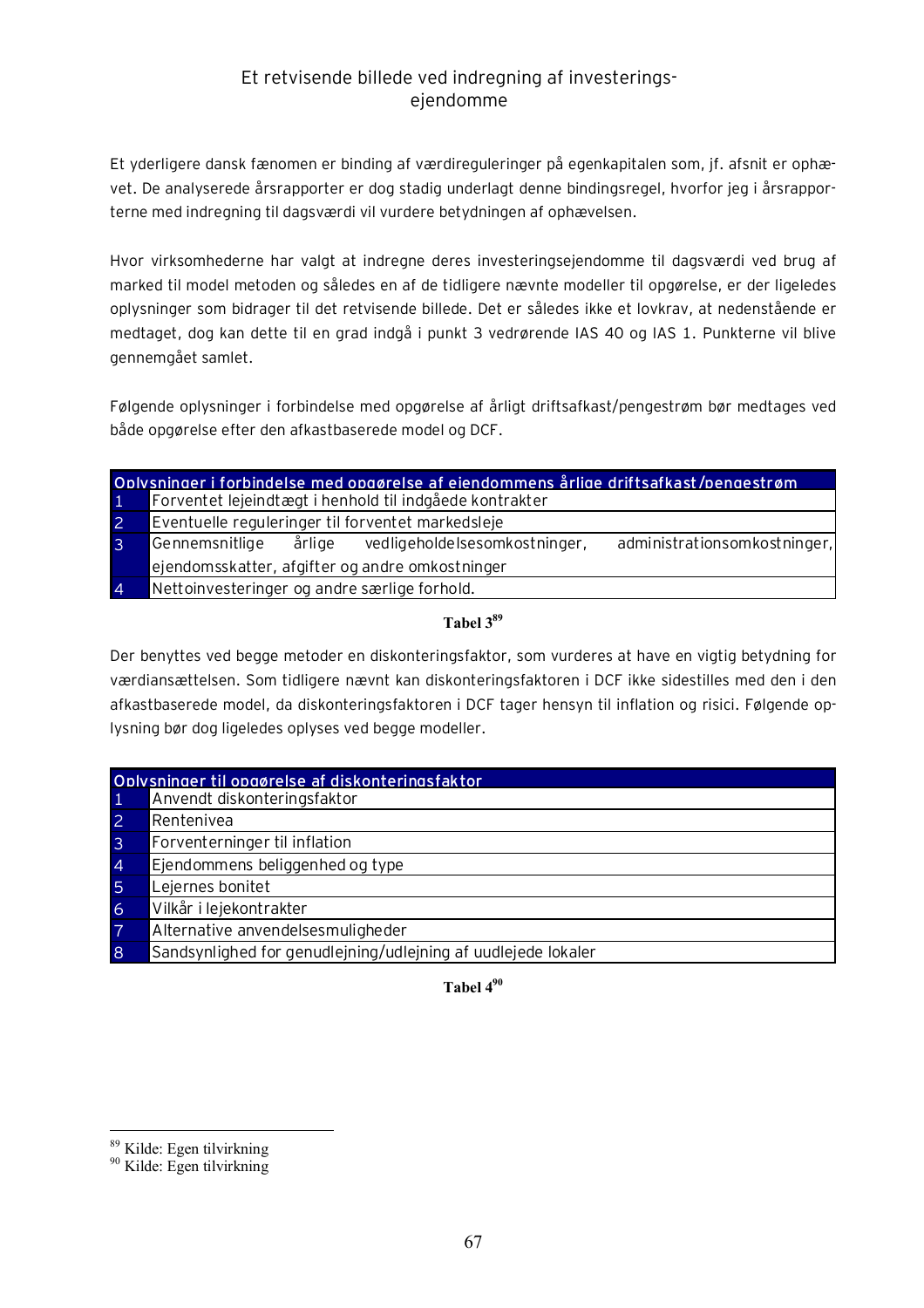Et yderligere dansk fænomen er binding af værdireguleringer på egenkapitalen som, jf. afsnit er ophævet. De analyserede årsrapporter er dog stadig underlagt denne bindingsregel, hvorfor jeg i årsrapporterne med indregning til dagsværdi vil vurdere betydningen af ophævelsen.

Hvor virksomhederne har valgt at indregne deres investeringsejendomme til dagsværdi ved brug af marked til model metoden og således en af de tidligere nævnte modeller til opgørelse, er der ligeledes oplysninger som bidrager til det retvisende billede. Det er således ikke et lovkrav, at nedenstående er medtaget, dog kan dette til en grad indgå i punkt 3 vedrørende IAS 40 og IAS 1. Punkterne vil blive gennemgået samlet.

Følgende oplysninger i forbindelse med opgørelse af årligt driftsafkast/pengestrøm bør medtages ved både opgørelse efter den afkastbaserede model og DCF.

| Oplysninger i forbindelse med opgørelse af ejendommens årlige driftsafkast/pengestrøm | |
|---|---|
| 1 | Forventet lejeindtægt i henhold til indgåede kontrakter |
| 2 | Eventuelle reguleringer til forventet markedsleje |
| 3 | Gennemsnitlige årlige vedligeholdelsesomkostninger, administrationsomkostninger, ejendomsskatter, afgifter og andre omkostninger |
| 4 | Nettoinvesteringer og andre særlige forhold. |

**Tabel 3**[89]

Der benyttes ved begge metoder en diskonteringsfaktor, som vurderes at have en vigtig betydning for værdiansættelsen. Som tidligere nævnt kan diskonteringsfaktoren i DCF ikke sidestilles med den i den afkastbaserede model, da diskonteringsfaktoren i DCF tager hensyn til inflation og risici. Følgende oplysning bør dog ligeledes oplyses ved begge modeller.

| Oplysninger til opgørelse af diskonteringsfaktor | |
|---|---|
| 1 | Anvendt diskonteringsfaktor |
| 2 | Rentenivea |
| 3 | Forventerninger til inflation |
| 4 | Ejendommens beliggenhed og type |
| 5 | Lejernes bonitet |
| 6 | Vilkår i lejekontrakter |
| 7 | Alternative anvendelsesmuligheder |
| 8 | Sandsynlighed for genudlejning/udlejning af uudlejede lokaler |

**Tabel 4**[90]

---

[89] Kilde: Egen tilvirkning

[90] Kilde: Egen tilvirkning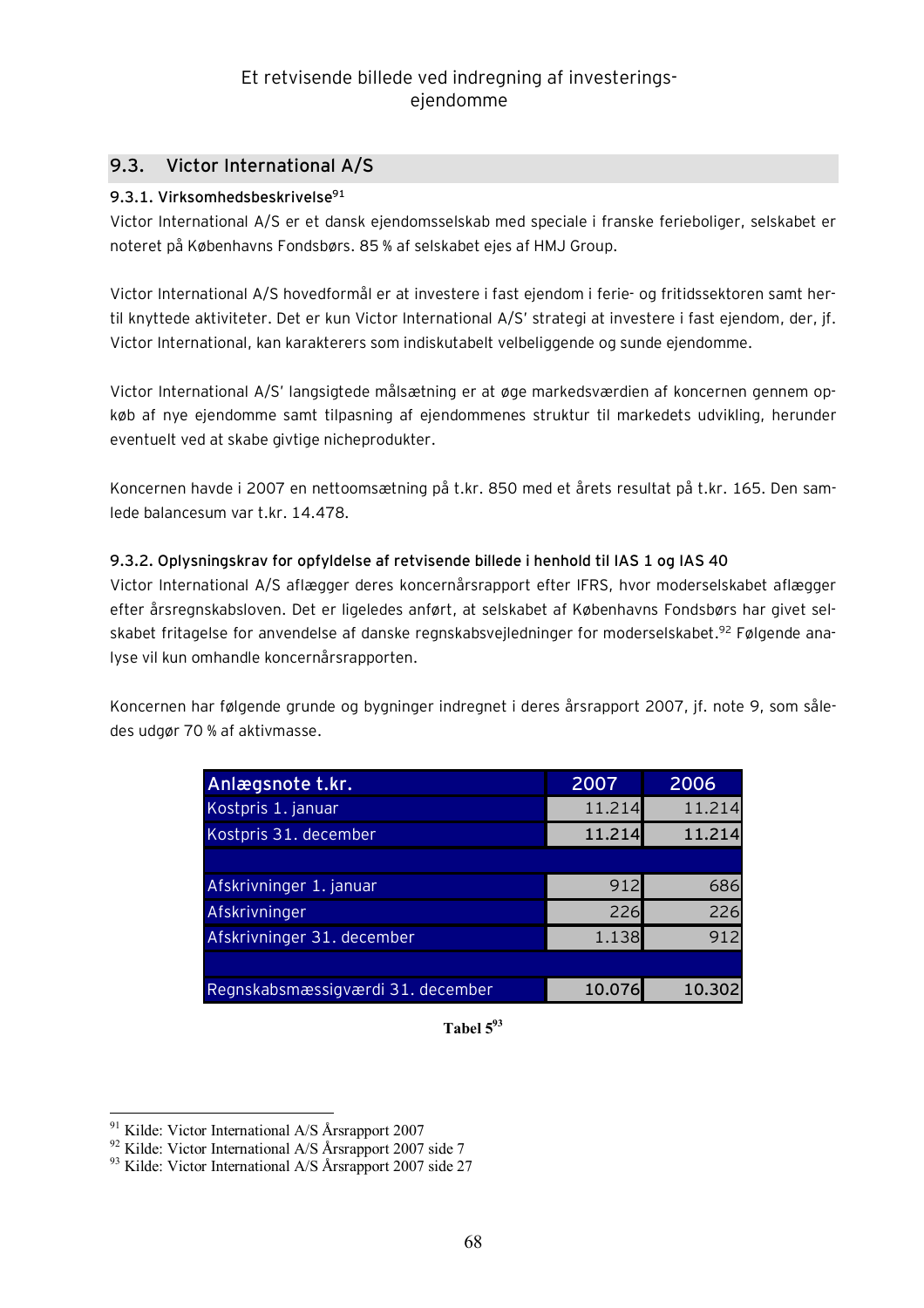## 9.3. Victor International A/S

### 9.3.1. Virksomhedsbeskrivelse[91]

Victor International A/S er et dansk ejendomsselskab med speciale i franske ferieboliger, selskabet er noteret på Københavns Fondsbørs. 85 % af selskabet ejes af HMJ Group.

Victor International A/S hovedformål er at investere i fast ejendom i ferie- og fritidssektoren samt hertil knyttede aktiviteter. Det er kun Victor International A/S' strategi at investere i fast ejendom, der, jf. Victor International, kan karakterers som indiskutabelt velbeliggende og sunde ejendomme.

Victor International A/S' langsigtede målsætning er at øge markedsværdien af koncernen gennem opkøb af nye ejendomme samt tilpasning af ejendommenes struktur til markedets udvikling, herunder eventuelt ved at skabe givtige nicheprodukter.

Koncernen havde i 2007 en nettoomsætning på t.kr. 850 med et årets resultat på t.kr. 165. Den samlede balancesum var t.kr. 14.478.

### 9.3.2. Oplysningskrav for opfyldelse af retvisende billede i henhold til IAS 1 og IAS 40

Victor International A/S aflægger deres koncernårsrapport efter IFRS, hvor moderselskabet aflægger efter årsregnskabsloven. Det er ligeledes anført, at selskabet af Københavns Fondsbørs har givet selskabet fritagelse for anvendelse af danske regnskabsvejledninger for moderselskabet.[92] Følgende analyse vil kun omhandle koncernårsrapporten.

Koncernen har følgende grunde og bygninger indregnet i deres årsrapport 2007, jf. note 9, som således udgør 70 % af aktivmasse.

| Anlægsnote t.kr. | 2007 | 2006 |
|---|---|---|
| Kostpris 1. januar | 11.214 | 11.214 |
| Kostpris 31. december | **11.214** | **11.214** |
| | | |
| Afskrivninger 1. januar | 912 | 686 |
| Afskrivninger | 226 | 226 |
| Afskrivninger 31. december | 1.138 | 912 |
| | | |
| Regnskabsmæssigværdi 31. december | **10.076** | **10.302** |

**Tabel 5**[93]

[91] Kilde: Victor International A/S Årsrapport 2007
[92] Kilde: Victor International A/S Årsrapport 2007 side 7
[93] Kilde: Victor International A/S Årsrapport 2007 side 27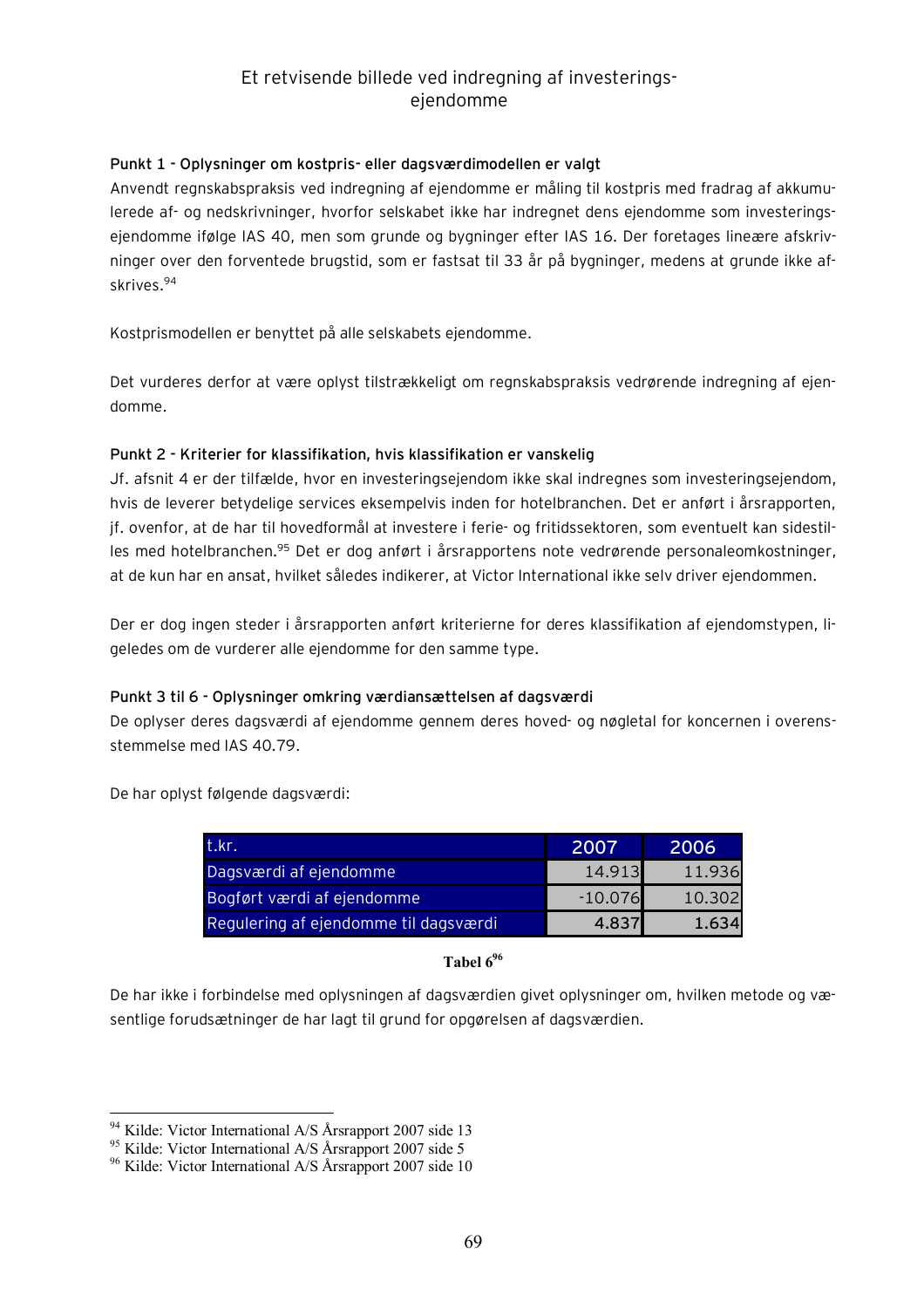# Et retvisende billede ved indregning af investeringsejendomme

**Punkt 1 - Oplysninger om kostpris- eller dagsværdimodellen er valgt**

Anvendt regnskabspraksis ved indregning af ejendomme er måling til kostpris med fradrag af akkumulerede af- og nedskrivninger, hvorfor selskabet ikke har indregnet dens ejendomme som investeringsejendomme ifølge IAS 40, men som grunde og bygninger efter IAS 16. Der foretages lineære afskrivninger over den forventede brugstid, som er fastsat til 33 år på bygninger, medens at grunde ikke afskrives.[94]

Kostprismodellen er benyttet på alle selskabets ejendomme.

Det vurderes derfor at være oplyst tilstrækkeligt om regnskabspraksis vedrørende indregning af ejendomme.

**Punkt 2 - Kriterier for klassifikation, hvis klassifikation er vanskelig**

Jf. afsnit 4 er der tilfælde, hvor en investeringsejendom ikke skal indregnes som investeringsejendom, hvis de leverer betydelige services eksempelvis inden for hotelbranchen. Det er anført i årsrapporten, jf. ovenfor, at de har til hovedformål at investere i ferie- og fritidssektoren, som eventuelt kan sidestilles med hotelbranchen.[95] Det er dog anført i årsrapportens note vedrørende personaleomkostninger, at de kun har en ansat, hvilket således indikerer, at Victor International ikke selv driver ejendommen.

Der er dog ingen steder i årsrapporten anført kriterierne for deres klassifikation af ejendomstypen, ligeledes om de vurderer alle ejendomme for den samme type.

**Punkt 3 til 6 - Oplysninger omkring værdiansættelsen af dagsværdi**

De oplyser deres dagsværdi af ejendomme gennem deres hoved- og nøgletal for koncernen i overensstemmelse med IAS 40.79.

De har oplyst følgende dagsværdi:

| t.kr. | 2007 | 2006 |
|---|---|---|
| Dagsværdi af ejendomme | 14.913 | 11.936 |
| Bogført værdi af ejendomme | -10.076 | 10.302 |
| Regulering af ejendomme til dagsværdi | **4.837** | **1.634** |

**Tabel 6**[96]

De har ikke i forbindelse med oplysningen af dagsværdien givet oplysninger om, hvilken metode og væsentlige forudsætninger de har lagt til grund for opgørelsen af dagsværdien.

---

[94] Kilde: Victor International A/S Årsrapport 2007 side 13

[95] Kilde: Victor International A/S Årsrapport 2007 side 5

[96] Kilde: Victor International A/S Årsrapport 2007 side 10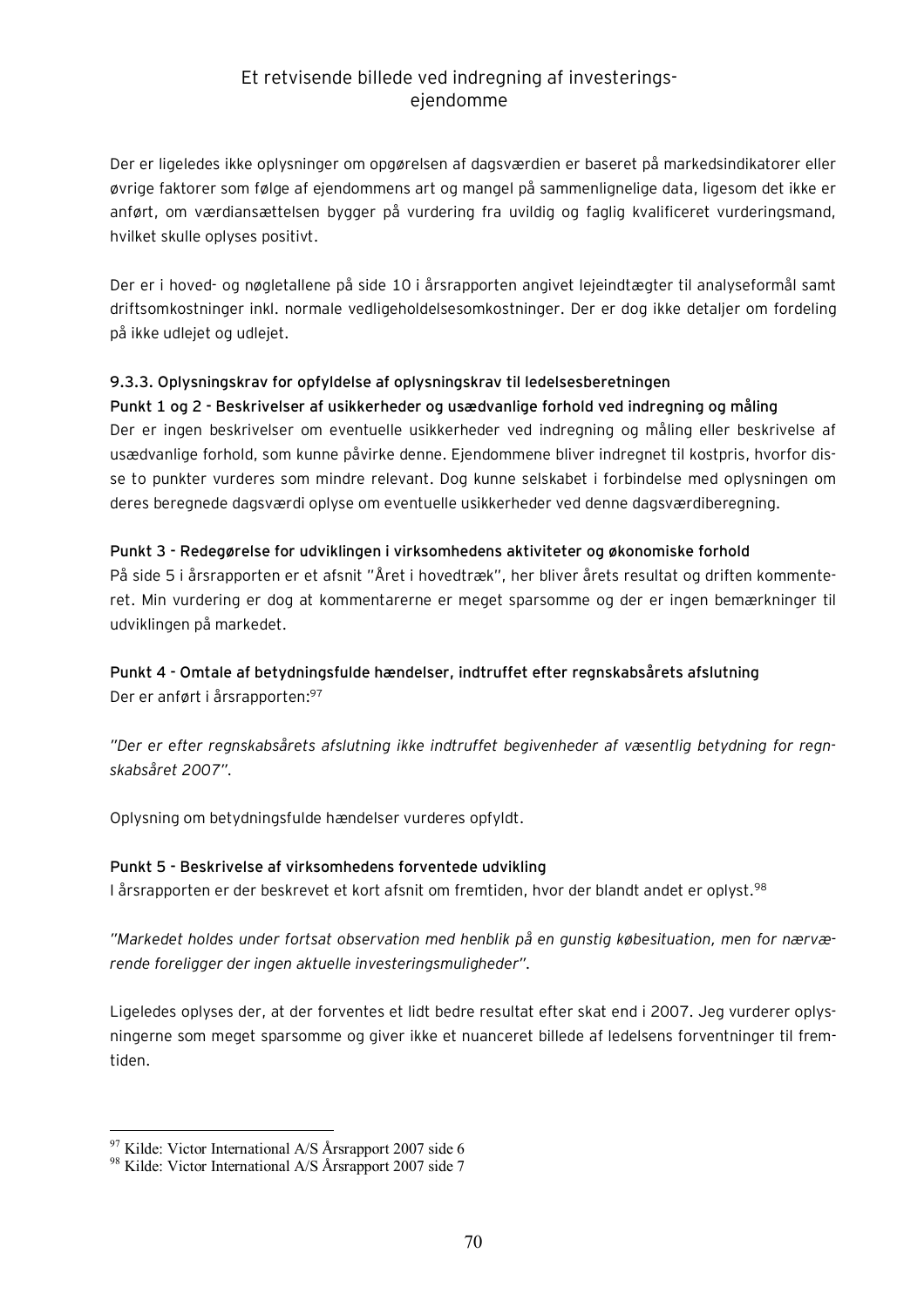Der er ligeledes ikke oplysninger om opgørelsen af dagsværdien er baseret på markedsindikatorer eller øvrige faktorer som følge af ejendommens art og mangel på sammenlignelige data, ligesom det ikke er anført, om værdiansættelsen bygger på vurdering fra uvildig og faglig kvalificeret vurderingsmand, hvilket skulle oplyses positivt.

Der er i hoved- og nøgletallene på side 10 i årsrapporten angivet lejeindtægter til analyseformål samt driftsomkostninger inkl. normale vedligeholdelsesomkostninger. Der er dog ikke detaljer om fordeling på ikke udlejet og udlejet.

### 9.3.3. Oplysningskrav for opfyldelse af oplysningskrav til ledelsesberetningen

**Punkt 1 og 2 – Beskrivelser af usikkerheder og usædvanlige forhold ved indregning og måling**

Der er ingen beskrivelser om eventuelle usikkerheder ved indregning og måling eller beskrivelse af usædvanlige forhold, som kunne påvirke denne. Ejendommene bliver indregnet til kostpris, hvorfor disse to punkter vurderes som mindre relevant. Dog kunne selskabet i forbindelse med oplysningen om deres beregnede dagsværdi oplyse om eventuelle usikkerheder ved denne dagsværdiberegning.

**Punkt 3 – Redegørelse for udviklingen i virksomhedens aktiviteter og økonomiske forhold**

På side 5 i årsrapporten er et afsnit "Året i hovedtræk", her bliver årets resultat og driften kommenteret. Min vurdering er dog at kommentarerne er meget sparsomme og der er ingen bemærkninger til udviklingen på markedet.

**Punkt 4 – Omtale af betydningsfulde hændelser, indtruffet efter regnskabsårets afslutning**

Der er anført i årsrapporten:[97]

*"Der er efter regnskabsårets afslutning ikke indtruffet begivenheder af væsentlig betydning for regnskabsåret 2007".*

Oplysning om betydningsfulde hændelser vurderes opfyldt.

**Punkt 5 – Beskrivelse af virksomhedens forventede udvikling**

I årsrapporten er der beskrevet et kort afsnit om fremtiden, hvor der blandt andet er oplyst.[98]

*"Markedet holdes under fortsat observation med henblik på en gunstig købesituation, men for nærværende foreligger der ingen aktuelle investeringsmuligheder".*

Ligeledes oplyses der, at der forventes et lidt bedre resultat efter skat end i 2007. Jeg vurderer oplysningerne som meget sparsomme og giver ikke et nuanceret billede af ledelsens forventninger til fremtiden.

---

[97] Kilde: Victor International A/S Årsrapport 2007 side 6

[98] Kilde: Victor International A/S Årsrapport 2007 side 7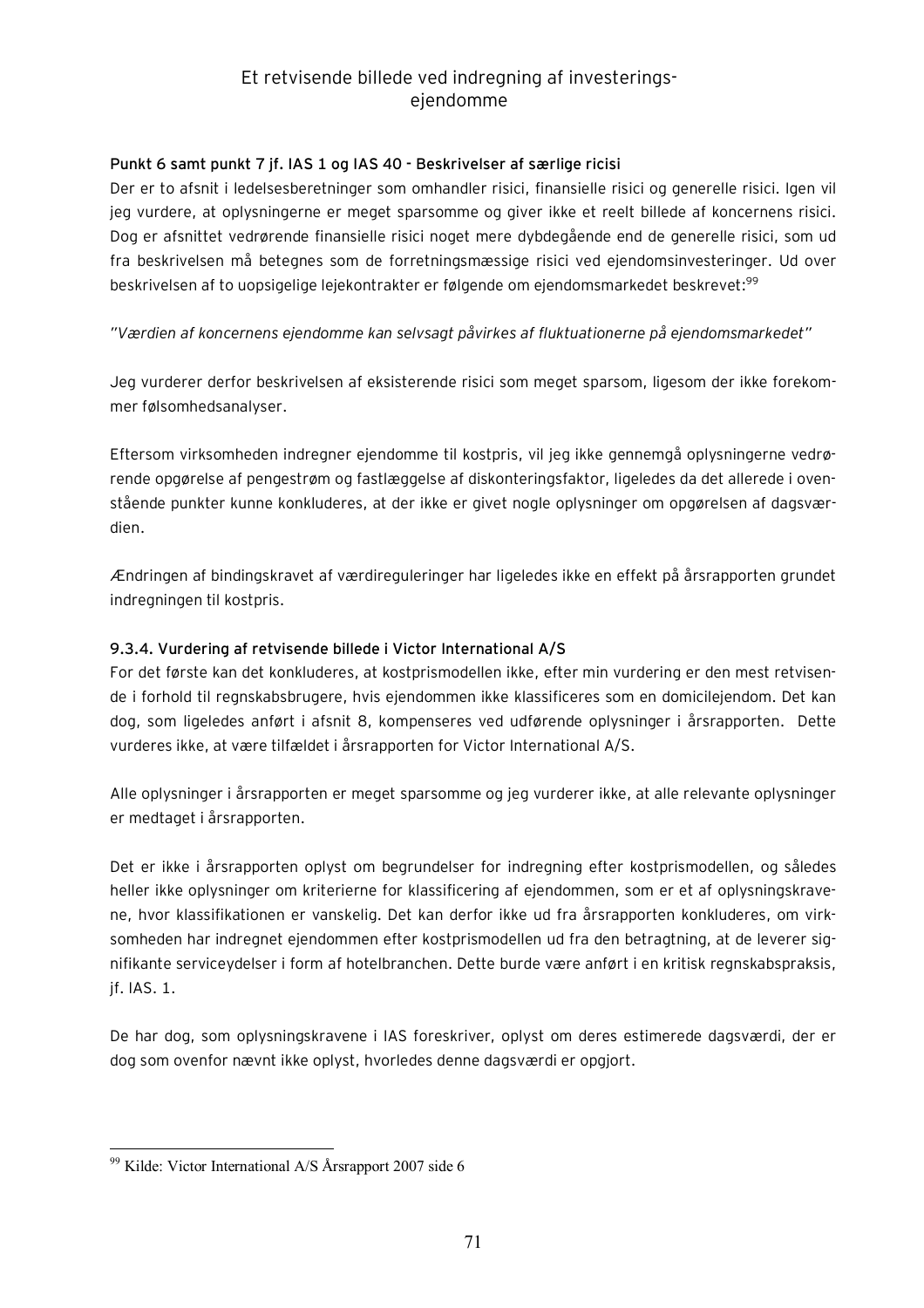#### Punkt 6 samt punkt 7 jf. IAS 1 og IAS 40 - Beskrivelser af særlige ricisi

Der er to afsnit i ledelsesberetninger som omhandler risici, finansielle risici og generelle risici. Igen vil jeg vurdere, at oplysningerne er meget sparsomme og giver ikke et reelt billede af koncernens risici. Dog er afsnittet vedrørende finansielle risici noget mere dybdegående end de generelle risici, som ud fra beskrivelsen må betegnes som de forretningsmæssige risici ved ejendomsinvesteringer. Ud over beskrivelsen af to uopsigelige lejekontrakter er følgende om ejendomsmarkedet beskrevet:[99]

*"Værdien af koncernens ejendomme kan selvsagt påvirkes af fluktuationerne på ejendomsmarkedet"*

Jeg vurderer derfor beskrivelsen af eksisterende risici som meget sparsom, ligesom der ikke forekommer følsomhedsanalyser.

Eftersom virksomheden indregner ejendomme til kostpris, vil jeg ikke gennemgå oplysningerne vedrørende opgørelse af pengestrøm og fastlæggelse af diskonteringsfaktor, ligeledes da det allerede i ovenstående punkter kunne konkluderes, at der ikke er givet nogle oplysninger om opgørelsen af dagsværdien.

Ændringen af bindingskravet af værdireguleringer har ligeledes ikke en effekt på årsrapporten grundet indregningen til kostpris.

#### 9.3.4. Vurdering af retvisende billede i Victor International A/S

For det første kan det konkluderes, at kostprismodellen ikke, efter min vurdering er den mest retvisende i forhold til regnskabsbrugere, hvis ejendommen ikke klassificeres som en domicilejendom. Det kan dog, som ligeledes anført i afsnit 8, kompenseres ved udførende oplysninger i årsrapporten. Dette vurderes ikke, at være tilfældet i årsrapporten for Victor International A/S.

Alle oplysninger i årsrapporten er meget sparsomme og jeg vurderer ikke, at alle relevante oplysninger er medtaget i årsrapporten.

Det er ikke i årsrapporten oplyst om begrundelser for indregning efter kostprismodellen, og således heller ikke oplysninger om kriterierne for klassificering af ejendommen, som er et af oplysningskravene, hvor klassifikationen er vanskelig. Det kan derfor ikke ud fra årsrapporten konkluderes, om virksomheden har indregnet ejendommen efter kostprismodellen ud fra den betragtning, at de leverer signifikante serviceydelser i form af hotelbranchen. Dette burde være anført i en kritisk regnskabspraksis, jf. IAS. 1.

De har dog, som oplysningskravene i IAS foreskriver, oplyst om deres estimerede dagsværdi, der er dog som ovenfor nævnt ikke oplyst, hvorledes denne dagsværdi er opgjort.

---

[99] Kilde: Victor International A/S Årsrapport 2007 side 6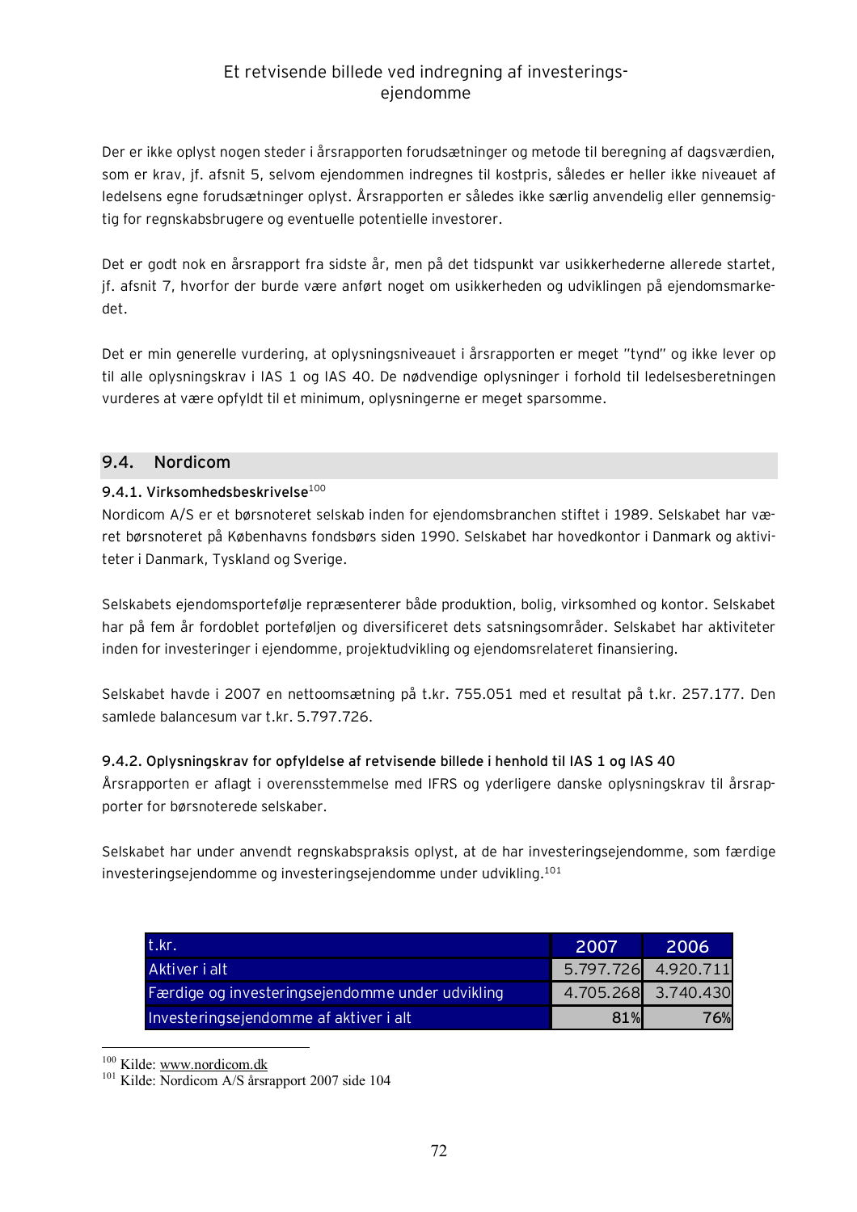Der er ikke oplyst nogen steder i årsrapporten forudsætninger og metode til beregning af dagsværdien, som er krav, jf. afsnit 5, selvom ejendommen indregnes til kostpris, således er heller ikke niveauet af ledelsens egne forudsætninger oplyst. Årsrapporten er således ikke særlig anvendelig eller gennemsigtig for regnskabsbrugere og eventuelle potentielle investorer.

Det er godt nok en årsrapport fra sidste år, men på det tidspunkt var usikkerhederne allerede startet, jf. afsnit 7, hvorfor der burde være anført noget om usikkerheden og udviklingen på ejendomsmarkedet.

Det er min generelle vurdering, at oplysningsniveauet i årsrapporten er meget "tynd" og ikke lever op til alle oplysningskrav i IAS 1 og IAS 40. De nødvendige oplysninger i forhold til ledelsesberetningen vurderes at være opfyldt til et minimum, oplysningerne er meget sparsomme.

## 9.4. Nordicom

### 9.4.1. Virksomhedsbeskrivelse[100]

Nordicom A/S er et børsnoteret selskab inden for ejendomsbranchen stiftet i 1989. Selskabet har været børsnoteret på Københavns fondsbørs siden 1990. Selskabet har hovedkontor i Danmark og aktiviteter i Danmark, Tyskland og Sverige.

Selskabets ejendomsportefølje repræsenterer både produktion, bolig, virksomhed og kontor. Selskabet har på fem år fordoblet porteføljen og diversificeret dets satsningsområder. Selskabet har aktiviteter inden for investeringer i ejendomme, projektudvikling og ejendomsrelateret finansiering.

Selskabet havde i 2007 en nettoomsætning på t.kr. 755.051 med et resultat på t.kr. 257.177. Den samlede balancesum var t.kr. 5.797.726.

### 9.4.2. Oplysningskrav for opfyldelse af retvisende billede i henhold til IAS 1 og IAS 40

Årsrapporten er aflagt i overensstemmelse med IFRS og yderligere danske oplysningskrav til årsrapporter for børsnoterede selskaber.

Selskabet har under anvendt regnskabspraksis oplyst, at de har investeringsejendomme, som færdige investeringsejendomme og investeringsejendomme under udvikling.[101]

| t.kr. | 2007 | 2006 |
|---|---|---|
| Aktiver i alt | 5.797.726 | 4.920.711 |
| Færdige og investeringsejendomme under udvikling | 4.705.268 | 3.740.430 |
| Investeringsejendomme af aktiver i alt | 81% | 76% |

[100] Kilde: www.nordicom.dk

[101] Kilde: Nordicom A/S årsrapport 2007 side 104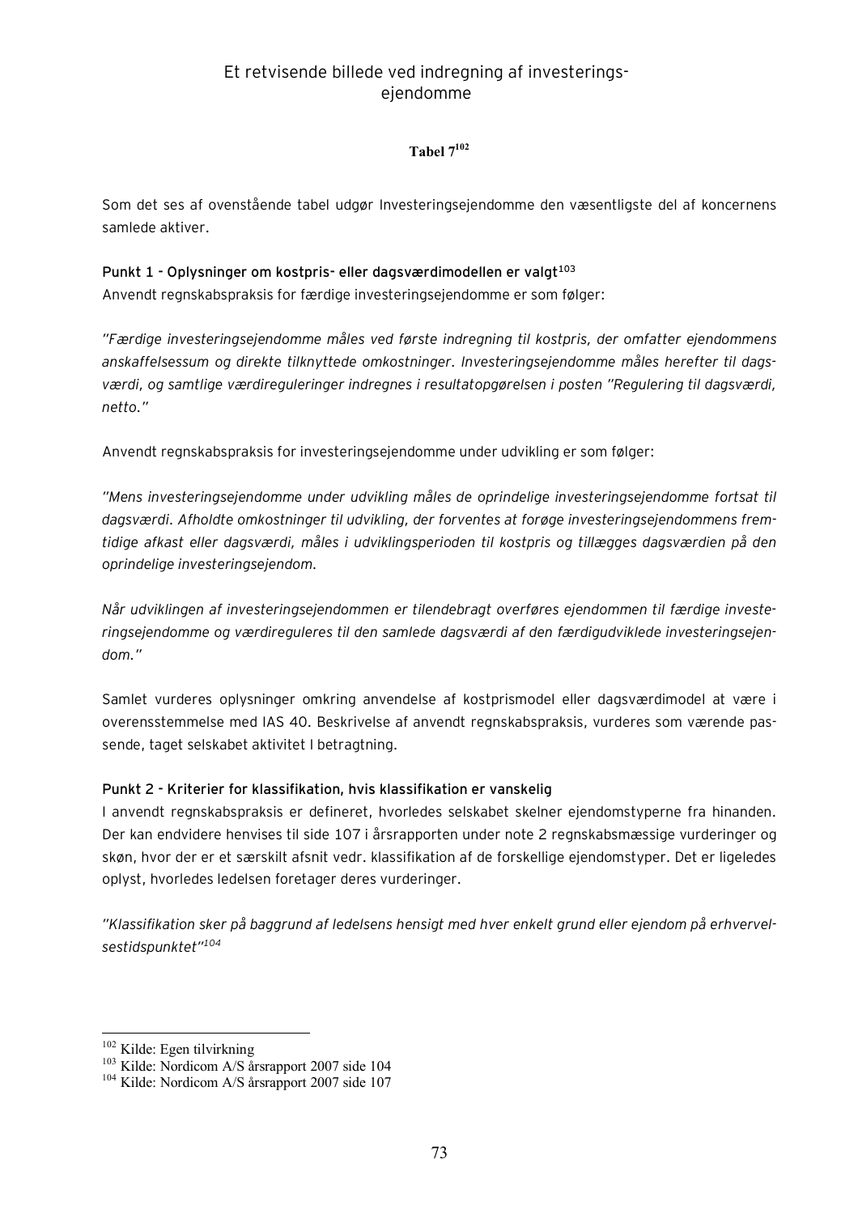Et retvisende billede ved indregning af investerings-ejendomme

**Tabel 7**[102]

Som det ses af ovenstående tabel udgør Investeringsejendomme den væsentligste del af koncernens samlede aktiver.

**Punkt 1 - Oplysninger om kostpris- eller dagsværdimodellen er valgt**[103]

Anvendt regnskabspraksis for færdige investeringsejendomme er som følger:

*"Færdige investeringsejendomme måles ved første indregning til kostpris, der omfatter ejendommens anskaffelsessum og direkte tilknyttede omkostninger. Investeringsejendomme måles herefter til dagsværdi, og samtlige værdireguleringer indregnes i resultatopgørelsen i posten "Regulering til dagsværdi, netto."*

Anvendt regnskabspraksis for investeringsejendomme under udvikling er som følger:

*"Mens investeringsejendomme under udvikling måles de oprindelige investeringsejendomme fortsat til dagsværdi. Afholdte omkostninger til udvikling, der forventes at forøge investeringsejendommens fremtidige afkast eller dagsværdi, måles i udviklingsperioden til kostpris og tillægges dagsværdien på den oprindelige investeringsejendom.*

*Når udviklingen af investeringsejendommen er tilendebragt overføres ejendommen til færdige investeringsejendomme og værdireguleres til den samlede dagsværdi af den færdigudviklede investeringsejendom."*

Samlet vurderes oplysninger omkring anvendelse af kostprismodel eller dagsværdimodel at være i overensstemmelse med IAS 40. Beskrivelse af anvendt regnskabspraksis, vurderes som værende passende, taget selskabet aktivitet I betragtning.

**Punkt 2 - Kriterier for klassifikation, hvis klassifikation er vanskelig**

I anvendt regnskabspraksis er defineret, hvorledes selskabet skelner ejendomstyperne fra hinanden. Der kan endvidere henvises til side 107 i årsrapporten under note 2 regnskabsmæssige vurderinger og skøn, hvor der er et særskilt afsnit vedr. klassifikation af de forskellige ejendomstyper. Det er ligeledes oplyst, hvorledes ledelsen foretager deres vurderinger.

*"Klassifikation sker på baggrund af ledelsens hensigt med hver enkelt grund eller ejendom på erhvervelsestidspunktet"*[104]

---

[102] Kilde: Egen tilvirkning
[103] Kilde: Nordicom A/S årsrapport 2007 side 104
[104] Kilde: Nordicom A/S årsrapport 2007 side 107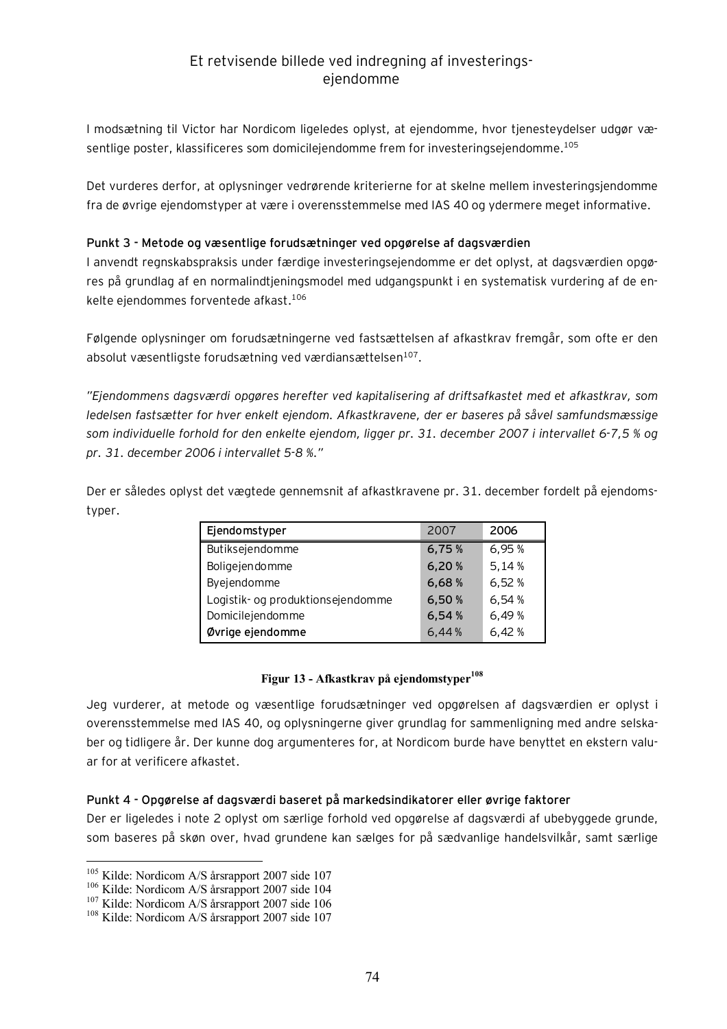I modsætning til Victor har Nordicom ligeledes oplyst, at ejendomme, hvor tjenesteydelser udgør væsentlige poster, klassificeres som domicilejendomme frem for investeringsejendomme.[105]

Det vurderes derfor, at oplysninger vedrørende kriterierne for at skelne mellem investeringsjendomme fra de øvrige ejendomstyper at være i overensstemmelse med IAS 40 og ydermere meget informative.

**Punkt 3 - Metode og væsentlige forudsætninger ved opgørelse af dagsværdien**

I anvendt regnskabspraksis under færdige investeringsejendomme er det oplyst, at dagsværdien opgøres på grundlag af en normalindtjeningsmodel med udgangspunkt i en systematisk vurdering af de enkelte ejendommes forventede afkast.[106]

Følgende oplysninger om forudsætningerne ved fastsættelsen af afkastkrav fremgår, som ofte er den absolut væsentligste forudsætning ved værdiansættelsen[107].

*"Ejendommens dagsværdi opgøres herefter ved kapitalisering af driftsafkastet med et afkastkrav, som ledelsen fastsætter for hver enkelt ejendom. Afkastkravene, der er baseres på såvel samfundsmæssige som individuelle forhold for den enkelte ejendom, ligger pr. 31. december 2007 i intervallet 6-7,5 % og pr. 31. december 2006 i intervallet 5-8 %."*

Der er således oplyst det vægtede gennemsnit af afkastkravene pr. 31. december fordelt på ejendomstyper.

| Ejendomstyper | 2007 | 2006 |
|---|---|---|
| Butiksejendomme | 6,75 % | 6,95 % |
| Boligejendomme | 6,20 % | 5,14 % |
| Byejendomme | 6,68 % | 6,52 % |
| Logistik- og produktionsejendomme | 6,50 % | 6,54 % |
| Domicilejendomme | 6,54 % | 6,49 % |
| **Øvrige ejendomme** | 6,44 % | 6,42 % |

**Figur 13 - Afkastkrav på ejendomstyper[108]**

Jeg vurderer, at metode og væsentlige forudsætninger ved opgørelsen af dagsværdien er oplyst i overensstemmelse med IAS 40, og oplysningerne giver grundlag for sammenligning med andre selskaber og tidligere år. Der kunne dog argumenteres for, at Nordicom burde have benyttet en ekstern valuar for at verificere afkastet.

**Punkt 4 - Opgørelse af dagsværdi baseret på markedsindikatorer eller øvrige faktorer**

Der er ligeledes i note 2 oplyst om særlige forhold ved opgørelse af dagsværdi af ubebyggede grunde, som baseres på skøn over, hvad grundene kan sælges for på sædvanlige handelsvilkår, samt særlige

---

[105] Kilde: Nordicom A/S årsrapport 2007 side 107
[106] Kilde: Nordicom A/S årsrapport 2007 side 104
[107] Kilde: Nordicom A/S årsrapport 2007 side 106
[108] Kilde: Nordicom A/S årsrapport 2007 side 107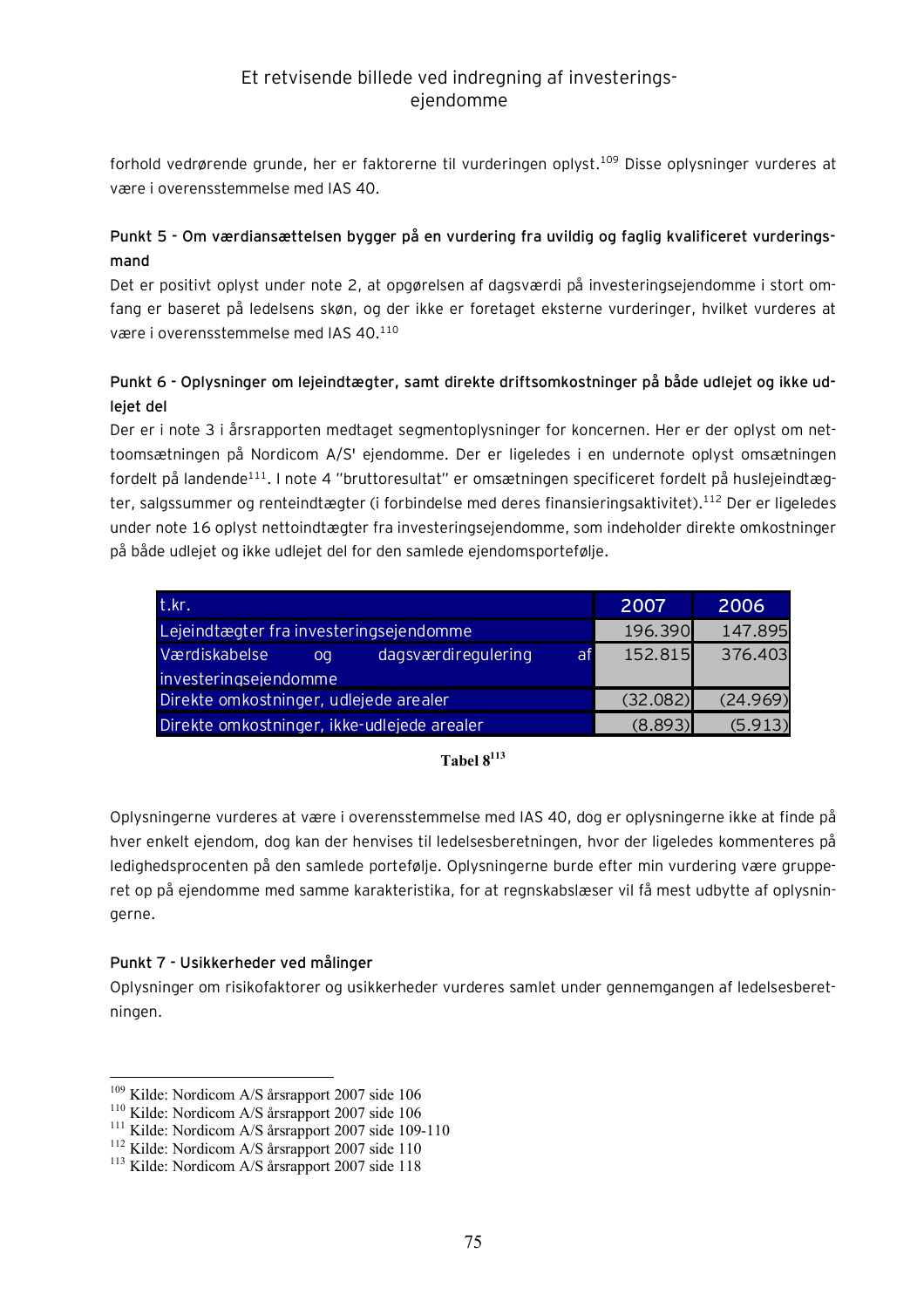forhold vedrørende grunde, her er faktorerne til vurderingen oplyst.[109] Disse oplysninger vurderes at være i overensstemmelse med IAS 40.

**Punkt 5 - Om værdiansættelsen bygger på en vurdering fra uvildig og faglig kvalificeret vurderingsmand**

Det er positivt oplyst under note 2, at opgørelsen af dagsværdi på investeringsejendomme i stort omfang er baseret på ledelsens skøn, og der ikke er foretaget eksterne vurderinger, hvilket vurderes at være i overensstemmelse med IAS 40.[110]

**Punkt 6 - Oplysninger om lejeindtægter, samt direkte driftsomkostninger på både udlejet og ikke udlejet del**

Der er i note 3 i årsrapporten medtaget segmentoplysninger for koncernen. Her er der oplyst om nettoomsætningen på Nordicom A/S' ejendomme. Der er ligeledes i en undernote oplyst omsætningen fordelt på landende[111]. I note 4 "bruttoresultat" er omsætningen specificeret fordelt på huslejeindtægter, salgssummer og renteindtægter (i forbindelse med deres finansieringsaktivitet).[112] Der er ligeledes under note 16 oplyst nettoindtægter fra investeringsejendomme, som indeholder direkte omkostninger på både udlejet og ikke udlejet del for den samlede ejendomsportefølje.

| t.kr. | 2007 | 2006 |
|---|---|---|
| Lejeindtægter fra investeringsejendomme | 196.390 | 147.895 |
| Værdiskabelse og dagsværdiregulering af investeringsejendomme | 152.815 | 376.403 |
| Direkte omkostninger, udlejede arealer | (32.082) | (24.969) |
| Direkte omkostninger, ikke-udlejede arealer | (8.893) | (5.913) |

**Tabel 8**[113]

Oplysningerne vurderes at være i overensstemmelse med IAS 40, dog er oplysningerne ikke at finde på hver enkelt ejendom, dog kan der henvises til ledelsesberetningen, hvor der ligeledes kommenteres på ledighedsprocenten på den samlede portefølje. Oplysningerne burde efter min vurdering være grupperet op på ejendomme med samme karakteristika, for at regnskabslæser vil få mest udbytte af oplysningerne.

**Punkt 7 - Usikkerheder ved målinger**

Oplysninger om risikofaktorer og usikkerheder vurderes samlet under gennemgangen af ledelsesberetningen.

---

[109] Kilde: Nordicom A/S årsrapport 2007 side 106
[110] Kilde: Nordicom A/S årsrapport 2007 side 106
[111] Kilde: Nordicom A/S årsrapport 2007 side 109-110
[112] Kilde: Nordicom A/S årsrapport 2007 side 110
[113] Kilde: Nordicom A/S årsrapport 2007 side 118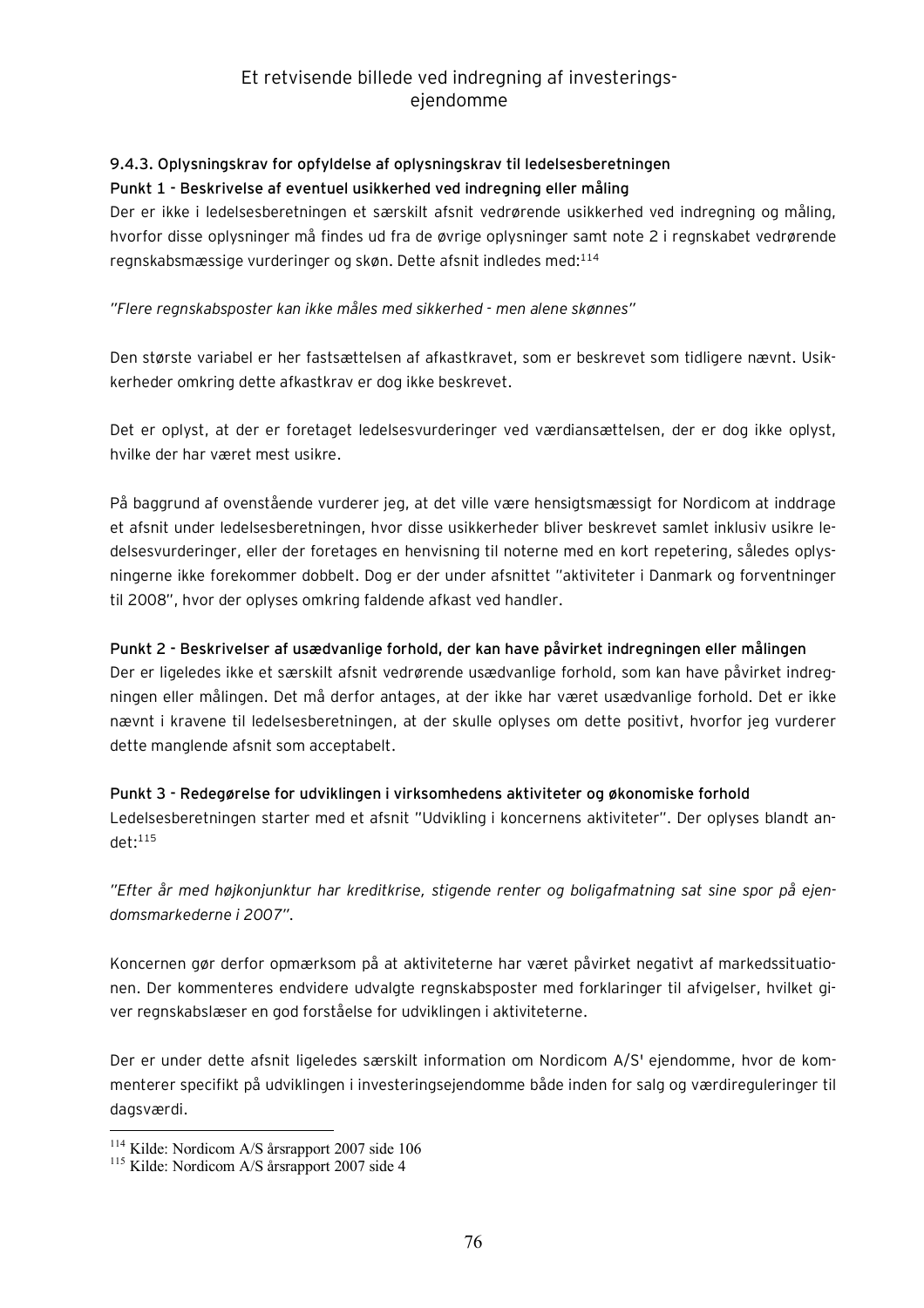### 9.4.3. Oplysningskrav for opfyldelse af oplysningskrav til ledelsesberetningen

**Punkt 1 - Beskrivelse af eventuel usikkerhed ved indregning eller måling**

Der er ikke i ledelsesberetningen et særskilt afsnit vedrørende usikkerhed ved indregning og måling, hvorfor disse oplysninger må findes ud fra de øvrige oplysninger samt note 2 i regnskabet vedrørende regnskabsmæssige vurderinger og skøn. Dette afsnit indledes med:[114]

*"Flere regnskabsposter kan ikke måles med sikkerhed - men alene skønnes"*

Den største variabel er her fastsættelsen af afkastkravet, som er beskrevet som tidligere nævnt. Usikkerheder omkring dette afkastkrav er dog ikke beskrevet.

Det er oplyst, at der er foretaget ledelsesvurderinger ved værdiansættelsen, der er dog ikke oplyst, hvilke der har været mest usikre.

På baggrund af ovenstående vurderer jeg, at det ville være hensigtsmæssigt for Nordicom at inddrage et afsnit under ledelsesberetningen, hvor disse usikkerheder bliver beskrevet samlet inklusiv usikre ledelsesvurderinger, eller der foretages en henvisning til noterne med en kort repetering, således oplysningerne ikke forekommer dobbelt. Dog er der under afsnittet "aktiviteter i Danmark og forventninger til 2008", hvor der oplyses omkring faldende afkast ved handler.

**Punkt 2 - Beskrivelser af usædvanlige forhold, der kan have påvirket indregningen eller målingen**

Der er ligeledes ikke et særskilt afsnit vedrørende usædvanlige forhold, som kan have påvirket indregningen eller målingen. Det må derfor antages, at der ikke har været usædvanlige forhold. Det er ikke nævnt i kravene til ledelsesberetningen, at der skulle oplyses om dette positivt, hvorfor jeg vurderer dette manglende afsnit som acceptabelt.

**Punkt 3 - Redegørelse for udviklingen i virksomhedens aktiviteter og økonomiske forhold**

Ledelsesberetningen starter med et afsnit "Udvikling i koncernens aktiviteter". Der oplyses blandt andet:[115]

*"Efter år med højkonjunktur har kreditkrise, stigende renter og boligafmatning sat sine spor på ejendomsmarkederne i 2007".*

Koncernen gør derfor opmærksom på at aktiviteterne har været påvirket negativt af markedssituationen. Der kommenteres endvidere udvalgte regnskabsposter med forklaringer til afvigelser, hvilket giver regnskabslæser en god forståelse for udviklingen i aktiviteterne.

Der er under dette afsnit ligeledes særskilt information om Nordicom A/S' ejendomme, hvor de kommenterer specifikt på udviklingen i investeringsejendomme både inden for salg og værdireguleringer til dagsværdi.

---

[114] Kilde: Nordicom A/S årsrapport 2007 side 106

[115] Kilde: Nordicom A/S årsrapport 2007 side 4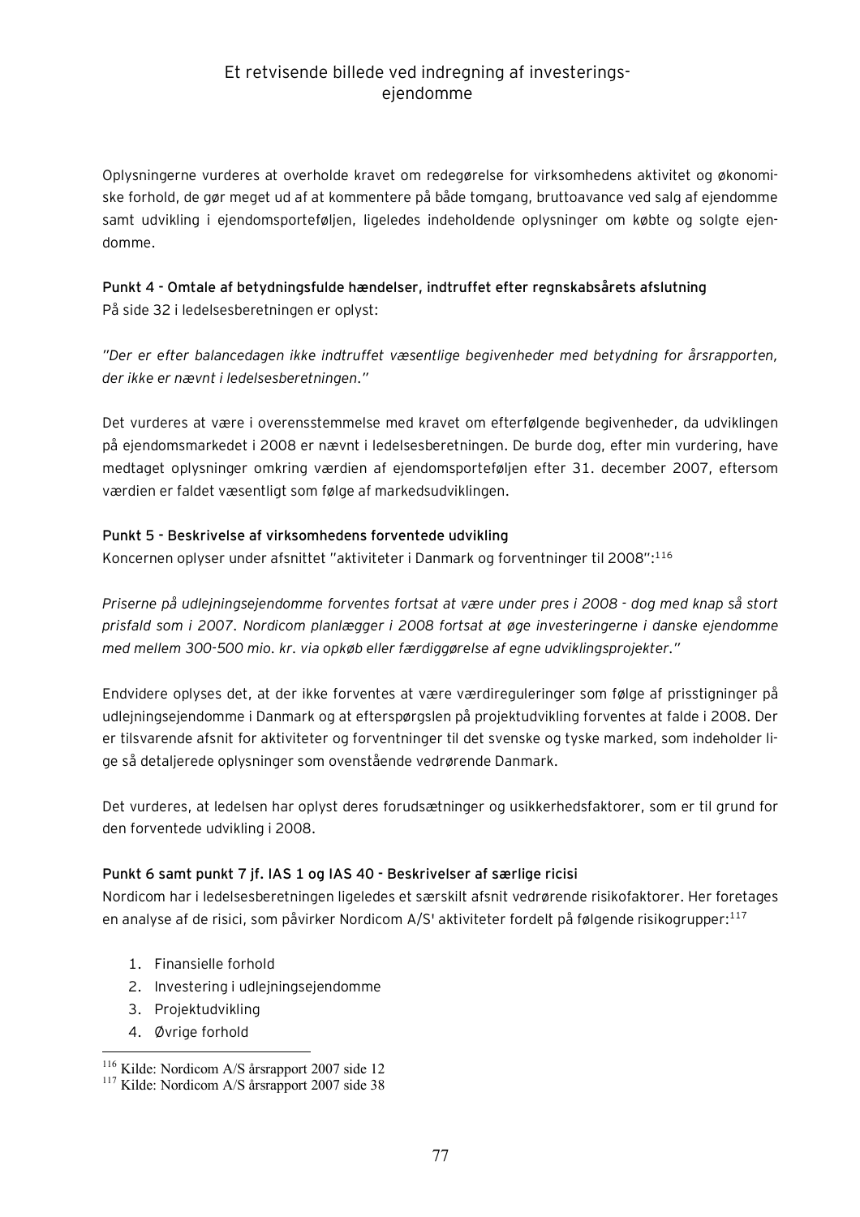Oplysningerne vurderes at overholde kravet om redegørelse for virksomhedens aktivitet og økonomiske forhold, de gør meget ud af at kommentere på både tomgang, bruttoavance ved salg af ejendomme samt udvikling i ejendomsporteføljen, ligeledes indeholdende oplysninger om købte og solgte ejendomme.

**Punkt 4 - Omtale af betydningsfulde hændelser, indtruffet efter regnskabsårets afslutning**
På side 32 i ledelsesberetningen er oplyst:

*"Der er efter balancedagen ikke indtruffet væsentlige begivenheder med betydning for årsrapporten, der ikke er nævnt i ledelsesberetningen."*

Det vurderes at være i overensstemmelse med kravet om efterfølgende begivenheder, da udviklingen på ejendomsmarkedet i 2008 er nævnt i ledelsesberetningen. De burde dog, efter min vurdering, have medtaget oplysninger omkring værdien af ejendomsporteføljen efter 31. december 2007, eftersom værdien er faldet væsentligt som følge af markedsudviklingen.

**Punkt 5 - Beskrivelse af virksomhedens forventede udvikling**
Koncernen oplyser under afsnittet "aktiviteter i Danmark og forventninger til 2008":[116]

*Priserne på udlejningsejendomme forventes fortsat at være under pres i 2008 - dog med knap så stort prisfald som i 2007. Nordicom planlægger i 2008 fortsat at øge investeringerne i danske ejendomme med mellem 300-500 mio. kr. via opkøb eller færdiggørelse af egne udviklingsprojekter."*

Endvidere oplyses det, at der ikke forventes at være værdireguleringer som følge af prisstigninger på udlejningsejendomme i Danmark og at efterspørgslen på projektudvikling forventes at falde i 2008. Der er tilsvarende afsnit for aktiviteter og forventninger til det svenske og tyske marked, som indeholder lige så detaljerede oplysninger som ovenstående vedrørende Danmark.

Det vurderes, at ledelsen har oplyst deres forudsætninger og usikkerhedsfaktorer, som er til grund for den forventede udvikling i 2008.

**Punkt 6 samt punkt 7 jf. IAS 1 og IAS 40 - Beskrivelser af særlige ricisi**
Nordicom har i ledelsesberetningen ligeledes et særskilt afsnit vedrørende risikofaktorer. Her foretages en analyse af de risici, som påvirker Nordicom A/S' aktiviteter fordelt på følgende risikogrupper:[117]

1. Finansielle forhold
2. Investering i udlejningsejendomme
3. Projektudvikling
4. Øvrige forhold

[116] Kilde: Nordicom A/S årsrapport 2007 side 12
[117] Kilde: Nordicom A/S årsrapport 2007 side 38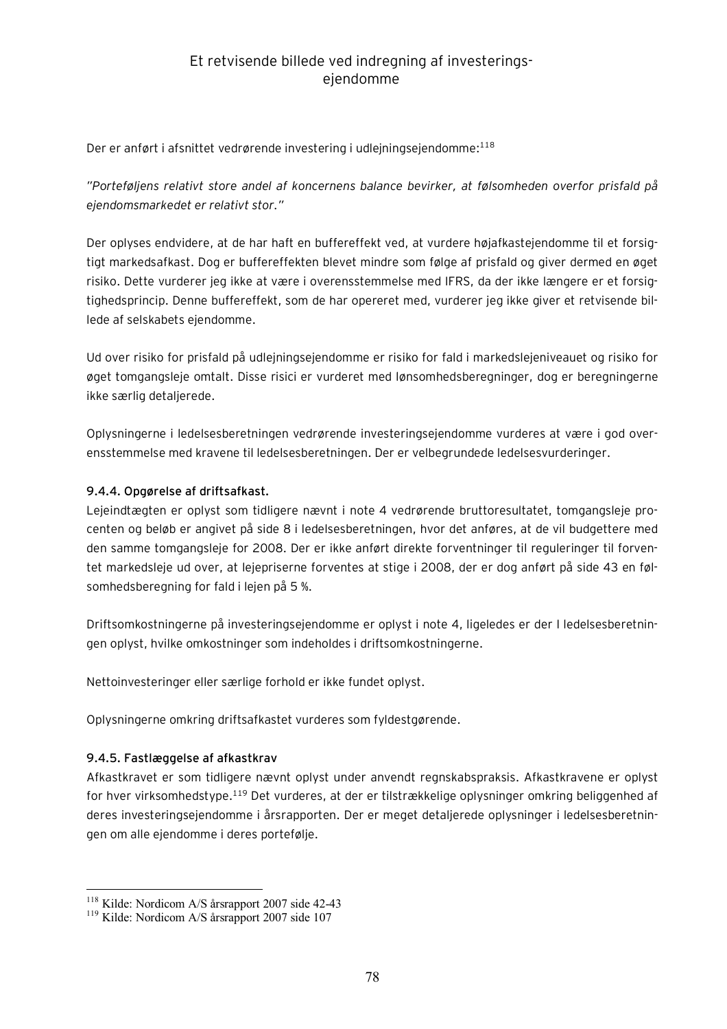Der er anført i afsnittet vedrørende investering i udlejningsejendomme:[118]

*"Porteføljens relativt store andel af koncernens balance bevirker, at følsomheden overfor prisfald på ejendomsmarkedet er relativt stor."*

Der oplyses endvidere, at de har haft en buffereffekt ved, at vurdere højafkastejendomme til et forsigtigt markedsafkast. Dog er buffereffekten blevet mindre som følge af prisfald og giver dermed en øget risiko. Dette vurderer jeg ikke at være i overensstemmelse med IFRS, da der ikke længere er et forsigtighedsprincip. Denne buffereffekt, som de har opereret med, vurderer jeg ikke giver et retvisende billede af selskabets ejendomme.

Ud over risiko for prisfald på udlejningsejendomme er risiko for fald i markedslejeniveauet og risiko for øget tomgangsleje omtalt. Disse risici er vurderet med lønsomhedsberegninger, dog er beregningerne ikke særlig detaljerede.

Oplysningerne i ledelsesberetningen vedrørende investeringsejendomme vurderes at være i god overensstemmelse med kravene til ledelsesberetningen. Der er velbegrundede ledelsesvurderinger.

### 9.4.4. Opgørelse af driftsafkast.

Lejeindtægten er oplyst som tidligere nævnt i note 4 vedrørende bruttoresultatet, tomgangsleje procenten og beløb er angivet på side 8 i ledelsesberetningen, hvor det anføres, at de vil budgettere med den samme tomgangsleje for 2008. Der er ikke anført direkte forventninger til reguleringer til forventet markedsleje ud over, at lejepriserne forventes at stige i 2008, der er dog anført på side 43 en følsomhedsberegning for fald i lejen på 5 %.

Driftsomkostningerne på investeringsejendomme er oplyst i note 4, ligeledes er der I ledelsesberetningen oplyst, hvilke omkostninger som indeholdes i driftsomkostningerne.

Nettoinvesteringer eller særlige forhold er ikke fundet oplyst.

Oplysningerne omkring driftsafkastet vurderes som fyldestgørende.

### 9.4.5. Fastlæggelse af afkastkrav

Afkastkravet er som tidligere nævnt oplyst under anvendt regnskabspraksis. Afkastkravene er oplyst for hver virksomhedstype.[119] Det vurderes, at der er tilstrækkelige oplysninger omkring beliggenhed af deres investeringsejendomme i årsrapporten. Der er meget detaljerede oplysninger i ledelsesberetningen om alle ejendomme i deres portefølje.

---

[118] Kilde: Nordicom A/S årsrapport 2007 side 42-43

[119] Kilde: Nordicom A/S årsrapport 2007 side 107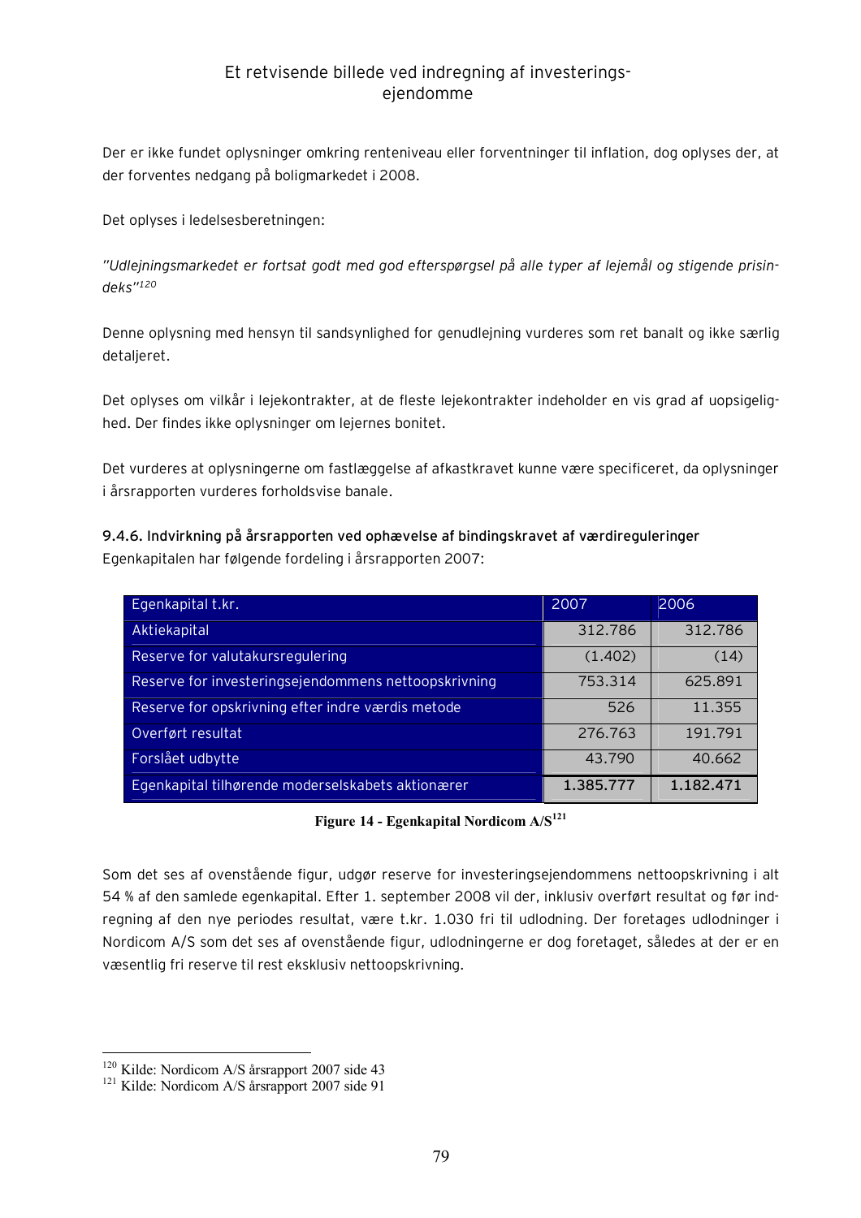Der er ikke fundet oplysninger omkring renteniveau eller forventninger til inflation, dog oplyses der, at der forventes nedgang på boligmarkedet i 2008.

Det oplyses i ledelsesberetningen:

*"Udlejningsmarkedet er fortsat godt med god efterspørgsel på alle typer af lejemål og stigende prisindeks"*[120]

Denne oplysning med hensyn til sandsynlighed for genudlejning vurderes som ret banalt og ikke særlig detaljeret.

Det oplyses om vilkår i lejekontrakter, at de fleste lejekontrakter indeholder en vis grad af uopsigelighed. Der findes ikke oplysninger om lejernes bonitet.

Det vurderes at oplysningerne om fastlæggelse af afkastkravet kunne være specificeret, da oplysninger i årsrapporten vurderes forholdsvise banale.

**9.4.6. Indvirkning på årsrapporten ved ophævelse af bindingskravet af værdireguleringer**

Egenkapitalen har følgende fordeling i årsrapporten 2007:

| Egenkapital t.kr. | 2007 | 2006 |
|---|---|---|
| Aktiekapital | 312.786 | 312.786 |
| Reserve for valutakursregulering | (1.402) | (14) |
| Reserve for investeringsejendommens nettoopskrivning | 753.314 | 625.891 |
| Reserve for opskrivning efter indre værdis metode | 526 | 11.355 |
| Overført resultat | 276.763 | 191.791 |
| Forslået udbytte | 43.790 | 40.662 |
| Egenkapital tilhørende moderselskabets aktionærer | **1.385.777** | **1.182.471** |

**Figure 14 - Egenkapital Nordicom A/S**[121]

Som det ses af ovenstående figur, udgør reserve for investeringsejendommens nettoopskrivning i alt 54 % af den samlede egenkapital. Efter 1. september 2008 vil der, inklusiv overført resultat og før indregning af den nye periodes resultat, være t.kr. 1.030 fri til udlodning. Der foretages udlodninger i Nordicom A/S som det ses af ovenstående figur, udlodningerne er dog foretaget, således at der er en væsentlig fri reserve til rest eksklusiv nettoopskrivning.

[120] Kilde: Nordicom A/S årsrapport 2007 side 43

[121] Kilde: Nordicom A/S årsrapport 2007 side 91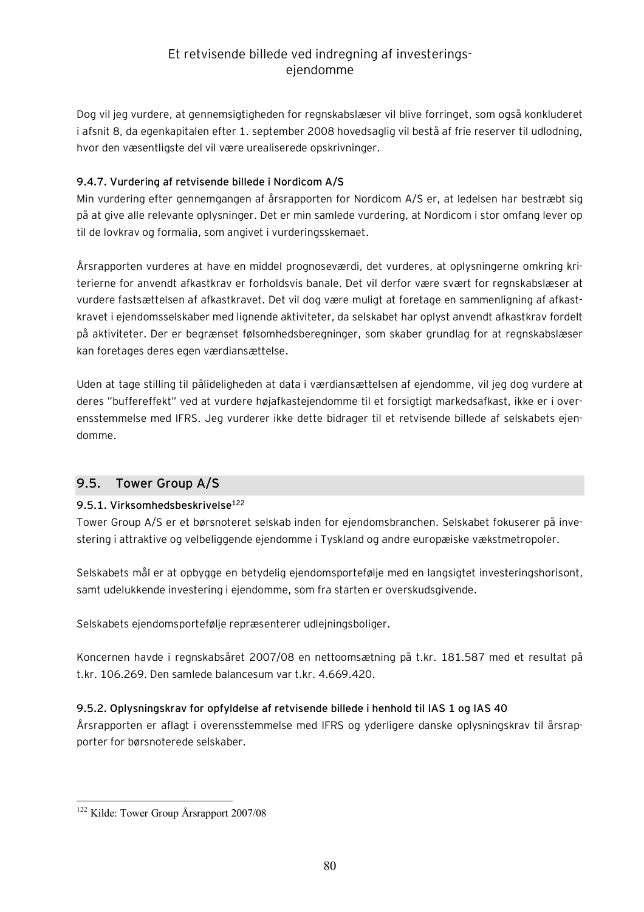Dog vil jeg vurdere, at gennemsigtigheden for regnskabslæser vil blive forringet, som også konkluderet i afsnit 8, da egenkapitalen efter 1. september 2008 hovedsaglig vil bestå af frie reserver til udlodning, hvor den væsentligste del vil være urealiserede opskrivninger.

#### 9.4.7. Vurdering af retvisende billede i Nordicom A/S

Min vurdering efter gennemgangen af årsrapporten for Nordicom A/S er, at ledelsen har bestræbt sig på at give alle relevante oplysninger. Det er min samlede vurdering, at Nordicom i stor omfang lever op til de lovkrav og formalia, som angivet i vurderingsskemaet.

Årsrapporten vurderes at have en middel prognoseværdi, det vurderes, at oplysningerne omkring kriterierne for anvendt afkastkrav er forholdsvis banale. Det vil derfor være svært for regnskabslæser at vurdere fastsættelsen af afkastkravet. Det vil dog være muligt at foretage en sammenligning af afkastkravet i ejendomsselskaber med lignende aktiviteter, da selskabet har oplyst anvendt afkastkrav fordelt på aktiviteter. Der er begrænset følsomhedsberegninger, som skaber grundlag for at regnskabslæser kan foretages deres egen værdiansættelse.

Uden at tage stilling til pålideligheden at data i værdiansættelsen af ejendomme, vil jeg dog vurdere at deres "buffereffekt" ved at vurdere højafkastejendomme til et forsigtigt markedsafkast, ikke er i overensstemmelse med IFRS. Jeg vurderer ikke dette bidrager til et retvisende billede af selskabets ejendomme.

## 9.5. Tower Group A/S

#### 9.5.1. Virksomhedsbeskrivelse[122]

Tower Group A/S er et børsnoteret selskab inden for ejendomsbranchen. Selskabet fokuserer på investering i attraktive og velbeliggende ejendomme i Tyskland og andre europæiske vækstmetropoler.

Selskabets mål er at opbygge en betydelig ejendomsportefølje med en langsigtet investeringshorisont, samt udelukkende investering i ejendomme, som fra starten er overskudsgivende.

Selskabets ejendomsportefølje repræsenterer udlejningsboliger.

Koncernen havde i regnskabsåret 2007/08 en nettoomsætning på t.kr. 181.587 med et resultat på t.kr. 106.269. Den samlede balancesum var t.kr. 4.669.420.

#### 9.5.2. Oplysningskrav for opfyldelse af retvisende billede i henhold til IAS 1 og IAS 40

Årsrapporten er aflagt i overensstemmelse med IFRS og yderligere danske oplysningskrav til årsrapporter for børsnoterede selskaber.

---

[122] Kilde: Tower Group Årsrapport 2007/08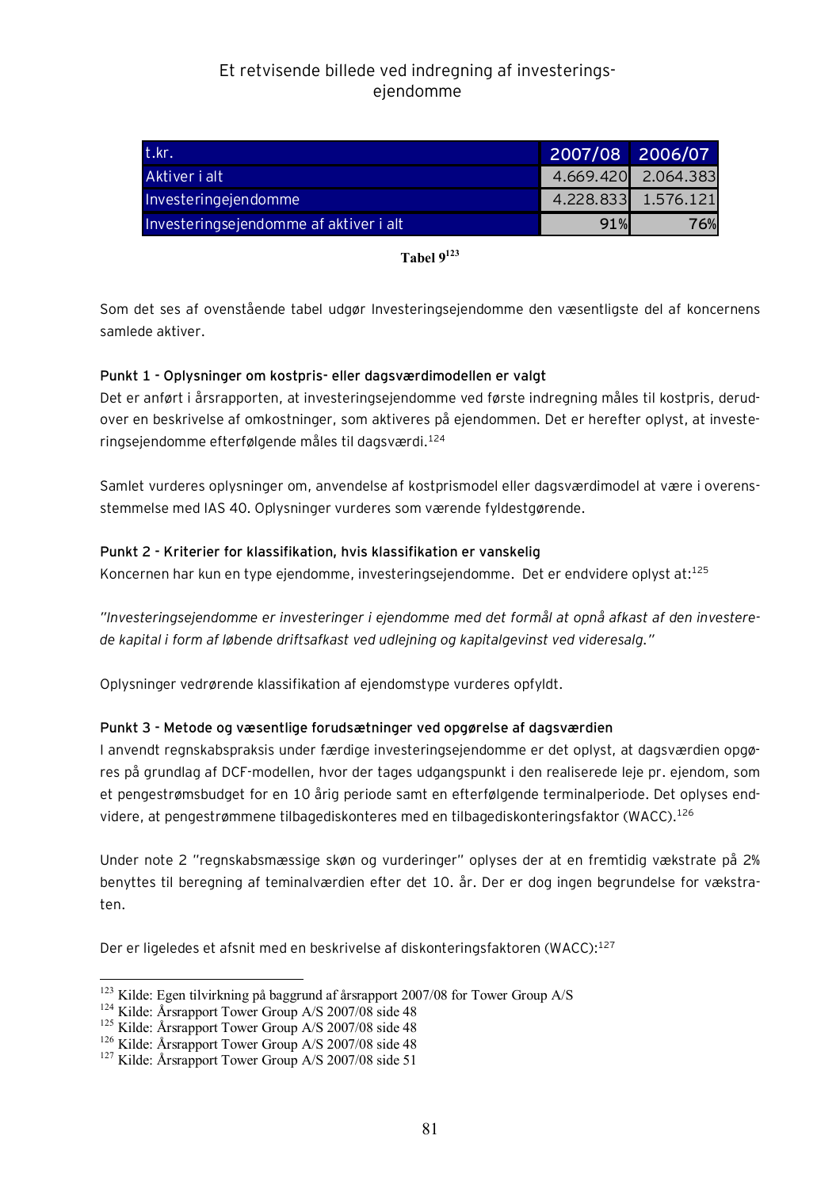| t.kr. | 2007/08 | 2006/07 |
|---|---|---|
| Aktiver i alt | 4.669.420 | 2.064.383 |
| Investeringejendomme | 4.228.833 | 1.576.121 |
| Investeringsejendomme af aktiver i alt | 91% | 76% |

**Tabel 9**[123]

Som det ses af ovenstående tabel udgør Investeringsejendomme den væsentligste del af koncernens samlede aktiver.

**Punkt 1 - Oplysninger om kostpris- eller dagsværdimodellen er valgt**

Det er anført i årsrapporten, at investeringsejendomme ved første indregning måles til kostpris, derudover en beskrivelse af omkostninger, som aktiveres på ejendommen. Det er herefter oplyst, at investeringsejendomme efterfølgende måles til dagsværdi.[124]

Samlet vurderes oplysninger om, anvendelse af kostprismodel eller dagsværdimodel at være i overensstemmelse med IAS 40. Oplysninger vurderes som værende fyldestgørende.

**Punkt 2 - Kriterier for klassifikation, hvis klassifikation er vanskelig**

Koncernen har kun en type ejendomme, investeringsejendomme. Det er endvidere oplyst at:[125]

*"Investeringsejendomme er investeringer i ejendomme med det formål at opnå afkast af den investerede kapital i form af løbende driftsafkast ved udlejning og kapitalgevinst ved videresalg."*

Oplysninger vedrørende klassifikation af ejendomstype vurderes opfyldt.

**Punkt 3 - Metode og væsentlige forudsætninger ved opgørelse af dagsværdien**

I anvendt regnskabspraksis under færdige investeringsejendomme er det oplyst, at dagsværdien opgøres på grundlag af DCF-modellen, hvor der tages udgangspunkt i den realiserede leje pr. ejendom, som et pengestrømsbudget for en 10 årig periode samt en efterfølgende terminalperiode. Det oplyses endvidere, at pengestrømmene tilbagediskonteres med en tilbagediskonteringsfaktor (WACC).[126]

Under note 2 "regnskabsmæssige skøn og vurderinger" oplyses der at en fremtidig vækstrate på 2% benyttes til beregning af teminalværdien efter det 10. år. Der er dog ingen begrundelse for vækstraten.

Der er ligeledes et afsnit med en beskrivelse af diskonteringsfaktoren (WACC):[127]

---

[123] Kilde: Egen tilvirkning på baggrund af årsrapport 2007/08 for Tower Group A/S
[124] Kilde: Årsrapport Tower Group A/S 2007/08 side 48
[125] Kilde: Årsrapport Tower Group A/S 2007/08 side 48
[126] Kilde: Årsrapport Tower Group A/S 2007/08 side 48
[127] Kilde: Årsrapport Tower Group A/S 2007/08 side 51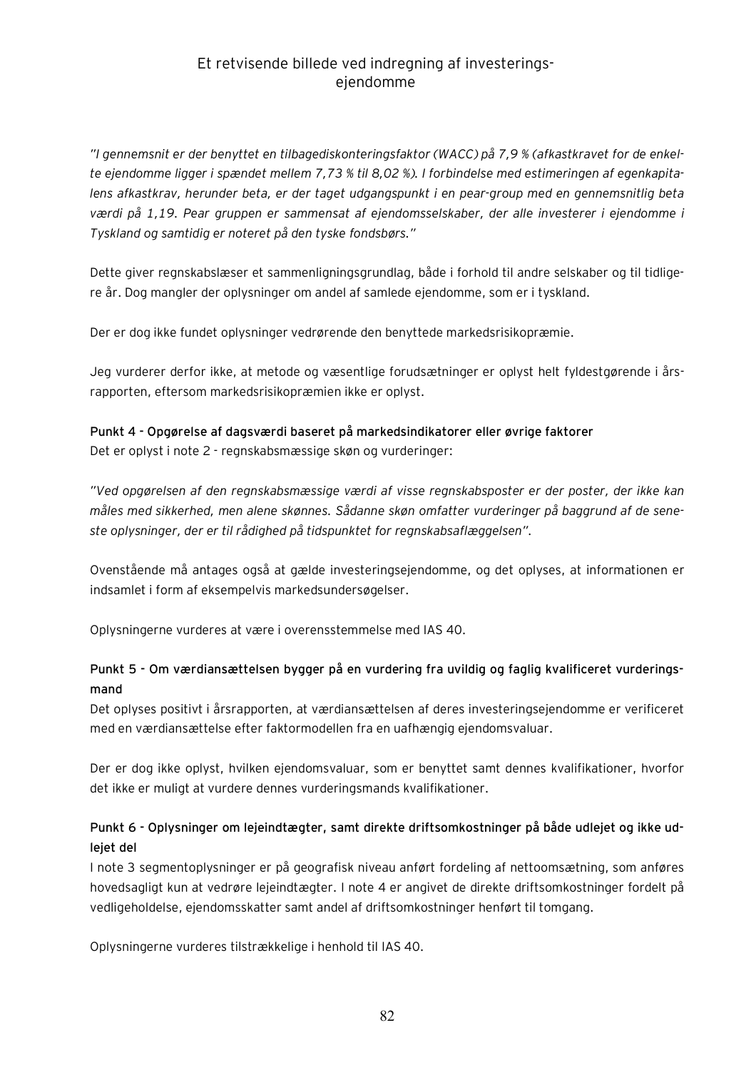*"I gennemsnit er der benyttet en tilbagediskonteringsfaktor (WACC) på 7,9 % (afkastkravet for de enkelte ejendomme ligger i spændet mellem 7,73 % til 8,02 %). I forbindelse med estimeringen af egenkapitalens afkastkrav, herunder beta, er der taget udgangspunkt i en pear-group med en gennemsnitlig beta værdi på 1,19. Pear gruppen er sammensat af ejendomsselskaber, der alle investerer i ejendomme i Tyskland og samtidig er noteret på den tyske fondsbørs."*

Dette giver regnskabslæser et sammenligningsgrundlag, både i forhold til andre selskaber og til tidligere år. Dog mangler der oplysninger om andel af samlede ejendomme, som er i tyskland.

Der er dog ikke fundet oplysninger vedrørende den benyttede markedsrisikopræmie.

Jeg vurderer derfor ikke, at metode og væsentlige forudsætninger er oplyst helt fyldestgørende i årsrapporten, eftersom markedsrisikopræmien ikke er oplyst.

**Punkt 4 - Opgørelse af dagsværdi baseret på markedsindikatorer eller øvrige faktorer**

Det er oplyst i note 2 - regnskabsmæssige skøn og vurderinger:

*"Ved opgørelsen af den regnskabsmæssige værdi af visse regnskabsposter er der poster, der ikke kan måles med sikkerhed, men alene skønnes. Sådanne skøn omfatter vurderinger på baggrund af de seneste oplysninger, der er til rådighed på tidspunktet for regnskabsaflæggelsen".*

Ovenstående må antages også at gælde investeringsejendomme, og det oplyses, at informationen er indsamlet i form af eksempelvis markedsundersøgelser.

Oplysningerne vurderes at være i overensstemmelse med IAS 40.

**Punkt 5 - Om værdiansættelsen bygger på en vurdering fra uvildig og faglig kvalificeret vurderingsmand**

Det oplyses positivt i årsrapporten, at værdiansættelsen af deres investeringsejendomme er verificeret med en værdiansættelse efter faktormodellen fra en uafhængig ejendomsvaluar.

Der er dog ikke oplyst, hvilken ejendomsvaluar, som er benyttet samt dennes kvalifikationer, hvorfor det ikke er muligt at vurdere dennes vurderingsmands kvalifikationer.

**Punkt 6 - Oplysninger om lejeindtægter, samt direkte driftsomkostninger på både udlejet og ikke udlejet del**

I note 3 segmentoplysninger er på geografisk niveau anført fordeling af nettoomsætning, som anføres hovedsagligt kun at vedrøre lejeindtægter. I note 4 er angivet de direkte driftsomkostninger fordelt på vedligeholdelse, ejendomsskatter samt andel af driftsomkostninger henført til tomgang.

Oplysningerne vurderes tilstrækkelige i henhold til IAS 40.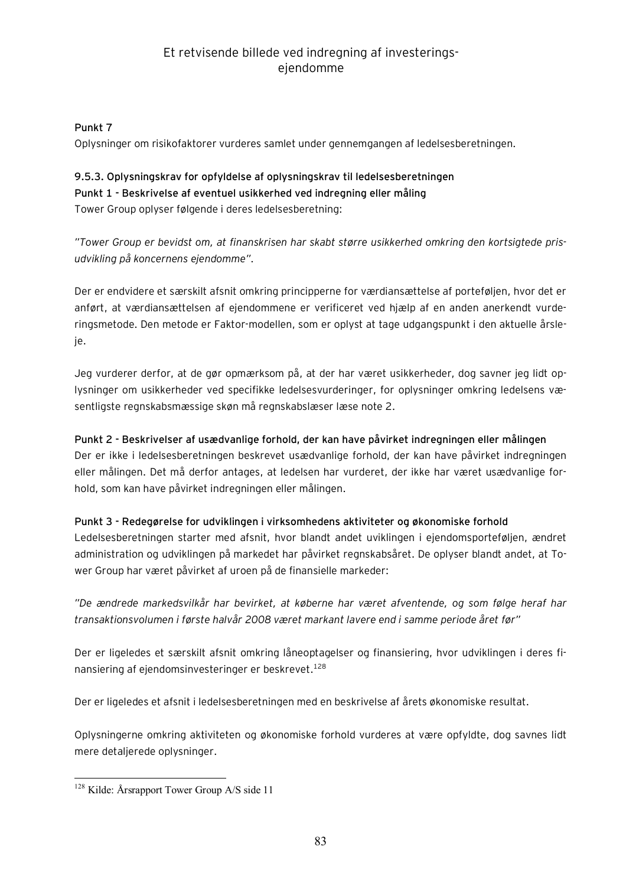**Punkt 7**

Oplysninger om risikofaktorer vurderes samlet under gennemgangen af ledelsesberetningen.

**9.5.3. Oplysningskrav for opfyldelse af oplysningskrav til ledelsesberetningen**

**Punkt 1 - Beskrivelse af eventuel usikkerhed ved indregning eller måling**

Tower Group oplyser følgende i deres ledelsesberetning:

*"Tower Group er bevidst om, at finanskrisen har skabt større usikkerhed omkring den kortsigtede prisudvikling på koncernens ejendomme"*.

Der er endvidere et særskilt afsnit omkring principperne for værdiansættelse af porteføljen, hvor det er anført, at værdiansættelsen af ejendommene er verificeret ved hjælp af en anden anerkendt vurderingsmetode. Den metode er Faktor-modellen, som er oplyst at tage udgangspunkt i den aktuelle årsleje.

Jeg vurderer derfor, at de gør opmærksom på, at der har været usikkerheder, dog savner jeg lidt oplysninger om usikkerheder ved specifikke ledelsesvurderinger, for oplysninger omkring ledelsens væsentligste regnskabsmæssige skøn må regnskabslæser læse note 2.

**Punkt 2 - Beskrivelser af usædvanlige forhold, der kan have påvirket indregningen eller målingen**

Der er ikke i ledelsesberetningen beskrevet usædvanlige forhold, der kan have påvirket indregningen eller målingen. Det må derfor antages, at ledelsen har vurderet, der ikke har været usædvanlige forhold, som kan have påvirket indregningen eller målingen.

**Punkt 3 - Redegørelse for udviklingen i virksomhedens aktiviteter og økonomiske forhold**

Ledelsesberetningen starter med afsnit, hvor blandt andet uviklingen i ejendomsporteføljen, ændret administration og udviklingen på markedet har påvirket regnskabsåret. De oplyser blandt andet, at Tower Group har været påvirket af uroen på de finansielle markeder:

*"De ændrede markedsvilkår har bevirket, at køberne har været afventende, og som følge heraf har transaktionsvolumen i første halvår 2008 været markant lavere end i samme periode året før"*

Der er ligeledes et særskilt afsnit omkring låneoptagelser og finansiering, hvor udviklingen i deres finansiering af ejendomsinvesteringer er beskrevet.[128]

Der er ligeledes et afsnit i ledelsesberetningen med en beskrivelse af årets økonomiske resultat.

Oplysningerne omkring aktiviteten og økonomiske forhold vurderes at være opfyldte, dog savnes lidt mere detaljerede oplysninger.

---

[128] Kilde: Årsrapport Tower Group A/S side 11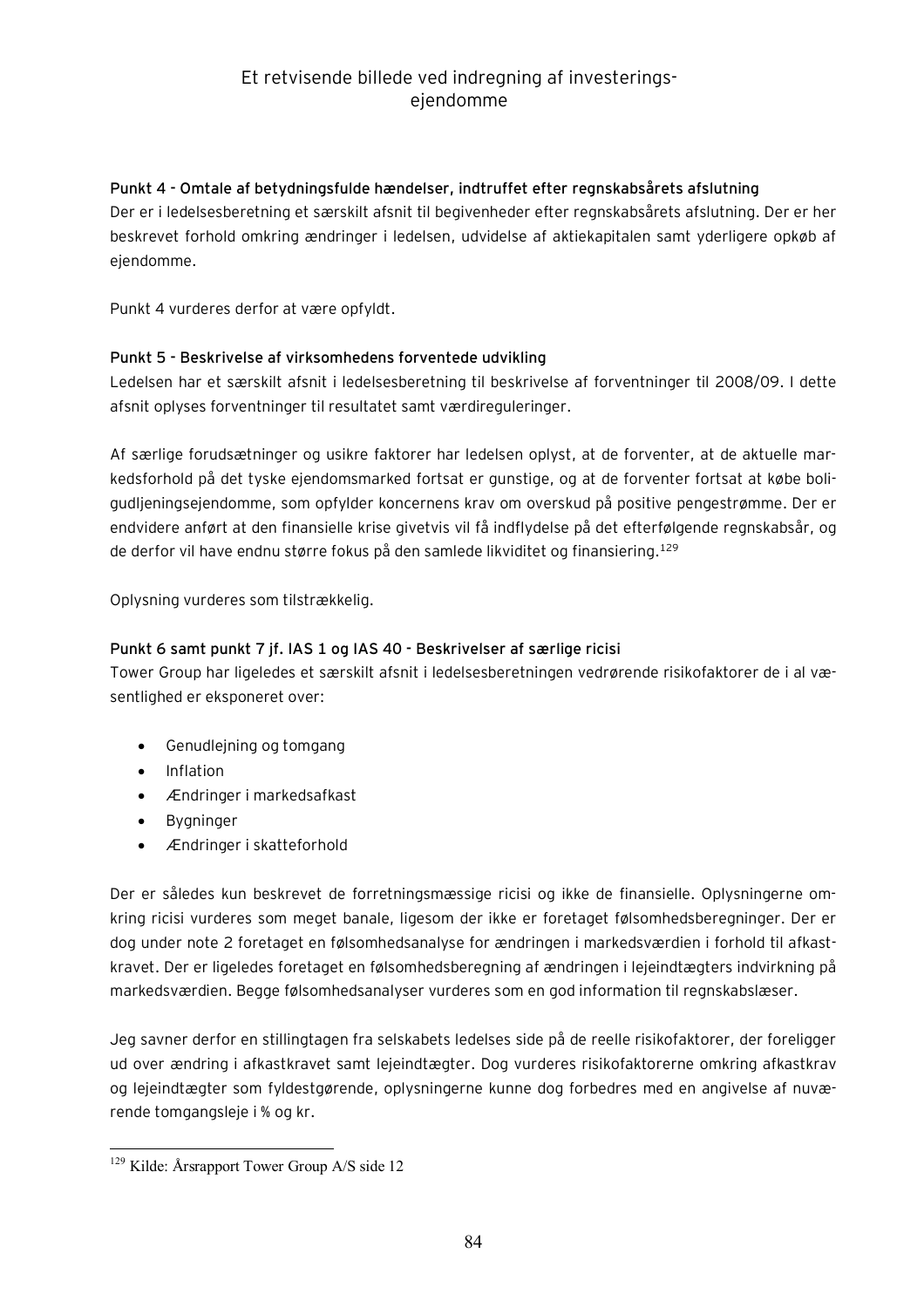### Punkt 4 - Omtale af betydningsfulde hændelser, indtruffet efter regnskabsårets afslutning

Der er i ledelsesberetning et særskilt afsnit til begivenheder efter regnskabsårets afslutning. Der er her beskrevet forhold omkring ændringer i ledelsen, udvidelse af aktiekapitalen samt yderligere opkøb af ejendomme.

Punkt 4 vurderes derfor at være opfyldt.

### Punkt 5 - Beskrivelse af virksomhedens forventede udvikling

Ledelsen har et særskilt afsnit i ledelsesberetning til beskrivelse af forventninger til 2008/09. I dette afsnit oplyses forventninger til resultatet samt værdireguleringer.

Af særlige forudsætninger og usikre faktorer har ledelsen oplyst, at de forventer, at de aktuelle markedsforhold på det tyske ejendomsmarked fortsat er gunstige, og at de forventer fortsat at købe boligudljeningsejendomme, som opfylder koncernens krav om overskud på positive pengestrømme. Der er endvidere anført at den finansielle krise givetvis vil få indflydelse på det efterfølgende regnskabsår, og de derfor vil have endnu større fokus på den samlede likviditet og finansiering.[129]

Oplysning vurderes som tilstrækkelig.

### Punkt 6 samt punkt 7 jf. IAS 1 og IAS 40 - Beskrivelser af særlige ricisi

Tower Group har ligeledes et særskilt afsnit i ledelsesberetningen vedrørende risikofaktorer de i al væsentlighed er eksponeret over:

- Genudlejning og tomgang
- Inflation
- Ændringer i markedsafkast
- Bygninger
- Ændringer i skatteforhold

Der er således kun beskrevet de forretningsmæssige ricisi og ikke de finansielle. Oplysningerne omkring ricisi vurderes som meget banale, ligesom der ikke er foretaget følsomhedsberegninger. Der er dog under note 2 foretaget en følsomhedsanalyse for ændringen i markedsværdien i forhold til afkastkravet. Der er ligeledes foretaget en følsomhedsberegning af ændringen i lejeindtægters indvirkning på markedsværdien. Begge følsomhedsanalyser vurderes som en god information til regnskabslæser.

Jeg savner derfor en stillingtagen fra selskabets ledelses side på de reelle risikofaktorer, der foreligger ud over ændring i afkastkravet samt lejeindtægter. Dog vurderes risikofaktorerne omkring afkastkrav og lejeindtægter som fyldestgørende, oplysningerne kunne dog forbedres med en angivelse af nuværende tomgangsleje i % og kr.

---

[129] Kilde: Årsrapport Tower Group A/S side 12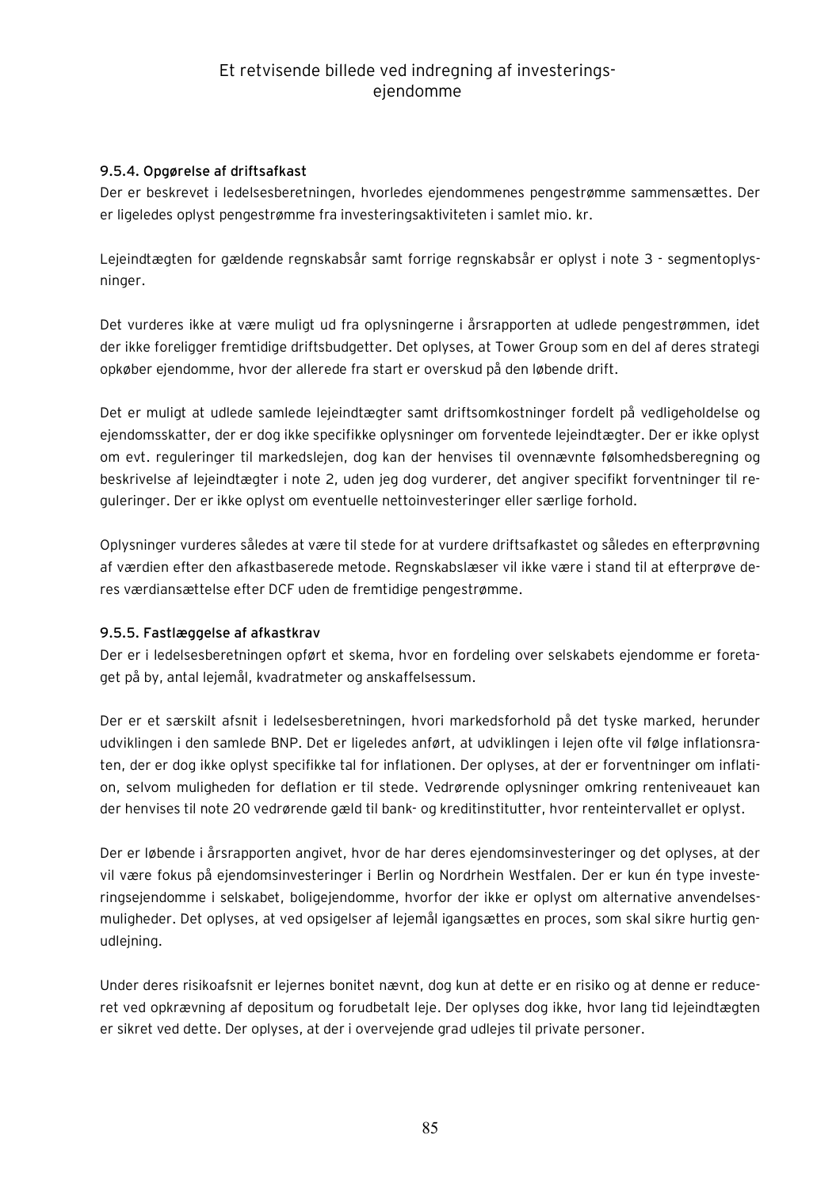#### 9.5.4. Opgørelse af driftsafkast

Der er beskrevet i ledelsesberetningen, hvorledes ejendommenes pengestrømme sammensættes. Der er ligeledes oplyst pengestrømme fra investeringsaktiviteten i samlet mio. kr.

Lejeindtægten for gældende regnskabsår samt forrige regnskabsår er oplyst i note 3 - segmentoplysninger.

Det vurderes ikke at være muligt ud fra oplysningerne i årsrapporten at udlede pengestrømmen, idet der ikke foreligger fremtidige driftsbudgetter. Det oplyses, at Tower Group som en del af deres strategi opkøber ejendomme, hvor der allerede fra start er overskud på den løbende drift.

Det er muligt at udlede samlede lejeindtægter samt driftsomkostninger fordelt på vedligeholdelse og ejendomsskatter, der er dog ikke specifikke oplysninger om forventede lejeindtægter. Der er ikke oplyst om evt. reguleringer til markedslejen, dog kan der henvises til ovennævnte følsomhedsberegning og beskrivelse af lejeindtægter i note 2, uden jeg dog vurderer, det angiver specifikt forventninger til reguleringer. Der er ikke oplyst om eventuelle nettoinvesteringer eller særlige forhold.

Oplysninger vurderes således at være til stede for at vurdere driftsafkastet og således en efterprøvning af værdien efter den afkastbaserede metode. Regnskabslæser vil ikke være i stand til at efterprøve deres værdiansættelse efter DCF uden de fremtidige pengestrømme.

#### 9.5.5. Fastlæggelse af afkastkrav

Der er i ledelsesberetningen opført et skema, hvor en fordeling over selskabets ejendomme er foretaget på by, antal lejemål, kvadratmeter og anskaffelsessum.

Der er et særskilt afsnit i ledelsesberetningen, hvori markedsforhold på det tyske marked, herunder udviklingen i den samlede BNP. Det er ligeledes anført, at udviklingen i lejen ofte vil følge inflationsraten, der er dog ikke oplyst specifikke tal for inflationen. Der oplyses, at der er forventninger om inflation, selvom muligheden for deflation er til stede. Vedrørende oplysninger omkring renteniveauet kan der henvises til note 20 vedrørende gæld til bank- og kreditinstitutter, hvor renteintervallet er oplyst.

Der er løbende i årsrapporten angivet, hvor de har deres ejendomsinvesteringer og det oplyses, at der vil være fokus på ejendomsinvesteringer i Berlin og Nordrhein Westfalen. Der er kun én type investeringsejendomme i selskabet, boligejendomme, hvorfor der ikke er oplyst om alternative anvendelsesmuligheder. Det oplyses, at ved opsigelser af lejemål igangsættes en proces, som skal sikre hurtig genudlejning.

Under deres risikoafsnit er lejernes bonitet nævnt, dog kun at dette er en risiko og at denne er reduceret ved opkrævning af depositum og forudbetalt leje. Der oplyses dog ikke, hvor lang tid lejeindtægten er sikret ved dette. Der oplyses, at der i overvejende grad udlejes til private personer.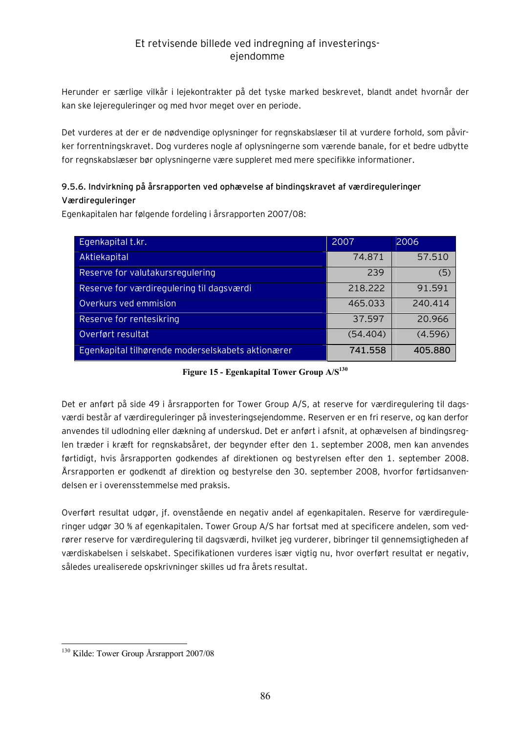Herunder er særlige vilkår i lejekontrakter på det tyske marked beskrevet, blandt andet hvornår der kan ske lejereguleringer og med hvor meget over en periode.

Det vurderes at der er de nødvendige oplysninger for regnskabslæser til at vurdere forhold, som påvirker forrentningskravet. Dog vurderes nogle af oplysningerne som værende banale, for et bedre udbytte for regnskabslæser bør oplysningerne være suppleret med mere specifikke informationer.

### 9.5.6. Indvirkning på årsrapporten ved ophævelse af bindingskravet af værdireguleringer

**Værdireguleringer**

Egenkapitalen har følgende fordeling i årsrapporten 2007/08:

| Egenkapital t.kr. | 2007 | 2006 |
|---|---|---|
| Aktiekapital | 74.871 | 57.510 |
| Reserve for valutakursregulering | 239 | (5) |
| Reserve for værdiregulering til dagsværdi | 218.222 | 91.591 |
| Overkurs ved emmision | 465.033 | 240.414 |
| Reserve for rentesikring | 37.597 | 20.966 |
| Overført resultat | (54.404) | (4.596) |
| Egenkapital tilhørende moderselskabets aktionærer | **741.558** | **405.880** |

**Figure 15 - Egenkapital Tower Group A/S[130]**

Det er anført på side 49 i årsrapporten for Tower Group A/S, at reserve for værdiregulering til dagsværdi består af værdireguleringer på investeringsejendomme. Reserven er en fri reserve, og kan derfor anvendes til udlodning eller dækning af underskud. Det er anført i afsnit, at ophævelsen af bindingsreglen træder i kræft for regnskabsåret, der begynder efter den 1. september 2008, men kan anvendes førtidigt, hvis årsrapporten godkendes af direktionen og bestyrelsen efter den 1. september 2008. Årsrapporten er godkendt af direktion og bestyrelse den 30. september 2008, hvorfor førtidsanvendelsen er i overensstemmelse med praksis.

Overført resultat udgør, jf. ovenstående en negativ andel af egenkapitalen. Reserve for værdireguleringer udgør 30 % af egenkapitalen. Tower Group A/S har fortsat med at specificere andelen, som vedrører reserve for værdiregulering til dagsværdi, hvilket jeg vurderer, bibringer til gennemsigtigheden af værdiskabelsen i selskabet. Specifikationen vurderes især vigtig nu, hvor overført resultat er negativ, således urealiserede opskrivninger skilles ud fra årets resultat.

[130] Kilde: Tower Group Årsrapport 2007/08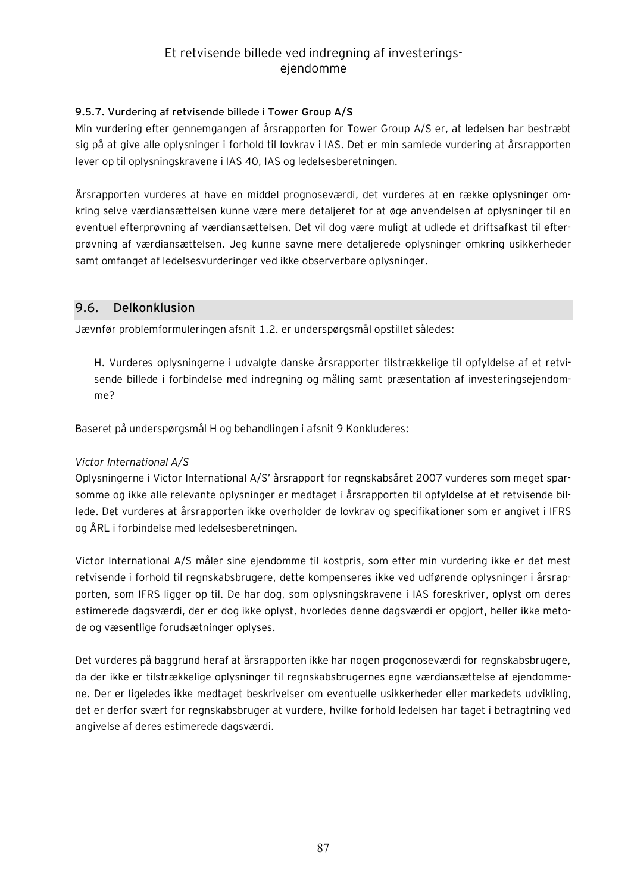#### 9.5.7. Vurdering af retvisende billede i Tower Group A/S

Min vurdering efter gennemgangen af årsrapporten for Tower Group A/S er, at ledelsen har bestræbt sig på at give alle oplysninger i forhold til lovkrav i IAS. Det er min samlede vurdering at årsrapporten lever op til oplysningskravene i IAS 40, IAS og ledelsesberetningen.

Årsrapporten vurderes at have en middel prognoseværdi, det vurderes at en række oplysninger omkring selve værdiansættelsen kunne være mere detaljeret for at øge anvendelsen af oplysninger til en eventuel efterprøvning af værdiansættelsen. Det vil dog være muligt at udlede et driftsafkast til efterprøvning af værdiansættelsen. Jeg kunne savne mere detaljerede oplysninger omkring usikkerheder samt omfanget af ledelsesvurderinger ved ikke observerbare oplysninger.

## 9.6. Delkonklusion

Jævnfør problemformuleringen afsnit 1.2. er underspørgsmål opstillet således:

> H. Vurderes oplysningerne i udvalgte danske årsrapporter tilstrækkelige til opfyldelse af et retvisende billede i forbindelse med indregning og måling samt præsentation af investeringsejendomme?

Baseret på underspørgsmål H og behandlingen i afsnit 9 Konkluderes:

*Victor International A/S*

Oplysningerne i Victor International A/S' årsrapport for regnskabsåret 2007 vurderes som meget sparsomme og ikke alle relevante oplysninger er medtaget i årsrapporten til opfyldelse af et retvisende billede. Det vurderes at årsrapporten ikke overholder de lovkrav og specifikationer som er angivet i IFRS og ÅRL i forbindelse med ledelsesberetningen.

Victor International A/S måler sine ejendomme til kostpris, som efter min vurdering ikke er det mest retvisende i forhold til regnskabsbrugere, dette kompenseres ikke ved udførende oplysninger i årsrapporten, som IFRS ligger op til. De har dog, som oplysningskravene i IAS foreskriver, oplyst om deres estimerede dagsværdi, der er dog ikke oplyst, hvorledes denne dagsværdi er opgjort, heller ikke metode og væsentlige forudsætninger oplyses.

Det vurderes på baggrund heraf at årsrapporten ikke har nogen progonoseværdi for regnskabsbrugere, da der ikke er tilstrækkelige oplysninger til regnskabsbrugernes egne værdiansættelse af ejendommene. Der er ligeledes ikke medtaget beskrivelser om eventuelle usikkerheder eller markedets udvikling, det er derfor svært for regnskabsbruger at vurdere, hvilke forhold ledelsen har taget i betragtning ved angivelse af deres estimerede dagsværdi.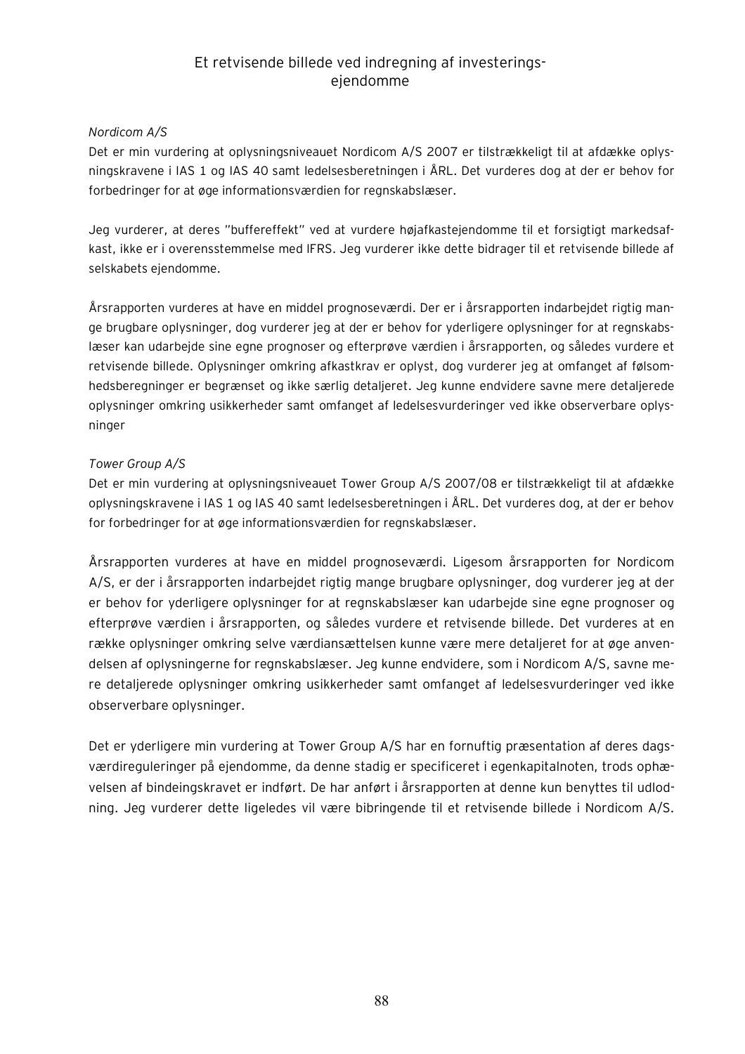## Et retvisende billede ved indregning af investerings-ejendomme

*Nordicom A/S*

Det er min vurdering at oplysningsniveauet Nordicom A/S 2007 er tilstrækkeligt til at afdække oplysningskravene i IAS 1 og IAS 40 samt ledelsesberetningen i ÅRL. Det vurderes dog at der er behov for forbedringer for at øge informationsværdien for regnskabslæser.

Jeg vurderer, at deres "buffereffekt" ved at vurdere højafkastejendomme til et forsigtigt markedsafkast, ikke er i overensstemmelse med IFRS. Jeg vurderer ikke dette bidrager til et retvisende billede af selskabets ejendomme.

Årsrapporten vurderes at have en middel prognoseværdi. Der er i årsrapporten indarbejdet rigtig mange brugbare oplysninger, dog vurderer jeg at der er behov for yderligere oplysninger for at regnskabslæser kan udarbejde sine egne prognoser og efterprøve værdien i årsrapporten, og således vurdere et retvisende billede. Oplysninger omkring afkastkrav er oplyst, dog vurderer jeg at omfanget af følsomhedsberegninger er begrænset og ikke særlig detaljeret. Jeg kunne endvidere savne mere detaljerede oplysninger omkring usikkerheder samt omfanget af ledelsesvurderinger ved ikke observerbare oplysninger

*Tower Group A/S*

Det er min vurdering at oplysningsniveauet Tower Group A/S 2007/08 er tilstrækkeligt til at afdække oplysningskravene i IAS 1 og IAS 40 samt ledelsesberetningen i ÅRL. Det vurderes dog, at der er behov for forbedringer for at øge informationsværdien for regnskabslæser.

Årsrapporten vurderes at have en middel prognoseværdi. Ligesom årsrapporten for Nordicom A/S, er der i årsrapporten indarbejdet rigtig mange brugbare oplysninger, dog vurderer jeg at der er behov for yderligere oplysninger for at regnskabslæser kan udarbejde sine egne prognoser og efterprøve værdien i årsrapporten, og således vurdere et retvisende billede. Det vurderes at en række oplysninger omkring selve værdiansættelsen kunne være mere detaljeret for at øge anvendelsen af oplysningerne for regnskabslæser. Jeg kunne endvidere, som i Nordicom A/S, savne mere detaljerede oplysninger omkring usikkerheder samt omfanget af ledelsesvurderinger ved ikke observerbare oplysninger.

Det er yderligere min vurdering at Tower Group A/S har en fornuftig præsentation af deres dagsværdireguleringer på ejendomme, da denne stadig er specificeret i egenkapitalnoten, trods ophævelsen af bindeingskravet er indført. De har anført i årsrapporten at denne kun benyttes til udlodning. Jeg vurderer dette ligeledes vil være bibringende til et retvisende billede i Nordicom A/S.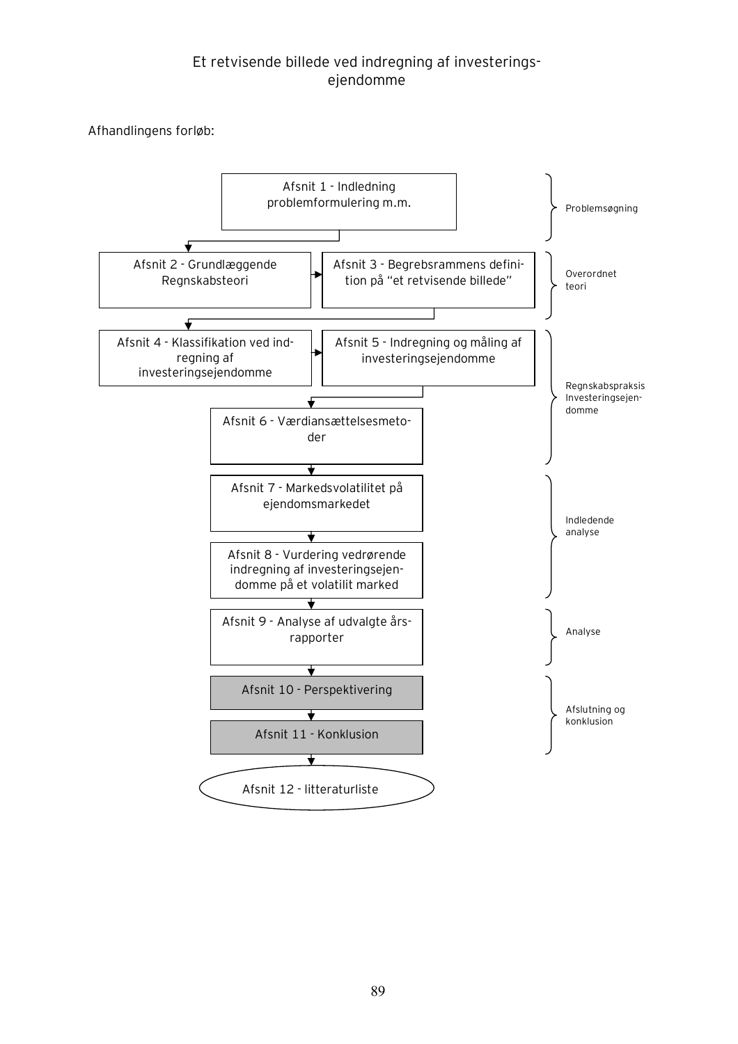Afhandlingens forløb:

| Afsnit | Fase |
| --- | --- |
| Afsnit 1 - Indledning problemformulering m.m. | Problemsøgning |
| Afsnit 2 - Grundlæggende Regnskabsteori | Overordnet teori |
| Afsnit 3 - Begrebsrammens definition på "et retvisende billede" | Overordnet teori |
| Afsnit 4 - Klassifikation ved indregning af investeringsejendomme | Regnskabspraksis Investeringsejendomme |
| Afsnit 5 - Indregning og måling af investeringsejendomme | Regnskabspraksis Investeringsejendomme |
| Afsnit 6 - Værdiansættelsesmetoder | Regnskabspraksis Investeringsejendomme |
| Afsnit 7 - Markedsvolatilitet på ejendomsmarkedet | Indledende analyse |
| Afsnit 8 - Vurdering vedrørende indregning af investeringsejendomme på et volatilit marked | Indledende analyse |
| Afsnit 9 - Analyse af udvalgte årsrapporter | Analyse |
| Afsnit 10 - Perspektivering | Afslutning og konklusion |
| Afsnit 11 - Konklusion | Afslutning og konklusion |
| Afsnit 12 - litteraturliste | |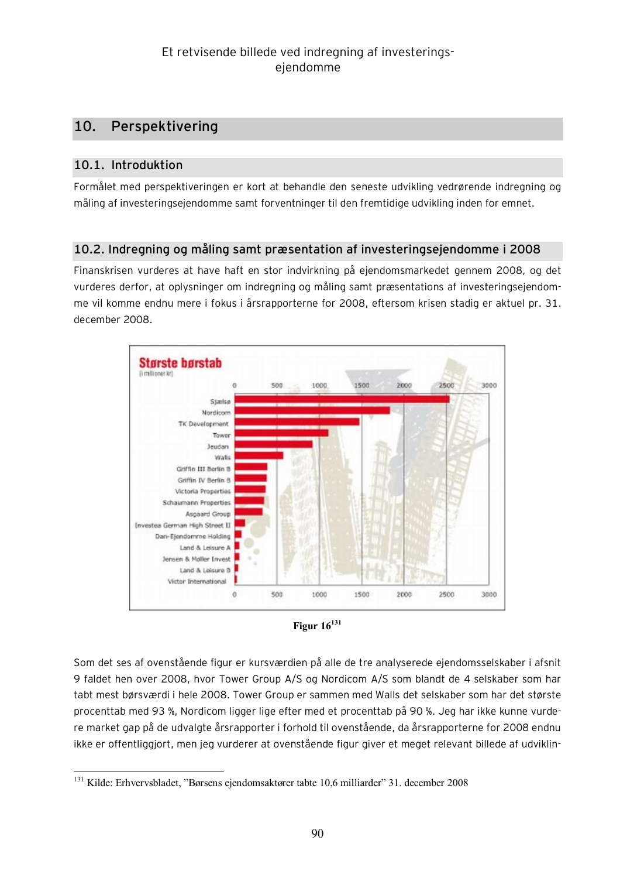# 10. Perspektivering

## 10.1. Introduktion

Formålet med perspektiveringen er kort at behandle den seneste udvikling vedrørende indregning og måling af investeringsejendomme samt forventninger til den fremtidige udvikling inden for emnet.

## 10.2. Indregning og måling samt præsentation af investeringsejendomme i 2008

Finanskrisen vurderes at have haft en stor indvirkning på ejendomsmarkedet gennem 2008, og det vurderes derfor, at oplysninger om indregning og måling samt præsentations af investeringsejendomme vil komme endnu mere i fokus i årsrapporterne for 2008, eftersom krisen stadig er aktuel pr. 31. december 2008.

**Største børstab**
(i millioner kr)

| Selskab |
|---|
| Sjælsø |
| Nordicom |
| TK Development |
| Tower |
| Jeudan |
| Walls |
| Griffin III Berlin B |
| Griffin IV Berlin B |
| Victoria Properties |
| Schaumann Properties |
| Asgaard Group |
| Investea German High Street II |
| Dan-Ejendomme Holding |
| Land & Leisure A |
| Jensen & Møller Invest |
| Land & Leisure B |
| Victor International |

Figur 16[131]

Som det ses af ovenstående figur er kursværdien på alle de tre analyserede ejendomsselskaber i afsnit 9 faldet hen over 2008, hvor Tower Group A/S og Nordicom A/S som blandt de 4 selskaber som har tabt mest børsværdi i hele 2008. Tower Group er sammen med Walls det selskaber som har det største procenttab med 93 %, Nordicom ligger lige efter med et procenttab på 90 %. Jeg har ikke kunne vurdere market gap på de udvalgte årsrapporter i forhold til ovenstående, da årsrapporterne for 2008 endnu ikke er offentliggjort, men jeg vurderer at ovenstående figur giver et meget relevant billede af udviklin-

---

[131] Kilde: Erhvervsbladet, "Børsens ejendomsaktører tabte 10,6 milliarder" 31. december 2008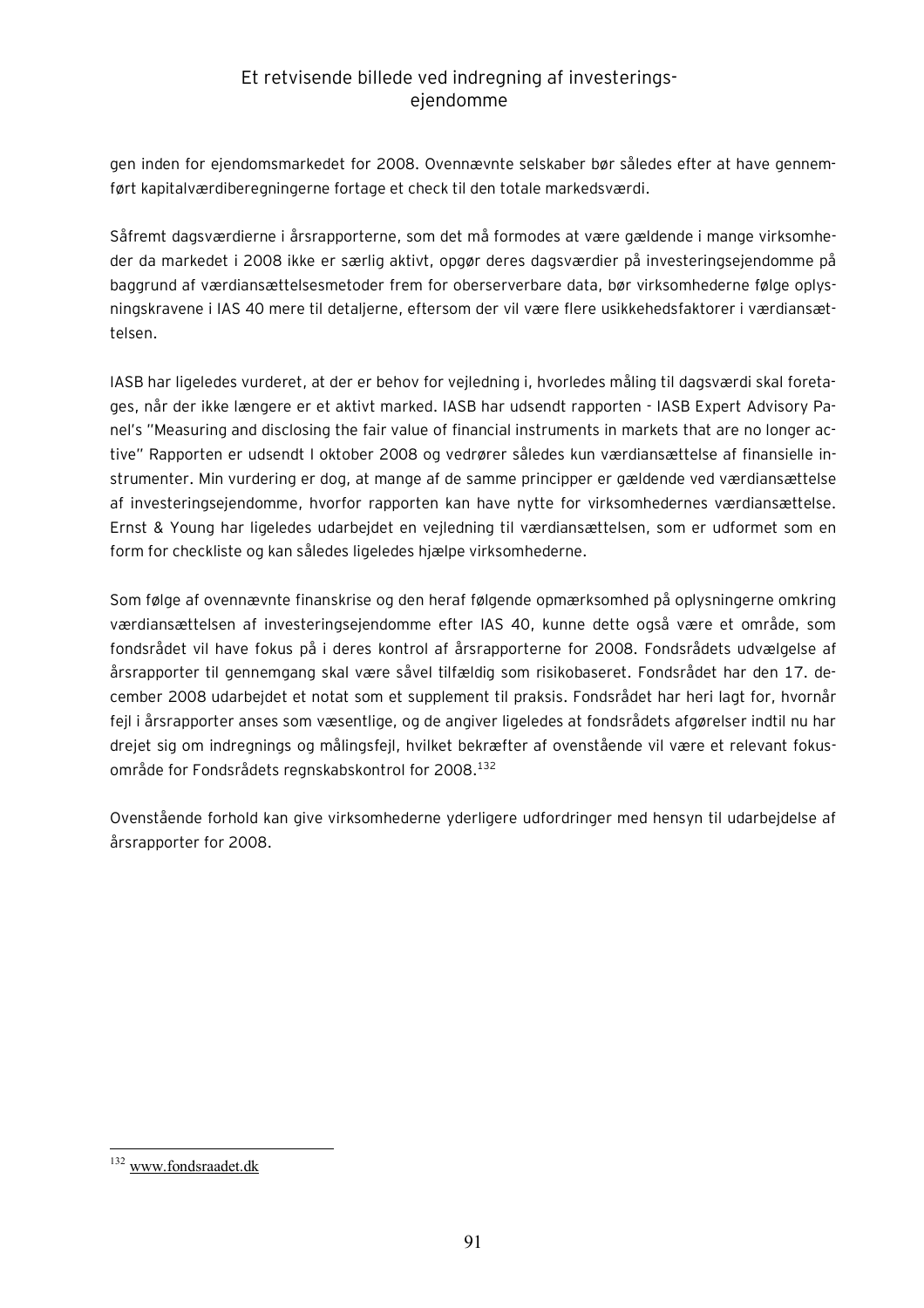gen inden for ejendomsmarkedet for 2008. Ovennævnte selskaber bør således efter at have gennemført kapitalværdiberegningerne fortage et check til den totale markedsværdi.

Såfremt dagsværdierne i årsrapporterne, som det må formodes at være gældende i mange virksomheder da markedet i 2008 ikke er særlig aktivt, opgør deres dagsværdier på investeringsejendomme på baggrund af værdiansættelsesmetoder frem for oberserverbare data, bør virksomhederne følge oplysningskravene i IAS 40 mere til detaljerne, eftersom der vil være flere usikkehedsfaktorer i værdiansættelsen.

IASB har ligeledes vurderet, at der er behov for vejledning i, hvorledes måling til dagsværdi skal foretages, når der ikke længere er et aktivt marked. IASB har udsendt rapporten - IASB Expert Advisory Panel's "Measuring and disclosing the fair value of financial instruments in markets that are no longer active" Rapporten er udsendt I oktober 2008 og vedrører således kun værdiansættelse af finansielle instrumenter. Min vurdering er dog, at mange af de samme principper er gældende ved værdiansættelse af investeringsejendomme, hvorfor rapporten kan have nytte for virksomhedernes værdiansættelse. Ernst & Young har ligeledes udarbejdet en vejledning til værdiansættelsen, som er udformet som en form for checkliste og kan således ligeledes hjælpe virksomhederne.

Som følge af ovennævnte finanskrise og den heraf følgende opmærksomhed på oplysningerne omkring værdiansættelsen af investeringsejendomme efter IAS 40, kunne dette også være et område, som fondsrådet vil have fokus på i deres kontrol af årsrapporterne for 2008. Fondsrådets udvælgelse af årsrapporter til gennemgang skal være såvel tilfældig som risikobaseret. Fondsrådet har den 17. december 2008 udarbejdet et notat som et supplement til praksis. Fondsrådet har heri lagt for, hvornår fejl i årsrapporter anses som væsentlige, og de angiver ligeledes at fondsrådets afgørelser indtil nu har drejet sig om indregnings og målingsfejl, hvilket bekræfter af ovenstående vil være et relevant fokusområde for Fondsrådets regnskabskontrol for 2008.[132]

Ovenstående forhold kan give virksomhederne yderligere udfordringer med hensyn til udarbejdelse af årsrapporter for 2008.

---

[132] www.fondsraadet.dk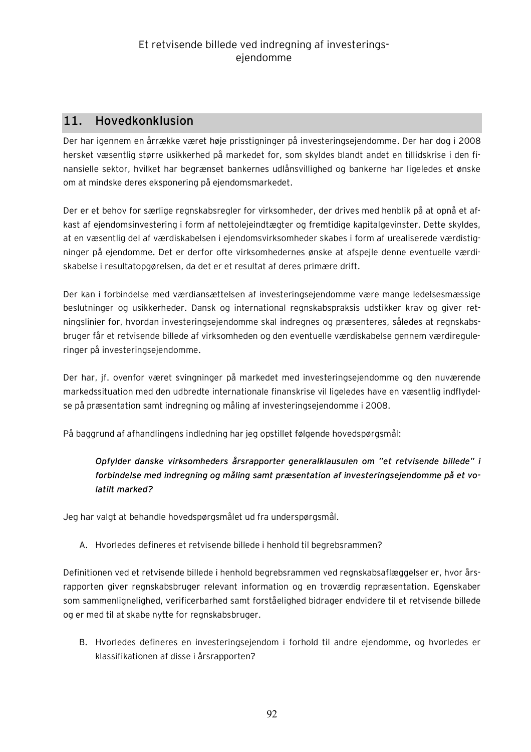## 11. Hovedkonklusion

Der har igennem en årrække været høje prisstigninger på investeringsejendomme. Der har dog i 2008 hersket væsentlig større usikkerhed på markedet for, som skyldes blandt andet en tillidskrise i den finansielle sektor, hvilket har begrænset bankernes udlånsvillighed og bankerne har ligeledes et ønske om at mindske deres eksponering på ejendomsmarkedet.

Der er et behov for særlige regnskabsregler for virksomheder, der drives med henblik på at opnå et afkast af ejendomsinvestering i form af nettolejeindtægter og fremtidige kapitalgevinster. Dette skyldes, at en væsentlig del af værdiskabelsen i ejendomsvirksomheder skabes i form af urealiserede værdistigninger på ejendomme. Det er derfor ofte virksomhedernes ønske at afspejle denne eventuelle værdiskabelse i resultatopgørelsen, da det er et resultat af deres primære drift.

Der kan i forbindelse med værdiansættelsen af investeringsejendomme være mange ledelsesmæssige beslutninger og usikkerheder. Dansk og international regnskabspraksis udstikker krav og giver retningslinier for, hvordan investeringsejendomme skal indregnes og præsenteres, således at regnskabsbruger får et retvisende billede af virksomheden og den eventuelle værdiskabelse gennem værdireguleringer på investeringsejendomme.

Der har, jf. ovenfor været svingninger på markedet med investeringsejendomme og den nuværende markedssituation med den udbredte internationale finanskrise vil ligeledes have en væsentlig indflydelse på præsentation samt indregning og måling af investeringsejendomme i 2008.

På baggrund af afhandlingens indledning har jeg opstillet følgende hovedspørgsmål:

> ***Opfylder danske virksomheders årsrapporter generalklausulen om "et retvisende billede" i forbindelse med indregning og måling samt præsentation af investeringsejendomme på et volatilt marked?***

Jeg har valgt at behandle hovedspørgsmålet ud fra underspørgsmål.

A. Hvorledes defineres et retvisende billede i henhold til begrebsrammen?

Definitionen ved et retvisende billede i henhold begrebsrammen ved regnskabsaflæggelser er, hvor årsrapporten giver regnskabsbruger relevant information og en troværdig repræsentation. Egenskaber som sammenlignelighed, verificerbarhed samt forståelighed bidrager endvidere til et retvisende billede og er med til at skabe nytte for regnskabsbruger.

B. Hvorledes defineres en investeringsejendom i forhold til andre ejendomme, og hvorledes er klassifikationen af disse i årsrapporten?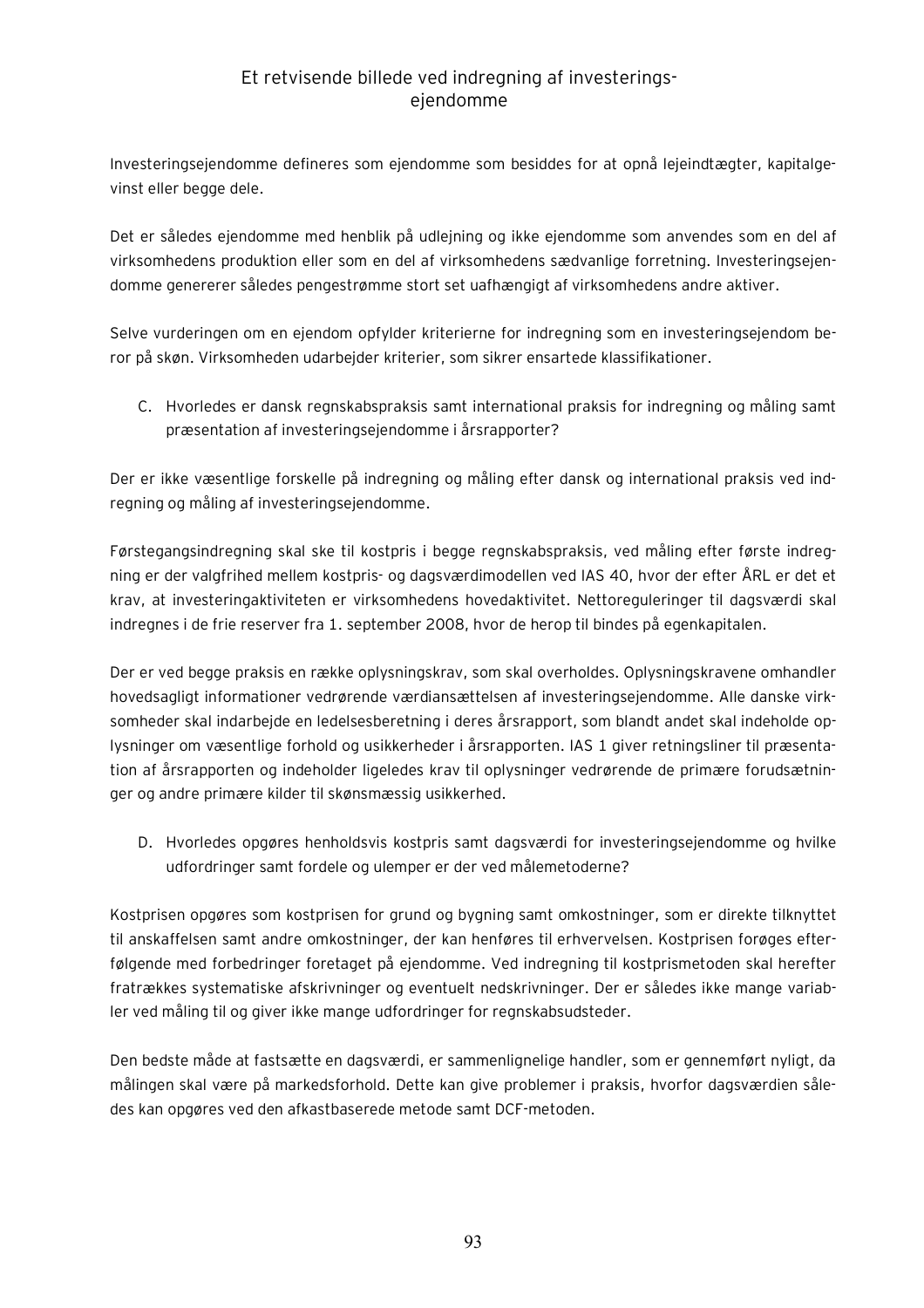Et retvisende billede ved indregning af investeringsejendomme

Investeringsejendomme defineres som ejendomme som besiddes for at opnå lejeindtægter, kapitalgevinst eller begge dele.

Det er således ejendomme med henblik på udlejning og ikke ejendomme som anvendes som en del af virksomhedens produktion eller som en del af virksomhedens sædvanlige forretning. Investeringsejendomme genererer således pengestrømme stort set uafhængigt af virksomhedens andre aktiver.

Selve vurderingen om en ejendom opfylder kriterierne for indregning som en investeringsejendom beror på skøn. Virksomheden udarbejder kriterier, som sikrer ensartede klassifikationer.

C. Hvorledes er dansk regnskabspraksis samt international praksis for indregning og måling samt præsentation af investeringsejendomme i årsrapporter?

Der er ikke væsentlige forskelle på indregning og måling efter dansk og international praksis ved indregning og måling af investeringsejendomme.

Førstegangsindregning skal ske til kostpris i begge regnskabspraksis, ved måling efter første indregning er der valgfrihed mellem kostpris- og dagsværdimodellen ved IAS 40, hvor der efter ÅRL er det et krav, at investeringaktiviteten er virksomhedens hovedaktivitet. Nettoreguleringer til dagsværdi skal indregnes i de frie reserver fra 1. september 2008, hvor de herop til bindes på egenkapitalen.

Der er ved begge praksis en række oplysningskrav, som skal overholdes. Oplysningskravene omhandler hovedsagligt informationer vedrørende værdiansættelsen af investeringsejendomme. Alle danske virksomheder skal indarbejde en ledelsesberetning i deres årsrapport, som blandt andet skal indeholde oplysninger om væsentlige forhold og usikkerheder i årsrapporten. IAS 1 giver retningsliner til præsentation af årsrapporten og indeholder ligeledes krav til oplysninger vedrørende de primære forudsætninger og andre primære kilder til skønsmæssig usikkerhed.

D. Hvorledes opgøres henholdsvis kostpris samt dagsværdi for investeringsejendomme og hvilke udfordringer samt fordele og ulemper er der ved målemetoderne?

Kostprisen opgøres som kostprisen for grund og bygning samt omkostninger, som er direkte tilknyttet til anskaffelsen samt andre omkostninger, der kan henføres til erhvervelsen. Kostprisen forøges efterfølgende med forbedringer foretaget på ejendomme. Ved indregning til kostprismetoden skal herefter fratrækkes systematiske afskrivninger og eventuelt nedskrivninger. Der er således ikke mange variabler ved måling til og giver ikke mange udfordringer for regnskabsudsteder.

Den bedste måde at fastsætte en dagsværdi, er sammenlignelige handler, som er gennemført nyligt, da målingen skal være på markedsforhold. Dette kan give problemer i praksis, hvorfor dagsværdien således kan opgøres ved den afkastbaserede metode samt DCF-metoden.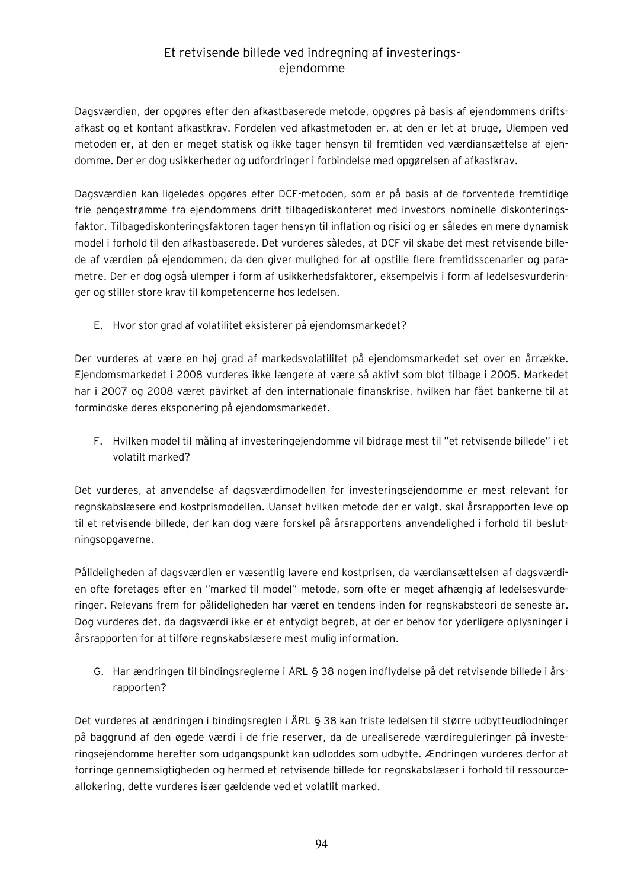Dagsværdien, der opgøres efter den afkastbaserede metode, opgøres på basis af ejendommens driftsafkast og et kontant afkastkrav. Fordelen ved afkastmetoden er, at den er let at bruge, Ulempen ved metoden er, at den er meget statisk og ikke tager hensyn til fremtiden ved værdiansættelse af ejendomme. Der er dog usikkerheder og udfordringer i forbindelse med opgørelsen af afkastkrav.

Dagsværdien kan ligeledes opgøres efter DCF-metoden, som er på basis af de forventede fremtidige frie pengestrømme fra ejendommens drift tilbagediskonteret med investors nominelle diskonteringsfaktor. Tilbagediskonteringsfaktoren tager hensyn til inflation og risici og er således en mere dynamisk model i forhold til den afkastbaserede. Det vurderes således, at DCF vil skabe det mest retvisende billede af værdien på ejendommen, da den giver mulighed for at opstille flere fremtidsscenarier og parametre. Der er dog også ulemper i form af usikkerhedsfaktorer, eksempelvis i form af ledelsesvurderinger og stiller store krav til kompetencerne hos ledelsen.

E. Hvor stor grad af volatilitet eksisterer på ejendomsmarkedet?

Der vurderes at være en høj grad af markedsvolatilitet på ejendomsmarkedet set over en årrække. Ejendomsmarkedet i 2008 vurderes ikke længere at være så aktivt som blot tilbage i 2005. Markedet har i 2007 og 2008 været påvirket af den internationale finanskrise, hvilken har fået bankerne til at formindske deres eksponering på ejendomsmarkedet.

F. Hvilken model til måling af investeringejendomme vil bidrage mest til "et retvisende billede" i et volatilt marked?

Det vurderes, at anvendelse af dagsværdimodellen for investeringsejendomme er mest relevant for regnskabslæsere end kostprismodellen. Uanset hvilken metode der er valgt, skal årsrapporten leve op til et retvisende billede, der kan dog være forskel på årsrapportens anvendelighed i forhold til beslutningsopgaverne.

Pålideligheden af dagsværdien er væsentlig lavere end kostprisen, da værdiansættelsen af dagsværdien ofte foretages efter en "marked til model" metode, som ofte er meget afhængig af ledelsesvurderinger. Relevans frem for pålideligheden har været en tendens inden for regnskabsteori de seneste år. Dog vurderes det, da dagsværdi ikke er et entydigt begreb, at der er behov for yderligere oplysninger i årsrapporten for at tilføre regnskabslæsere mest mulig information.

G. Har ændringen til bindingsreglerne i ÅRL § 38 nogen indflydelse på det retvisende billede i årsrapporten?

Det vurderes at ændringen i bindingsreglen i ÅRL § 38 kan friste ledelsen til større udbytteudlodninger på baggrund af den øgede værdi i de frie reserver, da de urealiserede værdireguleringer på investeringsejendomme herefter som udgangspunkt kan udloddes som udbytte. Ændringen vurderes derfor at forringe gennemsigtigheden og hermed et retvisende billede for regnskabslæser i forhold til ressourceallokering, dette vurderes især gældende ved et volatlit marked.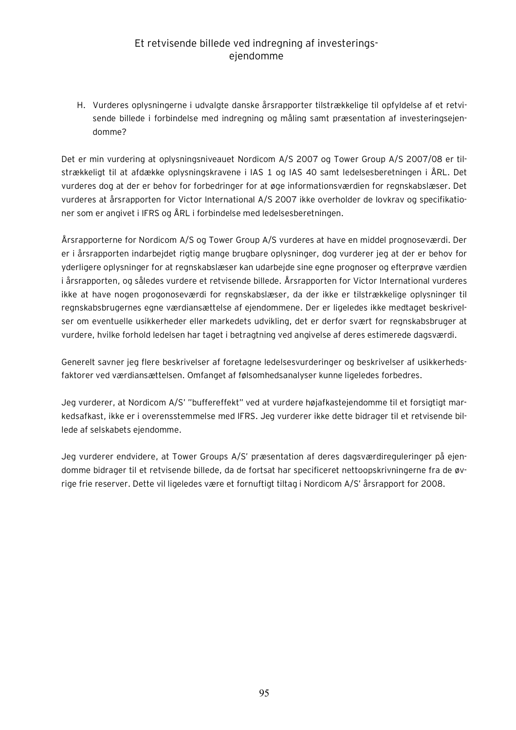H. Vurderes oplysningerne i udvalgte danske årsrapporter tilstrækkelige til opfyldelse af et retvisende billede i forbindelse med indregning og måling samt præsentation af investeringsejendomme?

Det er min vurdering at oplysningsniveauet Nordicom A/S 2007 og Tower Group A/S 2007/08 er tilstrækkeligt til at afdække oplysningskravene i IAS 1 og IAS 40 samt ledelsesberetningen i ÅRL. Det vurderes dog at der er behov for forbedringer for at øge informationsværdien for regnskabslæser. Det vurderes at årsrapporten for Victor International A/S 2007 ikke overholder de lovkrav og specifikationer som er angivet i IFRS og ÅRL i forbindelse med ledelsesberetningen.

Årsrapporterne for Nordicom A/S og Tower Group A/S vurderes at have en middel prognoseværdi. Der er i årsrapporten indarbejdet rigtig mange brugbare oplysninger, dog vurderer jeg at der er behov for yderligere oplysninger for at regnskabslæser kan udarbejde sine egne prognoser og efterprøve værdien i årsrapporten, og således vurdere et retvisende billede. Årsrapporten for Victor International vurderes ikke at have nogen progonoseværdi for regnskabslæser, da der ikke er tilstrækkelige oplysninger til regnskabsbrugernes egne værdiansættelse af ejendommene. Der er ligeledes ikke medtaget beskrivelser om eventuelle usikkerheder eller markedets udvikling, det er derfor svært for regnskabsbruger at vurdere, hvilke forhold ledelsen har taget i betragtning ved angivelse af deres estimerede dagsværdi.

Generelt savner jeg flere beskrivelser af foretagne ledelsesvurderinger og beskrivelser af usikkerhedsfaktorer ved værdiansættelsen. Omfanget af følsomhedsanalyser kunne ligeledes forbedres.

Jeg vurderer, at Nordicom A/S' "buffereffekt" ved at vurdere højafkastejendomme til et forsigtigt markedsafkast, ikke er i overensstemmelse med IFRS. Jeg vurderer ikke dette bidrager til et retvisende billede af selskabets ejendomme.

Jeg vurderer endvidere, at Tower Groups A/S' præsentation af deres dagsværdireguleringer på ejendomme bidrager til et retvisende billede, da de fortsat har specificeret nettoopskrivningerne fra de øvrige frie reserver. Dette vil ligeledes være et fornuftigt tiltag i Nordicom A/S' årsrapport for 2008.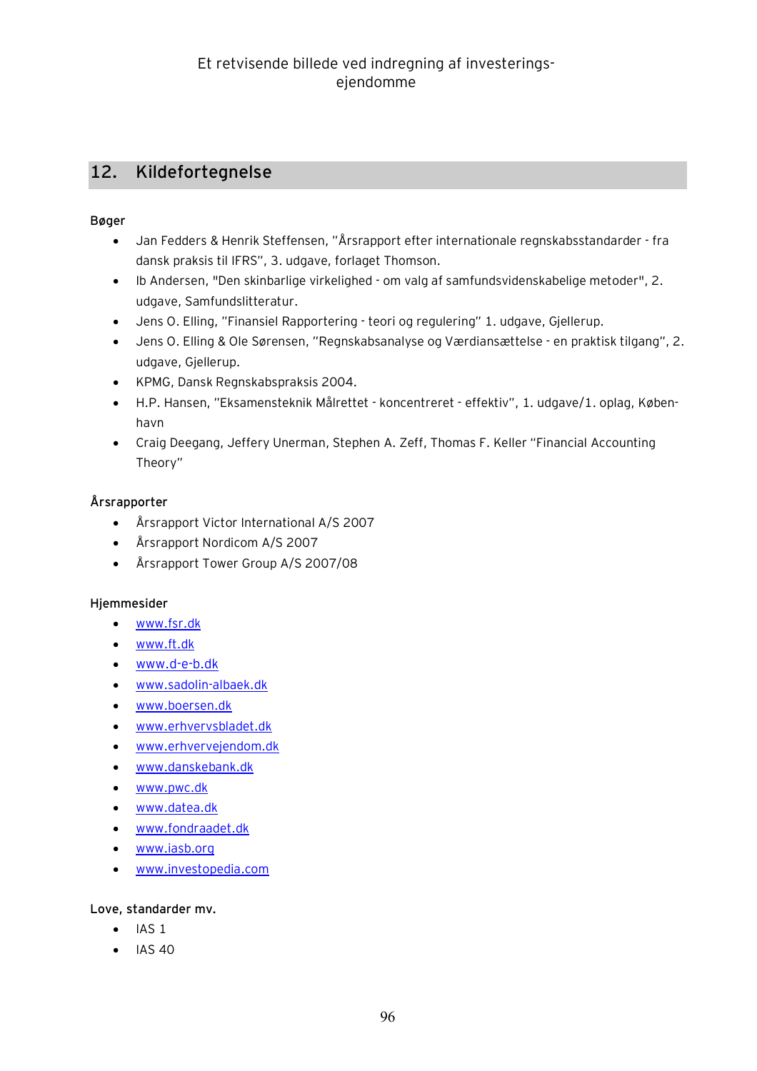## 12. Kildefortegnelse

**Bøger**

- Jan Fedders & Henrik Steffensen, "Årsrapport efter internationale regnskabsstandarder - fra dansk praksis til IFRS", 3. udgave, forlaget Thomson.
- Ib Andersen, "Den skinbarlige virkelighed - om valg af samfundsvidenskabelige metoder", 2. udgave, Samfundslitteratur.
- Jens O. Elling, "Finansiel Rapportering - teori og regulering" 1. udgave, Gjellerup.
- Jens O. Elling & Ole Sørensen, "Regnskabsanalyse og Værdiansættelse - en praktisk tilgang", 2. udgave, Gjellerup.
- KPMG, Dansk Regnskabspraksis 2004.
- H.P. Hansen, "Eksamensteknik Målrettet - koncentreret - effektiv", 1. udgave/1. oplag, København
- Craig Deegang, Jeffery Unerman, Stephen A. Zeff, Thomas F. Keller "Financial Accounting Theory"

**Årsrapporter**

- Årsrapport Victor International A/S 2007
- Årsrapport Nordicom A/S 2007
- Årsrapport Tower Group A/S 2007/08

**Hjemmesider**

- www.fsr.dk
- www.ft.dk
- www.d-e-b.dk
- www.sadolin-albaek.dk
- www.boersen.dk
- www.erhvervsbladet.dk
- www.erhvervejendom.dk
- www.danskebank.dk
- www.pwc.dk
- www.datea.dk
- www.fondraadet.dk
- www.iasb.org
- www.investopedia.com

**Love, standarder mv.**

- IAS 1
- IAS 40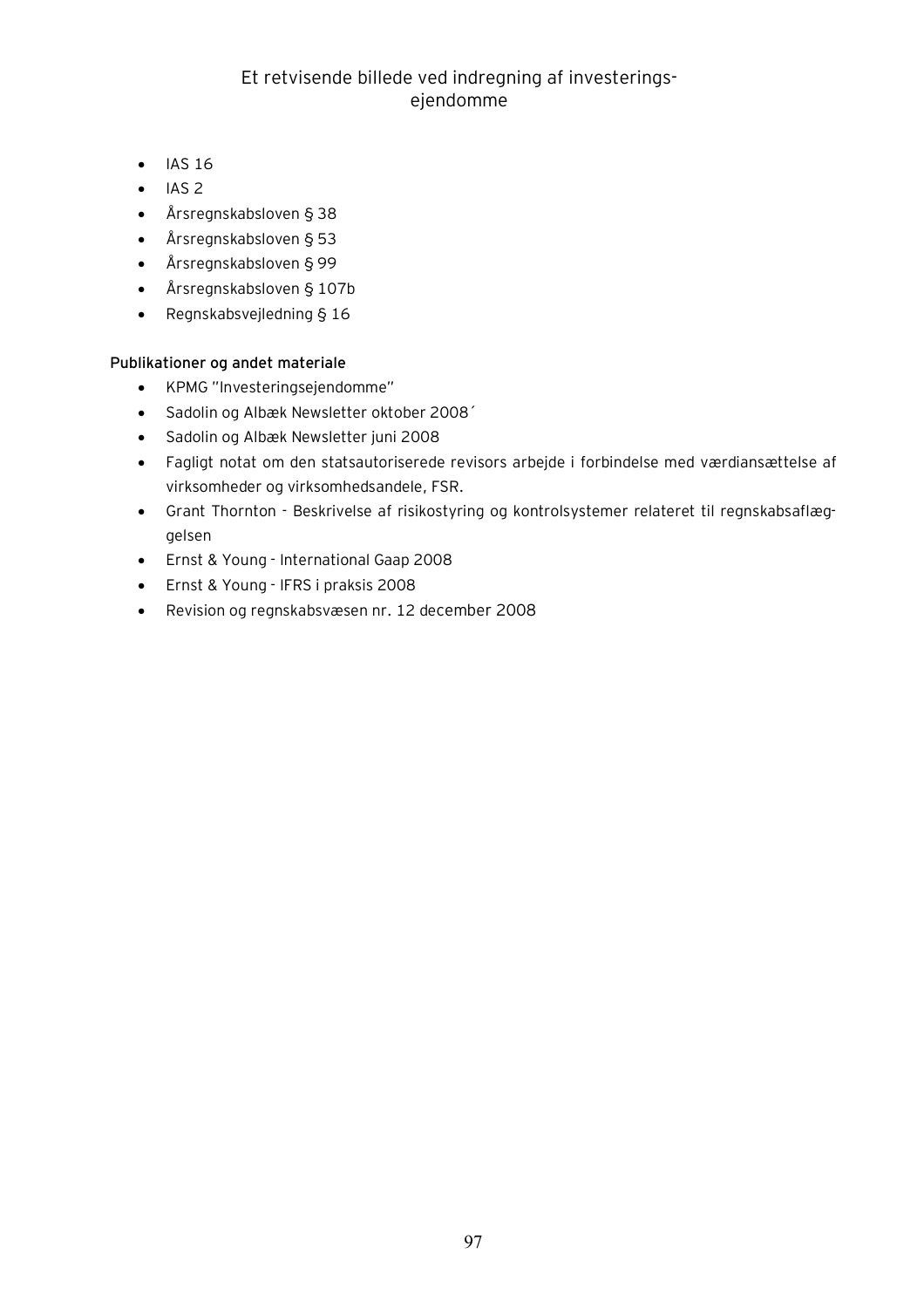- IAS 16
- IAS 2
- Årsregnskabsloven § 38
- Årsregnskabsloven § 53
- Årsregnskabsloven § 99
- Årsregnskabsloven § 107b
- Regnskabsvejledning § 16

**Publikationer og andet materiale**

- KPMG "Investeringsejendomme"
- Sadolin og Albæk Newsletter oktober 2008´
- Sadolin og Albæk Newsletter juni 2008
- Fagligt notat om den statsautoriserede revisors arbejde i forbindelse med værdiansættelse af virksomheder og virksomhedsandele, FSR.
- Grant Thornton - Beskrivelse af risikostyring og kontrolsystemer relateret til regnskabsaflæggelsen
- Ernst & Young - International Gaap 2008
- Ernst & Young - IFRS i praksis 2008
- Revision og regnskabsvæsen nr. 12 december 2008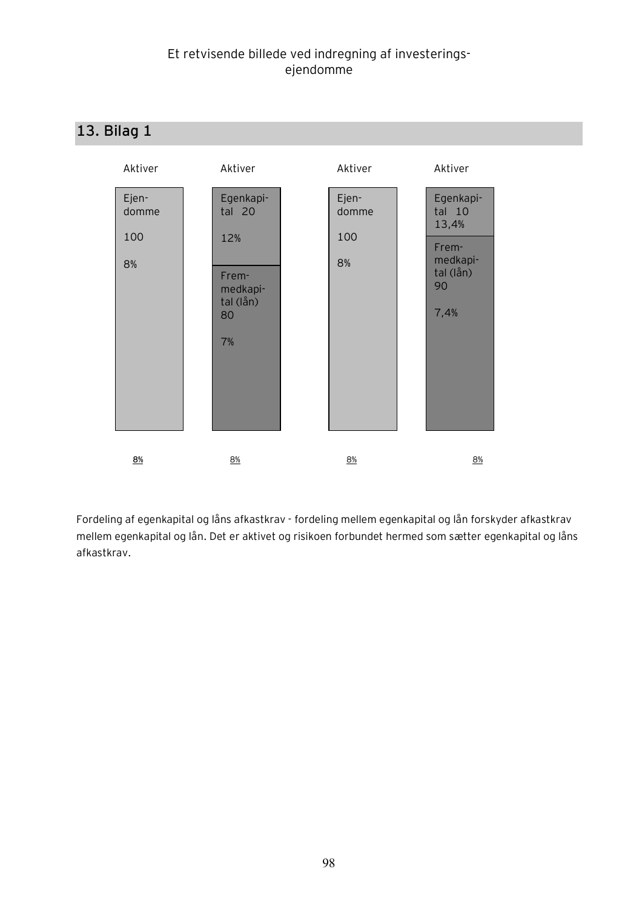## 13. Bilag 1

Aktiver

Ejen-
domme

100

8%

8%

Aktiver

Egenkapi-
tal 20

12%

Frem-
medkapi-
tal (lån)
80

7%

8%

Aktiver

Ejen-
domme

100

8%

8%

Aktiver

Egenkapi-
tal 10
13,4%

Frem-
medkapi-
tal (lån)
90

7,4%

8%

Fordeling af egenkapital og låns afkastkrav - fordeling mellem egenkapital og lån forskyder afkastkrav mellem egenkapital og lån. Det er aktivet og risikoen forbundet hermed som sætter egenkapital og låns afkastkrav.